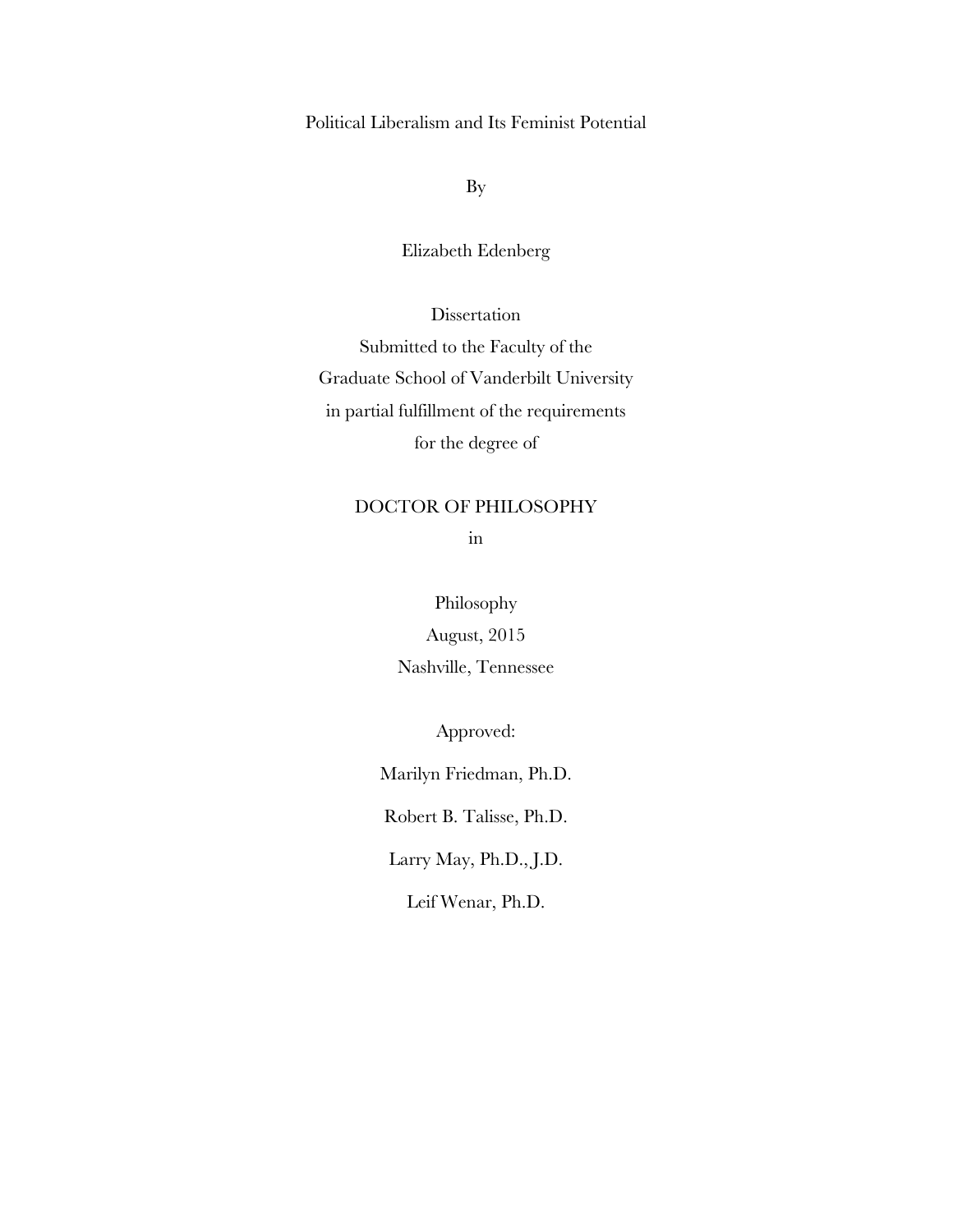# Political Liberalism and Its Feminist Potential

By

Elizabeth Edenberg

Dissertation
Submitted to the Faculty of the
Graduate School of Vanderbilt University
in partial fulfillment of the requirements
for the degree of

DOCTOR OF PHILOSOPHY
in

Philosophy
August, 2015
Nashville, Tennessee

Approved:

Marilyn Friedman, Ph.D.

Robert B. Talisse, Ph.D.

Larry May, Ph.D., J.D.

Leif Wenar, Ph.D.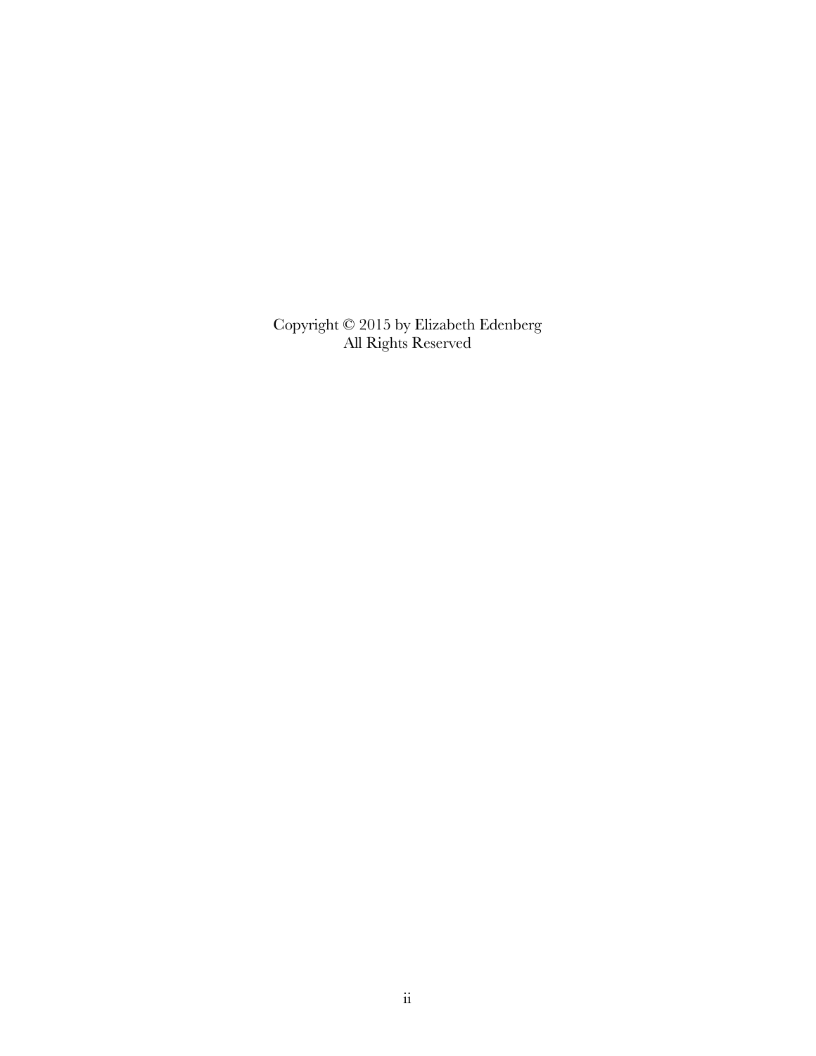Copyright © 2015 by Elizabeth Edenberg
All Rights Reserved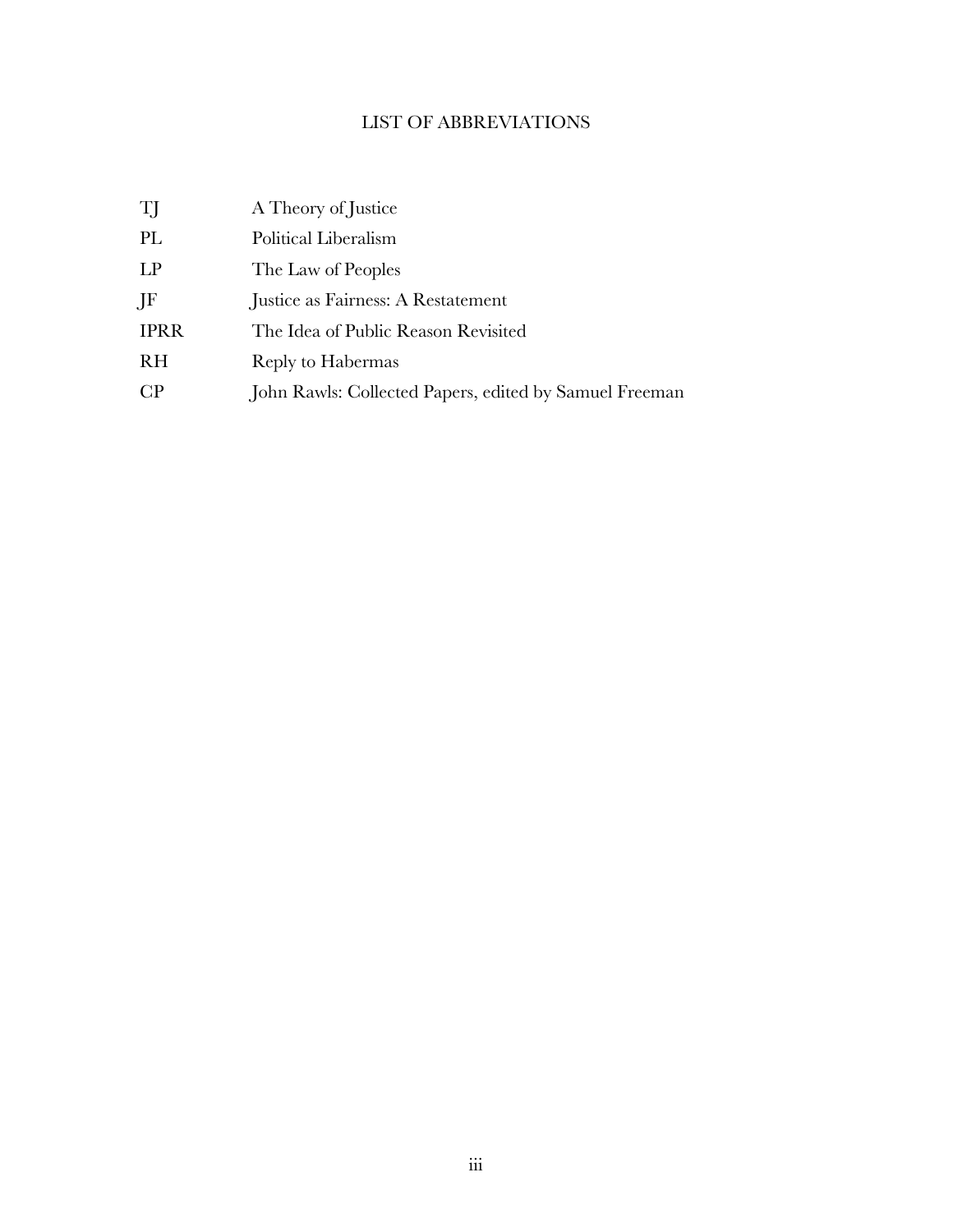# LIST OF ABBREVIATIONS

| | |
|---|---|
| TJ | A Theory of Justice |
| PL | Political Liberalism |
| LP | The Law of Peoples |
| JF | Justice as Fairness: A Restatement |
| IPRR | The Idea of Public Reason Revisited |
| RH | Reply to Habermas |
| CP | John Rawls: Collected Papers, edited by Samuel Freeman |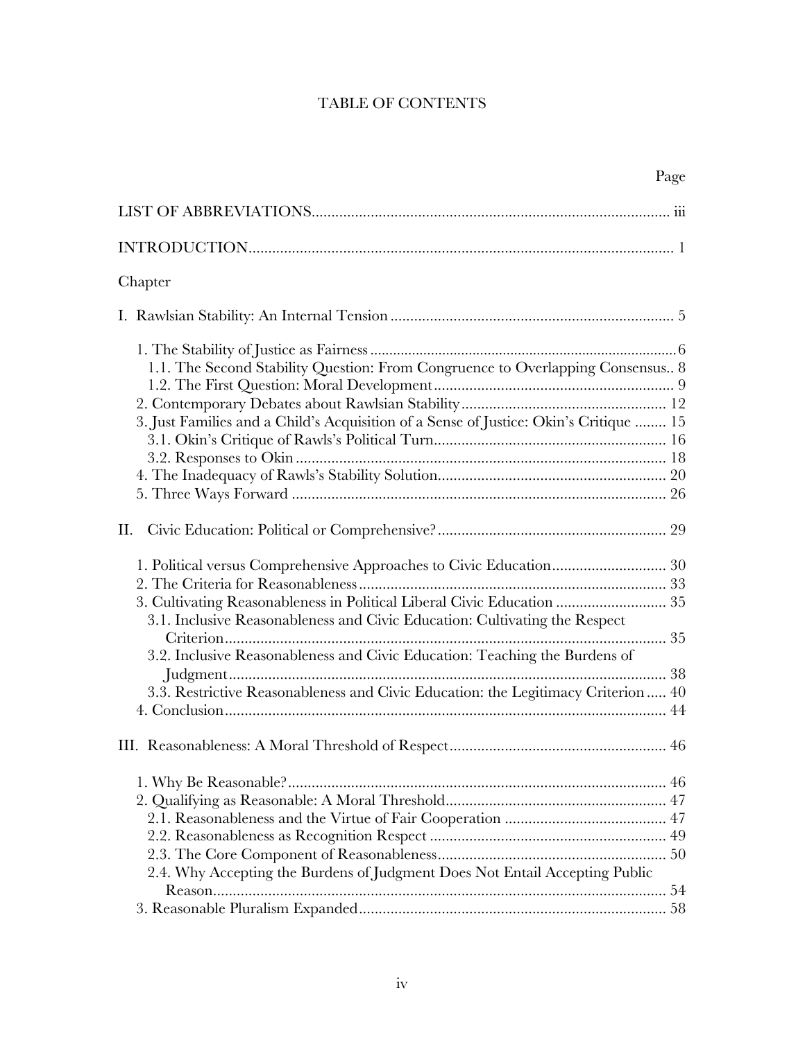# TABLE OF CONTENTS

| | Page |
|---|---|
| LIST OF ABBREVIATIONS | iii |
| INTRODUCTION | 1 |
| Chapter | |
| I. Rawlsian Stability: An Internal Tension | 5 |
| 1. The Stability of Justice as Fairness | 6 |
| 1.1. The Second Stability Question: From Congruence to Overlapping Consensus | 8 |
| 1.2. The First Question: Moral Development | 9 |
| 2. Contemporary Debates about Rawlsian Stability | 12 |
| 3. Just Families and a Child's Acquisition of a Sense of Justice: Okin's Critique | 15 |
| 3.1. Okin's Critique of Rawls's Political Turn | 16 |
| 3.2. Responses to Okin | 18 |
| 4. The Inadequacy of Rawls's Stability Solution | 20 |
| 5. Three Ways Forward | 26 |
| II. Civic Education: Political or Comprehensive? | 29 |
| 1. Political versus Comprehensive Approaches to Civic Education | 30 |
| 2. The Criteria for Reasonableness | 33 |
| 3. Cultivating Reasonableness in Political Liberal Civic Education | 35 |
| 3.1. Inclusive Reasonableness and Civic Education: Cultivating the Respect Criterion | 35 |
| 3.2. Inclusive Reasonableness and Civic Education: Teaching the Burdens of Judgment | 38 |
| 3.3. Restrictive Reasonableness and Civic Education: the Legitimacy Criterion | 40 |
| 4. Conclusion | 44 |
| III. Reasonableness: A Moral Threshold of Respect | 46 |
| 1. Why Be Reasonable? | 46 |
| 2. Qualifying as Reasonable: A Moral Threshold | 47 |
| 2.1. Reasonableness and the Virtue of Fair Cooperation | 47 |
| 2.2. Reasonableness as Recognition Respect | 49 |
| 2.3. The Core Component of Reasonableness | 50 |
| 2.4. Why Accepting the Burdens of Judgment Does Not Entail Accepting Public Reason | 54 |
| 3. Reasonable Pluralism Expanded | 58 |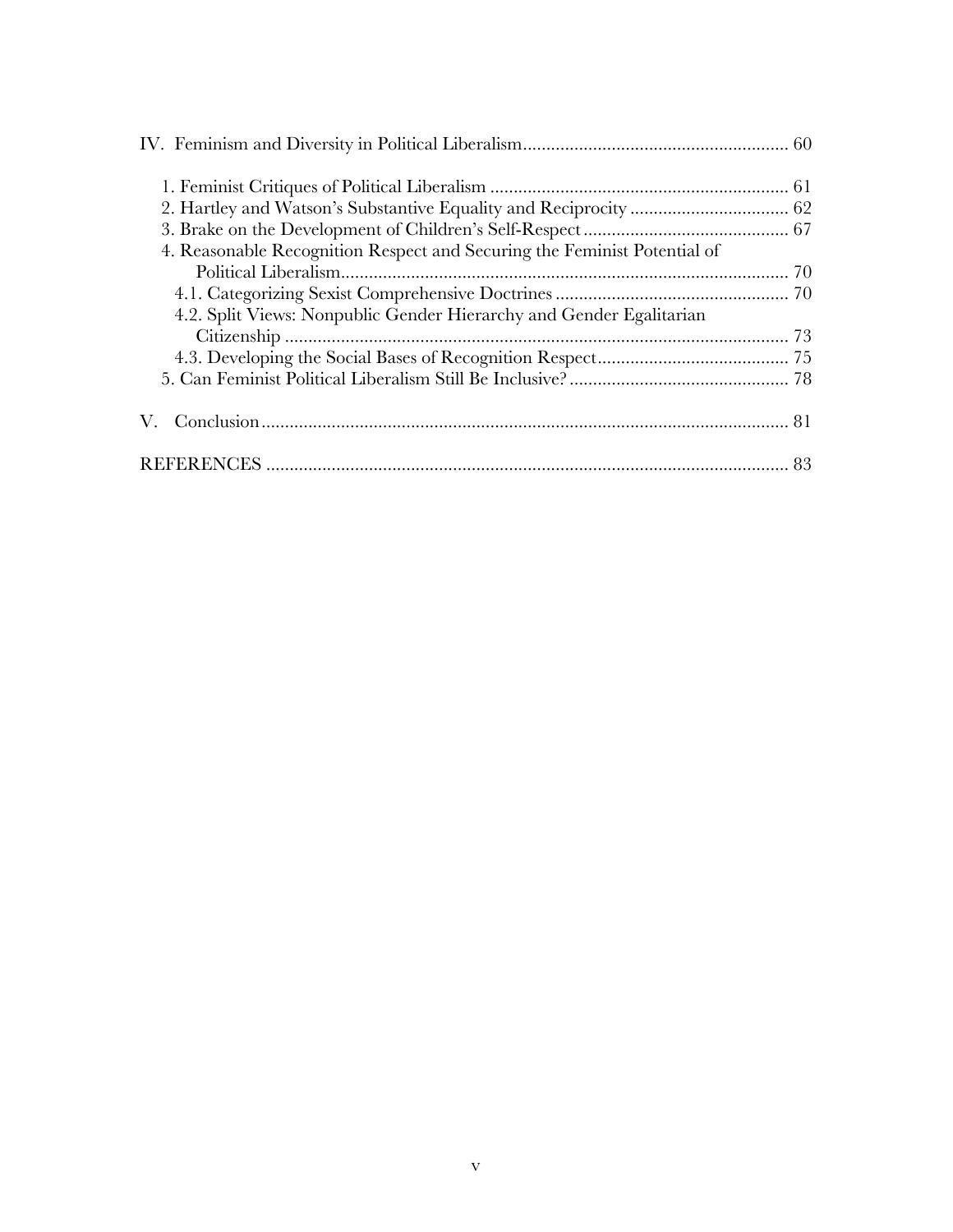IV. Feminism and Diversity in Political Liberalism ........................................................ 60

1. Feminist Critiques of Political Liberalism ................................................................ 61
2. Hartley and Watson's Substantive Equality and Reciprocity .................................. 62
3. Brake on the Development of Children's Self-Respect ............................................ 67
4. Reasonable Recognition Respect and Securing the Feminist Potential of Political Liberalism ................................................................................................ 70
   - 4.1. Categorizing Sexist Comprehensive Doctrines .................................................. 70
   - 4.2. Split Views: Nonpublic Gender Hierarchy and Gender Egalitarian Citizenship ............................................................................................................ 73
   - 4.3. Developing the Social Bases of Recognition Respect ......................................... 75
5. Can Feminist Political Liberalism Still Be Inclusive? ............................................... 78

V. Conclusion ................................................................................................................. 81

REFERENCES ................................................................................................................ 83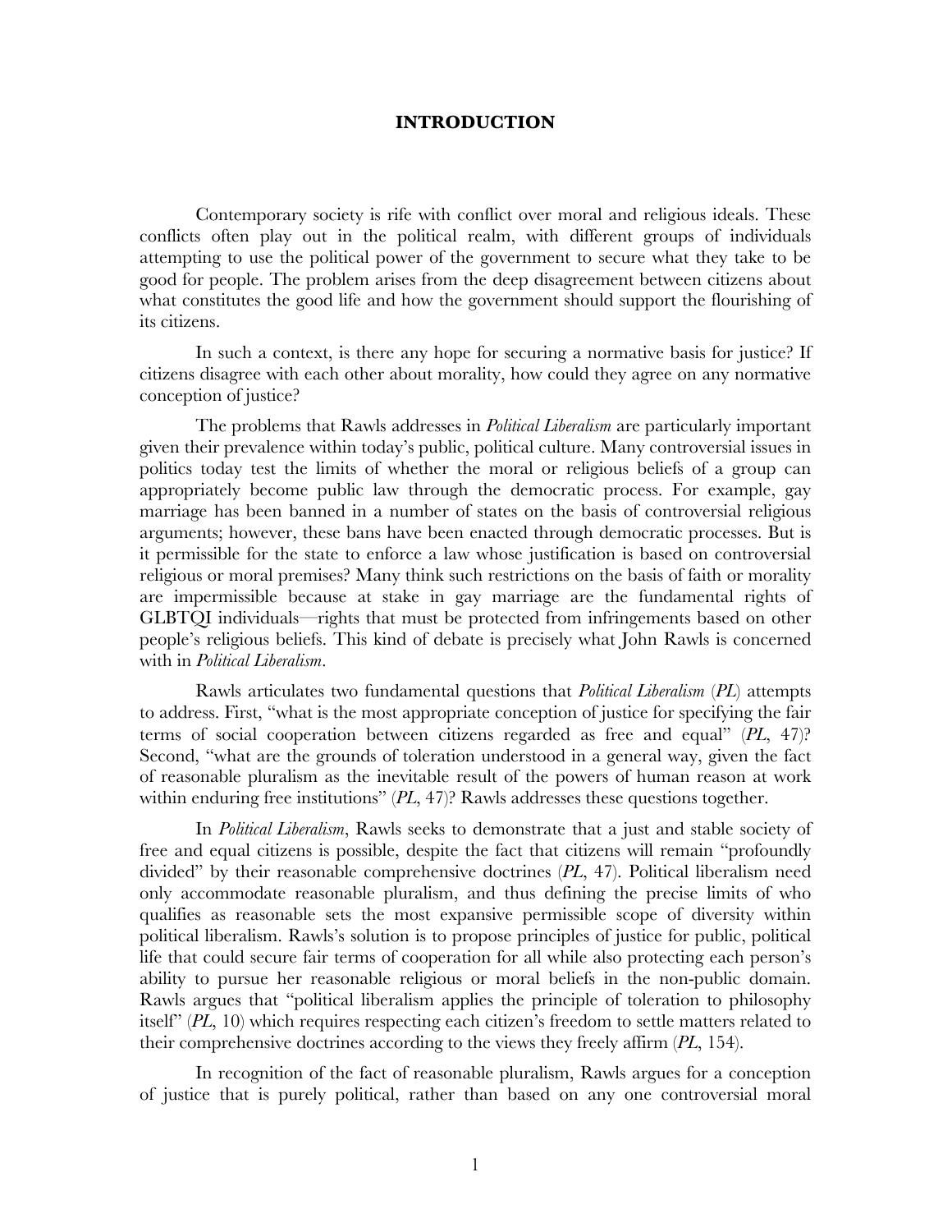# INTRODUCTION

Contemporary society is rife with conflict over moral and religious ideals. These conflicts often play out in the political realm, with different groups of individuals attempting to use the political power of the government to secure what they take to be good for people. The problem arises from the deep disagreement between citizens about what constitutes the good life and how the government should support the flourishing of its citizens.

In such a context, is there any hope for securing a normative basis for justice? If citizens disagree with each other about morality, how could they agree on any normative conception of justice?

The problems that Rawls addresses in *Political Liberalism* are particularly important given their prevalence within today's public, political culture. Many controversial issues in politics today test the limits of whether the moral or religious beliefs of a group can appropriately become public law through the democratic process. For example, gay marriage has been banned in a number of states on the basis of controversial religious arguments; however, these bans have been enacted through democratic processes. But is it permissible for the state to enforce a law whose justification is based on controversial religious or moral premises? Many think such restrictions on the basis of faith or morality are impermissible because at stake in gay marriage are the fundamental rights of GLBTQI individuals—rights that must be protected from infringements based on other people's religious beliefs. This kind of debate is precisely what John Rawls is concerned with in *Political Liberalism*.

Rawls articulates two fundamental questions that *Political Liberalism* (*PL*) attempts to address. First, "what is the most appropriate conception of justice for specifying the fair terms of social cooperation between citizens regarded as free and equal" (*PL*, 47)? Second, "what are the grounds of toleration understood in a general way, given the fact of reasonable pluralism as the inevitable result of the powers of human reason at work within enduring free institutions" (*PL*, 47)? Rawls addresses these questions together.

In *Political Liberalism*, Rawls seeks to demonstrate that a just and stable society of free and equal citizens is possible, despite the fact that citizens will remain "profoundly divided" by their reasonable comprehensive doctrines (*PL*, 47). Political liberalism need only accommodate reasonable pluralism, and thus defining the precise limits of who qualifies as reasonable sets the most expansive permissible scope of diversity within political liberalism. Rawls's solution is to propose principles of justice for public, political life that could secure fair terms of cooperation for all while also protecting each person's ability to pursue her reasonable religious or moral beliefs in the non-public domain. Rawls argues that "political liberalism applies the principle of toleration to philosophy itself" (*PL*, 10) which requires respecting each citizen's freedom to settle matters related to their comprehensive doctrines according to the views they freely affirm (*PL*, 154).

In recognition of the fact of reasonable pluralism, Rawls argues for a conception of justice that is purely political, rather than based on any one controversial moral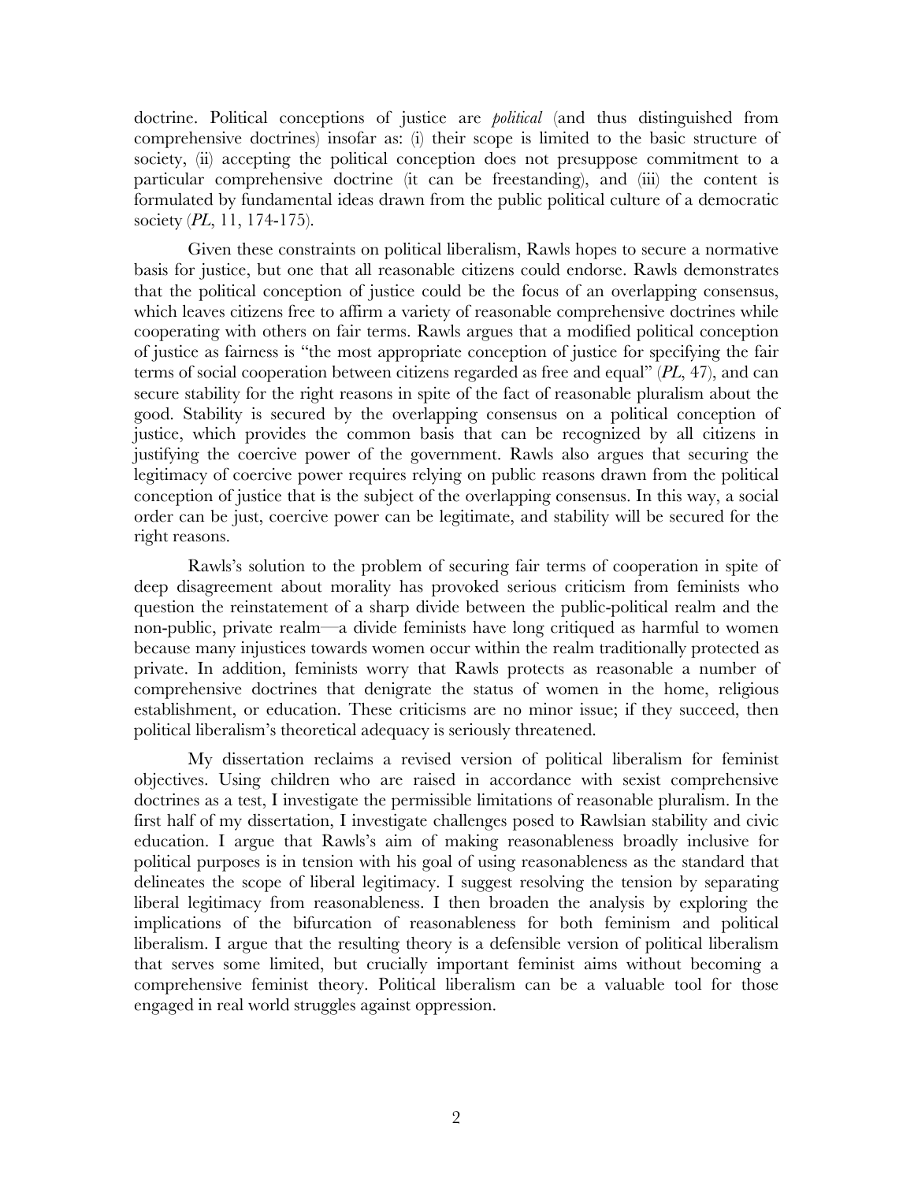doctrine. Political conceptions of justice are *political* (and thus distinguished from comprehensive doctrines) insofar as: (i) their scope is limited to the basic structure of society, (ii) accepting the political conception does not presuppose commitment to a particular comprehensive doctrine (it can be freestanding), and (iii) the content is formulated by fundamental ideas drawn from the public political culture of a democratic society (*PL*, 11, 174-175).

Given these constraints on political liberalism, Rawls hopes to secure a normative basis for justice, but one that all reasonable citizens could endorse. Rawls demonstrates that the political conception of justice could be the focus of an overlapping consensus, which leaves citizens free to affirm a variety of reasonable comprehensive doctrines while cooperating with others on fair terms. Rawls argues that a modified political conception of justice as fairness is "the most appropriate conception of justice for specifying the fair terms of social cooperation between citizens regarded as free and equal" (*PL*, 47), and can secure stability for the right reasons in spite of the fact of reasonable pluralism about the good. Stability is secured by the overlapping consensus on a political conception of justice, which provides the common basis that can be recognized by all citizens in justifying the coercive power of the government. Rawls also argues that securing the legitimacy of coercive power requires relying on public reasons drawn from the political conception of justice that is the subject of the overlapping consensus. In this way, a social order can be just, coercive power can be legitimate, and stability will be secured for the right reasons.

Rawls's solution to the problem of securing fair terms of cooperation in spite of deep disagreement about morality has provoked serious criticism from feminists who question the reinstatement of a sharp divide between the public-political realm and the non-public, private realm—a divide feminists have long critiqued as harmful to women because many injustices towards women occur within the realm traditionally protected as private. In addition, feminists worry that Rawls protects as reasonable a number of comprehensive doctrines that denigrate the status of women in the home, religious establishment, or education. These criticisms are no minor issue; if they succeed, then political liberalism's theoretical adequacy is seriously threatened.

My dissertation reclaims a revised version of political liberalism for feminist objectives. Using children who are raised in accordance with sexist comprehensive doctrines as a test, I investigate the permissible limitations of reasonable pluralism. In the first half of my dissertation, I investigate challenges posed to Rawlsian stability and civic education. I argue that Rawls's aim of making reasonableness broadly inclusive for political purposes is in tension with his goal of using reasonableness as the standard that delineates the scope of liberal legitimacy. I suggest resolving the tension by separating liberal legitimacy from reasonableness. I then broaden the analysis by exploring the implications of the bifurcation of reasonableness for both feminism and political liberalism. I argue that the resulting theory is a defensible version of political liberalism that serves some limited, but crucially important feminist aims without becoming a comprehensive feminist theory. Political liberalism can be a valuable tool for those engaged in real world struggles against oppression.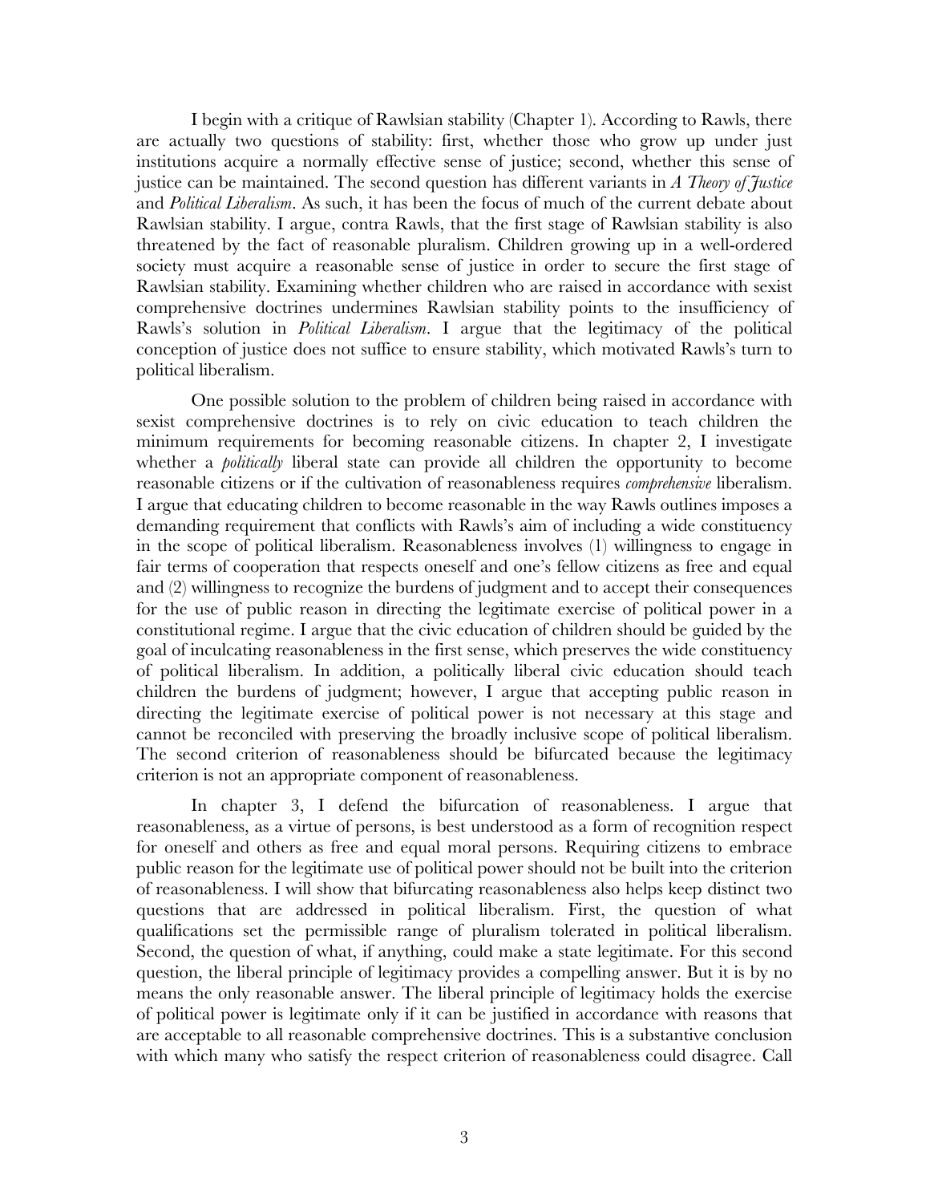I begin with a critique of Rawlsian stability (Chapter 1). According to Rawls, there are actually two questions of stability: first, whether those who grow up under just institutions acquire a normally effective sense of justice; second, whether this sense of justice can be maintained. The second question has different variants in *A Theory of Justice* and *Political Liberalism*. As such, it has been the focus of much of the current debate about Rawlsian stability. I argue, contra Rawls, that the first stage of Rawlsian stability is also threatened by the fact of reasonable pluralism. Children growing up in a well-ordered society must acquire a reasonable sense of justice in order to secure the first stage of Rawlsian stability. Examining whether children who are raised in accordance with sexist comprehensive doctrines undermines Rawlsian stability points to the insufficiency of Rawls's solution in *Political Liberalism*. I argue that the legitimacy of the political conception of justice does not suffice to ensure stability, which motivated Rawls's turn to political liberalism.

One possible solution to the problem of children being raised in accordance with sexist comprehensive doctrines is to rely on civic education to teach children the minimum requirements for becoming reasonable citizens. In chapter 2, I investigate whether a *politically* liberal state can provide all children the opportunity to become reasonable citizens or if the cultivation of reasonableness requires *comprehensive* liberalism. I argue that educating children to become reasonable in the way Rawls outlines imposes a demanding requirement that conflicts with Rawls's aim of including a wide constituency in the scope of political liberalism. Reasonableness involves (1) willingness to engage in fair terms of cooperation that respects oneself and one's fellow citizens as free and equal and (2) willingness to recognize the burdens of judgment and to accept their consequences for the use of public reason in directing the legitimate exercise of political power in a constitutional regime. I argue that the civic education of children should be guided by the goal of inculcating reasonableness in the first sense, which preserves the wide constituency of political liberalism. In addition, a politically liberal civic education should teach children the burdens of judgment; however, I argue that accepting public reason in directing the legitimate exercise of political power is not necessary at this stage and cannot be reconciled with preserving the broadly inclusive scope of political liberalism. The second criterion of reasonableness should be bifurcated because the legitimacy criterion is not an appropriate component of reasonableness.

In chapter 3, I defend the bifurcation of reasonableness. I argue that reasonableness, as a virtue of persons, is best understood as a form of recognition respect for oneself and others as free and equal moral persons. Requiring citizens to embrace public reason for the legitimate use of political power should not be built into the criterion of reasonableness. I will show that bifurcating reasonableness also helps keep distinct two questions that are addressed in political liberalism. First, the question of what qualifications set the permissible range of pluralism tolerated in political liberalism. Second, the question of what, if anything, could make a state legitimate. For this second question, the liberal principle of legitimacy provides a compelling answer. But it is by no means the only reasonable answer. The liberal principle of legitimacy holds the exercise of political power is legitimate only if it can be justified in accordance with reasons that are acceptable to all reasonable comprehensive doctrines. This is a substantive conclusion with which many who satisfy the respect criterion of reasonableness could disagree. Call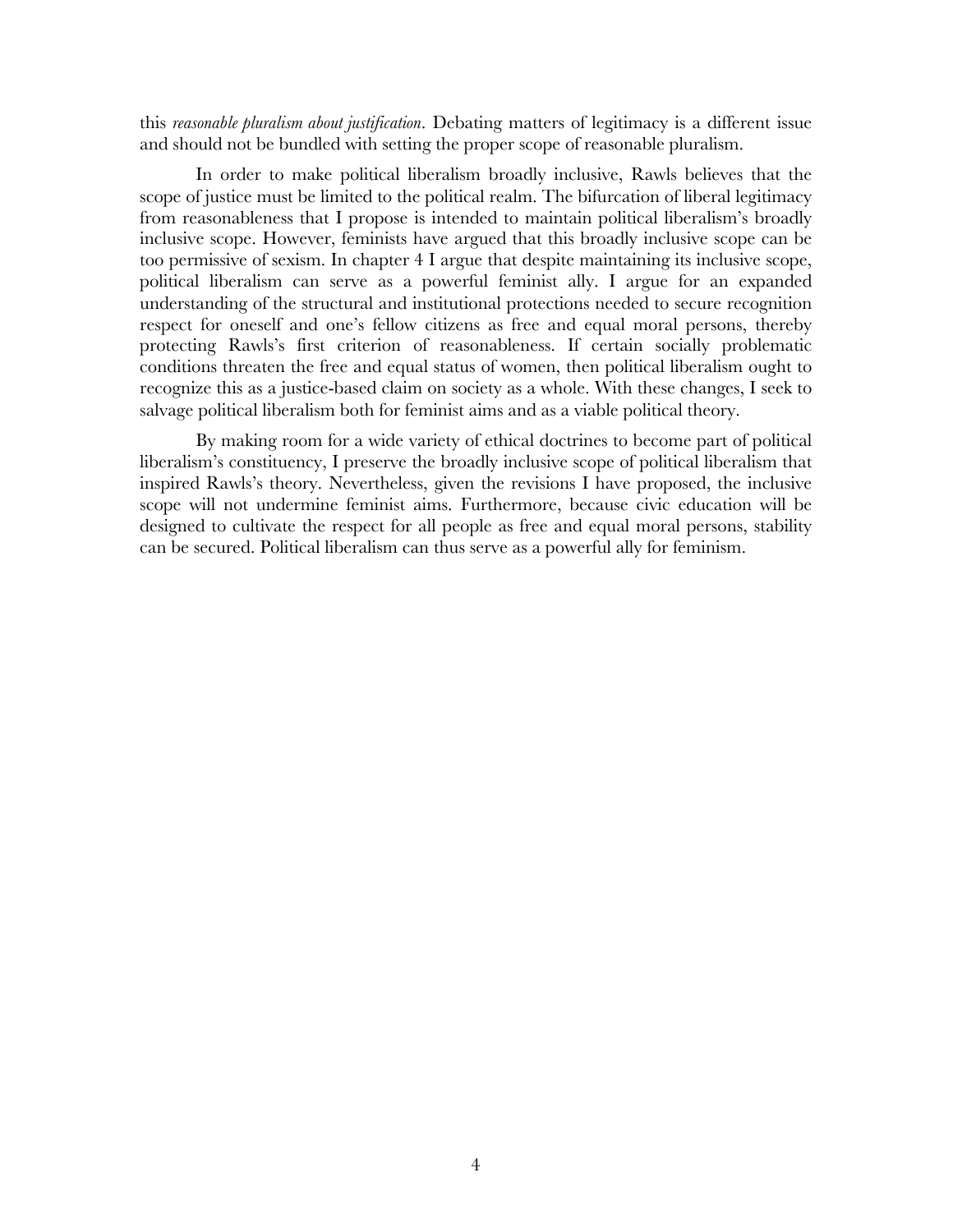this *reasonable pluralism about justification*. Debating matters of legitimacy is a different issue and should not be bundled with setting the proper scope of reasonable pluralism.

In order to make political liberalism broadly inclusive, Rawls believes that the scope of justice must be limited to the political realm. The bifurcation of liberal legitimacy from reasonableness that I propose is intended to maintain political liberalism's broadly inclusive scope. However, feminists have argued that this broadly inclusive scope can be too permissive of sexism. In chapter 4 I argue that despite maintaining its inclusive scope, political liberalism can serve as a powerful feminist ally. I argue for an expanded understanding of the structural and institutional protections needed to secure recognition respect for oneself and one's fellow citizens as free and equal moral persons, thereby protecting Rawls's first criterion of reasonableness. If certain socially problematic conditions threaten the free and equal status of women, then political liberalism ought to recognize this as a justice-based claim on society as a whole. With these changes, I seek to salvage political liberalism both for feminist aims and as a viable political theory.

By making room for a wide variety of ethical doctrines to become part of political liberalism's constituency, I preserve the broadly inclusive scope of political liberalism that inspired Rawls's theory. Nevertheless, given the revisions I have proposed, the inclusive scope will not undermine feminist aims. Furthermore, because civic education will be designed to cultivate the respect for all people as free and equal moral persons, stability can be secured. Political liberalism can thus serve as a powerful ally for feminism.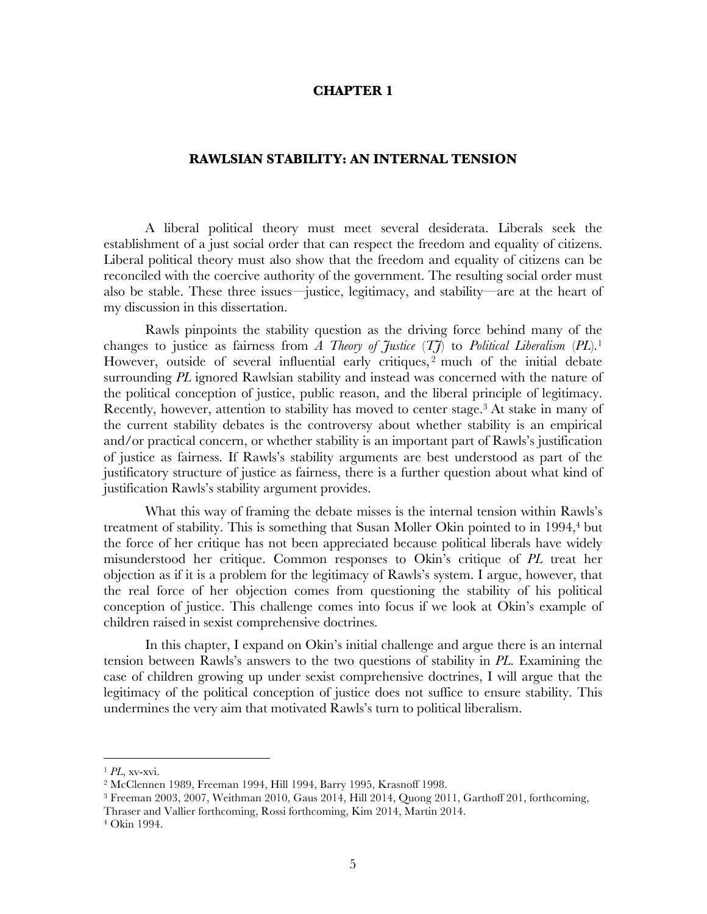# CHAPTER 1

## RAWLSIAN STABILITY: AN INTERNAL TENSION

A liberal political theory must meet several desiderata. Liberals seek the establishment of a just social order that can respect the freedom and equality of citizens. Liberal political theory must also show that the freedom and equality of citizens can be reconciled with the coercive authority of the government. The resulting social order must also be stable. These three issues—justice, legitimacy, and stability—are at the heart of my discussion in this dissertation.

Rawls pinpoints the stability question as the driving force behind many of the changes to justice as fairness from *A Theory of Justice* (*TJ*) to *Political Liberalism* (*PL*).[1] However, outside of several influential early critiques,[2] much of the initial debate surrounding *PL* ignored Rawlsian stability and instead was concerned with the nature of the political conception of justice, public reason, and the liberal principle of legitimacy. Recently, however, attention to stability has moved to center stage.[3] At stake in many of the current stability debates is the controversy about whether stability is an empirical and/or practical concern, or whether stability is an important part of Rawls's justification of justice as fairness. If Rawls's stability arguments are best understood as part of the justificatory structure of justice as fairness, there is a further question about what kind of justification Rawls's stability argument provides.

What this way of framing the debate misses is the internal tension within Rawls's treatment of stability. This is something that Susan Moller Okin pointed to in 1994,[4] but the force of her critique has not been appreciated because political liberals have widely misunderstood her critique. Common responses to Okin's critique of *PL* treat her objection as if it is a problem for the legitimacy of Rawls's system. I argue, however, that the real force of her objection comes from questioning the stability of his political conception of justice. This challenge comes into focus if we look at Okin's example of children raised in sexist comprehensive doctrines.

In this chapter, I expand on Okin's initial challenge and argue there is an internal tension between Rawls's answers to the two questions of stability in *PL*. Examining the case of children growing up under sexist comprehensive doctrines, I will argue that the legitimacy of the political conception of justice does not suffice to ensure stability. This undermines the very aim that motivated Rawls's turn to political liberalism.

---

[1] *PL*, xv-xvi.

[2] McClennen 1989, Freeman 1994, Hill 1994, Barry 1995, Krasnoff 1998.

[3] Freeman 2003, 2007, Weithman 2010, Gaus 2014, Hill 2014, Quong 2011, Garthoff 201, forthcoming, Thraser and Vallier forthcoming, Rossi forthcoming, Kim 2014, Martin 2014.

[4] Okin 1994.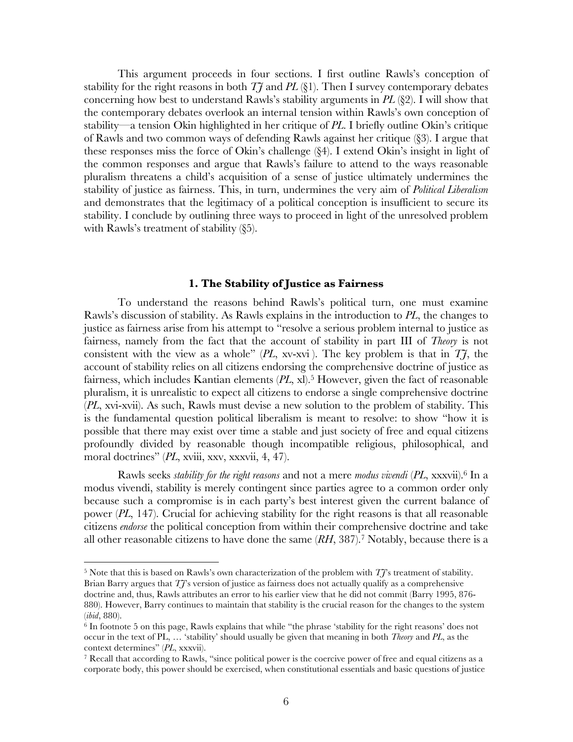This argument proceeds in four sections. I first outline Rawls's conception of stability for the right reasons in both *TJ* and *PL* (§1). Then I survey contemporary debates concerning how best to understand Rawls's stability arguments in *PL* (§2). I will show that the contemporary debates overlook an internal tension within Rawls's own conception of stability—a tension Okin highlighted in her critique of *PL*. I briefly outline Okin's critique of Rawls and two common ways of defending Rawls against her critique (§3). I argue that these responses miss the force of Okin's challenge (§4). I extend Okin's insight in light of the common responses and argue that Rawls's failure to attend to the ways reasonable pluralism threatens a child's acquisition of a sense of justice ultimately undermines the stability of justice as fairness. This, in turn, undermines the very aim of *Political Liberalism* and demonstrates that the legitimacy of a political conception is insufficient to secure its stability. I conclude by outlining three ways to proceed in light of the unresolved problem with Rawls's treatment of stability (§5).

## 1. The Stability of Justice as Fairness

To understand the reasons behind Rawls's political turn, one must examine Rawls's discussion of stability. As Rawls explains in the introduction to *PL*, the changes to justice as fairness arise from his attempt to "resolve a serious problem internal to justice as fairness, namely from the fact that the account of stability in part III of *Theory* is not consistent with the view as a whole" (*PL*, xv-xvi ). The key problem is that in *TJ*, the account of stability relies on all citizens endorsing the comprehensive doctrine of justice as fairness, which includes Kantian elements (*PL*, xl).[5] However, given the fact of reasonable pluralism, it is unrealistic to expect all citizens to endorse a single comprehensive doctrine (*PL*, xvi-xvii). As such, Rawls must devise a new solution to the problem of stability. This is the fundamental question political liberalism is meant to resolve: to show "how it is possible that there may exist over time a stable and just society of free and equal citizens profoundly divided by reasonable though incompatible religious, philosophical, and moral doctrines" (*PL*, xviii, xxv, xxxvii, 4, 47).

Rawls seeks *stability for the right reasons* and not a mere *modus vivendi* (*PL*, xxxvii).[6] In a modus vivendi, stability is merely contingent since parties agree to a common order only because such a compromise is in each party's best interest given the current balance of power (*PL*, 147). Crucial for achieving stability for the right reasons is that all reasonable citizens *endorse* the political conception from within their comprehensive doctrine and take all other reasonable citizens to have done the same (*RH*, 387).[7] Notably, because there is a

---

[5] Note that this is based on Rawls's own characterization of the problem with *TJ*'s treatment of stability. Brian Barry argues that *TJ*'s version of justice as fairness does not actually qualify as a comprehensive doctrine and, thus, Rawls attributes an error to his earlier view that he did not commit (Barry 1995, 876-880). However, Barry continues to maintain that stability is the crucial reason for the changes to the system (*ibid*, 880).

[6] In footnote 5 on this page, Rawls explains that while "the phrase 'stability for the right reasons' does not occur in the text of PL, … 'stability' should usually be given that meaning in both *Theory* and *PL*, as the context determines" (*PL*, xxxvii).

[7] Recall that according to Rawls, "since political power is the coercive power of free and equal citizens as a corporate body, this power should be exercised, when constitutional essentials and basic questions of justice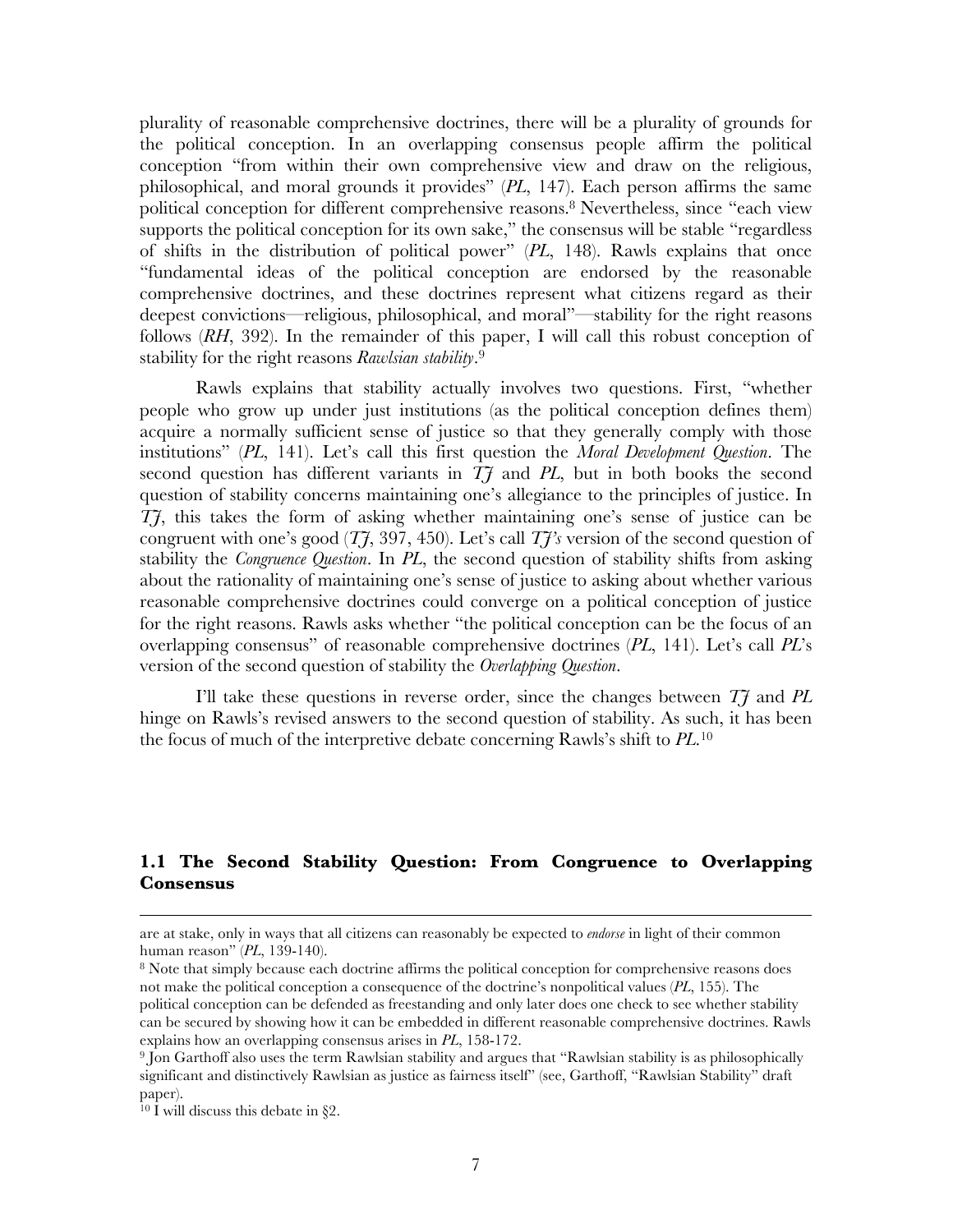plurality of reasonable comprehensive doctrines, there will be a plurality of grounds for the political conception. In an overlapping consensus people affirm the political conception "from within their own comprehensive view and draw on the religious, philosophical, and moral grounds it provides" (*PL*, 147). Each person affirms the same political conception for different comprehensive reasons.[8] Nevertheless, since "each view supports the political conception for its own sake," the consensus will be stable "regardless of shifts in the distribution of political power" (*PL*, 148). Rawls explains that once "fundamental ideas of the political conception are endorsed by the reasonable comprehensive doctrines, and these doctrines represent what citizens regard as their deepest convictions—religious, philosophical, and moral"—stability for the right reasons follows (*RH*, 392). In the remainder of this paper, I will call this robust conception of stability for the right reasons *Rawlsian stability*.[9]

Rawls explains that stability actually involves two questions. First, "whether people who grow up under just institutions (as the political conception defines them) acquire a normally sufficient sense of justice so that they generally comply with those institutions" (*PL*, 141). Let's call this first question the *Moral Development Question*. The second question has different variants in *TJ* and *PL*, but in both books the second question of stability concerns maintaining one's allegiance to the principles of justice. In *TJ*, this takes the form of asking whether maintaining one's sense of justice can be congruent with one's good (*TJ*, 397, 450). Let's call *TJ's* version of the second question of stability the *Congruence Question*. In *PL*, the second question of stability shifts from asking about the rationality of maintaining one's sense of justice to asking about whether various reasonable comprehensive doctrines could converge on a political conception of justice for the right reasons. Rawls asks whether "the political conception can be the focus of an overlapping consensus" of reasonable comprehensive doctrines (*PL*, 141). Let's call *PL*'s version of the second question of stability the *Overlapping Question*.

I'll take these questions in reverse order, since the changes between *TJ* and *PL* hinge on Rawls's revised answers to the second question of stability. As such, it has been the focus of much of the interpretive debate concerning Rawls's shift to *PL*.[10]

### 1.1 The Second Stability Question: From Congruence to Overlapping Consensus

---

are at stake, only in ways that all citizens can reasonably be expected to *endorse* in light of their common human reason" (*PL*, 139-140).

[8] Note that simply because each doctrine affirms the political conception for comprehensive reasons does not make the political conception a consequence of the doctrine's nonpolitical values (*PL*, 155). The political conception can be defended as freestanding and only later does one check to see whether stability can be secured by showing how it can be embedded in different reasonable comprehensive doctrines. Rawls explains how an overlapping consensus arises in *PL*, 158-172.

[9] Jon Garthoff also uses the term Rawlsian stability and argues that "Rawlsian stability is as philosophically significant and distinctively Rawlsian as justice as fairness itself" (see, Garthoff, "Rawlsian Stability" draft paper).

[10] I will discuss this debate in §2.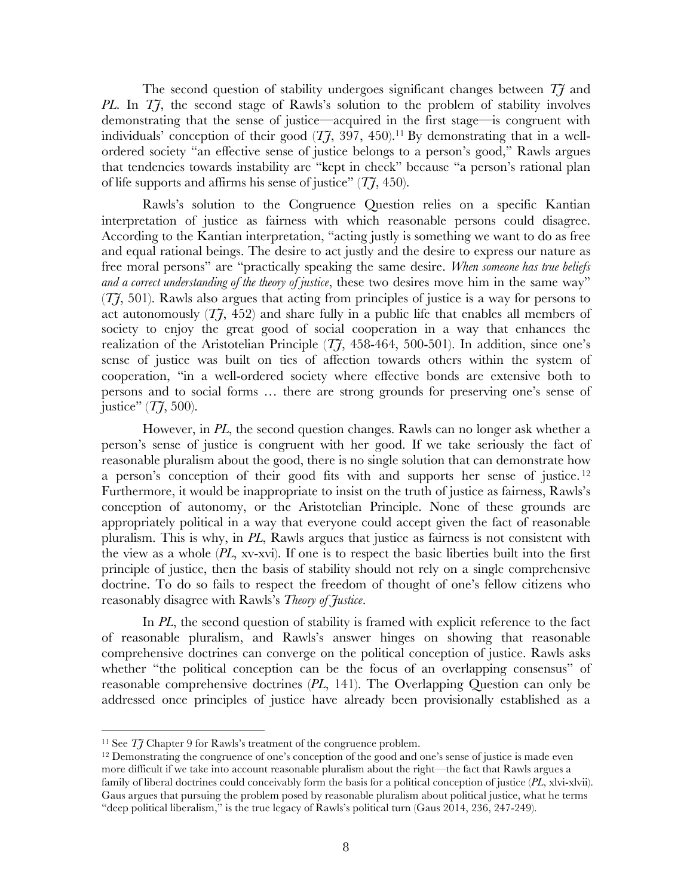The second question of stability undergoes significant changes between *TJ* and *PL*. In *TJ*, the second stage of Rawls's solution to the problem of stability involves demonstrating that the sense of justice—acquired in the first stage—is congruent with individuals' conception of their good (*TJ*, 397, 450).[11] By demonstrating that in a well-ordered society "an effective sense of justice belongs to a person's good," Rawls argues that tendencies towards instability are "kept in check" because "a person's rational plan of life supports and affirms his sense of justice" (*TJ*, 450).

Rawls's solution to the Congruence Question relies on a specific Kantian interpretation of justice as fairness with which reasonable persons could disagree. According to the Kantian interpretation, "acting justly is something we want to do as free and equal rational beings. The desire to act justly and the desire to express our nature as free moral persons" are "practically speaking the same desire. *When someone has true beliefs and a correct understanding of the theory of justice*, these two desires move him in the same way" (*TJ*, 501). Rawls also argues that acting from principles of justice is a way for persons to act autonomously (*TJ*, 452) and share fully in a public life that enables all members of society to enjoy the great good of social cooperation in a way that enhances the realization of the Aristotelian Principle (*TJ*, 458-464, 500-501). In addition, since one's sense of justice was built on ties of affection towards others within the system of cooperation, "in a well-ordered society where effective bonds are extensive both to persons and to social forms … there are strong grounds for preserving one's sense of justice" (*TJ*, 500).

However, in *PL*, the second question changes. Rawls can no longer ask whether a person's sense of justice is congruent with her good. If we take seriously the fact of reasonable pluralism about the good, there is no single solution that can demonstrate how a person's conception of their good fits with and supports her sense of justice.[12] Furthermore, it would be inappropriate to insist on the truth of justice as fairness, Rawls's conception of autonomy, or the Aristotelian Principle. None of these grounds are appropriately political in a way that everyone could accept given the fact of reasonable pluralism. This is why, in *PL*, Rawls argues that justice as fairness is not consistent with the view as a whole (*PL*, xv-xvi). If one is to respect the basic liberties built into the first principle of justice, then the basis of stability should not rely on a single comprehensive doctrine. To do so fails to respect the freedom of thought of one's fellow citizens who reasonably disagree with Rawls's *Theory of Justice*.

In *PL*, the second question of stability is framed with explicit reference to the fact of reasonable pluralism, and Rawls's answer hinges on showing that reasonable comprehensive doctrines can converge on the political conception of justice. Rawls asks whether "the political conception can be the focus of an overlapping consensus" of reasonable comprehensive doctrines (*PL*, 141). The Overlapping Question can only be addressed once principles of justice have already been provisionally established as a

---

[11] See *TJ* Chapter 9 for Rawls's treatment of the congruence problem.

[12] Demonstrating the congruence of one's conception of the good and one's sense of justice is made even more difficult if we take into account reasonable pluralism about the right—the fact that Rawls argues a family of liberal doctrines could conceivably form the basis for a political conception of justice (*PL*, xlvi-xlvii). Gaus argues that pursuing the problem posed by reasonable pluralism about political justice, what he terms "deep political liberalism," is the true legacy of Rawls's political turn (Gaus 2014, 236, 247-249).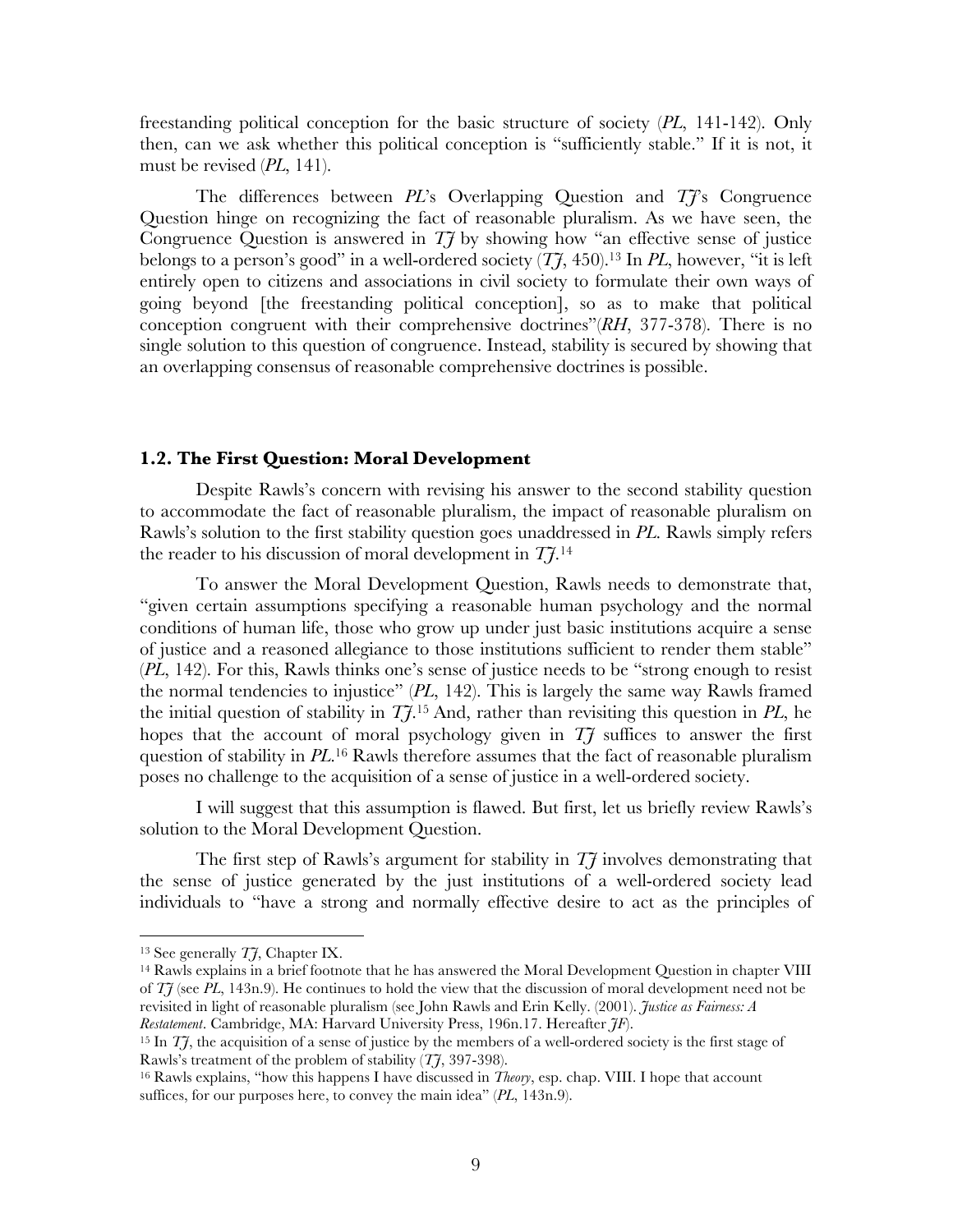freestanding political conception for the basic structure of society (*PL*, 141-142). Only then, can we ask whether this political conception is "sufficiently stable." If it is not, it must be revised (*PL*, 141).

The differences between *PL*'s Overlapping Question and *TJ*'s Congruence Question hinge on recognizing the fact of reasonable pluralism. As we have seen, the Congruence Question is answered in *TJ* by showing how "an effective sense of justice belongs to a person's good" in a well-ordered society (*TJ*, 450).[13] In *PL*, however, "it is left entirely open to citizens and associations in civil society to formulate their own ways of going beyond [the freestanding political conception], so as to make that political conception congruent with their comprehensive doctrines"(*RH*, 377-378). There is no single solution to this question of congruence. Instead, stability is secured by showing that an overlapping consensus of reasonable comprehensive doctrines is possible.

### 1.2. The First Question: Moral Development

Despite Rawls's concern with revising his answer to the second stability question to accommodate the fact of reasonable pluralism, the impact of reasonable pluralism on Rawls's solution to the first stability question goes unaddressed in *PL*. Rawls simply refers the reader to his discussion of moral development in *TJ*.[14]

To answer the Moral Development Question, Rawls needs to demonstrate that, "given certain assumptions specifying a reasonable human psychology and the normal conditions of human life, those who grow up under just basic institutions acquire a sense of justice and a reasoned allegiance to those institutions sufficient to render them stable" (*PL*, 142). For this, Rawls thinks one's sense of justice needs to be "strong enough to resist the normal tendencies to injustice" (*PL*, 142). This is largely the same way Rawls framed the initial question of stability in *TJ*.[15] And, rather than revisiting this question in *PL*, he hopes that the account of moral psychology given in *TJ* suffices to answer the first question of stability in *PL*.[16] Rawls therefore assumes that the fact of reasonable pluralism poses no challenge to the acquisition of a sense of justice in a well-ordered society.

I will suggest that this assumption is flawed. But first, let us briefly review Rawls's solution to the Moral Development Question.

The first step of Rawls's argument for stability in *TJ* involves demonstrating that the sense of justice generated by the just institutions of a well-ordered society lead individuals to "have a strong and normally effective desire to act as the principles of

---

[13] See generally *TJ*, Chapter IX.

[14] Rawls explains in a brief footnote that he has answered the Moral Development Question in chapter VIII of *TJ* (see *PL*, 143n.9). He continues to hold the view that the discussion of moral development need not be revisited in light of reasonable pluralism (see John Rawls and Erin Kelly. (2001). *Justice as Fairness: A Restatement*. Cambridge, MA: Harvard University Press, 196n.17. Hereafter *JF*).

[15] In *TJ*, the acquisition of a sense of justice by the members of a well-ordered society is the first stage of Rawls's treatment of the problem of stability (*TJ*, 397-398).

[16] Rawls explains, "how this happens I have discussed in *Theory*, esp. chap. VIII. I hope that account suffices, for our purposes here, to convey the main idea" (*PL*, 143n.9).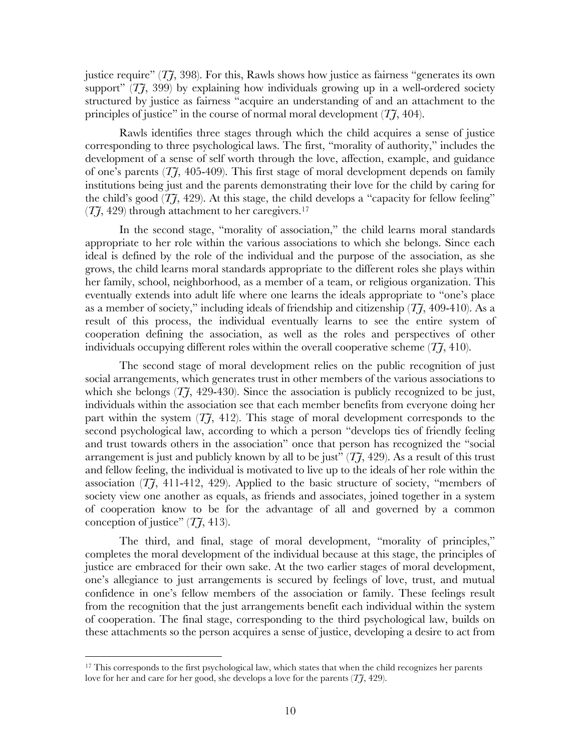justice require" (*TJ*, 398). For this, Rawls shows how justice as fairness "generates its own support" (*TJ*, 399) by explaining how individuals growing up in a well-ordered society structured by justice as fairness "acquire an understanding of and an attachment to the principles of justice" in the course of normal moral development (*TJ*, 404).

Rawls identifies three stages through which the child acquires a sense of justice corresponding to three psychological laws. The first, "morality of authority," includes the development of a sense of self worth through the love, affection, example, and guidance of one's parents (*TJ*, 405-409). This first stage of moral development depends on family institutions being just and the parents demonstrating their love for the child by caring for the child's good (*TJ*, 429). At this stage, the child develops a "capacity for fellow feeling" (*TJ*, 429) through attachment to her caregivers.[17]

In the second stage, "morality of association," the child learns moral standards appropriate to her role within the various associations to which she belongs. Since each ideal is defined by the role of the individual and the purpose of the association, as she grows, the child learns moral standards appropriate to the different roles she plays within her family, school, neighborhood, as a member of a team, or religious organization. This eventually extends into adult life where one learns the ideals appropriate to "one's place as a member of society," including ideals of friendship and citizenship (*TJ*, 409-410). As a result of this process, the individual eventually learns to see the entire system of cooperation defining the association, as well as the roles and perspectives of other individuals occupying different roles within the overall cooperative scheme (*TJ*, 410).

The second stage of moral development relies on the public recognition of just social arrangements, which generates trust in other members of the various associations to which she belongs (*TJ*, 429-430). Since the association is publicly recognized to be just, individuals within the association see that each member benefits from everyone doing her part within the system (*TJ*, 412). This stage of moral development corresponds to the second psychological law, according to which a person "develops ties of friendly feeling and trust towards others in the association" once that person has recognized the "social arrangement is just and publicly known by all to be just" (*TJ*, 429). As a result of this trust and fellow feeling, the individual is motivated to live up to the ideals of her role within the association (*TJ*, 411-412, 429). Applied to the basic structure of society, "members of society view one another as equals, as friends and associates, joined together in a system of cooperation know to be for the advantage of all and governed by a common conception of justice" (*TJ*, 413).

The third, and final, stage of moral development, "morality of principles," completes the moral development of the individual because at this stage, the principles of justice are embraced for their own sake. At the two earlier stages of moral development, one's allegiance to just arrangements is secured by feelings of love, trust, and mutual confidence in one's fellow members of the association or family. These feelings result from the recognition that the just arrangements benefit each individual within the system of cooperation. The final stage, corresponding to the third psychological law, builds on these attachments so the person acquires a sense of justice, developing a desire to act from

---

[17] This corresponds to the first psychological law, which states that when the child recognizes her parents love for her and care for her good, she develops a love for the parents (*TJ*, 429).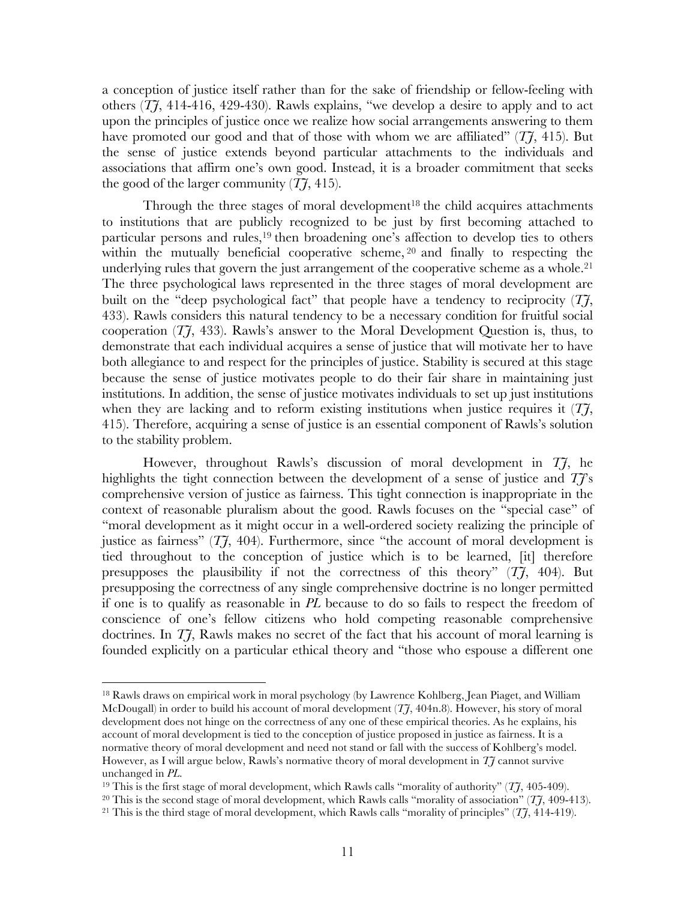a conception of justice itself rather than for the sake of friendship or fellow-feeling with others (*TJ*, 414-416, 429-430). Rawls explains, "we develop a desire to apply and to act upon the principles of justice once we realize how social arrangements answering to them have promoted our good and that of those with whom we are affiliated" (*TJ*, 415). But the sense of justice extends beyond particular attachments to the individuals and associations that affirm one's own good. Instead, it is a broader commitment that seeks the good of the larger community (*TJ*, 415).

Through the three stages of moral development[18] the child acquires attachments to institutions that are publicly recognized to be just by first becoming attached to particular persons and rules,[19] then broadening one's affection to develop ties to others within the mutually beneficial cooperative scheme,[20] and finally to respecting the underlying rules that govern the just arrangement of the cooperative scheme as a whole.[21] The three psychological laws represented in the three stages of moral development are built on the "deep psychological fact" that people have a tendency to reciprocity (*TJ*, 433). Rawls considers this natural tendency to be a necessary condition for fruitful social cooperation (*TJ*, 433). Rawls's answer to the Moral Development Question is, thus, to demonstrate that each individual acquires a sense of justice that will motivate her to have both allegiance to and respect for the principles of justice. Stability is secured at this stage because the sense of justice motivates people to do their fair share in maintaining just institutions. In addition, the sense of justice motivates individuals to set up just institutions when they are lacking and to reform existing institutions when justice requires it (*TJ*, 415). Therefore, acquiring a sense of justice is an essential component of Rawls's solution to the stability problem.

However, throughout Rawls's discussion of moral development in *TJ*, he highlights the tight connection between the development of a sense of justice and *TJ*'s comprehensive version of justice as fairness. This tight connection is inappropriate in the context of reasonable pluralism about the good. Rawls focuses on the "special case" of "moral development as it might occur in a well-ordered society realizing the principle of justice as fairness" (*TJ*, 404). Furthermore, since "the account of moral development is tied throughout to the conception of justice which is to be learned, [it] therefore presupposes the plausibility if not the correctness of this theory" (*TJ*, 404). But presupposing the correctness of any single comprehensive doctrine is no longer permitted if one is to qualify as reasonable in *PL* because to do so fails to respect the freedom of conscience of one's fellow citizens who hold competing reasonable comprehensive doctrines. In *TJ*, Rawls makes no secret of the fact that his account of moral learning is founded explicitly on a particular ethical theory and "those who espouse a different one

---

[18] Rawls draws on empirical work in moral psychology (by Lawrence Kohlberg, Jean Piaget, and William McDougall) in order to build his account of moral development (*TJ*, 404n.8). However, his story of moral development does not hinge on the correctness of any one of these empirical theories. As he explains, his account of moral development is tied to the conception of justice proposed in justice as fairness. It is a normative theory of moral development and need not stand or fall with the success of Kohlberg's model. However, as I will argue below, Rawls's normative theory of moral development in *TJ* cannot survive unchanged in *PL*.

[19] This is the first stage of moral development, which Rawls calls "morality of authority" (*TJ*, 405-409).

[20] This is the second stage of moral development, which Rawls calls "morality of association" (*TJ*, 409-413).

[21] This is the third stage of moral development, which Rawls calls "morality of principles" (*TJ*, 414-419).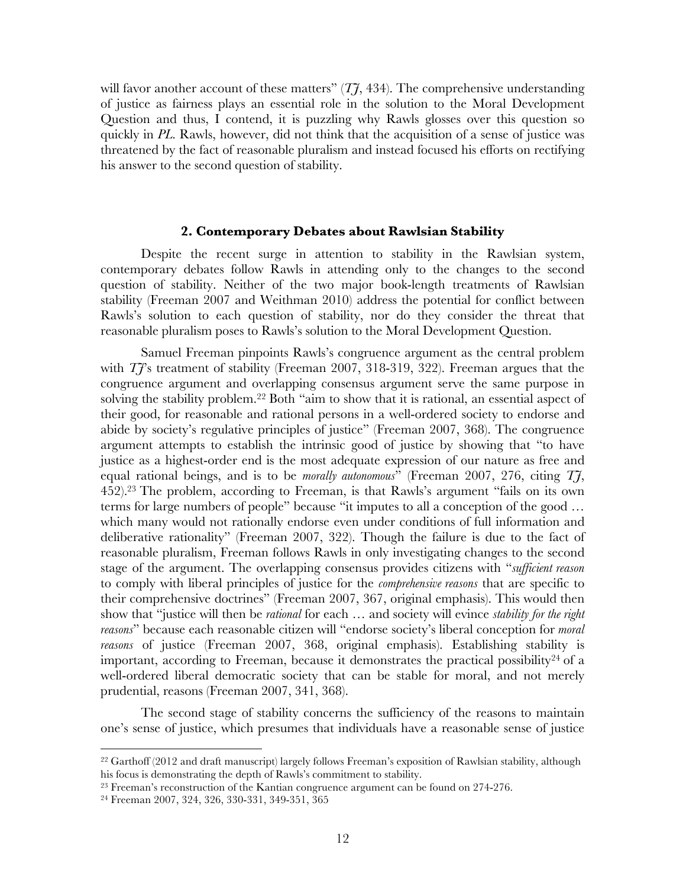will favor another account of these matters" (*TJ*, 434). The comprehensive understanding of justice as fairness plays an essential role in the solution to the Moral Development Question and thus, I contend, it is puzzling why Rawls glosses over this question so quickly in *PL*. Rawls, however, did not think that the acquisition of a sense of justice was threatened by the fact of reasonable pluralism and instead focused his efforts on rectifying his answer to the second question of stability.

### 2. Contemporary Debates about Rawlsian Stability

Despite the recent surge in attention to stability in the Rawlsian system, contemporary debates follow Rawls in attending only to the changes to the second question of stability. Neither of the two major book-length treatments of Rawlsian stability (Freeman 2007 and Weithman 2010) address the potential for conflict between Rawls's solution to each question of stability, nor do they consider the threat that reasonable pluralism poses to Rawls's solution to the Moral Development Question.

Samuel Freeman pinpoints Rawls's congruence argument as the central problem with *TJ*'s treatment of stability (Freeman 2007, 318-319, 322). Freeman argues that the congruence argument and overlapping consensus argument serve the same purpose in solving the stability problem.[22] Both "aim to show that it is rational, an essential aspect of their good, for reasonable and rational persons in a well-ordered society to endorse and abide by society's regulative principles of justice" (Freeman 2007, 368). The congruence argument attempts to establish the intrinsic good of justice by showing that "to have justice as a highest-order end is the most adequate expression of our nature as free and equal rational beings, and is to be *morally autonomous*" (Freeman 2007, 276, citing *TJ*, 452).[23] The problem, according to Freeman, is that Rawls's argument "fails on its own terms for large numbers of people" because "it imputes to all a conception of the good … which many would not rationally endorse even under conditions of full information and deliberative rationality" (Freeman 2007, 322). Though the failure is due to the fact of reasonable pluralism, Freeman follows Rawls in only investigating changes to the second stage of the argument. The overlapping consensus provides citizens with "*sufficient reason* to comply with liberal principles of justice for the *comprehensive reasons* that are specific to their comprehensive doctrines" (Freeman 2007, 367, original emphasis). This would then show that "justice will then be *rational* for each … and society will evince *stability for the right reasons*" because each reasonable citizen will "endorse society's liberal conception for *moral reasons* of justice (Freeman 2007, 368, original emphasis). Establishing stability is important, according to Freeman, because it demonstrates the practical possibility[24] of a well-ordered liberal democratic society that can be stable for moral, and not merely prudential, reasons (Freeman 2007, 341, 368).

The second stage of stability concerns the sufficiency of the reasons to maintain one's sense of justice, which presumes that individuals have a reasonable sense of justice

---

[22] Garthoff (2012 and draft manuscript) largely follows Freeman's exposition of Rawlsian stability, although his focus is demonstrating the depth of Rawls's commitment to stability.

[23] Freeman's reconstruction of the Kantian congruence argument can be found on 274-276.

[24] Freeman 2007, 324, 326, 330-331, 349-351, 365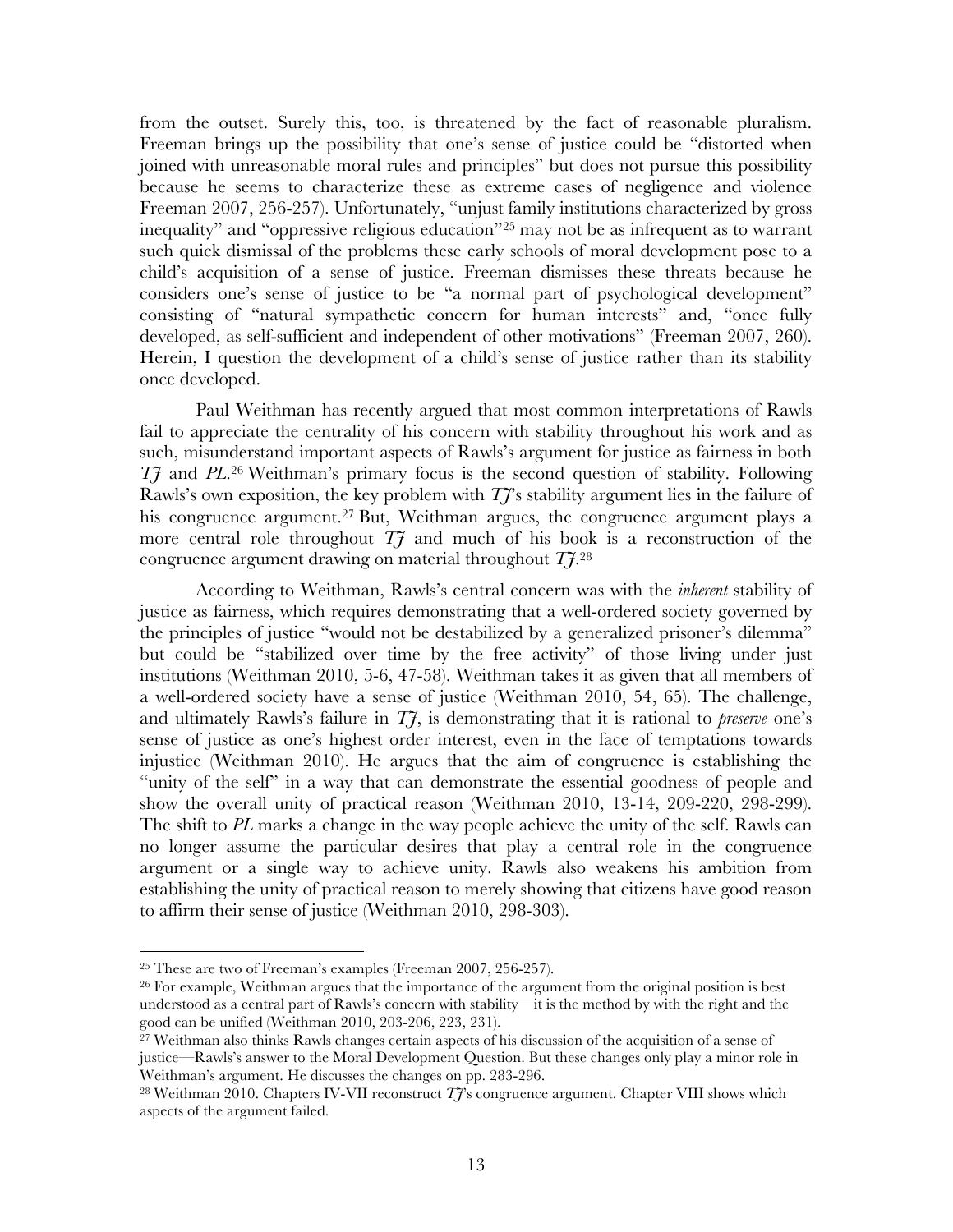from the outset. Surely this, too, is threatened by the fact of reasonable pluralism. Freeman brings up the possibility that one's sense of justice could be "distorted when joined with unreasonable moral rules and principles" but does not pursue this possibility because he seems to characterize these as extreme cases of negligence and violence Freeman 2007, 256-257). Unfortunately, "unjust family institutions characterized by gross inequality" and "oppressive religious education"[25] may not be as infrequent as to warrant such quick dismissal of the problems these early schools of moral development pose to a child's acquisition of a sense of justice. Freeman dismisses these threats because he considers one's sense of justice to be "a normal part of psychological development" consisting of "natural sympathetic concern for human interests" and, "once fully developed, as self-sufficient and independent of other motivations" (Freeman 2007, 260). Herein, I question the development of a child's sense of justice rather than its stability once developed.

Paul Weithman has recently argued that most common interpretations of Rawls fail to appreciate the centrality of his concern with stability throughout his work and as such, misunderstand important aspects of Rawls's argument for justice as fairness in both *TJ* and *PL*.[26] Weithman's primary focus is the second question of stability. Following Rawls's own exposition, the key problem with *TJ*'s stability argument lies in the failure of his congruence argument.[27] But, Weithman argues, the congruence argument plays a more central role throughout *TJ* and much of his book is a reconstruction of the congruence argument drawing on material throughout *TJ*.[28]

According to Weithman, Rawls's central concern was with the *inherent* stability of justice as fairness, which requires demonstrating that a well-ordered society governed by the principles of justice "would not be destabilized by a generalized prisoner's dilemma" but could be "stabilized over time by the free activity" of those living under just institutions (Weithman 2010, 5-6, 47-58). Weithman takes it as given that all members of a well-ordered society have a sense of justice (Weithman 2010, 54, 65). The challenge, and ultimately Rawls's failure in *TJ*, is demonstrating that it is rational to *preserve* one's sense of justice as one's highest order interest, even in the face of temptations towards injustice (Weithman 2010). He argues that the aim of congruence is establishing the "unity of the self" in a way that can demonstrate the essential goodness of people and show the overall unity of practical reason (Weithman 2010, 13-14, 209-220, 298-299). The shift to *PL* marks a change in the way people achieve the unity of the self. Rawls can no longer assume the particular desires that play a central role in the congruence argument or a single way to achieve unity. Rawls also weakens his ambition from establishing the unity of practical reason to merely showing that citizens have good reason to affirm their sense of justice (Weithman 2010, 298-303).

---

[25] These are two of Freeman's examples (Freeman 2007, 256-257).

[26] For example, Weithman argues that the importance of the argument from the original position is best understood as a central part of Rawls's concern with stability—it is the method by with the right and the good can be unified (Weithman 2010, 203-206, 223, 231).

[27] Weithman also thinks Rawls changes certain aspects of his discussion of the acquisition of a sense of justice—Rawls's answer to the Moral Development Question. But these changes only play a minor role in Weithman's argument. He discusses the changes on pp. 283-296.

[28] Weithman 2010. Chapters IV-VII reconstruct *TJ*'s congruence argument. Chapter VIII shows which aspects of the argument failed.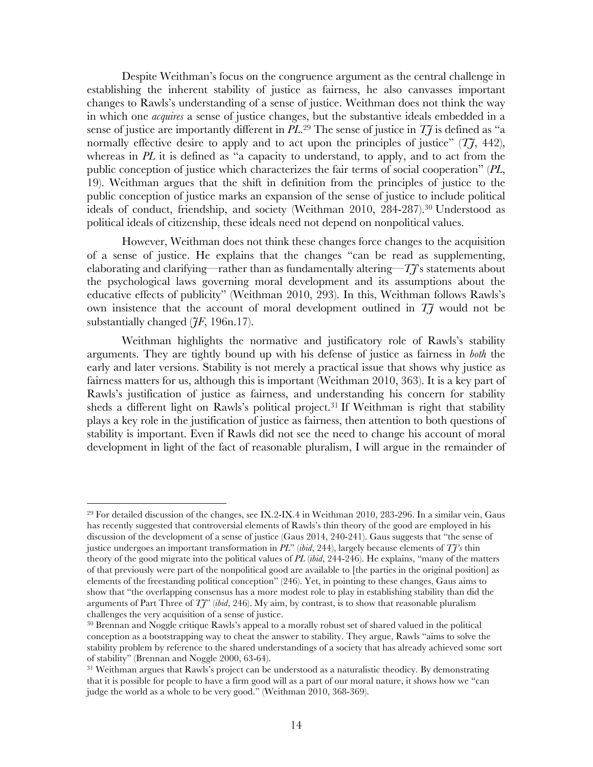Despite Weithman's focus on the congruence argument as the central challenge in establishing the inherent stability of justice as fairness, he also canvasses important changes to Rawls's understanding of a sense of justice. Weithman does not think the way in which one *acquires* a sense of justice changes, but the substantive ideals embedded in a sense of justice are importantly different in *PL*.[29] The sense of justice in *TJ* is defined as "a normally effective desire to apply and to act upon the principles of justice" (*TJ*, 442), whereas in *PL* it is defined as "a capacity to understand, to apply, and to act from the public conception of justice which characterizes the fair terms of social cooperation" (*PL*, 19). Weithman argues that the shift in definition from the principles of justice to the public conception of justice marks an expansion of the sense of justice to include political ideals of conduct, friendship, and society (Weithman 2010, 284-287).[30] Understood as political ideals of citizenship, these ideals need not depend on nonpolitical values.

However, Weithman does not think these changes force changes to the acquisition of a sense of justice. He explains that the changes "can be read as supplementing, elaborating and clarifying—rather than as fundamentally altering—*TJ*'s statements about the psychological laws governing moral development and its assumptions about the educative effects of publicity" (Weithman 2010, 293). In this, Weithman follows Rawls's own insistence that the account of moral development outlined in *TJ* would not be substantially changed (*JF*, 196n.17).

Weithman highlights the normative and justificatory role of Rawls's stability arguments. They are tightly bound up with his defense of justice as fairness in *both* the early and later versions. Stability is not merely a practical issue that shows why justice as fairness matters for us, although this is important (Weithman 2010, 363). It is a key part of Rawls's justification of justice as fairness, and understanding his concern for stability sheds a different light on Rawls's political project.[31] If Weithman is right that stability plays a key role in the justification of justice as fairness, then attention to both questions of stability is important. Even if Rawls did not see the need to change his account of moral development in light of the fact of reasonable pluralism, I will argue in the remainder of

---

[29] For detailed discussion of the changes, see IX.2-IX.4 in Weithman 2010, 283-296. In a similar vein, Gaus has recently suggested that controversial elements of Rawls's thin theory of the good are employed in his discussion of the development of a sense of justice (Gaus 2014, 240-241). Gaus suggests that "the sense of justice undergoes an important transformation in *PL*" (*ibid*, 244), largely because elements of *TJ's* thin theory of the good migrate into the political values of *PL* (*ibid*, 244-246). He explains, "many of the matters of that previously were part of the nonpolitical good are available to [the parties in the original position] as elements of the freestanding political conception" (246). Yet, in pointing to these changes, Gaus aims to show that "the overlapping consensus has a more modest role to play in establishing stability than did the arguments of Part Three of *TJ*" (*ibid*, 246). My aim, by contrast, is to show that reasonable pluralism challenges the very acquisition of a sense of justice.

[30] Brennan and Noggle critique Rawls's appeal to a morally robust set of shared valued in the political conception as a bootstrapping way to cheat the answer to stability. They argue, Rawls "aims to solve the stability problem by reference to the shared understandings of a society that has already achieved some sort of stability" (Brennan and Noggle 2000, 63-64).

[31] Weithman argues that Rawls's project can be understood as a naturalistic theodicy. By demonstrating that it is possible for people to have a firm good will as a part of our moral nature, it shows how we "can judge the world as a whole to be very good." (Weithman 2010, 368-369).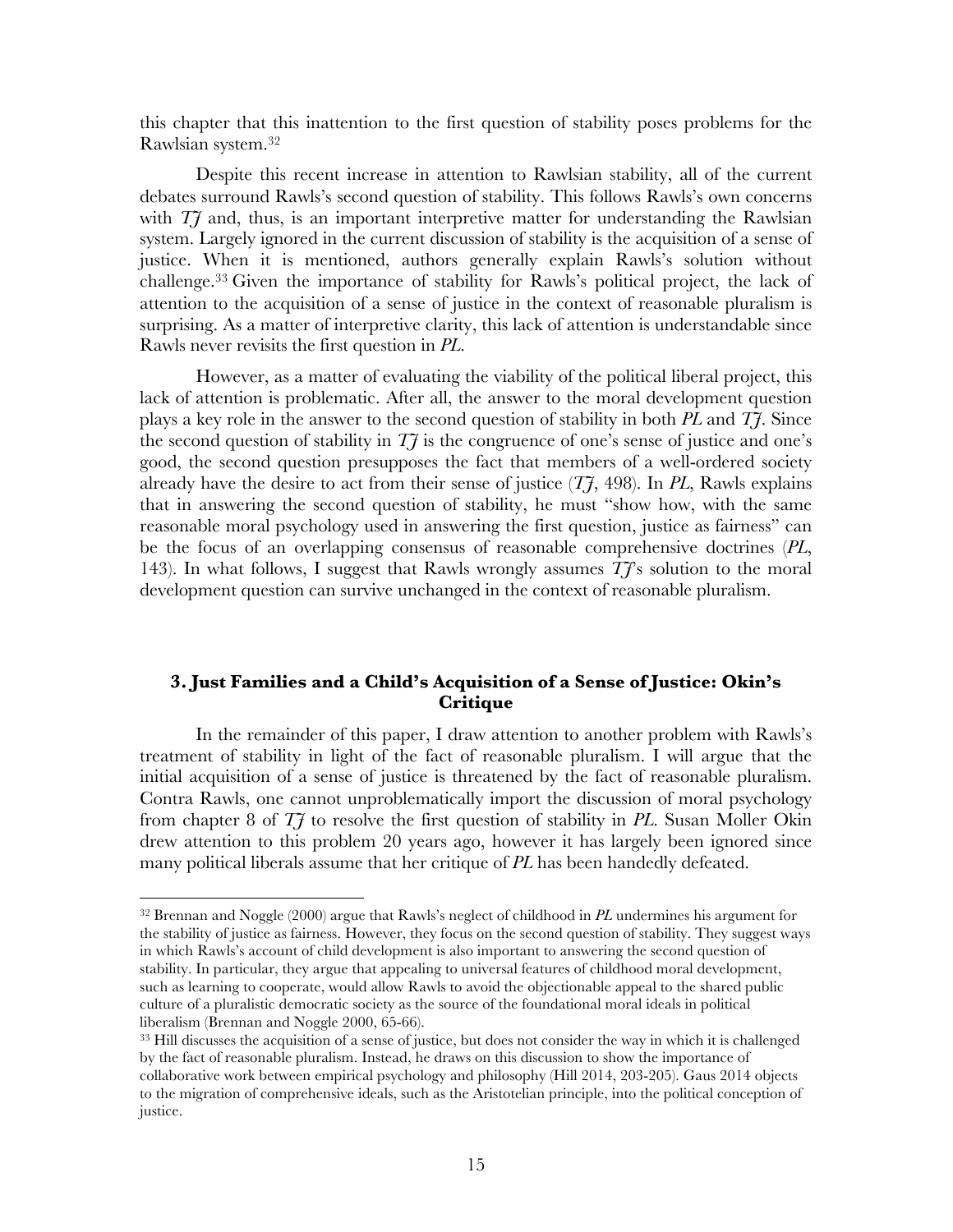this chapter that this inattention to the first question of stability poses problems for the Rawlsian system.[32]

Despite this recent increase in attention to Rawlsian stability, all of the current debates surround Rawls's second question of stability. This follows Rawls's own concerns with *TJ* and, thus, is an important interpretive matter for understanding the Rawlsian system. Largely ignored in the current discussion of stability is the acquisition of a sense of justice. When it is mentioned, authors generally explain Rawls's solution without challenge.[33] Given the importance of stability for Rawls's political project, the lack of attention to the acquisition of a sense of justice in the context of reasonable pluralism is surprising. As a matter of interpretive clarity, this lack of attention is understandable since Rawls never revisits the first question in *PL*.

However, as a matter of evaluating the viability of the political liberal project, this lack of attention is problematic. After all, the answer to the moral development question plays a key role in the answer to the second question of stability in both *PL* and *TJ*. Since the second question of stability in *TJ* is the congruence of one's sense of justice and one's good, the second question presupposes the fact that members of a well-ordered society already have the desire to act from their sense of justice (*TJ*, 498). In *PL*, Rawls explains that in answering the second question of stability, he must "show how, with the same reasonable moral psychology used in answering the first question, justice as fairness" can be the focus of an overlapping consensus of reasonable comprehensive doctrines (*PL*, 143). In what follows, I suggest that Rawls wrongly assumes *TJ*'s solution to the moral development question can survive unchanged in the context of reasonable pluralism.

### 3. Just Families and a Child's Acquisition of a Sense of Justice: Okin's Critique

In the remainder of this paper, I draw attention to another problem with Rawls's treatment of stability in light of the fact of reasonable pluralism. I will argue that the initial acquisition of a sense of justice is threatened by the fact of reasonable pluralism. Contra Rawls, one cannot unproblematically import the discussion of moral psychology from chapter 8 of *TJ* to resolve the first question of stability in *PL*. Susan Moller Okin drew attention to this problem 20 years ago, however it has largely been ignored since many political liberals assume that her critique of *PL* has been handedly defeated.

---

[32] Brennan and Noggle (2000) argue that Rawls's neglect of childhood in *PL* undermines his argument for the stability of justice as fairness. However, they focus on the second question of stability. They suggest ways in which Rawls's account of child development is also important to answering the second question of stability. In particular, they argue that appealing to universal features of childhood moral development, such as learning to cooperate, would allow Rawls to avoid the objectionable appeal to the shared public culture of a pluralistic democratic society as the source of the foundational moral ideals in political liberalism (Brennan and Noggle 2000, 65-66).

[33] Hill discusses the acquisition of a sense of justice, but does not consider the way in which it is challenged by the fact of reasonable pluralism. Instead, he draws on this discussion to show the importance of collaborative work between empirical psychology and philosophy (Hill 2014, 203-205). Gaus 2014 objects to the migration of comprehensive ideals, such as the Aristotelian principle, into the political conception of justice.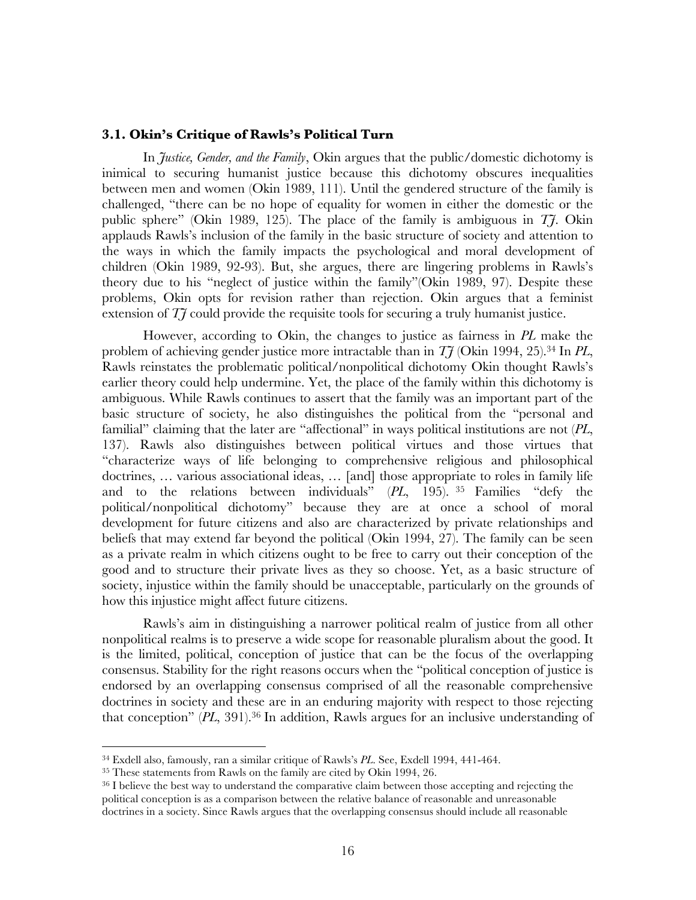### 3.1. Okin's Critique of Rawls's Political Turn

In *Justice, Gender, and the Family*, Okin argues that the public/domestic dichotomy is inimical to securing humanist justice because this dichotomy obscures inequalities between men and women (Okin 1989, 111). Until the gendered structure of the family is challenged, "there can be no hope of equality for women in either the domestic or the public sphere" (Okin 1989, 125). The place of the family is ambiguous in *TJ*. Okin applauds Rawls's inclusion of the family in the basic structure of society and attention to the ways in which the family impacts the psychological and moral development of children (Okin 1989, 92-93). But, she argues, there are lingering problems in Rawls's theory due to his "neglect of justice within the family"(Okin 1989, 97). Despite these problems, Okin opts for revision rather than rejection. Okin argues that a feminist extension of *TJ* could provide the requisite tools for securing a truly humanist justice.

However, according to Okin, the changes to justice as fairness in *PL* make the problem of achieving gender justice more intractable than in *TJ* (Okin 1994, 25).[34] In *PL*, Rawls reinstates the problematic political/nonpolitical dichotomy Okin thought Rawls's earlier theory could help undermine. Yet, the place of the family within this dichotomy is ambiguous. While Rawls continues to assert that the family was an important part of the basic structure of society, he also distinguishes the political from the "personal and familial" claiming that the later are "affectional" in ways political institutions are not (*PL*, 137). Rawls also distinguishes between political virtues and those virtues that "characterize ways of life belonging to comprehensive religious and philosophical doctrines, … various associational ideas, … [and] those appropriate to roles in family life and to the relations between individuals" (*PL*, 195).[35] Families "defy the political/nonpolitical dichotomy" because they are at once a school of moral development for future citizens and also are characterized by private relationships and beliefs that may extend far beyond the political (Okin 1994, 27). The family can be seen as a private realm in which citizens ought to be free to carry out their conception of the good and to structure their private lives as they so choose. Yet, as a basic structure of society, injustice within the family should be unacceptable, particularly on the grounds of how this injustice might affect future citizens.

Rawls's aim in distinguishing a narrower political realm of justice from all other nonpolitical realms is to preserve a wide scope for reasonable pluralism about the good. It is the limited, political, conception of justice that can be the focus of the overlapping consensus. Stability for the right reasons occurs when the "political conception of justice is endorsed by an overlapping consensus comprised of all the reasonable comprehensive doctrines in society and these are in an enduring majority with respect to those rejecting that conception" (*PL*, 391).[36] In addition, Rawls argues for an inclusive understanding of

---

[34] Exdell also, famously, ran a similar critique of Rawls's *PL*. See, Exdell 1994, 441-464.

[35] These statements from Rawls on the family are cited by Okin 1994, 26.

[36] I believe the best way to understand the comparative claim between those accepting and rejecting the political conception is as a comparison between the relative balance of reasonable and unreasonable doctrines in a society. Since Rawls argues that the overlapping consensus should include all reasonable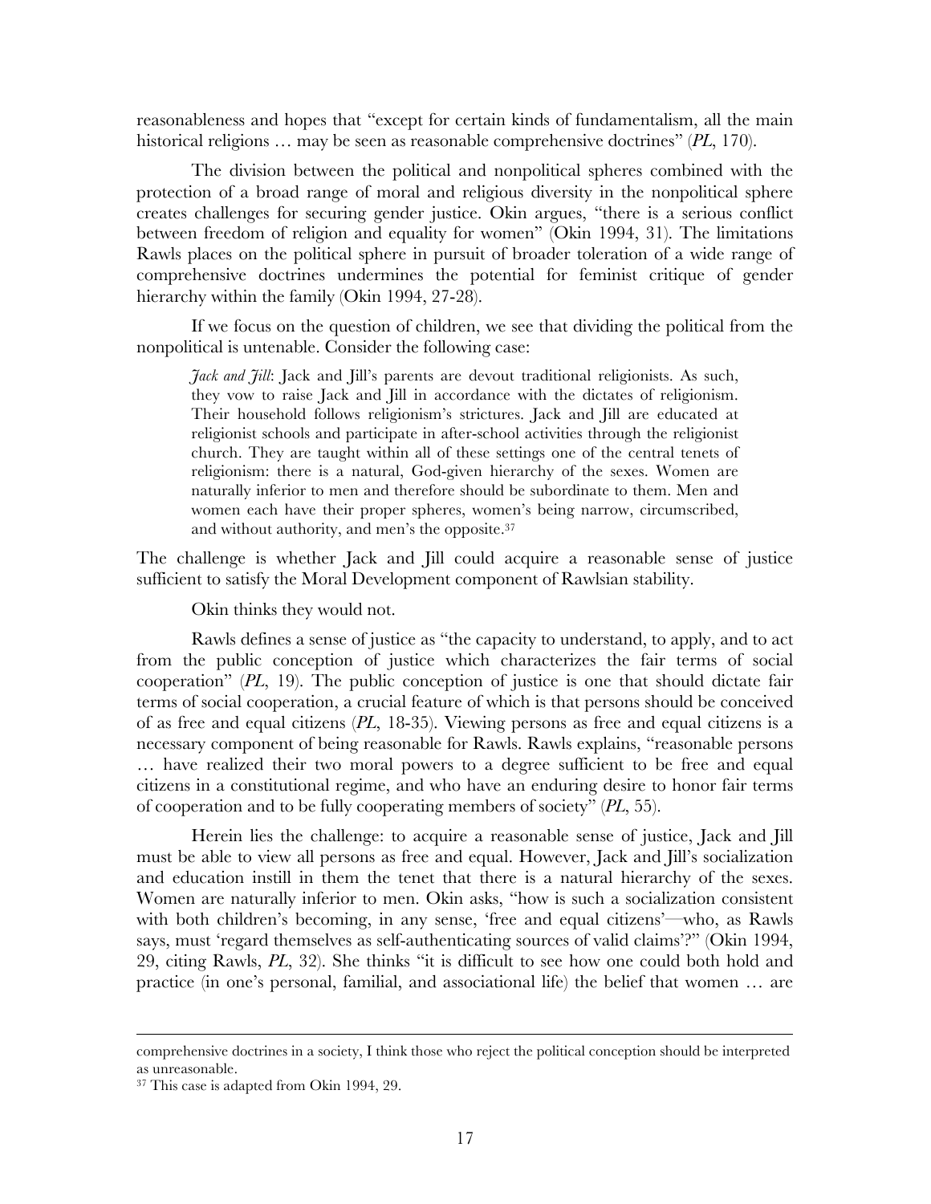reasonableness and hopes that "except for certain kinds of fundamentalism, all the main historical religions … may be seen as reasonable comprehensive doctrines" (*PL*, 170).

The division between the political and nonpolitical spheres combined with the protection of a broad range of moral and religious diversity in the nonpolitical sphere creates challenges for securing gender justice. Okin argues, "there is a serious conflict between freedom of religion and equality for women" (Okin 1994, 31). The limitations Rawls places on the political sphere in pursuit of broader toleration of a wide range of comprehensive doctrines undermines the potential for feminist critique of gender hierarchy within the family (Okin 1994, 27-28).

If we focus on the question of children, we see that dividing the political from the nonpolitical is untenable. Consider the following case:

> *Jack and Jill*: Jack and Jill's parents are devout traditional religionists. As such, they vow to raise Jack and Jill in accordance with the dictates of religionism. Their household follows religionism's strictures. Jack and Jill are educated at religionist schools and participate in after-school activities through the religionist church. They are taught within all of these settings one of the central tenets of religionism: there is a natural, God-given hierarchy of the sexes. Women are naturally inferior to men and therefore should be subordinate to them. Men and women each have their proper spheres, women's being narrow, circumscribed, and without authority, and men's the opposite.[37]

The challenge is whether Jack and Jill could acquire a reasonable sense of justice sufficient to satisfy the Moral Development component of Rawlsian stability.

Okin thinks they would not.

Rawls defines a sense of justice as "the capacity to understand, to apply, and to act from the public conception of justice which characterizes the fair terms of social cooperation" (*PL*, 19). The public conception of justice is one that should dictate fair terms of social cooperation, a crucial feature of which is that persons should be conceived of as free and equal citizens (*PL*, 18-35). Viewing persons as free and equal citizens is a necessary component of being reasonable for Rawls. Rawls explains, "reasonable persons … have realized their two moral powers to a degree sufficient to be free and equal citizens in a constitutional regime, and who have an enduring desire to honor fair terms of cooperation and to be fully cooperating members of society" (*PL*, 55).

Herein lies the challenge: to acquire a reasonable sense of justice, Jack and Jill must be able to view all persons as free and equal. However, Jack and Jill's socialization and education instill in them the tenet that there is a natural hierarchy of the sexes. Women are naturally inferior to men. Okin asks, "how is such a socialization consistent with both children's becoming, in any sense, 'free and equal citizens'—who, as Rawls says, must 'regard themselves as self-authenticating sources of valid claims'?" (Okin 1994, 29, citing Rawls, *PL*, 32). She thinks "it is difficult to see how one could both hold and practice (in one's personal, familial, and associational life) the belief that women … are

---

comprehensive doctrines in a society, I think those who reject the political conception should be interpreted as unreasonable.

[37] This case is adapted from Okin 1994, 29.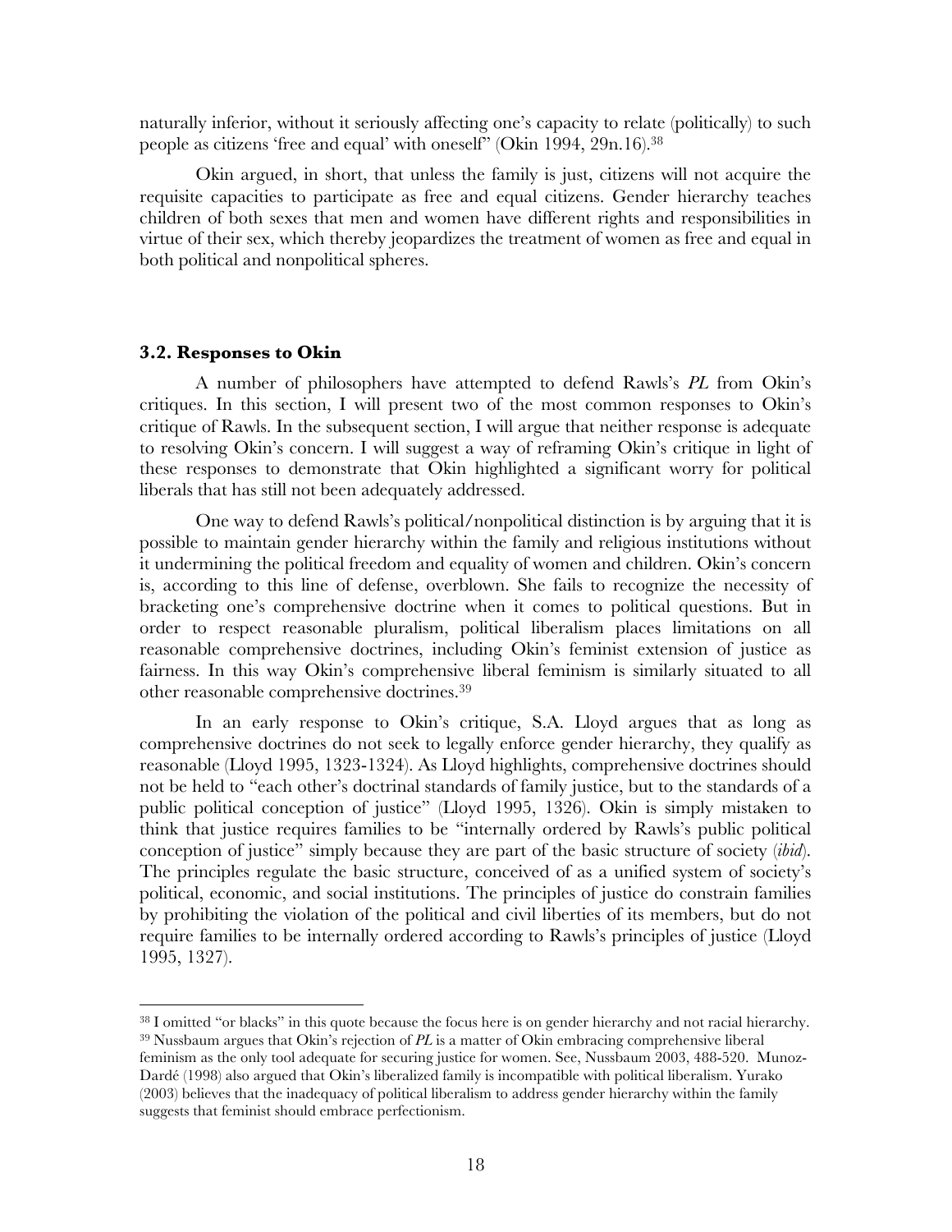naturally inferior, without it seriously affecting one's capacity to relate (politically) to such people as citizens 'free and equal' with oneself" (Okin 1994, 29n.16).[38]

Okin argued, in short, that unless the family is just, citizens will not acquire the requisite capacities to participate as free and equal citizens. Gender hierarchy teaches children of both sexes that men and women have different rights and responsibilities in virtue of their sex, which thereby jeopardizes the treatment of women as free and equal in both political and nonpolitical spheres.

### 3.2. Responses to Okin

A number of philosophers have attempted to defend Rawls's *PL* from Okin's critiques. In this section, I will present two of the most common responses to Okin's critique of Rawls. In the subsequent section, I will argue that neither response is adequate to resolving Okin's concern. I will suggest a way of reframing Okin's critique in light of these responses to demonstrate that Okin highlighted a significant worry for political liberals that has still not been adequately addressed.

One way to defend Rawls's political/nonpolitical distinction is by arguing that it is possible to maintain gender hierarchy within the family and religious institutions without it undermining the political freedom and equality of women and children. Okin's concern is, according to this line of defense, overblown. She fails to recognize the necessity of bracketing one's comprehensive doctrine when it comes to political questions. But in order to respect reasonable pluralism, political liberalism places limitations on all reasonable comprehensive doctrines, including Okin's feminist extension of justice as fairness. In this way Okin's comprehensive liberal feminism is similarly situated to all other reasonable comprehensive doctrines.[39]

In an early response to Okin's critique, S.A. Lloyd argues that as long as comprehensive doctrines do not seek to legally enforce gender hierarchy, they qualify as reasonable (Lloyd 1995, 1323-1324). As Lloyd highlights, comprehensive doctrines should not be held to "each other's doctrinal standards of family justice, but to the standards of a public political conception of justice" (Lloyd 1995, 1326). Okin is simply mistaken to think that justice requires families to be "internally ordered by Rawls's public political conception of justice" simply because they are part of the basic structure of society (*ibid*). The principles regulate the basic structure, conceived of as a unified system of society's political, economic, and social institutions. The principles of justice do constrain families by prohibiting the violation of the political and civil liberties of its members, but do not require families to be internally ordered according to Rawls's principles of justice (Lloyd 1995, 1327).

---

[38] I omitted "or blacks" in this quote because the focus here is on gender hierarchy and not racial hierarchy.

[39] Nussbaum argues that Okin's rejection of *PL* is a matter of Okin embracing comprehensive liberal feminism as the only tool adequate for securing justice for women. See, Nussbaum 2003, 488-520. Munoz-Dardé (1998) also argued that Okin's liberalized family is incompatible with political liberalism. Yurako (2003) believes that the inadequacy of political liberalism to address gender hierarchy within the family suggests that feminist should embrace perfectionism.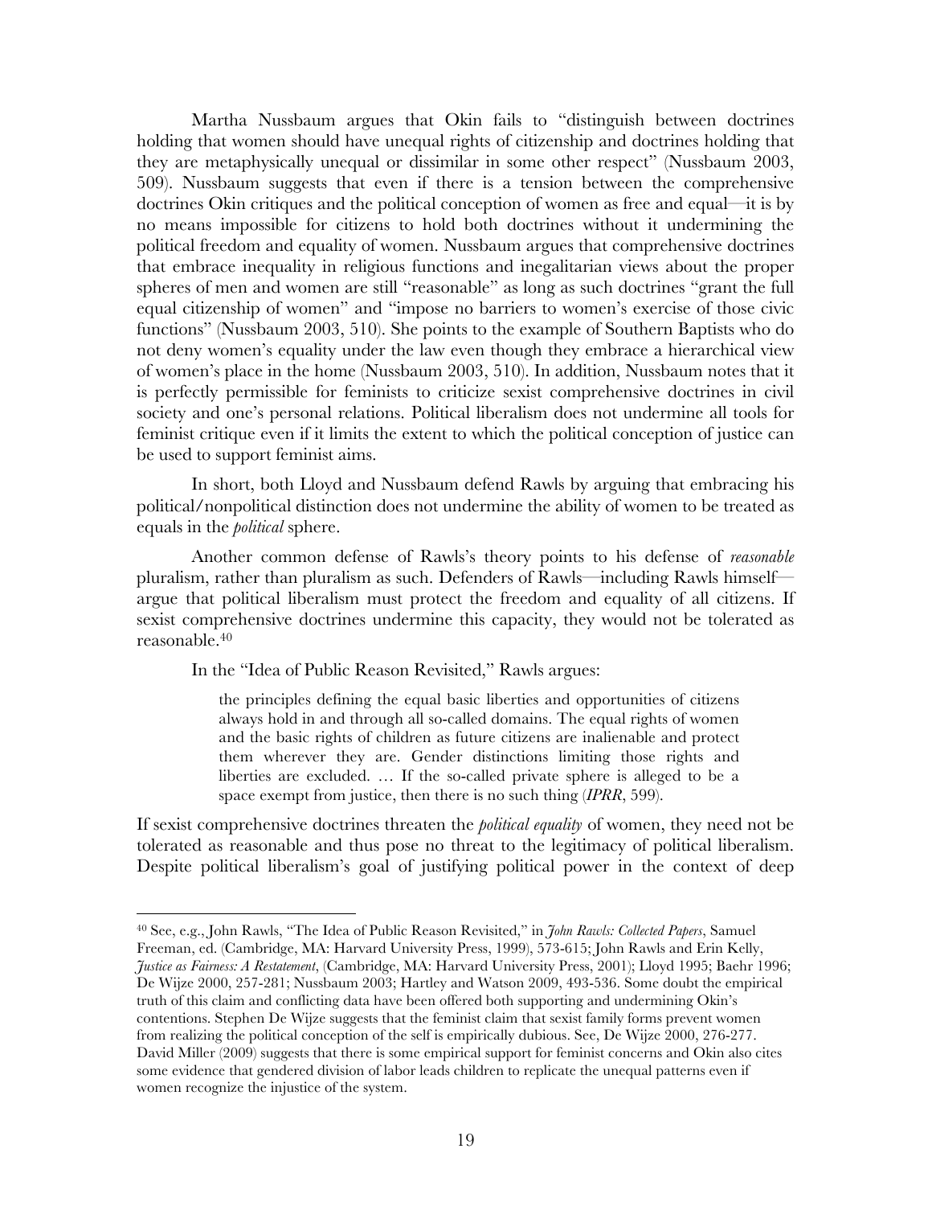Martha Nussbaum argues that Okin fails to "distinguish between doctrines holding that women should have unequal rights of citizenship and doctrines holding that they are metaphysically unequal or dissimilar in some other respect" (Nussbaum 2003, 509). Nussbaum suggests that even if there is a tension between the comprehensive doctrines Okin critiques and the political conception of women as free and equal—it is by no means impossible for citizens to hold both doctrines without it undermining the political freedom and equality of women. Nussbaum argues that comprehensive doctrines that embrace inequality in religious functions and inegalitarian views about the proper spheres of men and women are still "reasonable" as long as such doctrines "grant the full equal citizenship of women" and "impose no barriers to women's exercise of those civic functions" (Nussbaum 2003, 510). She points to the example of Southern Baptists who do not deny women's equality under the law even though they embrace a hierarchical view of women's place in the home (Nussbaum 2003, 510). In addition, Nussbaum notes that it is perfectly permissible for feminists to criticize sexist comprehensive doctrines in civil society and one's personal relations. Political liberalism does not undermine all tools for feminist critique even if it limits the extent to which the political conception of justice can be used to support feminist aims.

In short, both Lloyd and Nussbaum defend Rawls by arguing that embracing his political/nonpolitical distinction does not undermine the ability of women to be treated as equals in the *political* sphere.

Another common defense of Rawls's theory points to his defense of *reasonable* pluralism, rather than pluralism as such. Defenders of Rawls—including Rawls himself—argue that political liberalism must protect the freedom and equality of all citizens. If sexist comprehensive doctrines undermine this capacity, they would not be tolerated as reasonable.[40]

In the "Idea of Public Reason Revisited," Rawls argues:

> the principles defining the equal basic liberties and opportunities of citizens always hold in and through all so-called domains. The equal rights of women and the basic rights of children as future citizens are inalienable and protect them wherever they are. Gender distinctions limiting those rights and liberties are excluded. … If the so-called private sphere is alleged to be a space exempt from justice, then there is no such thing (*IPRR*, 599).

If sexist comprehensive doctrines threaten the *political equality* of women, they need not be tolerated as reasonable and thus pose no threat to the legitimacy of political liberalism. Despite political liberalism's goal of justifying political power in the context of deep

---

[40] See, e.g., John Rawls, "The Idea of Public Reason Revisited," in *John Rawls: Collected Papers*, Samuel Freeman, ed. (Cambridge, MA: Harvard University Press, 1999), 573-615; John Rawls and Erin Kelly, *Justice as Fairness: A Restatement*, (Cambridge, MA: Harvard University Press, 2001); Lloyd 1995; Baehr 1996; De Wijze 2000, 257-281; Nussbaum 2003; Hartley and Watson 2009, 493-536. Some doubt the empirical truth of this claim and conflicting data have been offered both supporting and undermining Okin's contentions. Stephen De Wijze suggests that the feminist claim that sexist family forms prevent women from realizing the political conception of the self is empirically dubious. See, De Wijze 2000, 276-277. David Miller (2009) suggests that there is some empirical support for feminist concerns and Okin also cites some evidence that gendered division of labor leads children to replicate the unequal patterns even if women recognize the injustice of the system.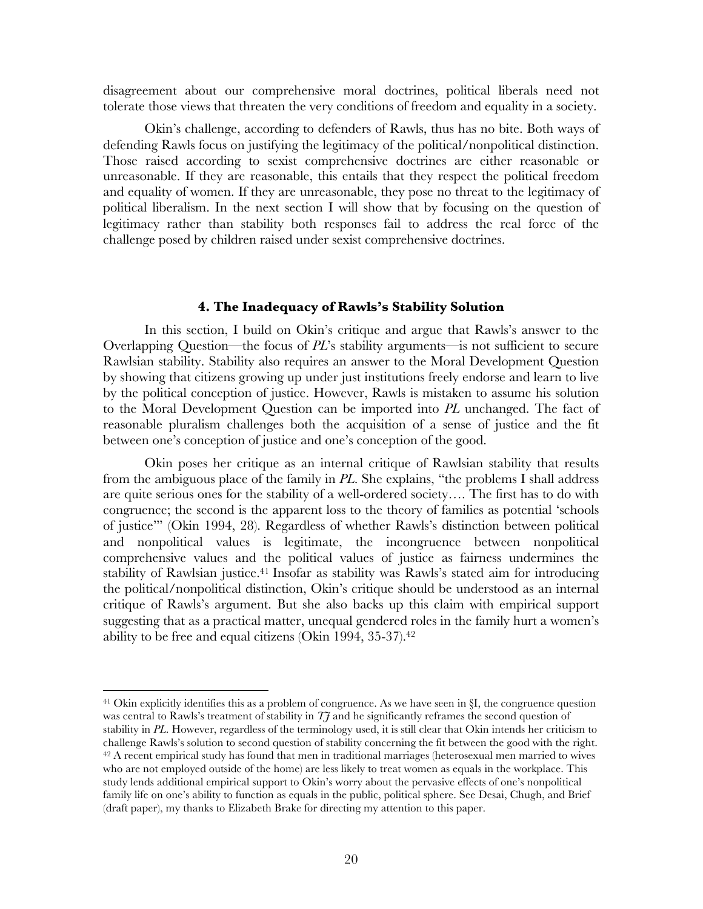disagreement about our comprehensive moral doctrines, political liberals need not tolerate those views that threaten the very conditions of freedom and equality in a society.

Okin's challenge, according to defenders of Rawls, thus has no bite. Both ways of defending Rawls focus on justifying the legitimacy of the political/nonpolitical distinction. Those raised according to sexist comprehensive doctrines are either reasonable or unreasonable. If they are reasonable, this entails that they respect the political freedom and equality of women. If they are unreasonable, they pose no threat to the legitimacy of political liberalism. In the next section I will show that by focusing on the question of legitimacy rather than stability both responses fail to address the real force of the challenge posed by children raised under sexist comprehensive doctrines.

### 4. The Inadequacy of Rawls's Stability Solution

In this section, I build on Okin's critique and argue that Rawls's answer to the Overlapping Question—the focus of *PL*'s stability arguments—is not sufficient to secure Rawlsian stability. Stability also requires an answer to the Moral Development Question by showing that citizens growing up under just institutions freely endorse and learn to live by the political conception of justice. However, Rawls is mistaken to assume his solution to the Moral Development Question can be imported into *PL* unchanged. The fact of reasonable pluralism challenges both the acquisition of a sense of justice and the fit between one's conception of justice and one's conception of the good.

Okin poses her critique as an internal critique of Rawlsian stability that results from the ambiguous place of the family in *PL*. She explains, "the problems I shall address are quite serious ones for the stability of a well-ordered society…. The first has to do with congruence; the second is the apparent loss to the theory of families as potential 'schools of justice'" (Okin 1994, 28). Regardless of whether Rawls's distinction between political and nonpolitical values is legitimate, the incongruence between nonpolitical comprehensive values and the political values of justice as fairness undermines the stability of Rawlsian justice.[41] Insofar as stability was Rawls's stated aim for introducing the political/nonpolitical distinction, Okin's critique should be understood as an internal critique of Rawls's argument. But she also backs up this claim with empirical support suggesting that as a practical matter, unequal gendered roles in the family hurt a women's ability to be free and equal citizens (Okin 1994, 35-37).[42]

---

[41] Okin explicitly identifies this as a problem of congruence. As we have seen in §I, the congruence question was central to Rawls's treatment of stability in *TJ* and he significantly reframes the second question of stability in *PL*. However, regardless of the terminology used, it is still clear that Okin intends her criticism to challenge Rawls's solution to second question of stability concerning the fit between the good with the right.

[42] A recent empirical study has found that men in traditional marriages (heterosexual men married to wives who are not employed outside of the home) are less likely to treat women as equals in the workplace. This study lends additional empirical support to Okin's worry about the pervasive effects of one's nonpolitical family life on one's ability to function as equals in the public, political sphere. See Desai, Chugh, and Brief (draft paper), my thanks to Elizabeth Brake for directing my attention to this paper.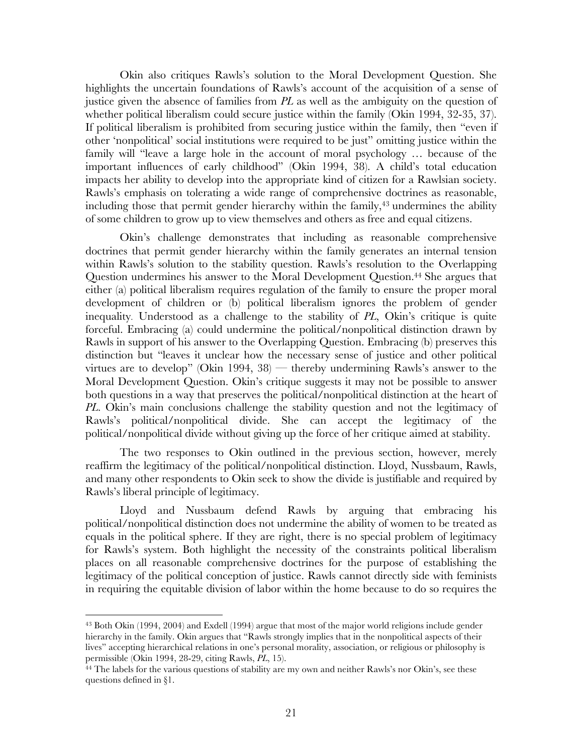Okin also critiques Rawls's solution to the Moral Development Question. She highlights the uncertain foundations of Rawls's account of the acquisition of a sense of justice given the absence of families from *PL* as well as the ambiguity on the question of whether political liberalism could secure justice within the family (Okin 1994, 32-35, 37). If political liberalism is prohibited from securing justice within the family, then "even if other 'nonpolitical' social institutions were required to be just" omitting justice within the family will "leave a large hole in the account of moral psychology … because of the important influences of early childhood" (Okin 1994, 38). A child's total education impacts her ability to develop into the appropriate kind of citizen for a Rawlsian society. Rawls's emphasis on tolerating a wide range of comprehensive doctrines as reasonable, including those that permit gender hierarchy within the family,[43] undermines the ability of some children to grow up to view themselves and others as free and equal citizens.

Okin's challenge demonstrates that including as reasonable comprehensive doctrines that permit gender hierarchy within the family generates an internal tension within Rawls's solution to the stability question. Rawls's resolution to the Overlapping Question undermines his answer to the Moral Development Question.[44] She argues that either (a) political liberalism requires regulation of the family to ensure the proper moral development of children or (b) political liberalism ignores the problem of gender inequality. Understood as a challenge to the stability of *PL*, Okin's critique is quite forceful. Embracing (a) could undermine the political/nonpolitical distinction drawn by Rawls in support of his answer to the Overlapping Question. Embracing (b) preserves this distinction but "leaves it unclear how the necessary sense of justice and other political virtues are to develop" (Okin 1994, 38) — thereby undermining Rawls's answer to the Moral Development Question. Okin's critique suggests it may not be possible to answer both questions in a way that preserves the political/nonpolitical distinction at the heart of *PL*. Okin's main conclusions challenge the stability question and not the legitimacy of Rawls's political/nonpolitical divide. She can accept the legitimacy of the political/nonpolitical divide without giving up the force of her critique aimed at stability.

The two responses to Okin outlined in the previous section, however, merely reaffirm the legitimacy of the political/nonpolitical distinction. Lloyd, Nussbaum, Rawls, and many other respondents to Okin seek to show the divide is justifiable and required by Rawls's liberal principle of legitimacy.

Lloyd and Nussbaum defend Rawls by arguing that embracing his political/nonpolitical distinction does not undermine the ability of women to be treated as equals in the political sphere. If they are right, there is no special problem of legitimacy for Rawls's system. Both highlight the necessity of the constraints political liberalism places on all reasonable comprehensive doctrines for the purpose of establishing the legitimacy of the political conception of justice. Rawls cannot directly side with feminists in requiring the equitable division of labor within the home because to do so requires the

---

[43] Both Okin (1994, 2004) and Exdell (1994) argue that most of the major world religions include gender hierarchy in the family. Okin argues that "Rawls strongly implies that in the nonpolitical aspects of their lives" accepting hierarchical relations in one's personal morality, association, or religious or philosophy is permissible (Okin 1994, 28-29, citing Rawls, *PL*, 15).

[44] The labels for the various questions of stability are my own and neither Rawls's nor Okin's, see these questions defined in §1.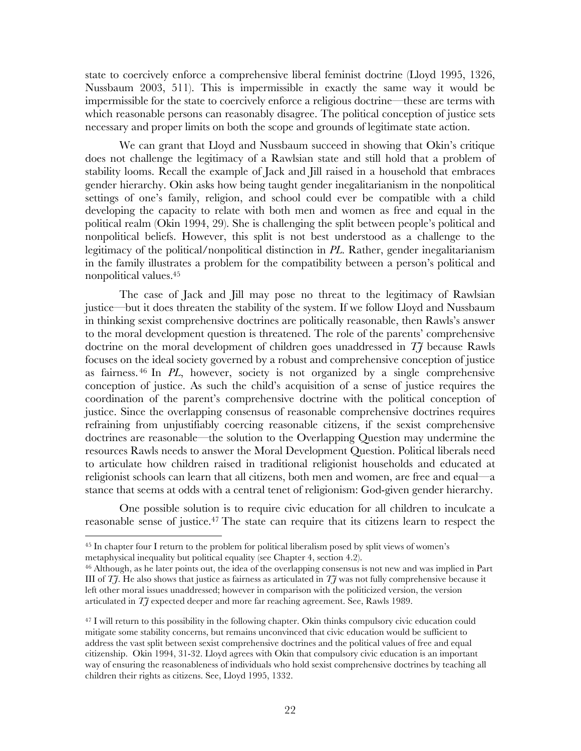state to coercively enforce a comprehensive liberal feminist doctrine (Lloyd 1995, 1326, Nussbaum 2003, 511). This is impermissible in exactly the same way it would be impermissible for the state to coercively enforce a religious doctrine—these are terms with which reasonable persons can reasonably disagree. The political conception of justice sets necessary and proper limits on both the scope and grounds of legitimate state action.

We can grant that Lloyd and Nussbaum succeed in showing that Okin's critique does not challenge the legitimacy of a Rawlsian state and still hold that a problem of stability looms. Recall the example of Jack and Jill raised in a household that embraces gender hierarchy. Okin asks how being taught gender inegalitarianism in the nonpolitical settings of one's family, religion, and school could ever be compatible with a child developing the capacity to relate with both men and women as free and equal in the political realm (Okin 1994, 29). She is challenging the split between people's political and nonpolitical beliefs. However, this split is not best understood as a challenge to the legitimacy of the political/nonpolitical distinction in *PL*. Rather, gender inegalitarianism in the family illustrates a problem for the compatibility between a person's political and nonpolitical values.[45]

The case of Jack and Jill may pose no threat to the legitimacy of Rawlsian justice—but it does threaten the stability of the system. If we follow Lloyd and Nussbaum in thinking sexist comprehensive doctrines are politically reasonable, then Rawls's answer to the moral development question is threatened. The role of the parents' comprehensive doctrine on the moral development of children goes unaddressed in *TJ* because Rawls focuses on the ideal society governed by a robust and comprehensive conception of justice as fairness.[46] In *PL*, however, society is not organized by a single comprehensive conception of justice. As such the child's acquisition of a sense of justice requires the coordination of the parent's comprehensive doctrine with the political conception of justice. Since the overlapping consensus of reasonable comprehensive doctrines requires refraining from unjustifiably coercing reasonable citizens, if the sexist comprehensive doctrines are reasonable—the solution to the Overlapping Question may undermine the resources Rawls needs to answer the Moral Development Question. Political liberals need to articulate how children raised in traditional religionist households and educated at religionist schools can learn that all citizens, both men and women, are free and equal—a stance that seems at odds with a central tenet of religionism: God-given gender hierarchy.

One possible solution is to require civic education for all children to inculcate a reasonable sense of justice.[47] The state can require that its citizens learn to respect the

---

[45] In chapter four I return to the problem for political liberalism posed by split views of women's metaphysical inequality but political equality (see Chapter 4, section 4.2).

[46] Although, as he later points out, the idea of the overlapping consensus is not new and was implied in Part III of *TJ*. He also shows that justice as fairness as articulated in *TJ* was not fully comprehensive because it left other moral issues unaddressed; however in comparison with the politicized version, the version articulated in *TJ* expected deeper and more far reaching agreement. See, Rawls 1989.

[47] I will return to this possibility in the following chapter. Okin thinks compulsory civic education could mitigate some stability concerns, but remains unconvinced that civic education would be sufficient to address the vast split between sexist comprehensive doctrines and the political values of free and equal citizenship. Okin 1994, 31-32. Lloyd agrees with Okin that compulsory civic education is an important way of ensuring the reasonableness of individuals who hold sexist comprehensive doctrines by teaching all children their rights as citizens. See, Lloyd 1995, 1332.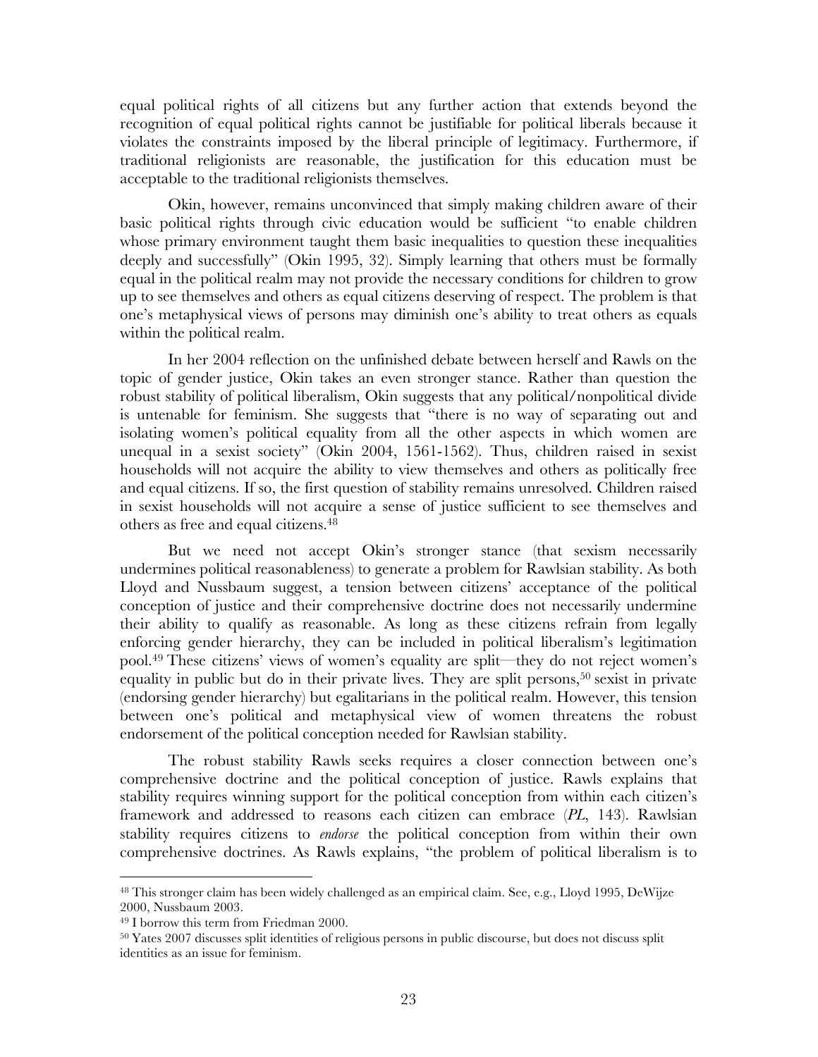equal political rights of all citizens but any further action that extends beyond the recognition of equal political rights cannot be justifiable for political liberals because it violates the constraints imposed by the liberal principle of legitimacy. Furthermore, if traditional religionists are reasonable, the justification for this education must be acceptable to the traditional religionists themselves.

Okin, however, remains unconvinced that simply making children aware of their basic political rights through civic education would be sufficient "to enable children whose primary environment taught them basic inequalities to question these inequalities deeply and successfully" (Okin 1995, 32). Simply learning that others must be formally equal in the political realm may not provide the necessary conditions for children to grow up to see themselves and others as equal citizens deserving of respect. The problem is that one's metaphysical views of persons may diminish one's ability to treat others as equals within the political realm.

In her 2004 reflection on the unfinished debate between herself and Rawls on the topic of gender justice, Okin takes an even stronger stance. Rather than question the robust stability of political liberalism, Okin suggests that any political/nonpolitical divide is untenable for feminism. She suggests that "there is no way of separating out and isolating women's political equality from all the other aspects in which women are unequal in a sexist society" (Okin 2004, 1561-1562). Thus, children raised in sexist households will not acquire the ability to view themselves and others as politically free and equal citizens. If so, the first question of stability remains unresolved. Children raised in sexist households will not acquire a sense of justice sufficient to see themselves and others as free and equal citizens.[48]

But we need not accept Okin's stronger stance (that sexism necessarily undermines political reasonableness) to generate a problem for Rawlsian stability. As both Lloyd and Nussbaum suggest, a tension between citizens' acceptance of the political conception of justice and their comprehensive doctrine does not necessarily undermine their ability to qualify as reasonable. As long as these citizens refrain from legally enforcing gender hierarchy, they can be included in political liberalism's legitimation pool.[49] These citizens' views of women's equality are split—they do not reject women's equality in public but do in their private lives. They are split persons,[50] sexist in private (endorsing gender hierarchy) but egalitarians in the political realm. However, this tension between one's political and metaphysical view of women threatens the robust endorsement of the political conception needed for Rawlsian stability.

The robust stability Rawls seeks requires a closer connection between one's comprehensive doctrine and the political conception of justice. Rawls explains that stability requires winning support for the political conception from within each citizen's framework and addressed to reasons each citizen can embrace (*PL*, 143). Rawlsian stability requires citizens to *endorse* the political conception from within their own comprehensive doctrines. As Rawls explains, "the problem of political liberalism is to

[48] This stronger claim has been widely challenged as an empirical claim. See, e.g., Lloyd 1995, DeWijze 2000, Nussbaum 2003.

[49] I borrow this term from Friedman 2000.

[50] Yates 2007 discusses split identities of religious persons in public discourse, but does not discuss split identities as an issue for feminism.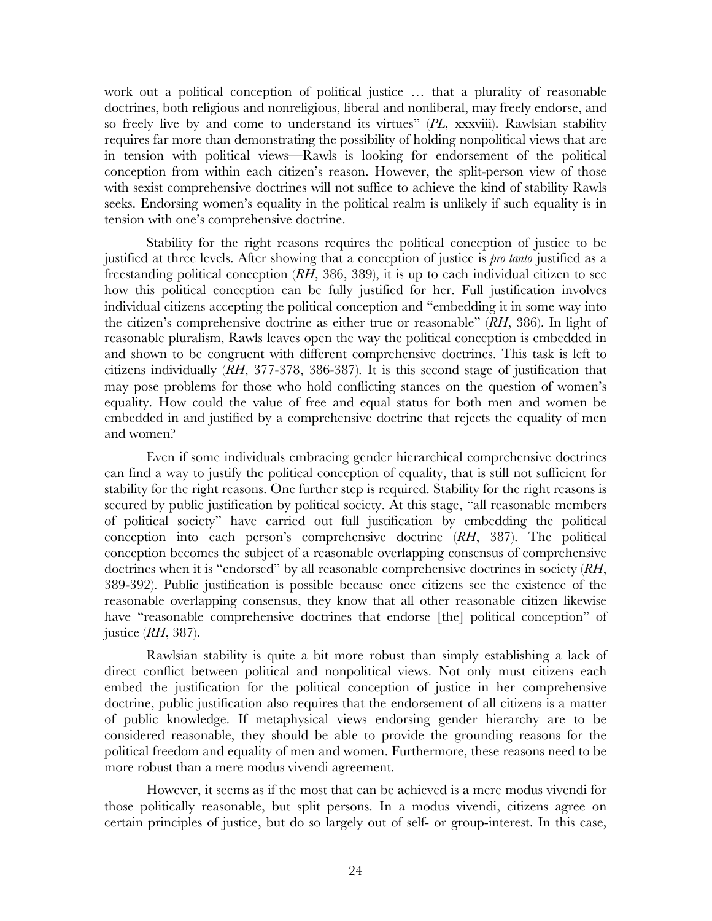work out a political conception of political justice … that a plurality of reasonable doctrines, both religious and nonreligious, liberal and nonliberal, may freely endorse, and so freely live by and come to understand its virtues" (*PL*, xxxviii). Rawlsian stability requires far more than demonstrating the possibility of holding nonpolitical views that are in tension with political views—Rawls is looking for endorsement of the political conception from within each citizen's reason. However, the split-person view of those with sexist comprehensive doctrines will not suffice to achieve the kind of stability Rawls seeks. Endorsing women's equality in the political realm is unlikely if such equality is in tension with one's comprehensive doctrine.

Stability for the right reasons requires the political conception of justice to be justified at three levels. After showing that a conception of justice is *pro tanto* justified as a freestanding political conception (*RH*, 386, 389), it is up to each individual citizen to see how this political conception can be fully justified for her. Full justification involves individual citizens accepting the political conception and "embedding it in some way into the citizen's comprehensive doctrine as either true or reasonable" (*RH*, 386). In light of reasonable pluralism, Rawls leaves open the way the political conception is embedded in and shown to be congruent with different comprehensive doctrines. This task is left to citizens individually (*RH*, 377-378, 386-387). It is this second stage of justification that may pose problems for those who hold conflicting stances on the question of women's equality. How could the value of free and equal status for both men and women be embedded in and justified by a comprehensive doctrine that rejects the equality of men and women?

Even if some individuals embracing gender hierarchical comprehensive doctrines can find a way to justify the political conception of equality, that is still not sufficient for stability for the right reasons. One further step is required. Stability for the right reasons is secured by public justification by political society. At this stage, "all reasonable members of political society" have carried out full justification by embedding the political conception into each person's comprehensive doctrine (*RH*, 387). The political conception becomes the subject of a reasonable overlapping consensus of comprehensive doctrines when it is "endorsed" by all reasonable comprehensive doctrines in society (*RH*, 389-392). Public justification is possible because once citizens see the existence of the reasonable overlapping consensus, they know that all other reasonable citizen likewise have "reasonable comprehensive doctrines that endorse [the] political conception" of justice (*RH*, 387).

Rawlsian stability is quite a bit more robust than simply establishing a lack of direct conflict between political and nonpolitical views. Not only must citizens each embed the justification for the political conception of justice in her comprehensive doctrine, public justification also requires that the endorsement of all citizens is a matter of public knowledge. If metaphysical views endorsing gender hierarchy are to be considered reasonable, they should be able to provide the grounding reasons for the political freedom and equality of men and women. Furthermore, these reasons need to be more robust than a mere modus vivendi agreement.

However, it seems as if the most that can be achieved is a mere modus vivendi for those politically reasonable, but split persons. In a modus vivendi, citizens agree on certain principles of justice, but do so largely out of self- or group-interest. In this case,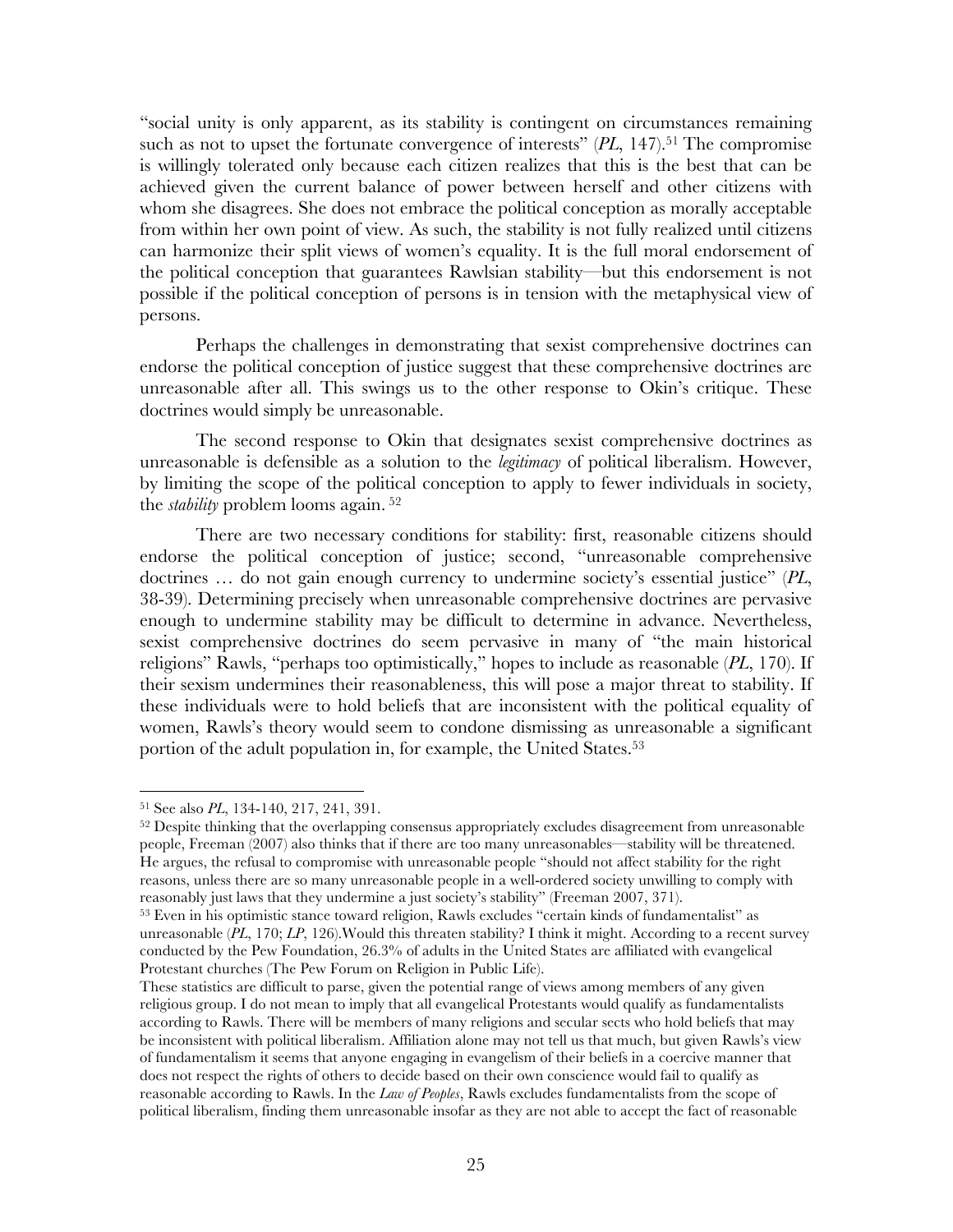"social unity is only apparent, as its stability is contingent on circumstances remaining such as not to upset the fortunate convergence of interests" (*PL*, 147).[51] The compromise is willingly tolerated only because each citizen realizes that this is the best that can be achieved given the current balance of power between herself and other citizens with whom she disagrees. She does not embrace the political conception as morally acceptable from within her own point of view. As such, the stability is not fully realized until citizens can harmonize their split views of women's equality. It is the full moral endorsement of the political conception that guarantees Rawlsian stability—but this endorsement is not possible if the political conception of persons is in tension with the metaphysical view of persons.

Perhaps the challenges in demonstrating that sexist comprehensive doctrines can endorse the political conception of justice suggest that these comprehensive doctrines are unreasonable after all. This swings us to the other response to Okin's critique. These doctrines would simply be unreasonable.

The second response to Okin that designates sexist comprehensive doctrines as unreasonable is defensible as a solution to the *legitimacy* of political liberalism. However, by limiting the scope of the political conception to apply to fewer individuals in society, the *stability* problem looms again. [52]

There are two necessary conditions for stability: first, reasonable citizens should endorse the political conception of justice; second, "unreasonable comprehensive doctrines … do not gain enough currency to undermine society's essential justice" (*PL*, 38-39). Determining precisely when unreasonable comprehensive doctrines are pervasive enough to undermine stability may be difficult to determine in advance. Nevertheless, sexist comprehensive doctrines do seem pervasive in many of "the main historical religions" Rawls, "perhaps too optimistically," hopes to include as reasonable (*PL*, 170). If their sexism undermines their reasonableness, this will pose a major threat to stability. If these individuals were to hold beliefs that are inconsistent with the political equality of women, Rawls's theory would seem to condone dismissing as unreasonable a significant portion of the adult population in, for example, the United States.[53]

---

[51] See also *PL*, 134-140, 217, 241, 391.

[52] Despite thinking that the overlapping consensus appropriately excludes disagreement from unreasonable people, Freeman (2007) also thinks that if there are too many unreasonables—stability will be threatened. He argues, the refusal to compromise with unreasonable people "should not affect stability for the right reasons, unless there are so many unreasonable people in a well-ordered society unwilling to comply with reasonably just laws that they undermine a just society's stability" (Freeman 2007, 371).

[53] Even in his optimistic stance toward religion, Rawls excludes "certain kinds of fundamentalist" as unreasonable (*PL*, 170; *LP*, 126).Would this threaten stability? I think it might. According to a recent survey conducted by the Pew Foundation, 26.3% of adults in the United States are affiliated with evangelical Protestant churches (The Pew Forum on Religion in Public Life).

These statistics are difficult to parse, given the potential range of views among members of any given religious group. I do not mean to imply that all evangelical Protestants would qualify as fundamentalists according to Rawls. There will be members of many religions and secular sects who hold beliefs that may be inconsistent with political liberalism. Affiliation alone may not tell us that much, but given Rawls's view of fundamentalism it seems that anyone engaging in evangelism of their beliefs in a coercive manner that does not respect the rights of others to decide based on their own conscience would fail to qualify as reasonable according to Rawls. In the *Law of Peoples*, Rawls excludes fundamentalists from the scope of political liberalism, finding them unreasonable insofar as they are not able to accept the fact of reasonable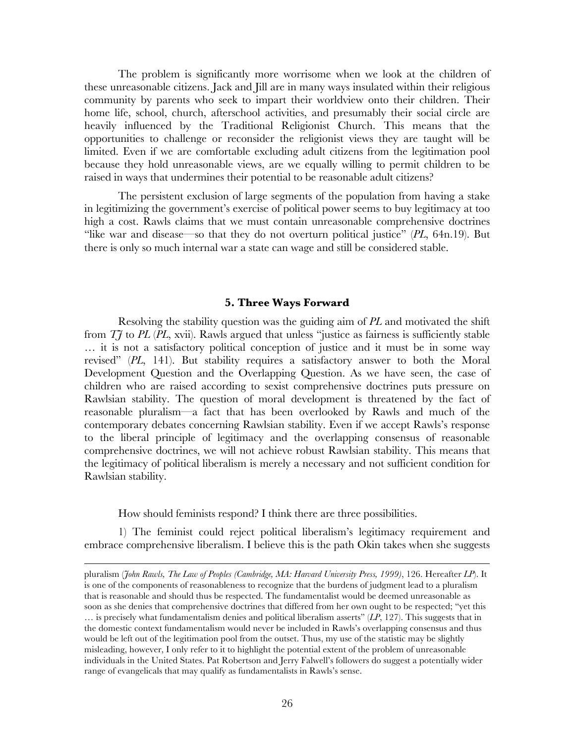The problem is significantly more worrisome when we look at the children of these unreasonable citizens. Jack and Jill are in many ways insulated within their religious community by parents who seek to impart their worldview onto their children. Their home life, school, church, afterschool activities, and presumably their social circle are heavily influenced by the Traditional Religionist Church. This means that the opportunities to challenge or reconsider the religionist views they are taught will be limited. Even if we are comfortable excluding adult citizens from the legitimation pool because they hold unreasonable views, are we equally willing to permit children to be raised in ways that undermines their potential to be reasonable adult citizens?

The persistent exclusion of large segments of the population from having a stake in legitimizing the government's exercise of political power seems to buy legitimacy at too high a cost. Rawls claims that we must contain unreasonable comprehensive doctrines "like war and disease—so that they do not overturn political justice" (*PL*, 64n.19). But there is only so much internal war a state can wage and still be considered stable.

### 5. Three Ways Forward

Resolving the stability question was the guiding aim of *PL* and motivated the shift from *TJ* to *PL* (*PL*, xvii). Rawls argued that unless "justice as fairness is sufficiently stable … it is not a satisfactory political conception of justice and it must be in some way revised" (*PL*, 141). But stability requires a satisfactory answer to both the Moral Development Question and the Overlapping Question. As we have seen, the case of children who are raised according to sexist comprehensive doctrines puts pressure on Rawlsian stability. The question of moral development is threatened by the fact of reasonable pluralism—a fact that has been overlooked by Rawls and much of the contemporary debates concerning Rawlsian stability. Even if we accept Rawls's response to the liberal principle of legitimacy and the overlapping consensus of reasonable comprehensive doctrines, we will not achieve robust Rawlsian stability. This means that the legitimacy of political liberalism is merely a necessary and not sufficient condition for Rawlsian stability.

How should feminists respond? I think there are three possibilities.

1) The feminist could reject political liberalism's legitimacy requirement and embrace comprehensive liberalism. I believe this is the path Okin takes when she suggests

---

pluralism (*John Rawls, The Law of Peoples (Cambridge, MA: Harvard University Press, 1999)*, 126. Hereafter *LP*). It is one of the components of reasonableness to recognize that the burdens of judgment lead to a pluralism that is reasonable and should thus be respected. The fundamentalist would be deemed unreasonable as soon as she denies that comprehensive doctrines that differed from her own ought to be respected; "yet this … is precisely what fundamentalism denies and political liberalism asserts" (*LP*, 127). This suggests that in the domestic context fundamentalism would never be included in Rawls's overlapping consensus and thus would be left out of the legitimation pool from the outset. Thus, my use of the statistic may be slightly misleading, however, I only refer to it to highlight the potential extent of the problem of unreasonable individuals in the United States. Pat Robertson and Jerry Falwell's followers do suggest a potentially wider range of evangelicals that may qualify as fundamentalists in Rawls's sense.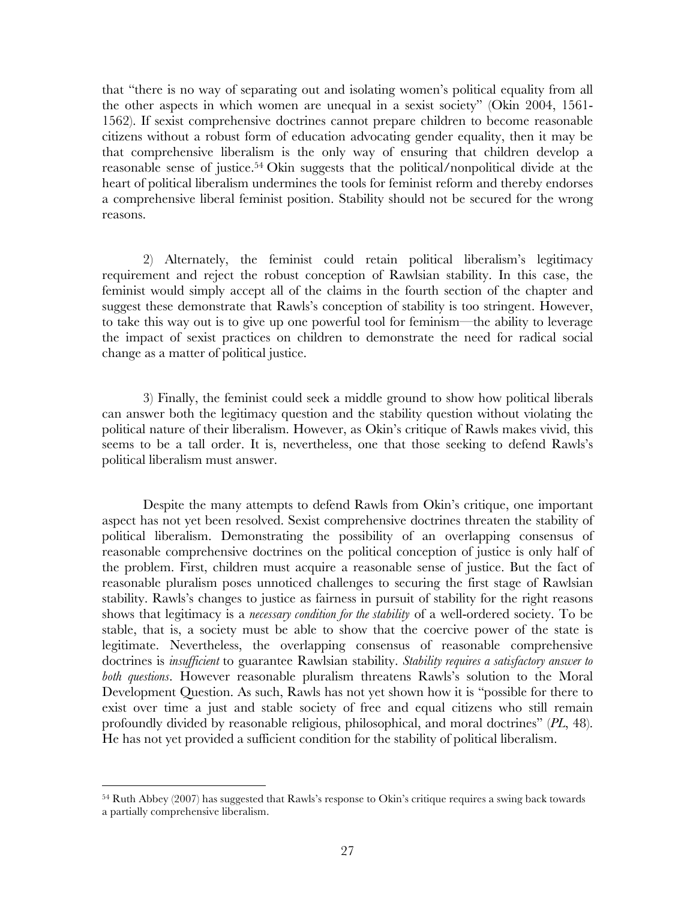that "there is no way of separating out and isolating women's political equality from all the other aspects in which women are unequal in a sexist society" (Okin 2004, 1561-1562). If sexist comprehensive doctrines cannot prepare children to become reasonable citizens without a robust form of education advocating gender equality, then it may be that comprehensive liberalism is the only way of ensuring that children develop a reasonable sense of justice.[54] Okin suggests that the political/nonpolitical divide at the heart of political liberalism undermines the tools for feminist reform and thereby endorses a comprehensive liberal feminist position. Stability should not be secured for the wrong reasons.

2) Alternately, the feminist could retain political liberalism's legitimacy requirement and reject the robust conception of Rawlsian stability. In this case, the feminist would simply accept all of the claims in the fourth section of the chapter and suggest these demonstrate that Rawls's conception of stability is too stringent. However, to take this way out is to give up one powerful tool for feminism—the ability to leverage the impact of sexist practices on children to demonstrate the need for radical social change as a matter of political justice.

3) Finally, the feminist could seek a middle ground to show how political liberals can answer both the legitimacy question and the stability question without violating the political nature of their liberalism. However, as Okin's critique of Rawls makes vivid, this seems to be a tall order. It is, nevertheless, one that those seeking to defend Rawls's political liberalism must answer.

Despite the many attempts to defend Rawls from Okin's critique, one important aspect has not yet been resolved. Sexist comprehensive doctrines threaten the stability of political liberalism. Demonstrating the possibility of an overlapping consensus of reasonable comprehensive doctrines on the political conception of justice is only half of the problem. First, children must acquire a reasonable sense of justice. But the fact of reasonable pluralism poses unnoticed challenges to securing the first stage of Rawlsian stability. Rawls's changes to justice as fairness in pursuit of stability for the right reasons shows that legitimacy is a *necessary condition for the stability* of a well-ordered society. To be stable, that is, a society must be able to show that the coercive power of the state is legitimate. Nevertheless, the overlapping consensus of reasonable comprehensive doctrines is *insufficient* to guarantee Rawlsian stability. *Stability requires a satisfactory answer to both questions*. However reasonable pluralism threatens Rawls's solution to the Moral Development Question. As such, Rawls has not yet shown how it is "possible for there to exist over time a just and stable society of free and equal citizens who still remain profoundly divided by reasonable religious, philosophical, and moral doctrines" (*PL*, 48). He has not yet provided a sufficient condition for the stability of political liberalism.

---

[54] Ruth Abbey (2007) has suggested that Rawls's response to Okin's critique requires a swing back towards a partially comprehensive liberalism.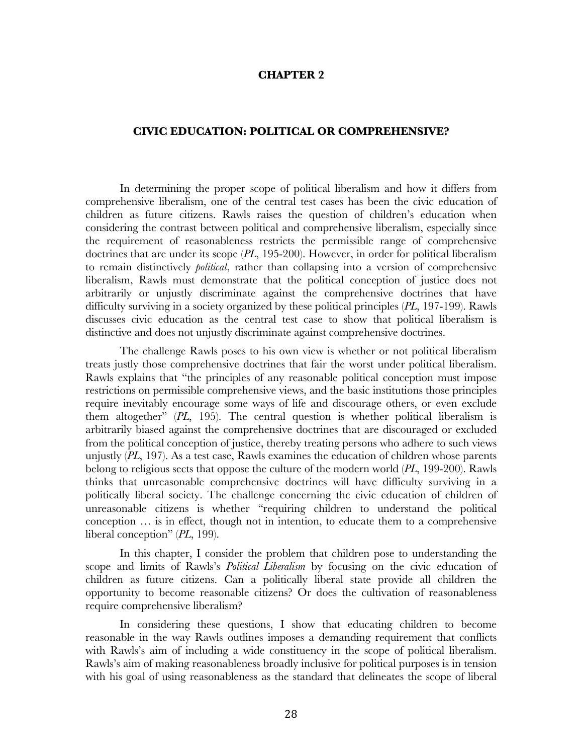# CHAPTER 2

## CIVIC EDUCATION: POLITICAL OR COMPREHENSIVE?

In determining the proper scope of political liberalism and how it differs from comprehensive liberalism, one of the central test cases has been the civic education of children as future citizens. Rawls raises the question of children's education when considering the contrast between political and comprehensive liberalism, especially since the requirement of reasonableness restricts the permissible range of comprehensive doctrines that are under its scope (*PL*, 195-200). However, in order for political liberalism to remain distinctively *political*, rather than collapsing into a version of comprehensive liberalism, Rawls must demonstrate that the political conception of justice does not arbitrarily or unjustly discriminate against the comprehensive doctrines that have difficulty surviving in a society organized by these political principles (*PL*, 197-199). Rawls discusses civic education as the central test case to show that political liberalism is distinctive and does not unjustly discriminate against comprehensive doctrines.

The challenge Rawls poses to his own view is whether or not political liberalism treats justly those comprehensive doctrines that fair the worst under political liberalism. Rawls explains that "the principles of any reasonable political conception must impose restrictions on permissible comprehensive views, and the basic institutions those principles require inevitably encourage some ways of life and discourage others, or even exclude them altogether" (*PL*, 195). The central question is whether political liberalism is arbitrarily biased against the comprehensive doctrines that are discouraged or excluded from the political conception of justice, thereby treating persons who adhere to such views unjustly (*PL*, 197). As a test case, Rawls examines the education of children whose parents belong to religious sects that oppose the culture of the modern world (*PL*, 199-200). Rawls thinks that unreasonable comprehensive doctrines will have difficulty surviving in a politically liberal society. The challenge concerning the civic education of children of unreasonable citizens is whether "requiring children to understand the political conception … is in effect, though not in intention, to educate them to a comprehensive liberal conception" (*PL*, 199).

In this chapter, I consider the problem that children pose to understanding the scope and limits of Rawls's *Political Liberalism* by focusing on the civic education of children as future citizens. Can a politically liberal state provide all children the opportunity to become reasonable citizens? Or does the cultivation of reasonableness require comprehensive liberalism?

In considering these questions, I show that educating children to become reasonable in the way Rawls outlines imposes a demanding requirement that conflicts with Rawls's aim of including a wide constituency in the scope of political liberalism. Rawls's aim of making reasonableness broadly inclusive for political purposes is in tension with his goal of using reasonableness as the standard that delineates the scope of liberal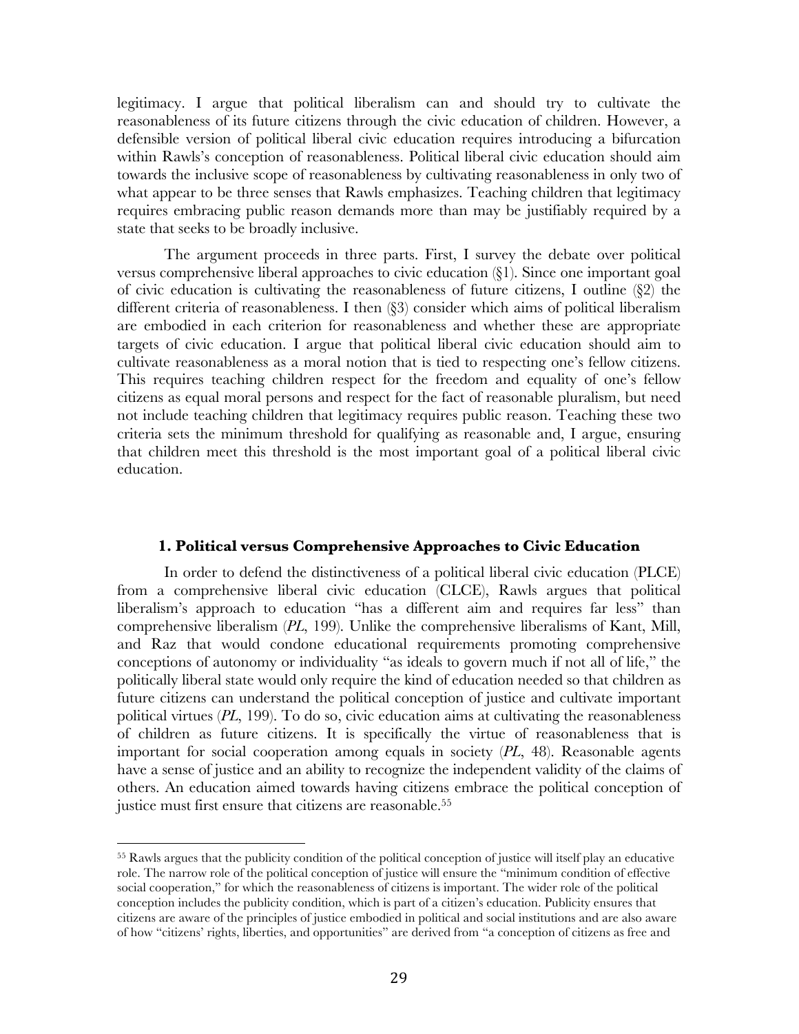legitimacy. I argue that political liberalism can and should try to cultivate the reasonableness of its future citizens through the civic education of children. However, a defensible version of political liberal civic education requires introducing a bifurcation within Rawls's conception of reasonableness. Political liberal civic education should aim towards the inclusive scope of reasonableness by cultivating reasonableness in only two of what appear to be three senses that Rawls emphasizes. Teaching children that legitimacy requires embracing public reason demands more than may be justifiably required by a state that seeks to be broadly inclusive.

The argument proceeds in three parts. First, I survey the debate over political versus comprehensive liberal approaches to civic education (§1). Since one important goal of civic education is cultivating the reasonableness of future citizens, I outline (§2) the different criteria of reasonableness. I then (§3) consider which aims of political liberalism are embodied in each criterion for reasonableness and whether these are appropriate targets of civic education. I argue that political liberal civic education should aim to cultivate reasonableness as a moral notion that is tied to respecting one's fellow citizens. This requires teaching children respect for the freedom and equality of one's fellow citizens as equal moral persons and respect for the fact of reasonable pluralism, but need not include teaching children that legitimacy requires public reason. Teaching these two criteria sets the minimum threshold for qualifying as reasonable and, I argue, ensuring that children meet this threshold is the most important goal of a political liberal civic education.

## 1. Political versus Comprehensive Approaches to Civic Education

In order to defend the distinctiveness of a political liberal civic education (PLCE) from a comprehensive liberal civic education (CLCE), Rawls argues that political liberalism's approach to education "has a different aim and requires far less" than comprehensive liberalism (*PL*, 199). Unlike the comprehensive liberalisms of Kant, Mill, and Raz that would condone educational requirements promoting comprehensive conceptions of autonomy or individuality "as ideals to govern much if not all of life," the politically liberal state would only require the kind of education needed so that children as future citizens can understand the political conception of justice and cultivate important political virtues (*PL*, 199). To do so, civic education aims at cultivating the reasonableness of children as future citizens. It is specifically the virtue of reasonableness that is important for social cooperation among equals in society (*PL*, 48). Reasonable agents have a sense of justice and an ability to recognize the independent validity of the claims of others. An education aimed towards having citizens embrace the political conception of justice must first ensure that citizens are reasonable.[55]

[55] Rawls argues that the publicity condition of the political conception of justice will itself play an educative role. The narrow role of the political conception of justice will ensure the "minimum condition of effective social cooperation," for which the reasonableness of citizens is important. The wider role of the political conception includes the publicity condition, which is part of a citizen's education. Publicity ensures that citizens are aware of the principles of justice embodied in political and social institutions and are also aware of how "citizens' rights, liberties, and opportunities" are derived from "a conception of citizens as free and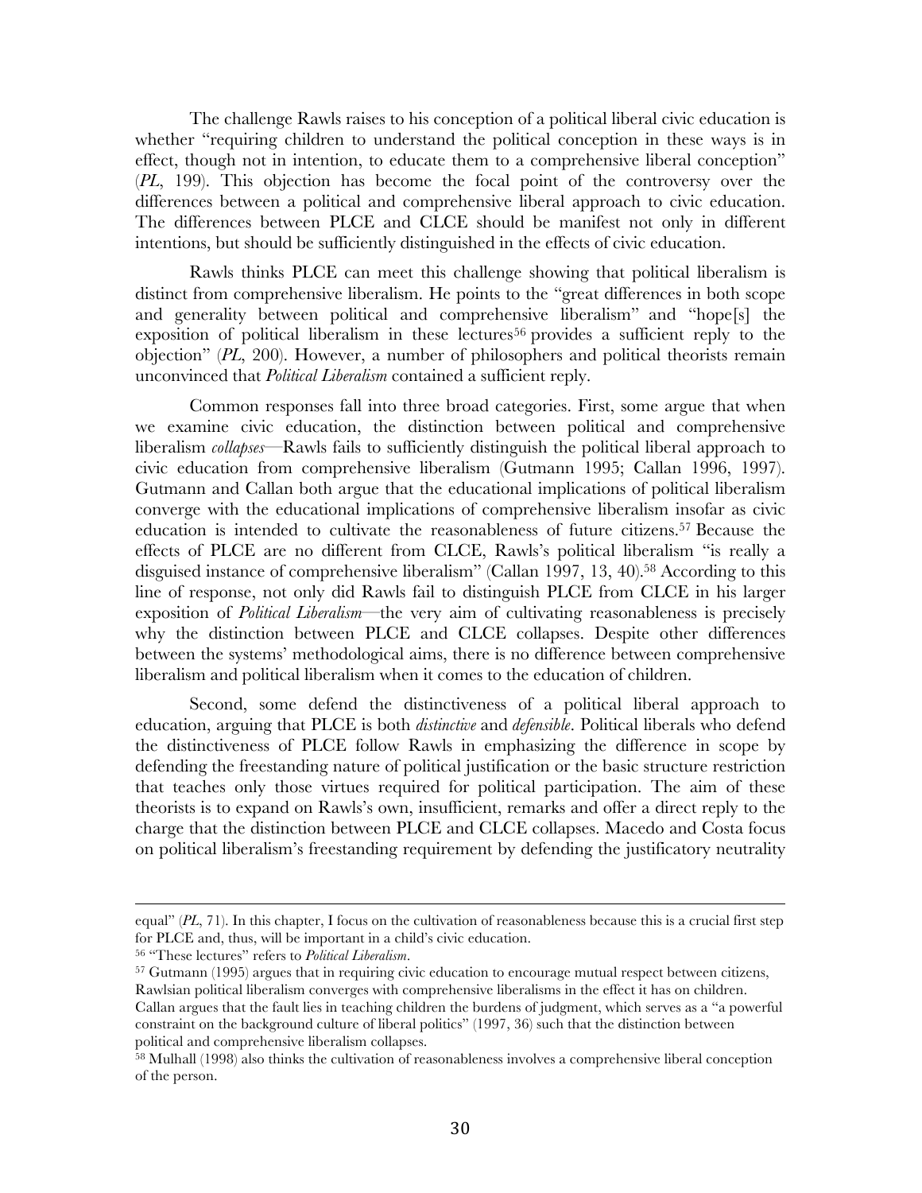The challenge Rawls raises to his conception of a political liberal civic education is whether "requiring children to understand the political conception in these ways is in effect, though not in intention, to educate them to a comprehensive liberal conception" (*PL*, 199). This objection has become the focal point of the controversy over the differences between a political and comprehensive liberal approach to civic education. The differences between PLCE and CLCE should be manifest not only in different intentions, but should be sufficiently distinguished in the effects of civic education.

Rawls thinks PLCE can meet this challenge showing that political liberalism is distinct from comprehensive liberalism. He points to the "great differences in both scope and generality between political and comprehensive liberalism" and "hope[s] the exposition of political liberalism in these lectures[56] provides a sufficient reply to the objection" (*PL*, 200). However, a number of philosophers and political theorists remain unconvinced that *Political Liberalism* contained a sufficient reply.

Common responses fall into three broad categories. First, some argue that when we examine civic education, the distinction between political and comprehensive liberalism *collapses*—Rawls fails to sufficiently distinguish the political liberal approach to civic education from comprehensive liberalism (Gutmann 1995; Callan 1996, 1997). Gutmann and Callan both argue that the educational implications of political liberalism converge with the educational implications of comprehensive liberalism insofar as civic education is intended to cultivate the reasonableness of future citizens.[57] Because the effects of PLCE are no different from CLCE, Rawls's political liberalism "is really a disguised instance of comprehensive liberalism" (Callan 1997, 13, 40).[58] According to this line of response, not only did Rawls fail to distinguish PLCE from CLCE in his larger exposition of *Political Liberalism*—the very aim of cultivating reasonableness is precisely why the distinction between PLCE and CLCE collapses. Despite other differences between the systems' methodological aims, there is no difference between comprehensive liberalism and political liberalism when it comes to the education of children.

Second, some defend the distinctiveness of a political liberal approach to education, arguing that PLCE is both *distinctive* and *defensible*. Political liberals who defend the distinctiveness of PLCE follow Rawls in emphasizing the difference in scope by defending the freestanding nature of political justification or the basic structure restriction that teaches only those virtues required for political participation. The aim of these theorists is to expand on Rawls's own, insufficient, remarks and offer a direct reply to the charge that the distinction between PLCE and CLCE collapses. Macedo and Costa focus on political liberalism's freestanding requirement by defending the justificatory neutrality

---

equal" (*PL*, 71). In this chapter, I focus on the cultivation of reasonableness because this is a crucial first step for PLCE and, thus, will be important in a child's civic education.

[56] "These lectures" refers to *Political Liberalism*.

[57] Gutmann (1995) argues that in requiring civic education to encourage mutual respect between citizens, Rawlsian political liberalism converges with comprehensive liberalisms in the effect it has on children. Callan argues that the fault lies in teaching children the burdens of judgment, which serves as a "a powerful constraint on the background culture of liberal politics" (1997, 36) such that the distinction between political and comprehensive liberalism collapses.

[58] Mulhall (1998) also thinks the cultivation of reasonableness involves a comprehensive liberal conception of the person.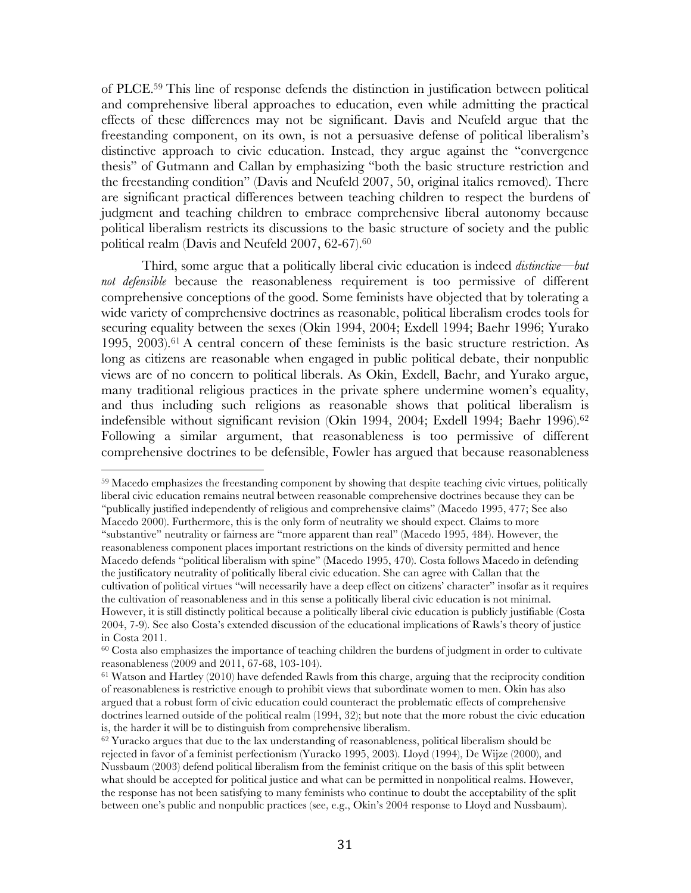of PLCE.[59] This line of response defends the distinction in justification between political and comprehensive liberal approaches to education, even while admitting the practical effects of these differences may not be significant. Davis and Neufeld argue that the freestanding component, on its own, is not a persuasive defense of political liberalism's distinctive approach to civic education. Instead, they argue against the "convergence thesis" of Gutmann and Callan by emphasizing "both the basic structure restriction and the freestanding condition" (Davis and Neufeld 2007, 50, original italics removed). There are significant practical differences between teaching children to respect the burdens of judgment and teaching children to embrace comprehensive liberal autonomy because political liberalism restricts its discussions to the basic structure of society and the public political realm (Davis and Neufeld 2007, 62-67).[60]

Third, some argue that a politically liberal civic education is indeed *distinctive—but not defensible* because the reasonableness requirement is too permissive of different comprehensive conceptions of the good. Some feminists have objected that by tolerating a wide variety of comprehensive doctrines as reasonable, political liberalism erodes tools for securing equality between the sexes (Okin 1994, 2004; Exdell 1994; Baehr 1996; Yurako 1995, 2003).[61] A central concern of these feminists is the basic structure restriction. As long as citizens are reasonable when engaged in public political debate, their nonpublic views are of no concern to political liberals. As Okin, Exdell, Baehr, and Yurako argue, many traditional religious practices in the private sphere undermine women's equality, and thus including such religions as reasonable shows that political liberalism is indefensible without significant revision (Okin 1994, 2004; Exdell 1994; Baehr 1996).[62] Following a similar argument, that reasonableness is too permissive of different comprehensive doctrines to be defensible, Fowler has argued that because reasonableness

---

[59] Macedo emphasizes the freestanding component by showing that despite teaching civic virtues, politically liberal civic education remains neutral between reasonable comprehensive doctrines because they can be "publically justified independently of religious and comprehensive claims" (Macedo 1995, 477; See also Macedo 2000). Furthermore, this is the only form of neutrality we should expect. Claims to more "substantive" neutrality or fairness are "more apparent than real" (Macedo 1995, 484). However, the reasonableness component places important restrictions on the kinds of diversity permitted and hence Macedo defends "political liberalism with spine" (Macedo 1995, 470). Costa follows Macedo in defending the justificatory neutrality of politically liberal civic education. She can agree with Callan that the cultivation of political virtues "will necessarily have a deep effect on citizens' character" insofar as it requires the cultivation of reasonableness and in this sense a politically liberal civic education is not minimal. However, it is still distinctly political because a politically liberal civic education is publicly justifiable (Costa 2004, 7-9). See also Costa's extended discussion of the educational implications of Rawls's theory of justice in Costa 2011.

[60] Costa also emphasizes the importance of teaching children the burdens of judgment in order to cultivate reasonableness (2009 and 2011, 67-68, 103-104).

[61] Watson and Hartley (2010) have defended Rawls from this charge, arguing that the reciprocity condition of reasonableness is restrictive enough to prohibit views that subordinate women to men. Okin has also argued that a robust form of civic education could counteract the problematic effects of comprehensive doctrines learned outside of the political realm (1994, 32); but note that the more robust the civic education is, the harder it will be to distinguish from comprehensive liberalism.

[62] Yuracko argues that due to the lax understanding of reasonableness, political liberalism should be rejected in favor of a feminist perfectionism (Yuracko 1995, 2003). Lloyd (1994), De Wijze (2000), and Nussbaum (2003) defend political liberalism from the feminist critique on the basis of this split between what should be accepted for political justice and what can be permitted in nonpolitical realms. However, the response has not been satisfying to many feminists who continue to doubt the acceptability of the split between one's public and nonpublic practices (see, e.g., Okin's 2004 response to Lloyd and Nussbaum).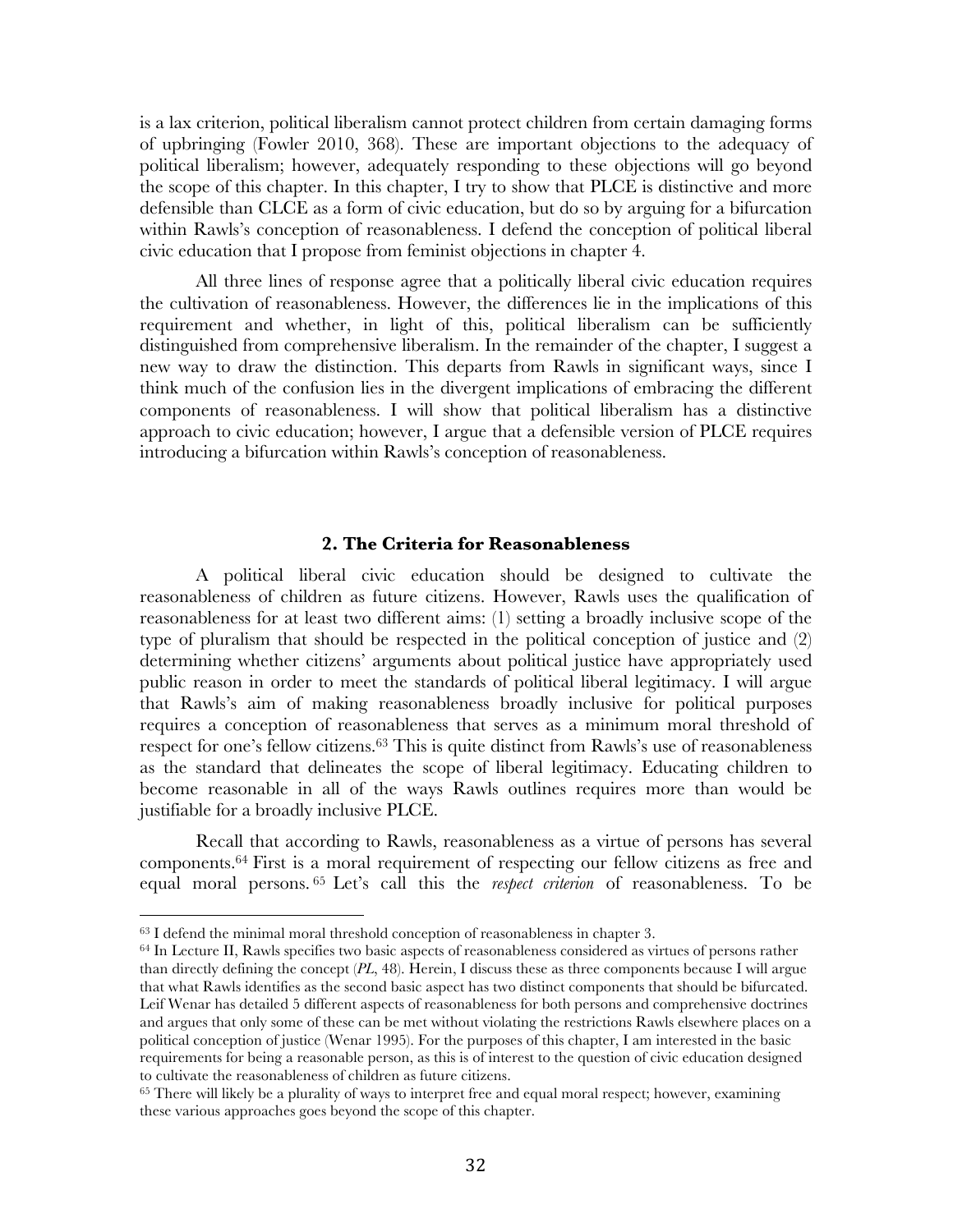is a lax criterion, political liberalism cannot protect children from certain damaging forms of upbringing (Fowler 2010, 368). These are important objections to the adequacy of political liberalism; however, adequately responding to these objections will go beyond the scope of this chapter. In this chapter, I try to show that PLCE is distinctive and more defensible than CLCE as a form of civic education, but do so by arguing for a bifurcation within Rawls's conception of reasonableness. I defend the conception of political liberal civic education that I propose from feminist objections in chapter 4.

All three lines of response agree that a politically liberal civic education requires the cultivation of reasonableness. However, the differences lie in the implications of this requirement and whether, in light of this, political liberalism can be sufficiently distinguished from comprehensive liberalism. In the remainder of the chapter, I suggest a new way to draw the distinction. This departs from Rawls in significant ways, since I think much of the confusion lies in the divergent implications of embracing the different components of reasonableness. I will show that political liberalism has a distinctive approach to civic education; however, I argue that a defensible version of PLCE requires introducing a bifurcation within Rawls's conception of reasonableness.

## 2. The Criteria for Reasonableness

A political liberal civic education should be designed to cultivate the reasonableness of children as future citizens. However, Rawls uses the qualification of reasonableness for at least two different aims: (1) setting a broadly inclusive scope of the type of pluralism that should be respected in the political conception of justice and (2) determining whether citizens' arguments about political justice have appropriately used public reason in order to meet the standards of political liberal legitimacy. I will argue that Rawls's aim of making reasonableness broadly inclusive for political purposes requires a conception of reasonableness that serves as a minimum moral threshold of respect for one's fellow citizens.[63] This is quite distinct from Rawls's use of reasonableness as the standard that delineates the scope of liberal legitimacy. Educating children to become reasonable in all of the ways Rawls outlines requires more than would be justifiable for a broadly inclusive PLCE.

Recall that according to Rawls, reasonableness as a virtue of persons has several components.[64] First is a moral requirement of respecting our fellow citizens as free and equal moral persons.[65] Let's call this the *respect criterion* of reasonableness. To be

---

[63] I defend the minimal moral threshold conception of reasonableness in chapter 3.

[64] In Lecture II, Rawls specifies two basic aspects of reasonableness considered as virtues of persons rather than directly defining the concept (*PL*, 48). Herein, I discuss these as three components because I will argue that what Rawls identifies as the second basic aspect has two distinct components that should be bifurcated. Leif Wenar has detailed 5 different aspects of reasonableness for both persons and comprehensive doctrines and argues that only some of these can be met without violating the restrictions Rawls elsewhere places on a political conception of justice (Wenar 1995). For the purposes of this chapter, I am interested in the basic requirements for being a reasonable person, as this is of interest to the question of civic education designed to cultivate the reasonableness of children as future citizens.

[65] There will likely be a plurality of ways to interpret free and equal moral respect; however, examining these various approaches goes beyond the scope of this chapter.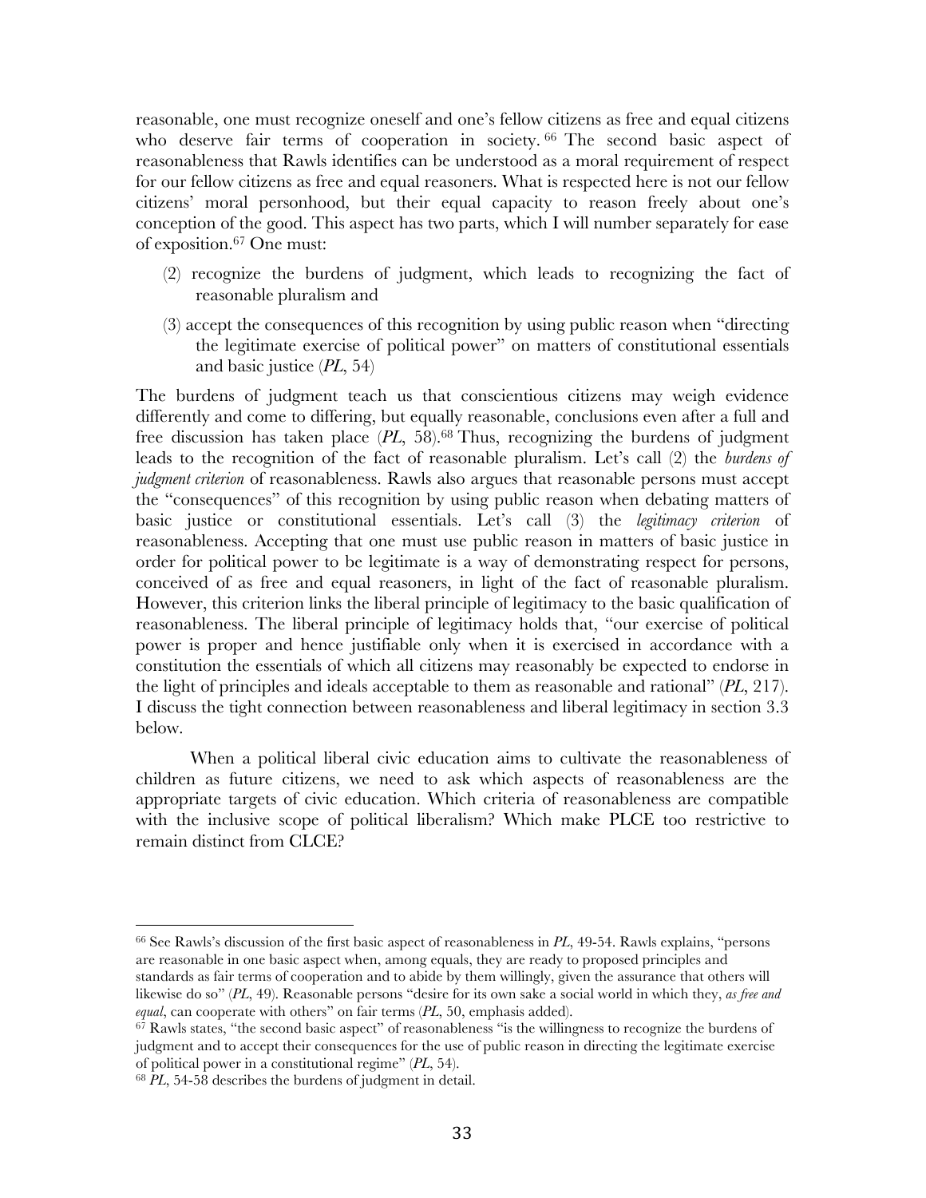reasonable, one must recognize oneself and one's fellow citizens as free and equal citizens who deserve fair terms of cooperation in society.[66] The second basic aspect of reasonableness that Rawls identifies can be understood as a moral requirement of respect for our fellow citizens as free and equal reasoners. What is respected here is not our fellow citizens' moral personhood, but their equal capacity to reason freely about one's conception of the good. This aspect has two parts, which I will number separately for ease of exposition.[67] One must:

(2) recognize the burdens of judgment, which leads to recognizing the fact of reasonable pluralism and

(3) accept the consequences of this recognition by using public reason when "directing the legitimate exercise of political power" on matters of constitutional essentials and basic justice (*PL*, 54)

The burdens of judgment teach us that conscientious citizens may weigh evidence differently and come to differing, but equally reasonable, conclusions even after a full and free discussion has taken place (*PL*, 58).[68] Thus, recognizing the burdens of judgment leads to the recognition of the fact of reasonable pluralism. Let's call (2) the *burdens of judgment criterion* of reasonableness. Rawls also argues that reasonable persons must accept the "consequences" of this recognition by using public reason when debating matters of basic justice or constitutional essentials. Let's call (3) the *legitimacy criterion* of reasonableness. Accepting that one must use public reason in matters of basic justice in order for political power to be legitimate is a way of demonstrating respect for persons, conceived of as free and equal reasoners, in light of the fact of reasonable pluralism. However, this criterion links the liberal principle of legitimacy to the basic qualification of reasonableness. The liberal principle of legitimacy holds that, "our exercise of political power is proper and hence justifiable only when it is exercised in accordance with a constitution the essentials of which all citizens may reasonably be expected to endorse in the light of principles and ideals acceptable to them as reasonable and rational" (*PL*, 217). I discuss the tight connection between reasonableness and liberal legitimacy in section 3.3 below.

When a political liberal civic education aims to cultivate the reasonableness of children as future citizens, we need to ask which aspects of reasonableness are the appropriate targets of civic education. Which criteria of reasonableness are compatible with the inclusive scope of political liberalism? Which make PLCE too restrictive to remain distinct from CLCE?

---

[66] See Rawls's discussion of the first basic aspect of reasonableness in *PL*, 49-54. Rawls explains, "persons are reasonable in one basic aspect when, among equals, they are ready to proposed principles and standards as fair terms of cooperation and to abide by them willingly, given the assurance that others will likewise do so" (*PL*, 49). Reasonable persons "desire for its own sake a social world in which they, *as free and equal*, can cooperate with others" on fair terms (*PL*, 50, emphasis added).

[67] Rawls states, "the second basic aspect" of reasonableness "is the willingness to recognize the burdens of judgment and to accept their consequences for the use of public reason in directing the legitimate exercise of political power in a constitutional regime" (*PL*, 54).

[68] *PL*, 54-58 describes the burdens of judgment in detail.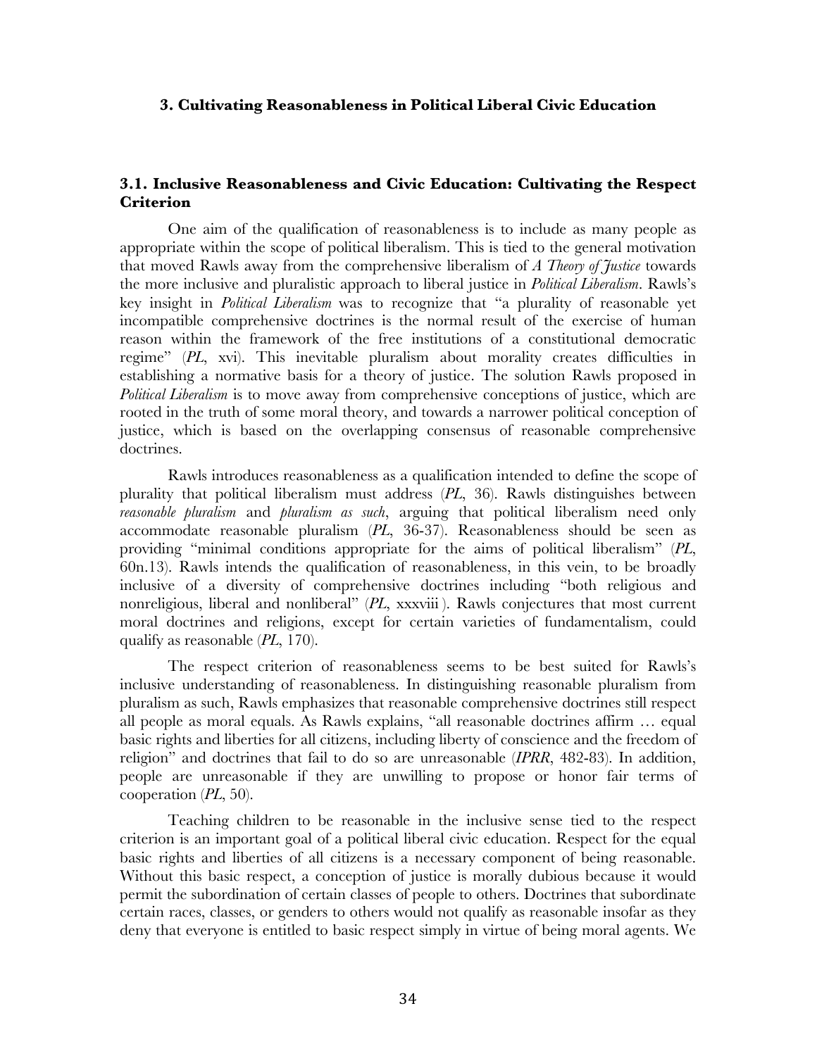### 3. Cultivating Reasonableness in Political Liberal Civic Education

#### 3.1. Inclusive Reasonableness and Civic Education: Cultivating the Respect Criterion

One aim of the qualification of reasonableness is to include as many people as appropriate within the scope of political liberalism. This is tied to the general motivation that moved Rawls away from the comprehensive liberalism of *A Theory of Justice* towards the more inclusive and pluralistic approach to liberal justice in *Political Liberalism*. Rawls's key insight in *Political Liberalism* was to recognize that "a plurality of reasonable yet incompatible comprehensive doctrines is the normal result of the exercise of human reason within the framework of the free institutions of a constitutional democratic regime" (*PL*, xvi). This inevitable pluralism about morality creates difficulties in establishing a normative basis for a theory of justice. The solution Rawls proposed in *Political Liberalism* is to move away from comprehensive conceptions of justice, which are rooted in the truth of some moral theory, and towards a narrower political conception of justice, which is based on the overlapping consensus of reasonable comprehensive doctrines.

Rawls introduces reasonableness as a qualification intended to define the scope of plurality that political liberalism must address (*PL*, 36). Rawls distinguishes between *reasonable pluralism* and *pluralism as such*, arguing that political liberalism need only accommodate reasonable pluralism (*PL*, 36-37). Reasonableness should be seen as providing "minimal conditions appropriate for the aims of political liberalism" (*PL*, 60n.13). Rawls intends the qualification of reasonableness, in this vein, to be broadly inclusive of a diversity of comprehensive doctrines including "both religious and nonreligious, liberal and nonliberal" (*PL*, xxxviii ). Rawls conjectures that most current moral doctrines and religions, except for certain varieties of fundamentalism, could qualify as reasonable (*PL*, 170).

The respect criterion of reasonableness seems to be best suited for Rawls's inclusive understanding of reasonableness. In distinguishing reasonable pluralism from pluralism as such, Rawls emphasizes that reasonable comprehensive doctrines still respect all people as moral equals. As Rawls explains, "all reasonable doctrines affirm … equal basic rights and liberties for all citizens, including liberty of conscience and the freedom of religion" and doctrines that fail to do so are unreasonable (*IPRR*, 482-83). In addition, people are unreasonable if they are unwilling to propose or honor fair terms of cooperation (*PL*, 50).

Teaching children to be reasonable in the inclusive sense tied to the respect criterion is an important goal of a political liberal civic education. Respect for the equal basic rights and liberties of all citizens is a necessary component of being reasonable. Without this basic respect, a conception of justice is morally dubious because it would permit the subordination of certain classes of people to others. Doctrines that subordinate certain races, classes, or genders to others would not qualify as reasonable insofar as they deny that everyone is entitled to basic respect simply in virtue of being moral agents. We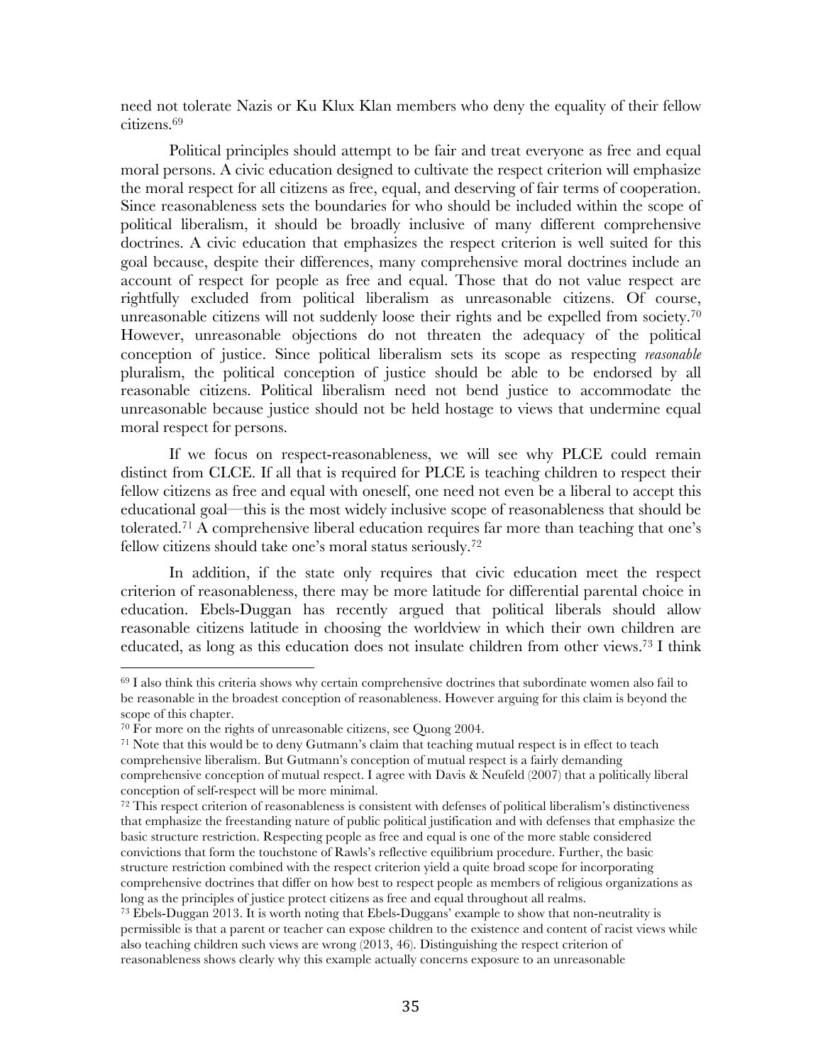need not tolerate Nazis or Ku Klux Klan members who deny the equality of their fellow citizens.[69]

Political principles should attempt to be fair and treat everyone as free and equal moral persons. A civic education designed to cultivate the respect criterion will emphasize the moral respect for all citizens as free, equal, and deserving of fair terms of cooperation. Since reasonableness sets the boundaries for who should be included within the scope of political liberalism, it should be broadly inclusive of many different comprehensive doctrines. A civic education that emphasizes the respect criterion is well suited for this goal because, despite their differences, many comprehensive moral doctrines include an account of respect for people as free and equal. Those that do not value respect are rightfully excluded from political liberalism as unreasonable citizens. Of course, unreasonable citizens will not suddenly loose their rights and be expelled from society.[70] However, unreasonable objections do not threaten the adequacy of the political conception of justice. Since political liberalism sets its scope as respecting *reasonable* pluralism, the political conception of justice should be able to be endorsed by all reasonable citizens. Political liberalism need not bend justice to accommodate the unreasonable because justice should not be held hostage to views that undermine equal moral respect for persons.

If we focus on respect-reasonableness, we will see why PLCE could remain distinct from CLCE. If all that is required for PLCE is teaching children to respect their fellow citizens as free and equal with oneself, one need not even be a liberal to accept this educational goal—this is the most widely inclusive scope of reasonableness that should be tolerated.[71] A comprehensive liberal education requires far more than teaching that one's fellow citizens should take one's moral status seriously.[72]

In addition, if the state only requires that civic education meet the respect criterion of reasonableness, there may be more latitude for differential parental choice in education. Ebels-Duggan has recently argued that political liberals should allow reasonable citizens latitude in choosing the worldview in which their own children are educated, as long as this education does not insulate children from other views.[73] I think

---

[69] I also think this criteria shows why certain comprehensive doctrines that subordinate women also fail to be reasonable in the broadest conception of reasonableness. However arguing for this claim is beyond the scope of this chapter.

[70] For more on the rights of unreasonable citizens, see Quong 2004.

[71] Note that this would be to deny Gutmann's claim that teaching mutual respect is in effect to teach comprehensive liberalism. But Gutmann's conception of mutual respect is a fairly demanding comprehensive conception of mutual respect. I agree with Davis & Neufeld (2007) that a politically liberal conception of self-respect will be more minimal.

[72] This respect criterion of reasonableness is consistent with defenses of political liberalism's distinctiveness that emphasize the freestanding nature of public political justification and with defenses that emphasize the basic structure restriction. Respecting people as free and equal is one of the more stable considered convictions that form the touchstone of Rawls's reflective equilibrium procedure. Further, the basic structure restriction combined with the respect criterion yield a quite broad scope for incorporating comprehensive doctrines that differ on how best to respect people as members of religious organizations as long as the principles of justice protect citizens as free and equal throughout all realms.

[73] Ebels-Duggan 2013. It is worth noting that Ebels-Duggans' example to show that non-neutrality is permissible is that a parent or teacher can expose children to the existence and content of racist views while also teaching children such views are wrong (2013, 46). Distinguishing the respect criterion of reasonableness shows clearly why this example actually concerns exposure to an unreasonable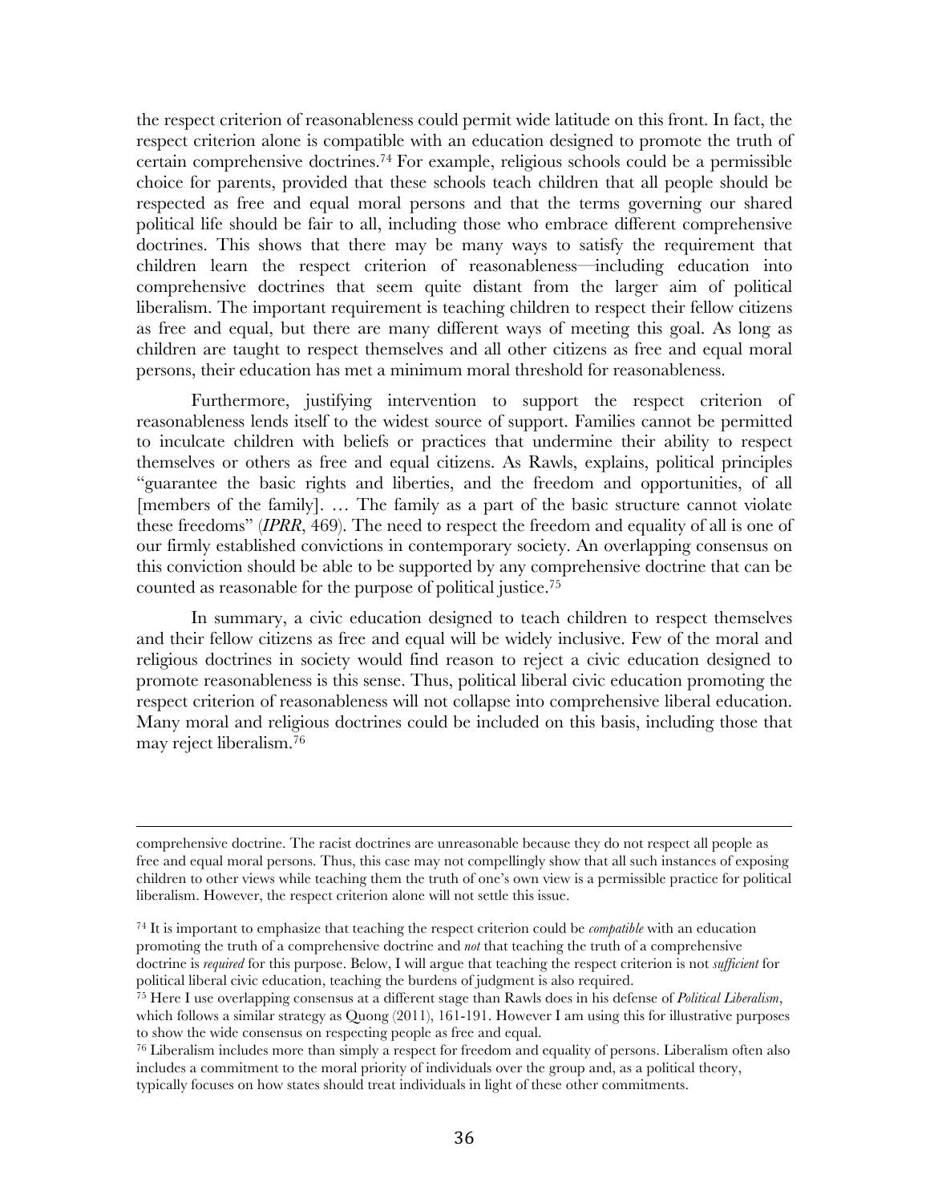the respect criterion of reasonableness could permit wide latitude on this front. In fact, the respect criterion alone is compatible with an education designed to promote the truth of certain comprehensive doctrines.[74] For example, religious schools could be a permissible choice for parents, provided that these schools teach children that all people should be respected as free and equal moral persons and that the terms governing our shared political life should be fair to all, including those who embrace different comprehensive doctrines. This shows that there may be many ways to satisfy the requirement that children learn the respect criterion of reasonableness—including education into comprehensive doctrines that seem quite distant from the larger aim of political liberalism. The important requirement is teaching children to respect their fellow citizens as free and equal, but there are many different ways of meeting this goal. As long as children are taught to respect themselves and all other citizens as free and equal moral persons, their education has met a minimum moral threshold for reasonableness.

Furthermore, justifying intervention to support the respect criterion of reasonableness lends itself to the widest source of support. Families cannot be permitted to inculcate children with beliefs or practices that undermine their ability to respect themselves or others as free and equal citizens. As Rawls, explains, political principles "guarantee the basic rights and liberties, and the freedom and opportunities, of all [members of the family]. … The family as a part of the basic structure cannot violate these freedoms" (*IPRR*, 469). The need to respect the freedom and equality of all is one of our firmly established convictions in contemporary society. An overlapping consensus on this conviction should be able to be supported by any comprehensive doctrine that can be counted as reasonable for the purpose of political justice.[75]

In summary, a civic education designed to teach children to respect themselves and their fellow citizens as free and equal will be widely inclusive. Few of the moral and religious doctrines in society would find reason to reject a civic education designed to promote reasonableness is this sense. Thus, political liberal civic education promoting the respect criterion of reasonableness will not collapse into comprehensive liberal education. Many moral and religious doctrines could be included on this basis, including those that may reject liberalism.[76]

---

comprehensive doctrine. The racist doctrines are unreasonable because they do not respect all people as free and equal moral persons. Thus, this case may not compellingly show that all such instances of exposing children to other views while teaching them the truth of one's own view is a permissible practice for political liberalism. However, the respect criterion alone will not settle this issue.

[74] It is important to emphasize that teaching the respect criterion could be *compatible* with an education promoting the truth of a comprehensive doctrine and *not* that teaching the truth of a comprehensive doctrine is *required* for this purpose. Below, I will argue that teaching the respect criterion is not *sufficient* for political liberal civic education, teaching the burdens of judgment is also required.

[75] Here I use overlapping consensus at a different stage than Rawls does in his defense of *Political Liberalism*, which follows a similar strategy as Quong (2011), 161-191. However I am using this for illustrative purposes to show the wide consensus on respecting people as free and equal.

[76] Liberalism includes more than simply a respect for freedom and equality of persons. Liberalism often also includes a commitment to the moral priority of individuals over the group and, as a political theory, typically focuses on how states should treat individuals in light of these other commitments.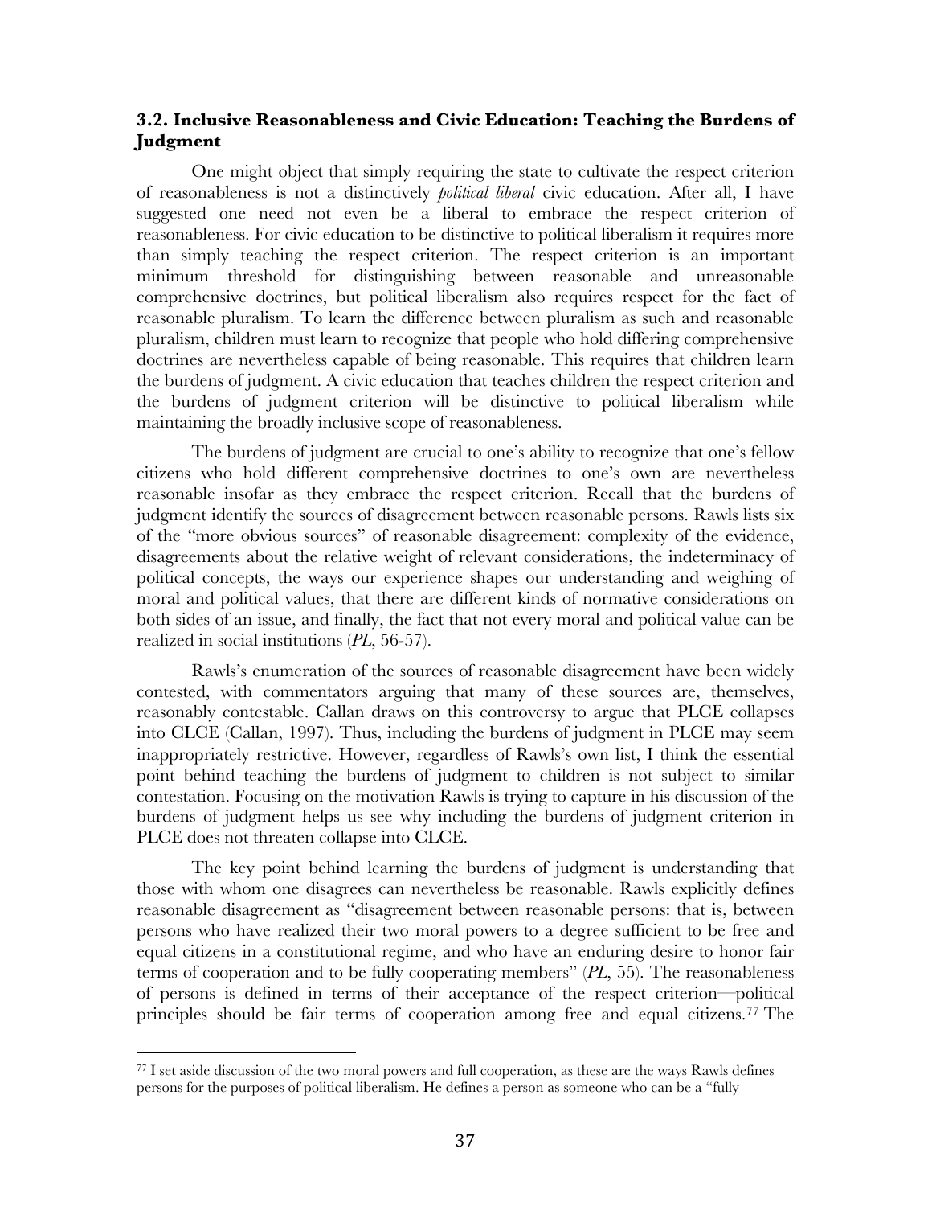### 3.2. Inclusive Reasonableness and Civic Education: Teaching the Burdens of Judgment

One might object that simply requiring the state to cultivate the respect criterion of reasonableness is not a distinctively *political liberal* civic education. After all, I have suggested one need not even be a liberal to embrace the respect criterion of reasonableness. For civic education to be distinctive to political liberalism it requires more than simply teaching the respect criterion. The respect criterion is an important minimum threshold for distinguishing between reasonable and unreasonable comprehensive doctrines, but political liberalism also requires respect for the fact of reasonable pluralism. To learn the difference between pluralism as such and reasonable pluralism, children must learn to recognize that people who hold differing comprehensive doctrines are nevertheless capable of being reasonable. This requires that children learn the burdens of judgment. A civic education that teaches children the respect criterion and the burdens of judgment criterion will be distinctive to political liberalism while maintaining the broadly inclusive scope of reasonableness.

The burdens of judgment are crucial to one's ability to recognize that one's fellow citizens who hold different comprehensive doctrines to one's own are nevertheless reasonable insofar as they embrace the respect criterion. Recall that the burdens of judgment identify the sources of disagreement between reasonable persons. Rawls lists six of the "more obvious sources" of reasonable disagreement: complexity of the evidence, disagreements about the relative weight of relevant considerations, the indeterminacy of political concepts, the ways our experience shapes our understanding and weighing of moral and political values, that there are different kinds of normative considerations on both sides of an issue, and finally, the fact that not every moral and political value can be realized in social institutions (*PL*, 56-57).

Rawls's enumeration of the sources of reasonable disagreement have been widely contested, with commentators arguing that many of these sources are, themselves, reasonably contestable. Callan draws on this controversy to argue that PLCE collapses into CLCE (Callan, 1997). Thus, including the burdens of judgment in PLCE may seem inappropriately restrictive. However, regardless of Rawls's own list, I think the essential point behind teaching the burdens of judgment to children is not subject to similar contestation. Focusing on the motivation Rawls is trying to capture in his discussion of the burdens of judgment helps us see why including the burdens of judgment criterion in PLCE does not threaten collapse into CLCE.

The key point behind learning the burdens of judgment is understanding that those with whom one disagrees can nevertheless be reasonable. Rawls explicitly defines reasonable disagreement as "disagreement between reasonable persons: that is, between persons who have realized their two moral powers to a degree sufficient to be free and equal citizens in a constitutional regime, and who have an enduring desire to honor fair terms of cooperation and to be fully cooperating members" (*PL*, 55). The reasonableness of persons is defined in terms of their acceptance of the respect criterion—political principles should be fair terms of cooperation among free and equal citizens.[77] The

---

[77] I set aside discussion of the two moral powers and full cooperation, as these are the ways Rawls defines persons for the purposes of political liberalism. He defines a person as someone who can be a "fully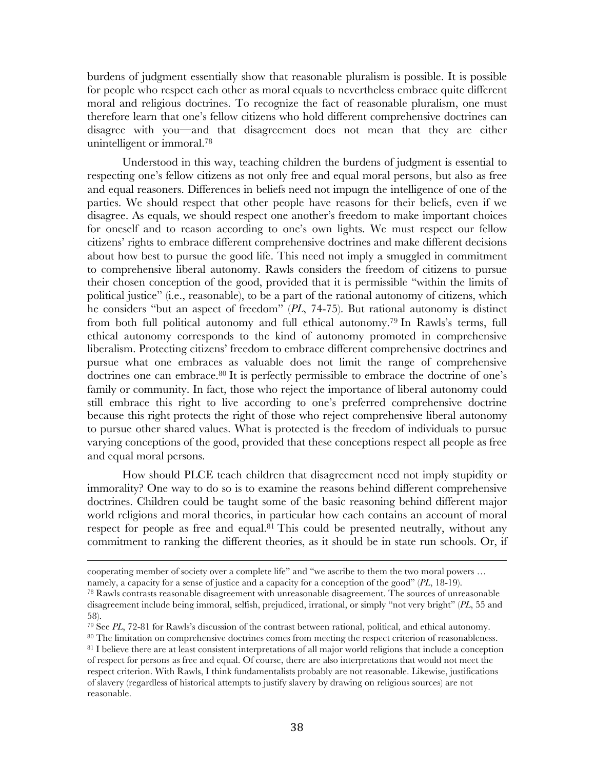burdens of judgment essentially show that reasonable pluralism is possible. It is possible for people who respect each other as moral equals to nevertheless embrace quite different moral and religious doctrines. To recognize the fact of reasonable pluralism, one must therefore learn that one's fellow citizens who hold different comprehensive doctrines can disagree with you—and that disagreement does not mean that they are either unintelligent or immoral.[78]

Understood in this way, teaching children the burdens of judgment is essential to respecting one's fellow citizens as not only free and equal moral persons, but also as free and equal reasoners. Differences in beliefs need not impugn the intelligence of one of the parties. We should respect that other people have reasons for their beliefs, even if we disagree. As equals, we should respect one another's freedom to make important choices for oneself and to reason according to one's own lights. We must respect our fellow citizens' rights to embrace different comprehensive doctrines and make different decisions about how best to pursue the good life. This need not imply a smuggled in commitment to comprehensive liberal autonomy. Rawls considers the freedom of citizens to pursue their chosen conception of the good, provided that it is permissible "within the limits of political justice" (i.e., reasonable), to be a part of the rational autonomy of citizens, which he considers "but an aspect of freedom" (*PL*, 74-75). But rational autonomy is distinct from both full political autonomy and full ethical autonomy.[79] In Rawls's terms, full ethical autonomy corresponds to the kind of autonomy promoted in comprehensive liberalism. Protecting citizens' freedom to embrace different comprehensive doctrines and pursue what one embraces as valuable does not limit the range of comprehensive doctrines one can embrace.[80] It is perfectly permissible to embrace the doctrine of one's family or community. In fact, those who reject the importance of liberal autonomy could still embrace this right to live according to one's preferred comprehensive doctrine because this right protects the right of those who reject comprehensive liberal autonomy to pursue other shared values. What is protected is the freedom of individuals to pursue varying conceptions of the good, provided that these conceptions respect all people as free and equal moral persons.

How should PLCE teach children that disagreement need not imply stupidity or immorality? One way to do so is to examine the reasons behind different comprehensive doctrines. Children could be taught some of the basic reasoning behind different major world religions and moral theories, in particular how each contains an account of moral respect for people as free and equal.[81] This could be presented neutrally, without any commitment to ranking the different theories, as it should be in state run schools. Or, if

---

cooperating member of society over a complete life" and "we ascribe to them the two moral powers … namely, a capacity for a sense of justice and a capacity for a conception of the good" (*PL*, 18-19).

[78] Rawls contrasts reasonable disagreement with unreasonable disagreement. The sources of unreasonable disagreement include being immoral, selfish, prejudiced, irrational, or simply "not very bright" (*PL*, 55 and 58).

[79] See *PL*, 72-81 for Rawls's discussion of the contrast between rational, political, and ethical autonomy.

[80] The limitation on comprehensive doctrines comes from meeting the respect criterion of reasonableness.

[81] I believe there are at least consistent interpretations of all major world religions that include a conception of respect for persons as free and equal. Of course, there are also interpretations that would not meet the respect criterion. With Rawls, I think fundamentalists probably are not reasonable. Likewise, justifications of slavery (regardless of historical attempts to justify slavery by drawing on religious sources) are not reasonable.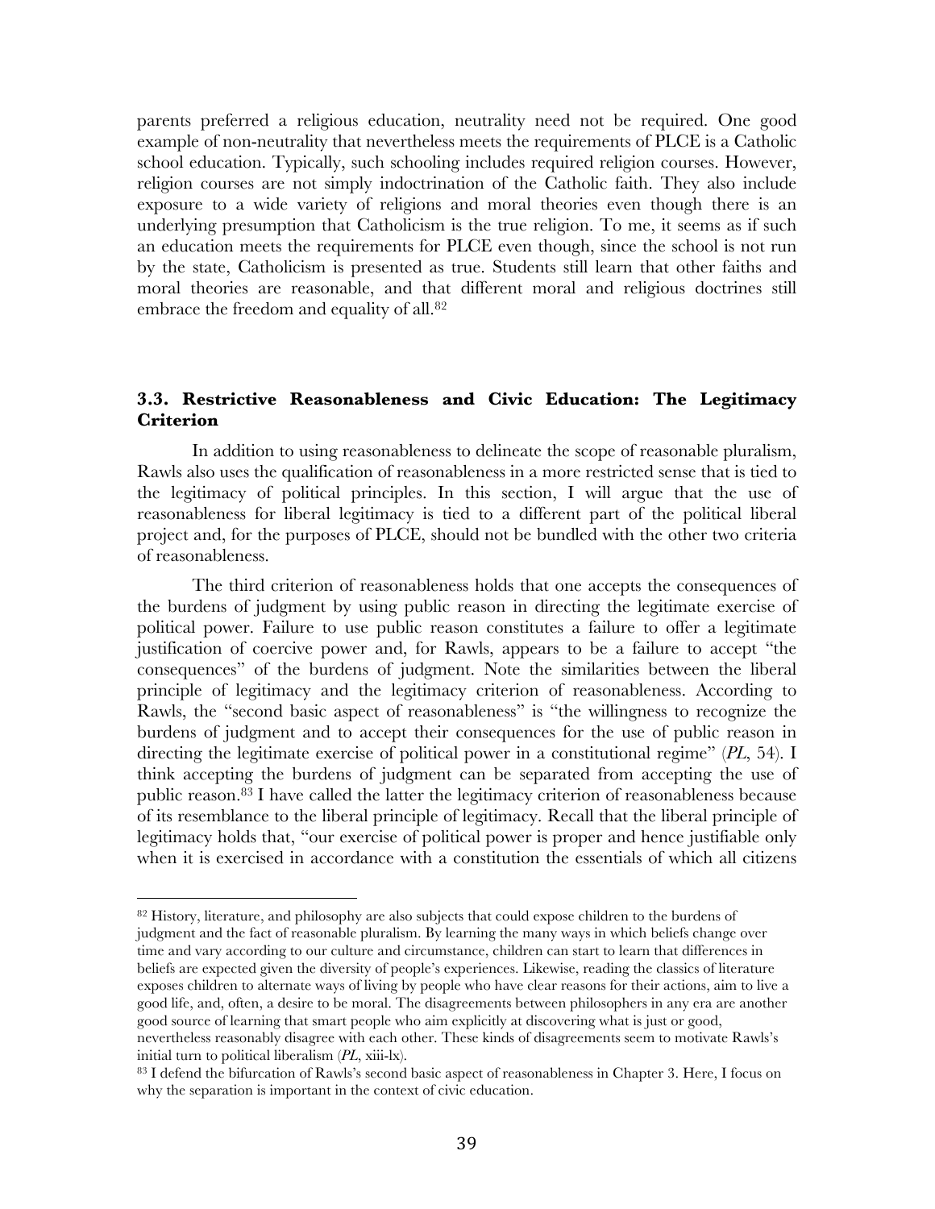parents preferred a religious education, neutrality need not be required. One good example of non-neutrality that nevertheless meets the requirements of PLCE is a Catholic school education. Typically, such schooling includes required religion courses. However, religion courses are not simply indoctrination of the Catholic faith. They also include exposure to a wide variety of religions and moral theories even though there is an underlying presumption that Catholicism is the true religion. To me, it seems as if such an education meets the requirements for PLCE even though, since the school is not run by the state, Catholicism is presented as true. Students still learn that other faiths and moral theories are reasonable, and that different moral and religious doctrines still embrace the freedom and equality of all.[82]

### 3.3. Restrictive Reasonableness and Civic Education: The Legitimacy Criterion

In addition to using reasonableness to delineate the scope of reasonable pluralism, Rawls also uses the qualification of reasonableness in a more restricted sense that is tied to the legitimacy of political principles. In this section, I will argue that the use of reasonableness for liberal legitimacy is tied to a different part of the political liberal project and, for the purposes of PLCE, should not be bundled with the other two criteria of reasonableness.

The third criterion of reasonableness holds that one accepts the consequences of the burdens of judgment by using public reason in directing the legitimate exercise of political power. Failure to use public reason constitutes a failure to offer a legitimate justification of coercive power and, for Rawls, appears to be a failure to accept "the consequences" of the burdens of judgment. Note the similarities between the liberal principle of legitimacy and the legitimacy criterion of reasonableness. According to Rawls, the "second basic aspect of reasonableness" is "the willingness to recognize the burdens of judgment and to accept their consequences for the use of public reason in directing the legitimate exercise of political power in a constitutional regime" (*PL*, 54). I think accepting the burdens of judgment can be separated from accepting the use of public reason.[83] I have called the latter the legitimacy criterion of reasonableness because of its resemblance to the liberal principle of legitimacy. Recall that the liberal principle of legitimacy holds that, "our exercise of political power is proper and hence justifiable only when it is exercised in accordance with a constitution the essentials of which all citizens

---

[82] History, literature, and philosophy are also subjects that could expose children to the burdens of judgment and the fact of reasonable pluralism. By learning the many ways in which beliefs change over time and vary according to our culture and circumstance, children can start to learn that differences in beliefs are expected given the diversity of people's experiences. Likewise, reading the classics of literature exposes children to alternate ways of living by people who have clear reasons for their actions, aim to live a good life, and, often, a desire to be moral. The disagreements between philosophers in any era are another good source of learning that smart people who aim explicitly at discovering what is just or good, nevertheless reasonably disagree with each other. These kinds of disagreements seem to motivate Rawls's initial turn to political liberalism (*PL*, xiii-lx).

[83] I defend the bifurcation of Rawls's second basic aspect of reasonableness in Chapter 3. Here, I focus on why the separation is important in the context of civic education.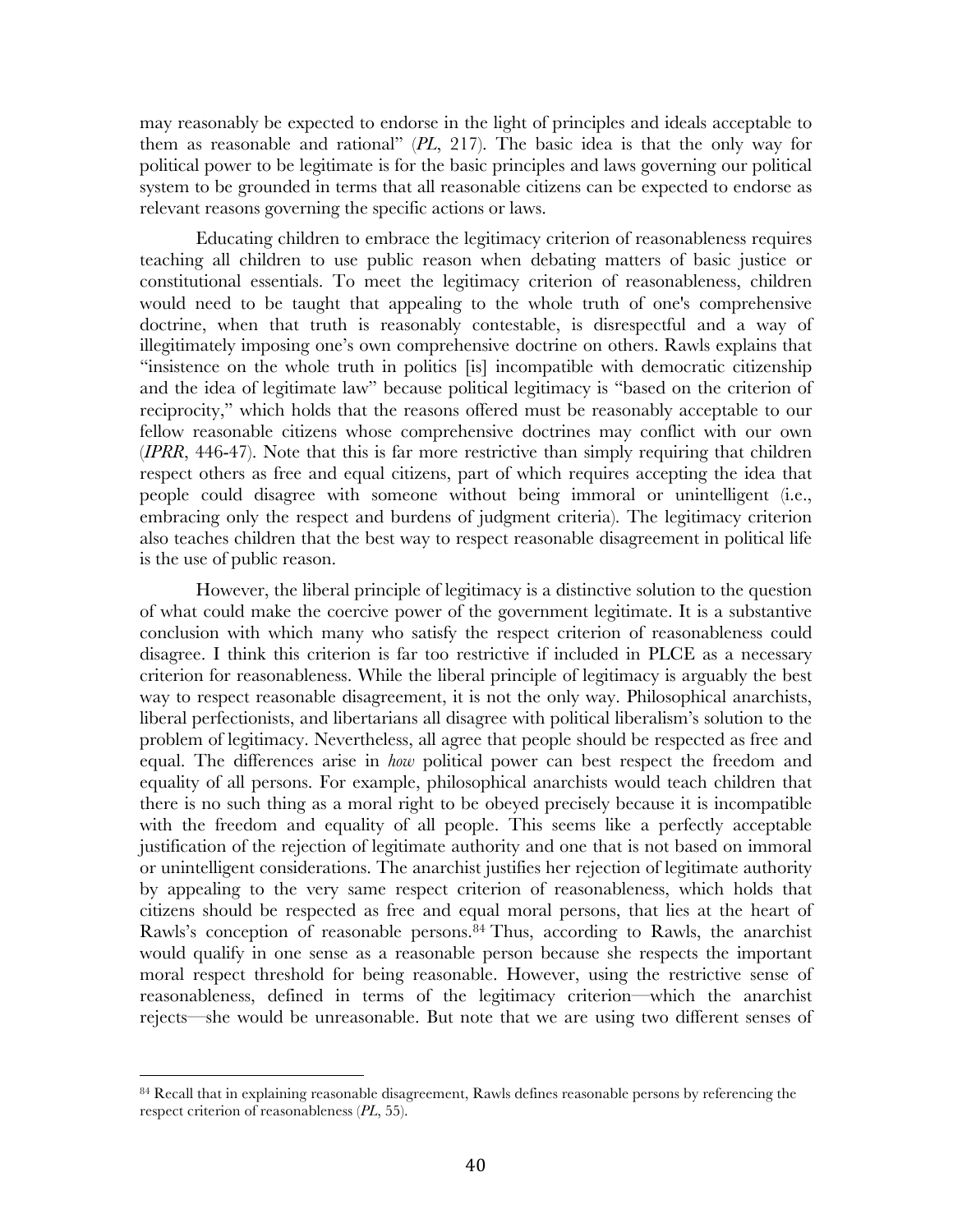may reasonably be expected to endorse in the light of principles and ideals acceptable to them as reasonable and rational" (*PL*, 217). The basic idea is that the only way for political power to be legitimate is for the basic principles and laws governing our political system to be grounded in terms that all reasonable citizens can be expected to endorse as relevant reasons governing the specific actions or laws.

Educating children to embrace the legitimacy criterion of reasonableness requires teaching all children to use public reason when debating matters of basic justice or constitutional essentials. To meet the legitimacy criterion of reasonableness, children would need to be taught that appealing to the whole truth of one's comprehensive doctrine, when that truth is reasonably contestable, is disrespectful and a way of illegitimately imposing one's own comprehensive doctrine on others. Rawls explains that "insistence on the whole truth in politics [is] incompatible with democratic citizenship and the idea of legitimate law" because political legitimacy is "based on the criterion of reciprocity," which holds that the reasons offered must be reasonably acceptable to our fellow reasonable citizens whose comprehensive doctrines may conflict with our own (*IPRR*, 446-47). Note that this is far more restrictive than simply requiring that children respect others as free and equal citizens, part of which requires accepting the idea that people could disagree with someone without being immoral or unintelligent (i.e., embracing only the respect and burdens of judgment criteria). The legitimacy criterion also teaches children that the best way to respect reasonable disagreement in political life is the use of public reason.

However, the liberal principle of legitimacy is a distinctive solution to the question of what could make the coercive power of the government legitimate. It is a substantive conclusion with which many who satisfy the respect criterion of reasonableness could disagree. I think this criterion is far too restrictive if included in PLCE as a necessary criterion for reasonableness. While the liberal principle of legitimacy is arguably the best way to respect reasonable disagreement, it is not the only way. Philosophical anarchists, liberal perfectionists, and libertarians all disagree with political liberalism's solution to the problem of legitimacy. Nevertheless, all agree that people should be respected as free and equal. The differences arise in *how* political power can best respect the freedom and equality of all persons. For example, philosophical anarchists would teach children that there is no such thing as a moral right to be obeyed precisely because it is incompatible with the freedom and equality of all people. This seems like a perfectly acceptable justification of the rejection of legitimate authority and one that is not based on immoral or unintelligent considerations. The anarchist justifies her rejection of legitimate authority by appealing to the very same respect criterion of reasonableness, which holds that citizens should be respected as free and equal moral persons, that lies at the heart of Rawls's conception of reasonable persons.[84] Thus, according to Rawls, the anarchist would qualify in one sense as a reasonable person because she respects the important moral respect threshold for being reasonable. However, using the restrictive sense of reasonableness, defined in terms of the legitimacy criterion—which the anarchist rejects—she would be unreasonable. But note that we are using two different senses of

[84] Recall that in explaining reasonable disagreement, Rawls defines reasonable persons by referencing the respect criterion of reasonableness (*PL*, 55).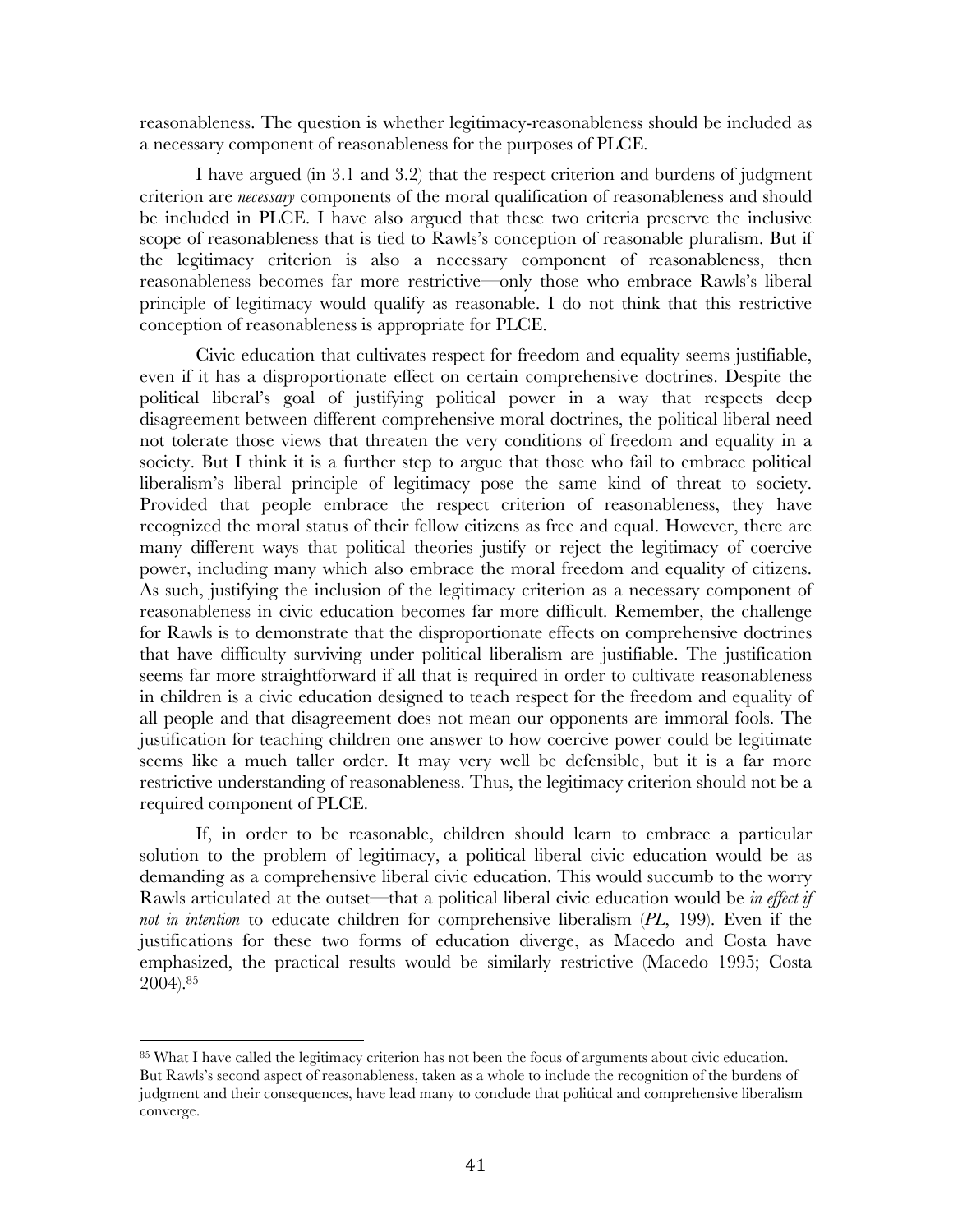reasonableness. The question is whether legitimacy-reasonableness should be included as a necessary component of reasonableness for the purposes of PLCE.

I have argued (in 3.1 and 3.2) that the respect criterion and burdens of judgment criterion are *necessary* components of the moral qualification of reasonableness and should be included in PLCE. I have also argued that these two criteria preserve the inclusive scope of reasonableness that is tied to Rawls's conception of reasonable pluralism. But if the legitimacy criterion is also a necessary component of reasonableness, then reasonableness becomes far more restrictive—only those who embrace Rawls's liberal principle of legitimacy would qualify as reasonable. I do not think that this restrictive conception of reasonableness is appropriate for PLCE.

Civic education that cultivates respect for freedom and equality seems justifiable, even if it has a disproportionate effect on certain comprehensive doctrines. Despite the political liberal's goal of justifying political power in a way that respects deep disagreement between different comprehensive moral doctrines, the political liberal need not tolerate those views that threaten the very conditions of freedom and equality in a society. But I think it is a further step to argue that those who fail to embrace political liberalism's liberal principle of legitimacy pose the same kind of threat to society. Provided that people embrace the respect criterion of reasonableness, they have recognized the moral status of their fellow citizens as free and equal. However, there are many different ways that political theories justify or reject the legitimacy of coercive power, including many which also embrace the moral freedom and equality of citizens. As such, justifying the inclusion of the legitimacy criterion as a necessary component of reasonableness in civic education becomes far more difficult. Remember, the challenge for Rawls is to demonstrate that the disproportionate effects on comprehensive doctrines that have difficulty surviving under political liberalism are justifiable. The justification seems far more straightforward if all that is required in order to cultivate reasonableness in children is a civic education designed to teach respect for the freedom and equality of all people and that disagreement does not mean our opponents are immoral fools. The justification for teaching children one answer to how coercive power could be legitimate seems like a much taller order. It may very well be defensible, but it is a far more restrictive understanding of reasonableness. Thus, the legitimacy criterion should not be a required component of PLCE.

If, in order to be reasonable, children should learn to embrace a particular solution to the problem of legitimacy, a political liberal civic education would be as demanding as a comprehensive liberal civic education. This would succumb to the worry Rawls articulated at the outset—that a political liberal civic education would be *in effect if not in intention* to educate children for comprehensive liberalism (*PL*, 199). Even if the justifications for these two forms of education diverge, as Macedo and Costa have emphasized, the practical results would be similarly restrictive (Macedo 1995; Costa 2004).[85]

---

[85] What I have called the legitimacy criterion has not been the focus of arguments about civic education. But Rawls's second aspect of reasonableness, taken as a whole to include the recognition of the burdens of judgment and their consequences, have lead many to conclude that political and comprehensive liberalism converge.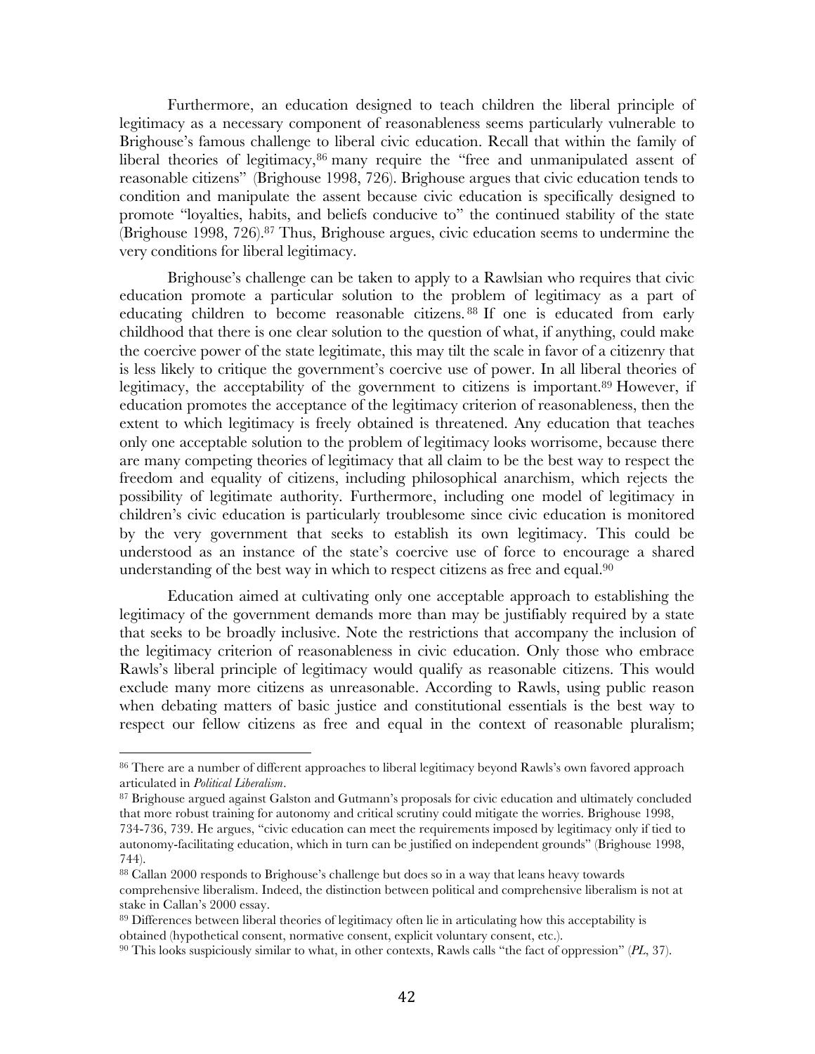Furthermore, an education designed to teach children the liberal principle of legitimacy as a necessary component of reasonableness seems particularly vulnerable to Brighouse's famous challenge to liberal civic education. Recall that within the family of liberal theories of legitimacy,[86] many require the "free and unmanipulated assent of reasonable citizens" (Brighouse 1998, 726). Brighouse argues that civic education tends to condition and manipulate the assent because civic education is specifically designed to promote "loyalties, habits, and beliefs conducive to" the continued stability of the state (Brighouse 1998, 726).[87] Thus, Brighouse argues, civic education seems to undermine the very conditions for liberal legitimacy.

Brighouse's challenge can be taken to apply to a Rawlsian who requires that civic education promote a particular solution to the problem of legitimacy as a part of educating children to become reasonable citizens.[88] If one is educated from early childhood that there is one clear solution to the question of what, if anything, could make the coercive power of the state legitimate, this may tilt the scale in favor of a citizenry that is less likely to critique the government's coercive use of power. In all liberal theories of legitimacy, the acceptability of the government to citizens is important.[89] However, if education promotes the acceptance of the legitimacy criterion of reasonableness, then the extent to which legitimacy is freely obtained is threatened. Any education that teaches only one acceptable solution to the problem of legitimacy looks worrisome, because there are many competing theories of legitimacy that all claim to be the best way to respect the freedom and equality of citizens, including philosophical anarchism, which rejects the possibility of legitimate authority. Furthermore, including one model of legitimacy in children's civic education is particularly troublesome since civic education is monitored by the very government that seeks to establish its own legitimacy. This could be understood as an instance of the state's coercive use of force to encourage a shared understanding of the best way in which to respect citizens as free and equal.[90]

Education aimed at cultivating only one acceptable approach to establishing the legitimacy of the government demands more than may be justifiably required by a state that seeks to be broadly inclusive. Note the restrictions that accompany the inclusion of the legitimacy criterion of reasonableness in civic education. Only those who embrace Rawls's liberal principle of legitimacy would qualify as reasonable citizens. This would exclude many more citizens as unreasonable. According to Rawls, using public reason when debating matters of basic justice and constitutional essentials is the best way to respect our fellow citizens as free and equal in the context of reasonable pluralism;

---

[86] There are a number of different approaches to liberal legitimacy beyond Rawls's own favored approach articulated in *Political Liberalism*.

[87] Brighouse argued against Galston and Gutmann's proposals for civic education and ultimately concluded that more robust training for autonomy and critical scrutiny could mitigate the worries. Brighouse 1998, 734-736, 739. He argues, "civic education can meet the requirements imposed by legitimacy only if tied to autonomy-facilitating education, which in turn can be justified on independent grounds" (Brighouse 1998, 744).

[88] Callan 2000 responds to Brighouse's challenge but does so in a way that leans heavy towards comprehensive liberalism. Indeed, the distinction between political and comprehensive liberalism is not at stake in Callan's 2000 essay.

[89] Differences between liberal theories of legitimacy often lie in articulating how this acceptability is obtained (hypothetical consent, normative consent, explicit voluntary consent, etc.).

[90] This looks suspiciously similar to what, in other contexts, Rawls calls "the fact of oppression" (*PL*, 37).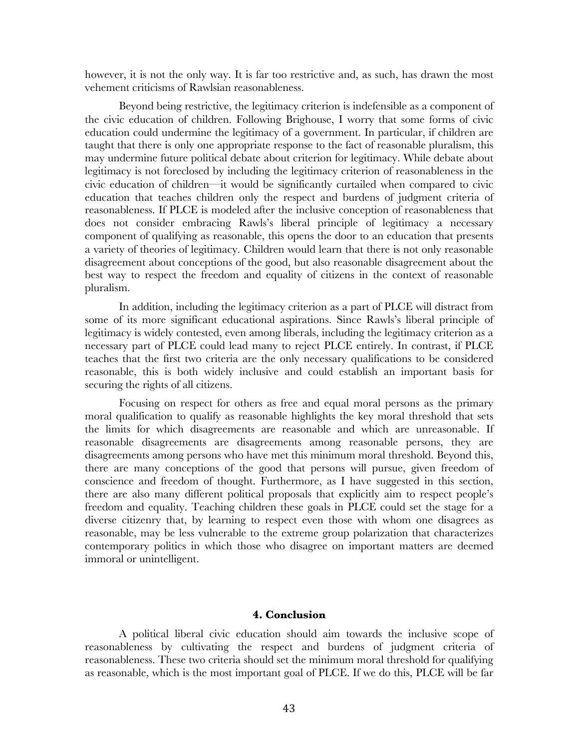however, it is not the only way. It is far too restrictive and, as such, has drawn the most vehement criticisms of Rawlsian reasonableness.

Beyond being restrictive, the legitimacy criterion is indefensible as a component of the civic education of children. Following Brighouse, I worry that some forms of civic education could undermine the legitimacy of a government. In particular, if children are taught that there is only one appropriate response to the fact of reasonable pluralism, this may undermine future political debate about criterion for legitimacy. While debate about legitimacy is not foreclosed by including the legitimacy criterion of reasonableness in the civic education of children—it would be significantly curtailed when compared to civic education that teaches children only the respect and burdens of judgment criteria of reasonableness. If PLCE is modeled after the inclusive conception of reasonableness that does not consider embracing Rawls's liberal principle of legitimacy a necessary component of qualifying as reasonable, this opens the door to an education that presents a variety of theories of legitimacy. Children would learn that there is not only reasonable disagreement about conceptions of the good, but also reasonable disagreement about the best way to respect the freedom and equality of citizens in the context of reasonable pluralism.

In addition, including the legitimacy criterion as a part of PLCE will distract from some of its more significant educational aspirations. Since Rawls's liberal principle of legitimacy is widely contested, even among liberals, including the legitimacy criterion as a necessary part of PLCE could lead many to reject PLCE entirely. In contrast, if PLCE teaches that the first two criteria are the only necessary qualifications to be considered reasonable, this is both widely inclusive and could establish an important basis for securing the rights of all citizens.

Focusing on respect for others as free and equal moral persons as the primary moral qualification to qualify as reasonable highlights the key moral threshold that sets the limits for which disagreements are reasonable and which are unreasonable. If reasonable disagreements are disagreements among reasonable persons, they are disagreements among persons who have met this minimum moral threshold. Beyond this, there are many conceptions of the good that persons will pursue, given freedom of conscience and freedom of thought. Furthermore, as I have suggested in this section, there are also many different political proposals that explicitly aim to respect people's freedom and equality. Teaching children these goals in PLCE could set the stage for a diverse citizenry that, by learning to respect even those with whom one disagrees as reasonable, may be less vulnerable to the extreme group polarization that characterizes contemporary politics in which those who disagree on important matters are deemed immoral or unintelligent.

### 4. Conclusion

A political liberal civic education should aim towards the inclusive scope of reasonableness by cultivating the respect and burdens of judgment criteria of reasonableness. These two criteria should set the minimum moral threshold for qualifying as reasonable, which is the most important goal of PLCE. If we do this, PLCE will be far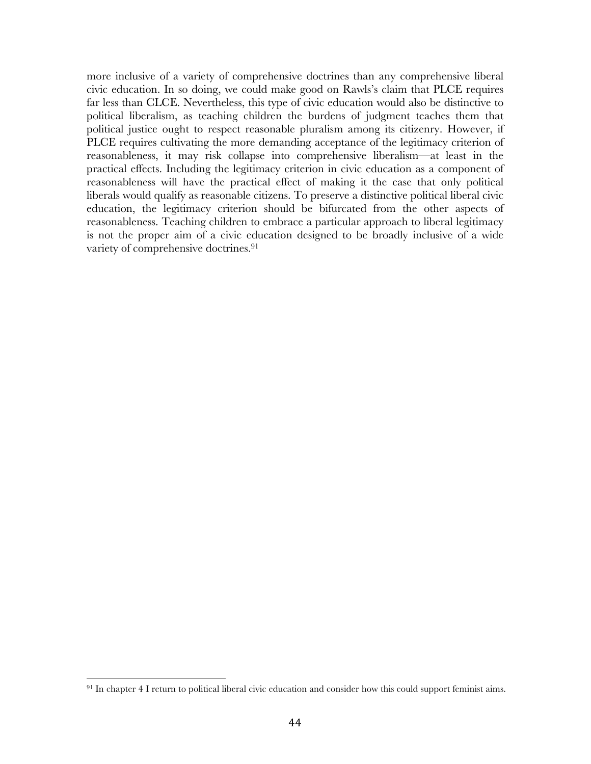more inclusive of a variety of comprehensive doctrines than any comprehensive liberal civic education. In so doing, we could make good on Rawls's claim that PLCE requires far less than CLCE. Nevertheless, this type of civic education would also be distinctive to political liberalism, as teaching children the burdens of judgment teaches them that political justice ought to respect reasonable pluralism among its citizenry. However, if PLCE requires cultivating the more demanding acceptance of the legitimacy criterion of reasonableness, it may risk collapse into comprehensive liberalism—at least in the practical effects. Including the legitimacy criterion in civic education as a component of reasonableness will have the practical effect of making it the case that only political liberals would qualify as reasonable citizens. To preserve a distinctive political liberal civic education, the legitimacy criterion should be bifurcated from the other aspects of reasonableness. Teaching children to embrace a particular approach to liberal legitimacy is not the proper aim of a civic education designed to be broadly inclusive of a wide variety of comprehensive doctrines.[91]

---

[91] In chapter 4 I return to political liberal civic education and consider how this could support feminist aims.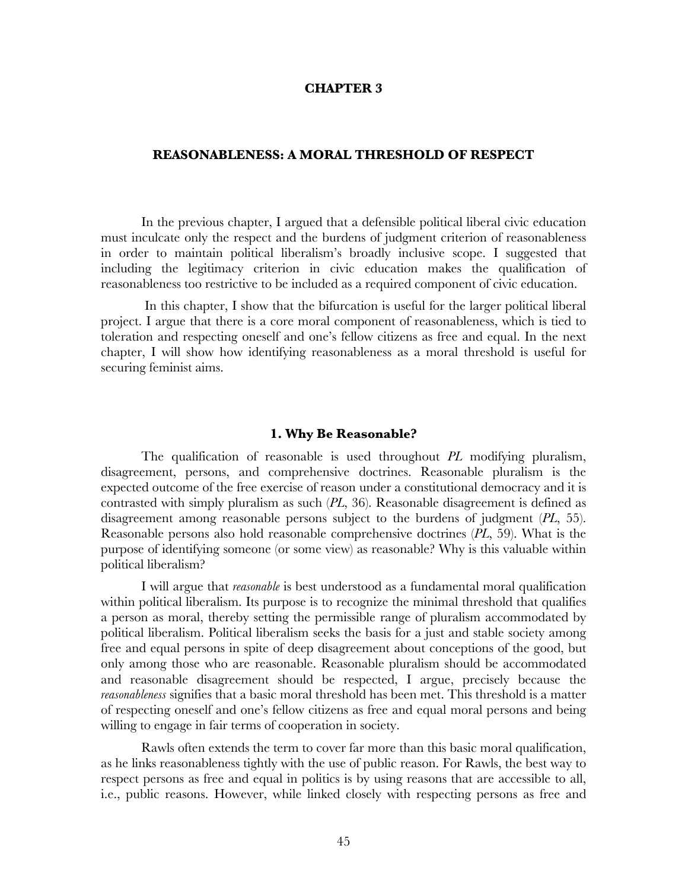# CHAPTER 3

## REASONABLENESS: A MORAL THRESHOLD OF RESPECT

In the previous chapter, I argued that a defensible political liberal civic education must inculcate only the respect and the burdens of judgment criterion of reasonableness in order to maintain political liberalism's broadly inclusive scope. I suggested that including the legitimacy criterion in civic education makes the qualification of reasonableness too restrictive to be included as a required component of civic education.

In this chapter, I show that the bifurcation is useful for the larger political liberal project. I argue that there is a core moral component of reasonableness, which is tied to toleration and respecting oneself and one's fellow citizens as free and equal. In the next chapter, I will show how identifying reasonableness as a moral threshold is useful for securing feminist aims.

### 1. Why Be Reasonable?

The qualification of reasonable is used throughout *PL* modifying pluralism, disagreement, persons, and comprehensive doctrines. Reasonable pluralism is the expected outcome of the free exercise of reason under a constitutional democracy and it is contrasted with simply pluralism as such (*PL*, 36). Reasonable disagreement is defined as disagreement among reasonable persons subject to the burdens of judgment (*PL*, 55). Reasonable persons also hold reasonable comprehensive doctrines (*PL*, 59). What is the purpose of identifying someone (or some view) as reasonable? Why is this valuable within political liberalism?

I will argue that *reasonable* is best understood as a fundamental moral qualification within political liberalism. Its purpose is to recognize the minimal threshold that qualifies a person as moral, thereby setting the permissible range of pluralism accommodated by political liberalism. Political liberalism seeks the basis for a just and stable society among free and equal persons in spite of deep disagreement about conceptions of the good, but only among those who are reasonable. Reasonable pluralism should be accommodated and reasonable disagreement should be respected, I argue, precisely because the *reasonableness* signifies that a basic moral threshold has been met. This threshold is a matter of respecting oneself and one's fellow citizens as free and equal moral persons and being willing to engage in fair terms of cooperation in society.

Rawls often extends the term to cover far more than this basic moral qualification, as he links reasonableness tightly with the use of public reason. For Rawls, the best way to respect persons as free and equal in politics is by using reasons that are accessible to all, i.e., public reasons. However, while linked closely with respecting persons as free and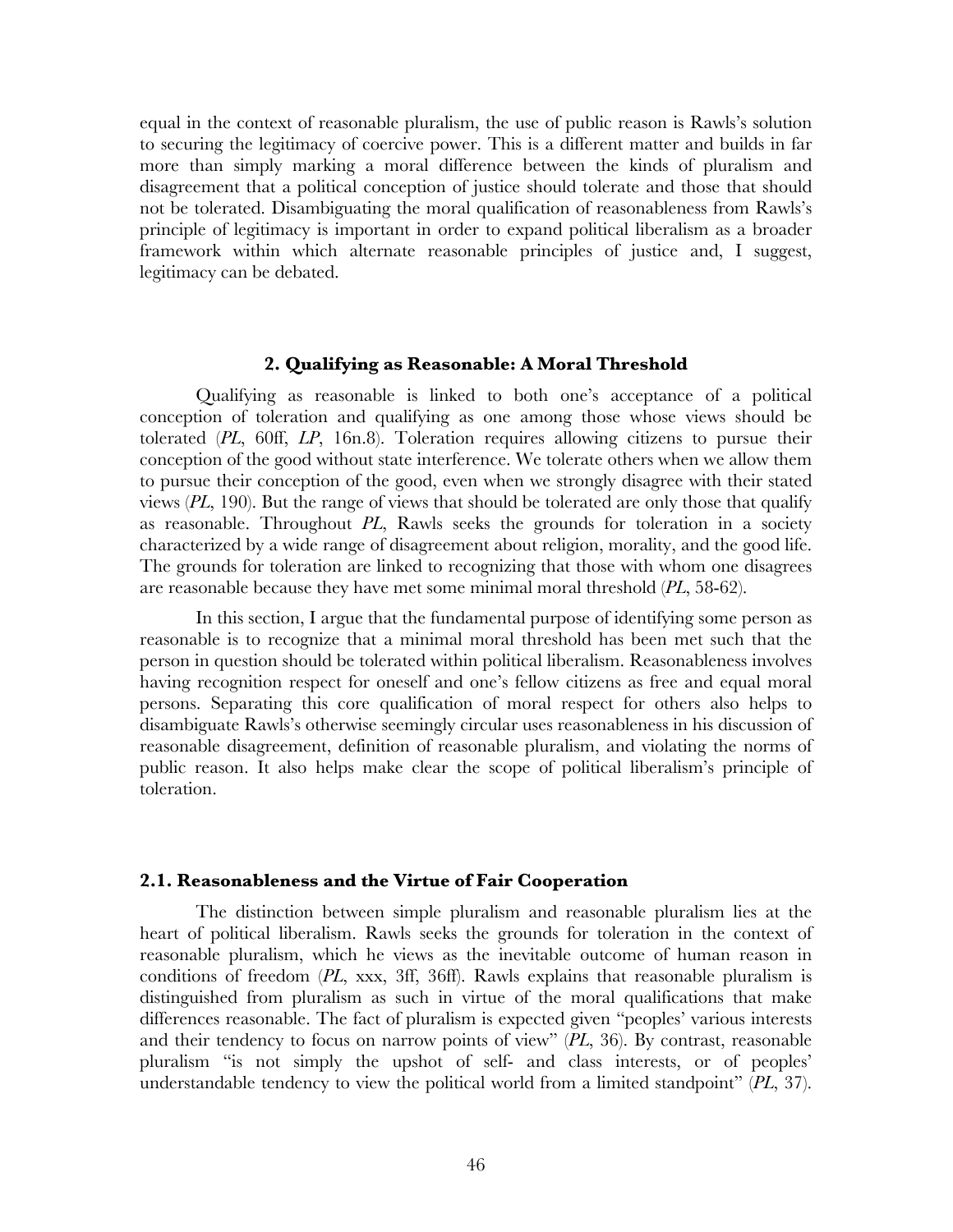equal in the context of reasonable pluralism, the use of public reason is Rawls's solution to securing the legitimacy of coercive power. This is a different matter and builds in far more than simply marking a moral difference between the kinds of pluralism and disagreement that a political conception of justice should tolerate and those that should not be tolerated. Disambiguating the moral qualification of reasonableness from Rawls's principle of legitimacy is important in order to expand political liberalism as a broader framework within which alternate reasonable principles of justice and, I suggest, legitimacy can be debated.

## 2. Qualifying as Reasonable: A Moral Threshold

Qualifying as reasonable is linked to both one's acceptance of a political conception of toleration and qualifying as one among those whose views should be tolerated (*PL*, 60ff, *LP*, 16n.8). Toleration requires allowing citizens to pursue their conception of the good without state interference. We tolerate others when we allow them to pursue their conception of the good, even when we strongly disagree with their stated views (*PL*, 190). But the range of views that should be tolerated are only those that qualify as reasonable. Throughout *PL*, Rawls seeks the grounds for toleration in a society characterized by a wide range of disagreement about religion, morality, and the good life. The grounds for toleration are linked to recognizing that those with whom one disagrees are reasonable because they have met some minimal moral threshold (*PL*, 58-62).

In this section, I argue that the fundamental purpose of identifying some person as reasonable is to recognize that a minimal moral threshold has been met such that the person in question should be tolerated within political liberalism. Reasonableness involves having recognition respect for oneself and one's fellow citizens as free and equal moral persons. Separating this core qualification of moral respect for others also helps to disambiguate Rawls's otherwise seemingly circular uses reasonableness in his discussion of reasonable disagreement, definition of reasonable pluralism, and violating the norms of public reason. It also helps make clear the scope of political liberalism's principle of toleration.

### 2.1. Reasonableness and the Virtue of Fair Cooperation

The distinction between simple pluralism and reasonable pluralism lies at the heart of political liberalism. Rawls seeks the grounds for toleration in the context of reasonable pluralism, which he views as the inevitable outcome of human reason in conditions of freedom (*PL*, xxx, 3ff, 36ff). Rawls explains that reasonable pluralism is distinguished from pluralism as such in virtue of the moral qualifications that make differences reasonable. The fact of pluralism is expected given "peoples' various interests and their tendency to focus on narrow points of view" (*PL*, 36). By contrast, reasonable pluralism "is not simply the upshot of self- and class interests, or of peoples' understandable tendency to view the political world from a limited standpoint" (*PL*, 37).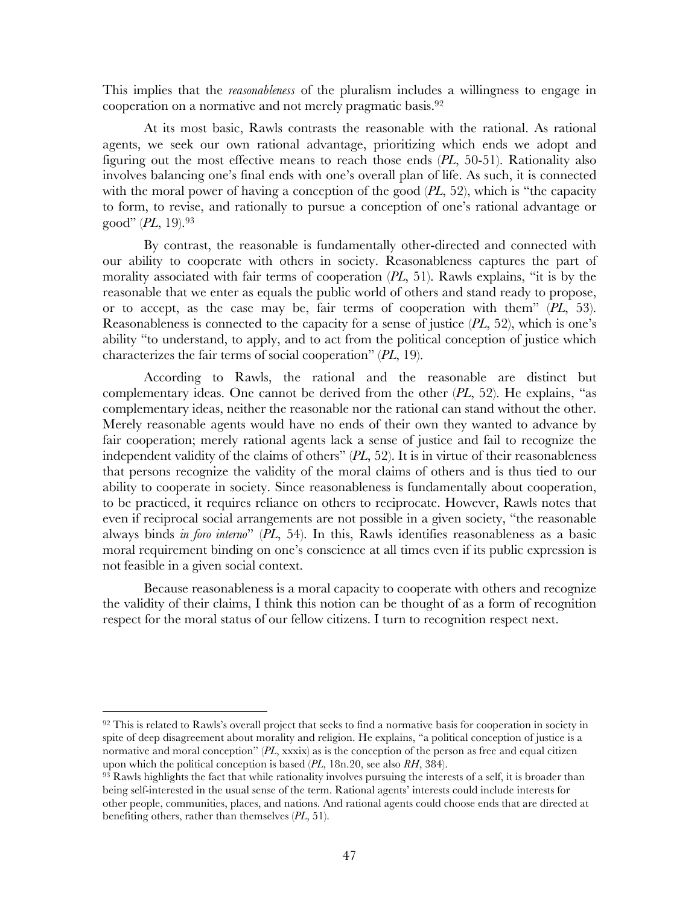This implies that the *reasonableness* of the pluralism includes a willingness to engage in cooperation on a normative and not merely pragmatic basis.[92]

At its most basic, Rawls contrasts the reasonable with the rational. As rational agents, we seek our own rational advantage, prioritizing which ends we adopt and figuring out the most effective means to reach those ends (*PL*, 50-51). Rationality also involves balancing one's final ends with one's overall plan of life. As such, it is connected with the moral power of having a conception of the good (*PL*, 52), which is "the capacity to form, to revise, and rationally to pursue a conception of one's rational advantage or good" (*PL*, 19).[93]

By contrast, the reasonable is fundamentally other-directed and connected with our ability to cooperate with others in society. Reasonableness captures the part of morality associated with fair terms of cooperation (*PL*, 51). Rawls explains, "it is by the reasonable that we enter as equals the public world of others and stand ready to propose, or to accept, as the case may be, fair terms of cooperation with them" (*PL*, 53). Reasonableness is connected to the capacity for a sense of justice (*PL*, 52), which is one's ability "to understand, to apply, and to act from the political conception of justice which characterizes the fair terms of social cooperation" (*PL*, 19).

According to Rawls, the rational and the reasonable are distinct but complementary ideas. One cannot be derived from the other (*PL*, 52). He explains, "as complementary ideas, neither the reasonable nor the rational can stand without the other. Merely reasonable agents would have no ends of their own they wanted to advance by fair cooperation; merely rational agents lack a sense of justice and fail to recognize the independent validity of the claims of others" (*PL*, 52). It is in virtue of their reasonableness that persons recognize the validity of the moral claims of others and is thus tied to our ability to cooperate in society. Since reasonableness is fundamentally about cooperation, to be practiced, it requires reliance on others to reciprocate. However, Rawls notes that even if reciprocal social arrangements are not possible in a given society, "the reasonable always binds *in foro interno*" (*PL*, 54). In this, Rawls identifies reasonableness as a basic moral requirement binding on one's conscience at all times even if its public expression is not feasible in a given social context.

Because reasonableness is a moral capacity to cooperate with others and recognize the validity of their claims, I think this notion can be thought of as a form of recognition respect for the moral status of our fellow citizens. I turn to recognition respect next.

---

[92] This is related to Rawls's overall project that seeks to find a normative basis for cooperation in society in spite of deep disagreement about morality and religion. He explains, "a political conception of justice is a normative and moral conception" (*PL*, xxxix) as is the conception of the person as free and equal citizen upon which the political conception is based (*PL*, 18n.20, see also *RH*, 384).

[93] Rawls highlights the fact that while rationality involves pursuing the interests of a self, it is broader than being self-interested in the usual sense of the term. Rational agents' interests could include interests for other people, communities, places, and nations. And rational agents could choose ends that are directed at benefiting others, rather than themselves (*PL*, 51).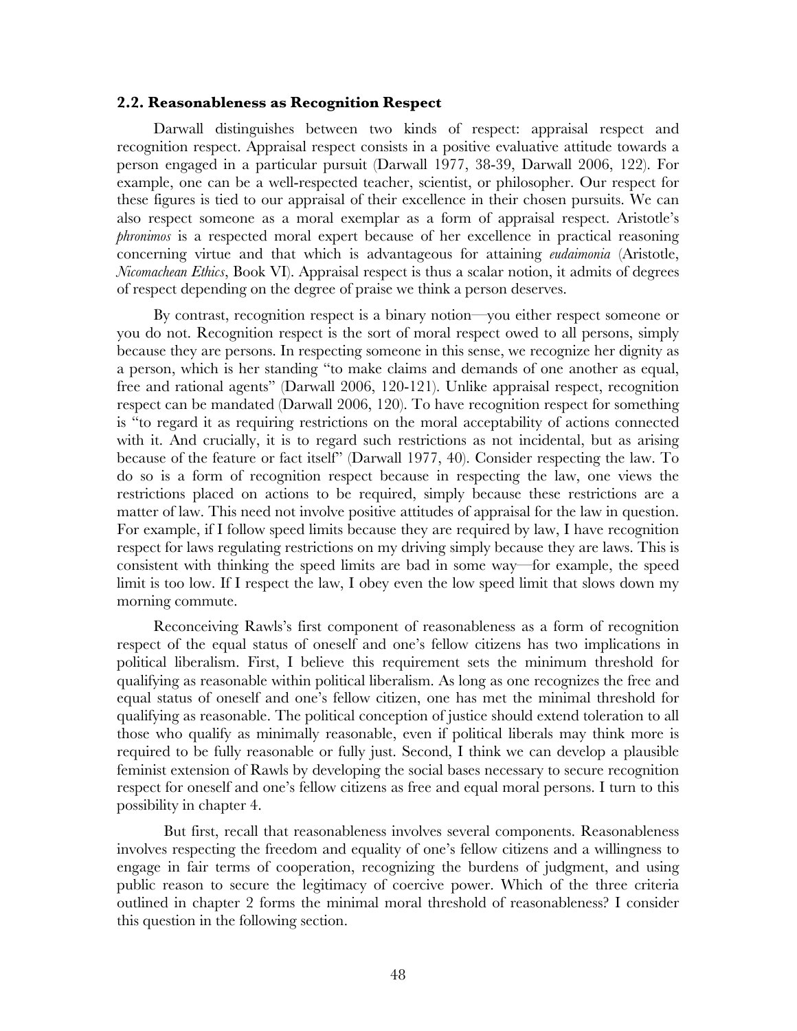### 2.2. Reasonableness as Recognition Respect

Darwall distinguishes between two kinds of respect: appraisal respect and recognition respect. Appraisal respect consists in a positive evaluative attitude towards a person engaged in a particular pursuit (Darwall 1977, 38-39, Darwall 2006, 122). For example, one can be a well-respected teacher, scientist, or philosopher. Our respect for these figures is tied to our appraisal of their excellence in their chosen pursuits. We can also respect someone as a moral exemplar as a form of appraisal respect. Aristotle's *phronimos* is a respected moral expert because of her excellence in practical reasoning concerning virtue and that which is advantageous for attaining *eudaimonia* (Aristotle, *Nicomachean Ethics*, Book VI). Appraisal respect is thus a scalar notion, it admits of degrees of respect depending on the degree of praise we think a person deserves.

By contrast, recognition respect is a binary notion—you either respect someone or you do not. Recognition respect is the sort of moral respect owed to all persons, simply because they are persons. In respecting someone in this sense, we recognize her dignity as a person, which is her standing "to make claims and demands of one another as equal, free and rational agents" (Darwall 2006, 120-121). Unlike appraisal respect, recognition respect can be mandated (Darwall 2006, 120). To have recognition respect for something is "to regard it as requiring restrictions on the moral acceptability of actions connected with it. And crucially, it is to regard such restrictions as not incidental, but as arising because of the feature or fact itself" (Darwall 1977, 40). Consider respecting the law. To do so is a form of recognition respect because in respecting the law, one views the restrictions placed on actions to be required, simply because these restrictions are a matter of law. This need not involve positive attitudes of appraisal for the law in question. For example, if I follow speed limits because they are required by law, I have recognition respect for laws regulating restrictions on my driving simply because they are laws. This is consistent with thinking the speed limits are bad in some way—for example, the speed limit is too low. If I respect the law, I obey even the low speed limit that slows down my morning commute.

Reconceiving Rawls's first component of reasonableness as a form of recognition respect of the equal status of oneself and one's fellow citizens has two implications in political liberalism. First, I believe this requirement sets the minimum threshold for qualifying as reasonable within political liberalism. As long as one recognizes the free and equal status of oneself and one's fellow citizen, one has met the minimal threshold for qualifying as reasonable. The political conception of justice should extend toleration to all those who qualify as minimally reasonable, even if political liberals may think more is required to be fully reasonable or fully just. Second, I think we can develop a plausible feminist extension of Rawls by developing the social bases necessary to secure recognition respect for oneself and one's fellow citizens as free and equal moral persons. I turn to this possibility in chapter 4.

But first, recall that reasonableness involves several components. Reasonableness involves respecting the freedom and equality of one's fellow citizens and a willingness to engage in fair terms of cooperation, recognizing the burdens of judgment, and using public reason to secure the legitimacy of coercive power. Which of the three criteria outlined in chapter 2 forms the minimal moral threshold of reasonableness? I consider this question in the following section.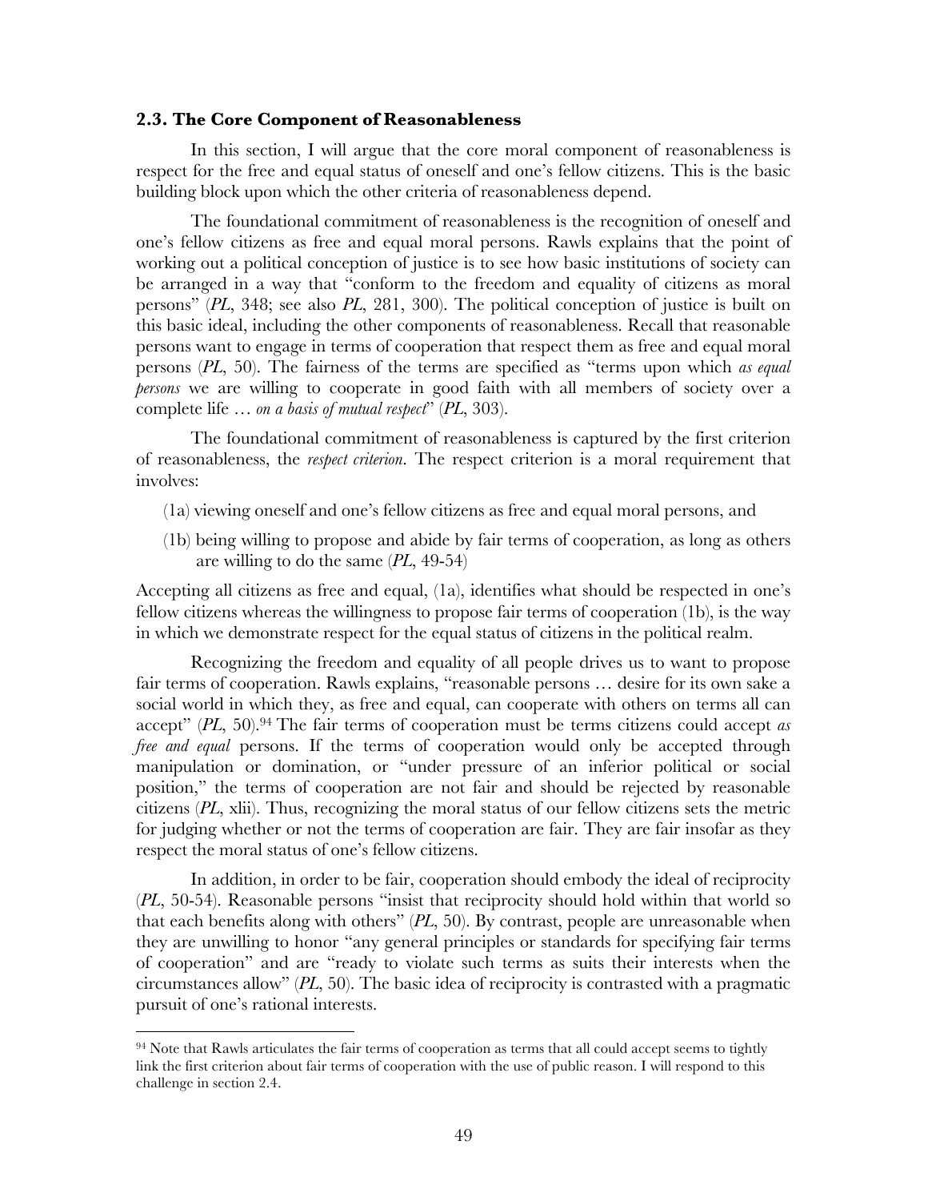### 2.3. The Core Component of Reasonableness

In this section, I will argue that the core moral component of reasonableness is respect for the free and equal status of oneself and one's fellow citizens. This is the basic building block upon which the other criteria of reasonableness depend.

The foundational commitment of reasonableness is the recognition of oneself and one's fellow citizens as free and equal moral persons. Rawls explains that the point of working out a political conception of justice is to see how basic institutions of society can be arranged in a way that "conform to the freedom and equality of citizens as moral persons" (*PL*, 348; see also *PL*, 281, 300). The political conception of justice is built on this basic ideal, including the other components of reasonableness. Recall that reasonable persons want to engage in terms of cooperation that respect them as free and equal moral persons (*PL*, 50). The fairness of the terms are specified as "terms upon which *as equal persons* we are willing to cooperate in good faith with all members of society over a complete life … *on a basis of mutual respect*" (*PL*, 303).

The foundational commitment of reasonableness is captured by the first criterion of reasonableness, the *respect criterion*. The respect criterion is a moral requirement that involves:

(1a) viewing oneself and one's fellow citizens as free and equal moral persons, and

(1b) being willing to propose and abide by fair terms of cooperation, as long as others are willing to do the same (*PL*, 49-54)

Accepting all citizens as free and equal, (1a), identifies what should be respected in one's fellow citizens whereas the willingness to propose fair terms of cooperation (1b), is the way in which we demonstrate respect for the equal status of citizens in the political realm.

Recognizing the freedom and equality of all people drives us to want to propose fair terms of cooperation. Rawls explains, "reasonable persons … desire for its own sake a social world in which they, as free and equal, can cooperate with others on terms all can accept" (*PL*, 50).[94] The fair terms of cooperation must be terms citizens could accept *as free and equal* persons. If the terms of cooperation would only be accepted through manipulation or domination, or "under pressure of an inferior political or social position," the terms of cooperation are not fair and should be rejected by reasonable citizens (*PL*, xlii). Thus, recognizing the moral status of our fellow citizens sets the metric for judging whether or not the terms of cooperation are fair. They are fair insofar as they respect the moral status of one's fellow citizens.

In addition, in order to be fair, cooperation should embody the ideal of reciprocity (*PL*, 50-54). Reasonable persons "insist that reciprocity should hold within that world so that each benefits along with others" (*PL*, 50). By contrast, people are unreasonable when they are unwilling to honor "any general principles or standards for specifying fair terms of cooperation" and are "ready to violate such terms as suits their interests when the circumstances allow" (*PL*, 50). The basic idea of reciprocity is contrasted with a pragmatic pursuit of one's rational interests.

---

[94] Note that Rawls articulates the fair terms of cooperation as terms that all could accept seems to tightly link the first criterion about fair terms of cooperation with the use of public reason. I will respond to this challenge in section 2.4.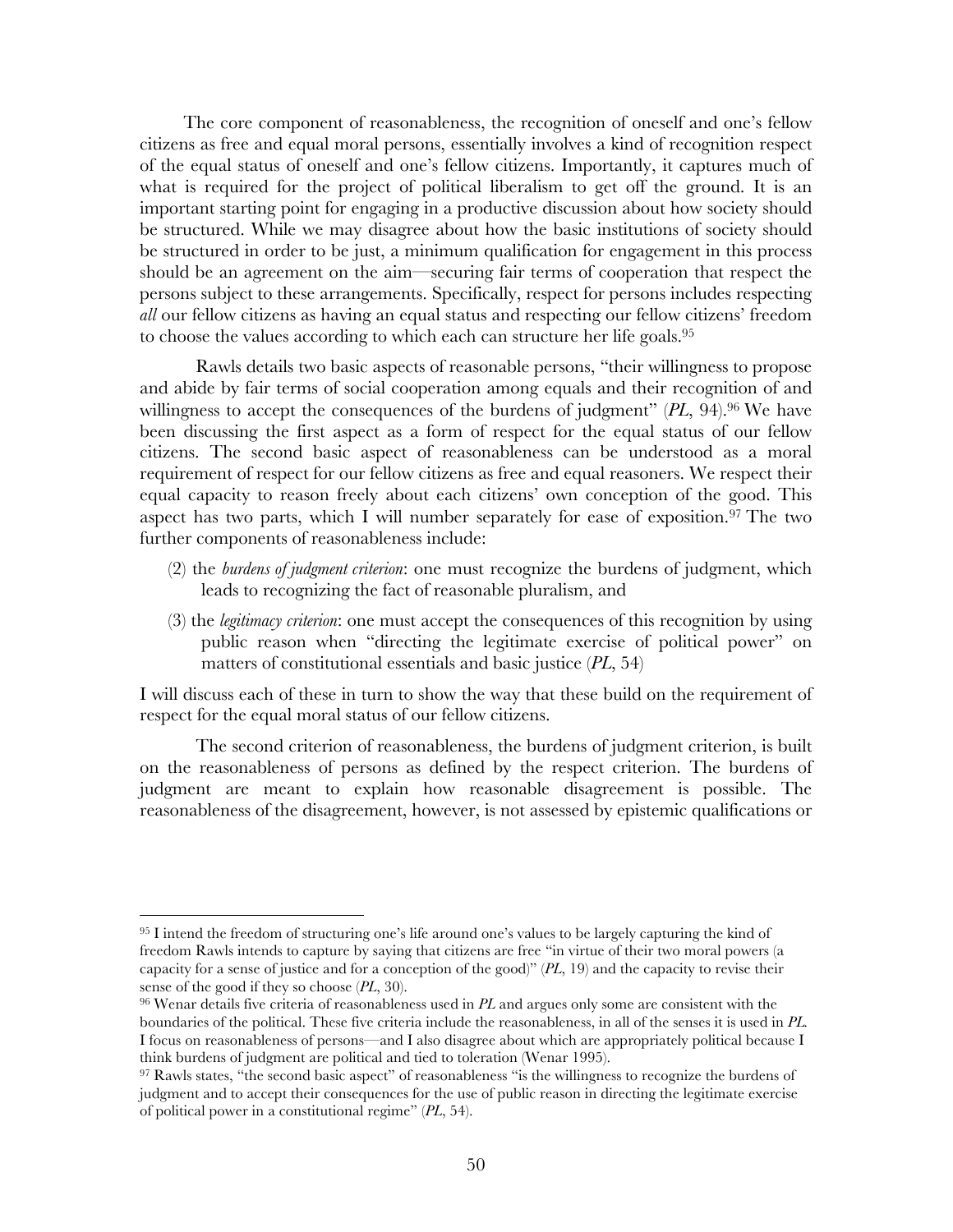The core component of reasonableness, the recognition of oneself and one's fellow citizens as free and equal moral persons, essentially involves a kind of recognition respect of the equal status of oneself and one's fellow citizens. Importantly, it captures much of what is required for the project of political liberalism to get off the ground. It is an important starting point for engaging in a productive discussion about how society should be structured. While we may disagree about how the basic institutions of society should be structured in order to be just, a minimum qualification for engagement in this process should be an agreement on the aim—securing fair terms of cooperation that respect the persons subject to these arrangements. Specifically, respect for persons includes respecting *all* our fellow citizens as having an equal status and respecting our fellow citizens' freedom to choose the values according to which each can structure her life goals.[95]

Rawls details two basic aspects of reasonable persons, "their willingness to propose and abide by fair terms of social cooperation among equals and their recognition of and willingness to accept the consequences of the burdens of judgment" (*PL*, 94).[96] We have been discussing the first aspect as a form of respect for the equal status of our fellow citizens. The second basic aspect of reasonableness can be understood as a moral requirement of respect for our fellow citizens as free and equal reasoners. We respect their equal capacity to reason freely about each citizens' own conception of the good. This aspect has two parts, which I will number separately for ease of exposition.[97] The two further components of reasonableness include:

(2) the *burdens of judgment criterion*: one must recognize the burdens of judgment, which leads to recognizing the fact of reasonable pluralism, and

(3) the *legitimacy criterion*: one must accept the consequences of this recognition by using public reason when "directing the legitimate exercise of political power" on matters of constitutional essentials and basic justice (*PL*, 54)

I will discuss each of these in turn to show the way that these build on the requirement of respect for the equal moral status of our fellow citizens.

The second criterion of reasonableness, the burdens of judgment criterion, is built on the reasonableness of persons as defined by the respect criterion. The burdens of judgment are meant to explain how reasonable disagreement is possible. The reasonableness of the disagreement, however, is not assessed by epistemic qualifications or

---

[95] I intend the freedom of structuring one's life around one's values to be largely capturing the kind of freedom Rawls intends to capture by saying that citizens are free "in virtue of their two moral powers (a capacity for a sense of justice and for a conception of the good)" (*PL*, 19) and the capacity to revise their sense of the good if they so choose (*PL*, 30).

[96] Wenar details five criteria of reasonableness used in *PL* and argues only some are consistent with the boundaries of the political. These five criteria include the reasonableness, in all of the senses it is used in *PL*. I focus on reasonableness of persons—and I also disagree about which are appropriately political because I think burdens of judgment are political and tied to toleration (Wenar 1995).

[97] Rawls states, "the second basic aspect" of reasonableness "is the willingness to recognize the burdens of judgment and to accept their consequences for the use of public reason in directing the legitimate exercise of political power in a constitutional regime" (*PL*, 54).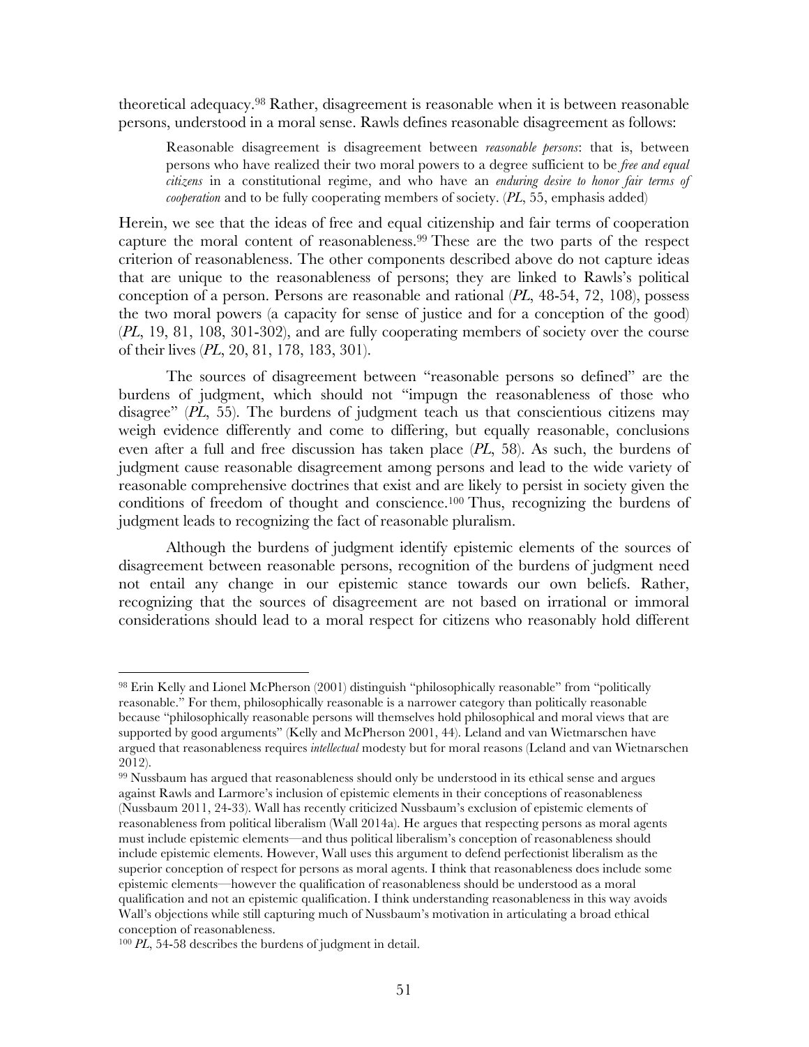theoretical adequacy.[98] Rather, disagreement is reasonable when it is between reasonable persons, understood in a moral sense. Rawls defines reasonable disagreement as follows:

> Reasonable disagreement is disagreement between *reasonable persons*: that is, between persons who have realized their two moral powers to a degree sufficient to be *free and equal citizens* in a constitutional regime, and who have an *enduring desire to honor fair terms of cooperation* and to be fully cooperating members of society. (*PL*, 55, emphasis added)

Herein, we see that the ideas of free and equal citizenship and fair terms of cooperation capture the moral content of reasonableness.[99] These are the two parts of the respect criterion of reasonableness. The other components described above do not capture ideas that are unique to the reasonableness of persons; they are linked to Rawls's political conception of a person. Persons are reasonable and rational (*PL*, 48-54, 72, 108), possess the two moral powers (a capacity for sense of justice and for a conception of the good) (*PL*, 19, 81, 108, 301-302), and are fully cooperating members of society over the course of their lives (*PL*, 20, 81, 178, 183, 301).

The sources of disagreement between "reasonable persons so defined" are the burdens of judgment, which should not "impugn the reasonableness of those who disagree" (*PL*, 55). The burdens of judgment teach us that conscientious citizens may weigh evidence differently and come to differing, but equally reasonable, conclusions even after a full and free discussion has taken place (*PL*, 58). As such, the burdens of judgment cause reasonable disagreement among persons and lead to the wide variety of reasonable comprehensive doctrines that exist and are likely to persist in society given the conditions of freedom of thought and conscience.[100] Thus, recognizing the burdens of judgment leads to recognizing the fact of reasonable pluralism.

Although the burdens of judgment identify epistemic elements of the sources of disagreement between reasonable persons, recognition of the burdens of judgment need not entail any change in our epistemic stance towards our own beliefs. Rather, recognizing that the sources of disagreement are not based on irrational or immoral considerations should lead to a moral respect for citizens who reasonably hold different

---

[98] Erin Kelly and Lionel McPherson (2001) distinguish "philosophically reasonable" from "politically reasonable." For them, philosophically reasonable is a narrower category than politically reasonable because "philosophically reasonable persons will themselves hold philosophical and moral views that are supported by good arguments" (Kelly and McPherson 2001, 44). Leland and van Wietmarschen have argued that reasonableness requires *intellectual* modesty but for moral reasons (Leland and van Wietnarschen 2012).

[99] Nussbaum has argued that reasonableness should only be understood in its ethical sense and argues against Rawls and Larmore's inclusion of epistemic elements in their conceptions of reasonableness (Nussbaum 2011, 24-33). Wall has recently criticized Nussbaum's exclusion of epistemic elements of reasonableness from political liberalism (Wall 2014a). He argues that respecting persons as moral agents must include epistemic elements—and thus political liberalism's conception of reasonableness should include epistemic elements. However, Wall uses this argument to defend perfectionist liberalism as the superior conception of respect for persons as moral agents. I think that reasonableness does include some epistemic elements—however the qualification of reasonableness should be understood as a moral qualification and not an epistemic qualification. I think understanding reasonableness in this way avoids Wall's objections while still capturing much of Nussbaum's motivation in articulating a broad ethical conception of reasonableness.

[100] *PL*, 54-58 describes the burdens of judgment in detail.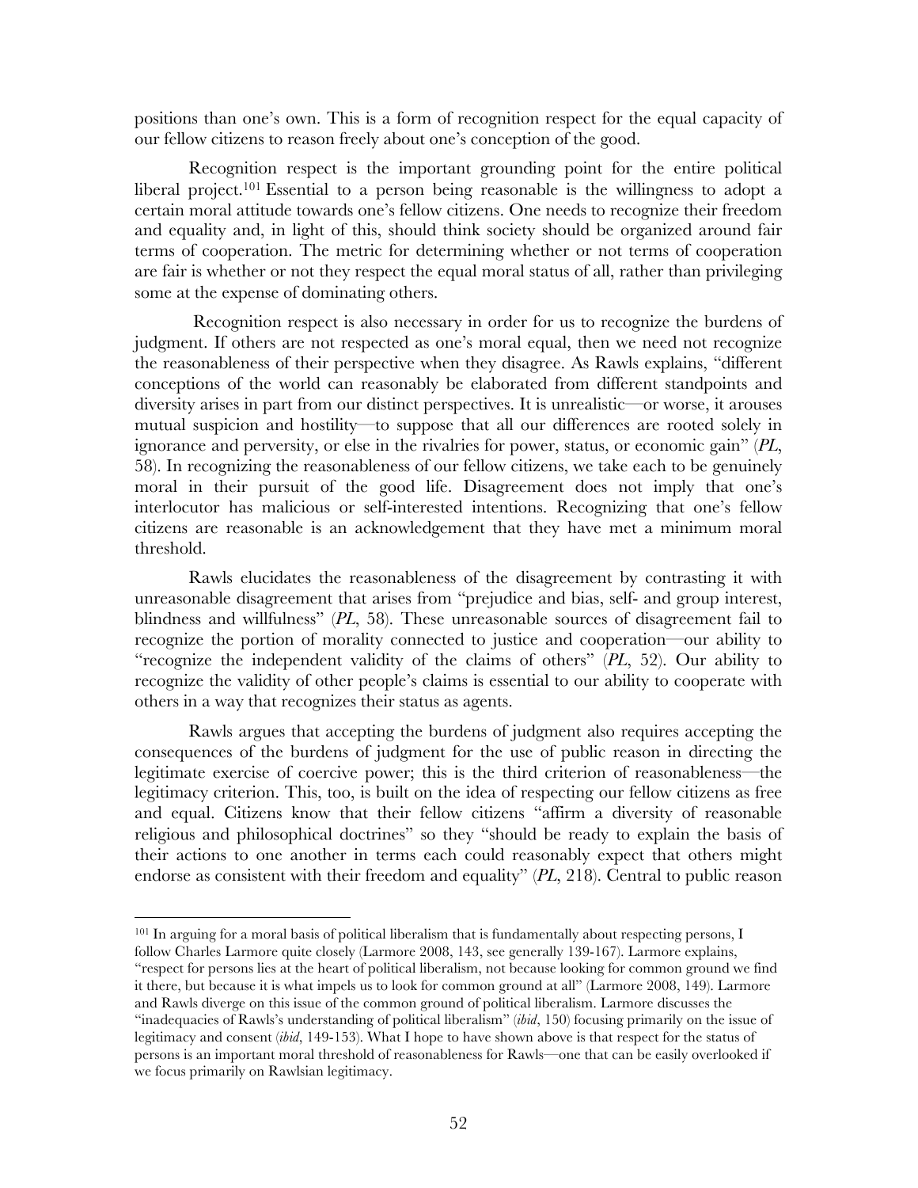positions than one's own. This is a form of recognition respect for the equal capacity of our fellow citizens to reason freely about one's conception of the good.

Recognition respect is the important grounding point for the entire political liberal project.[101] Essential to a person being reasonable is the willingness to adopt a certain moral attitude towards one's fellow citizens. One needs to recognize their freedom and equality and, in light of this, should think society should be organized around fair terms of cooperation. The metric for determining whether or not terms of cooperation are fair is whether or not they respect the equal moral status of all, rather than privileging some at the expense of dominating others.

Recognition respect is also necessary in order for us to recognize the burdens of judgment. If others are not respected as one's moral equal, then we need not recognize the reasonableness of their perspective when they disagree. As Rawls explains, "different conceptions of the world can reasonably be elaborated from different standpoints and diversity arises in part from our distinct perspectives. It is unrealistic—or worse, it arouses mutual suspicion and hostility—to suppose that all our differences are rooted solely in ignorance and perversity, or else in the rivalries for power, status, or economic gain" (*PL*, 58). In recognizing the reasonableness of our fellow citizens, we take each to be genuinely moral in their pursuit of the good life. Disagreement does not imply that one's interlocutor has malicious or self-interested intentions. Recognizing that one's fellow citizens are reasonable is an acknowledgement that they have met a minimum moral threshold.

Rawls elucidates the reasonableness of the disagreement by contrasting it with unreasonable disagreement that arises from "prejudice and bias, self- and group interest, blindness and willfulness" (*PL*, 58). These unreasonable sources of disagreement fail to recognize the portion of morality connected to justice and cooperation—our ability to "recognize the independent validity of the claims of others" (*PL*, 52). Our ability to recognize the validity of other people's claims is essential to our ability to cooperate with others in a way that recognizes their status as agents.

Rawls argues that accepting the burdens of judgment also requires accepting the consequences of the burdens of judgment for the use of public reason in directing the legitimate exercise of coercive power; this is the third criterion of reasonableness—the legitimacy criterion. This, too, is built on the idea of respecting our fellow citizens as free and equal. Citizens know that their fellow citizens "affirm a diversity of reasonable religious and philosophical doctrines" so they "should be ready to explain the basis of their actions to one another in terms each could reasonably expect that others might endorse as consistent with their freedom and equality" (*PL*, 218). Central to public reason

---

[101] In arguing for a moral basis of political liberalism that is fundamentally about respecting persons, I follow Charles Larmore quite closely (Larmore 2008, 143, see generally 139-167). Larmore explains, "respect for persons lies at the heart of political liberalism, not because looking for common ground we find it there, but because it is what impels us to look for common ground at all" (Larmore 2008, 149). Larmore and Rawls diverge on this issue of the common ground of political liberalism. Larmore discusses the "inadequacies of Rawls's understanding of political liberalism" (*ibid*, 150) focusing primarily on the issue of legitimacy and consent (*ibid*, 149-153). What I hope to have shown above is that respect for the status of persons is an important moral threshold of reasonableness for Rawls—one that can be easily overlooked if we focus primarily on Rawlsian legitimacy.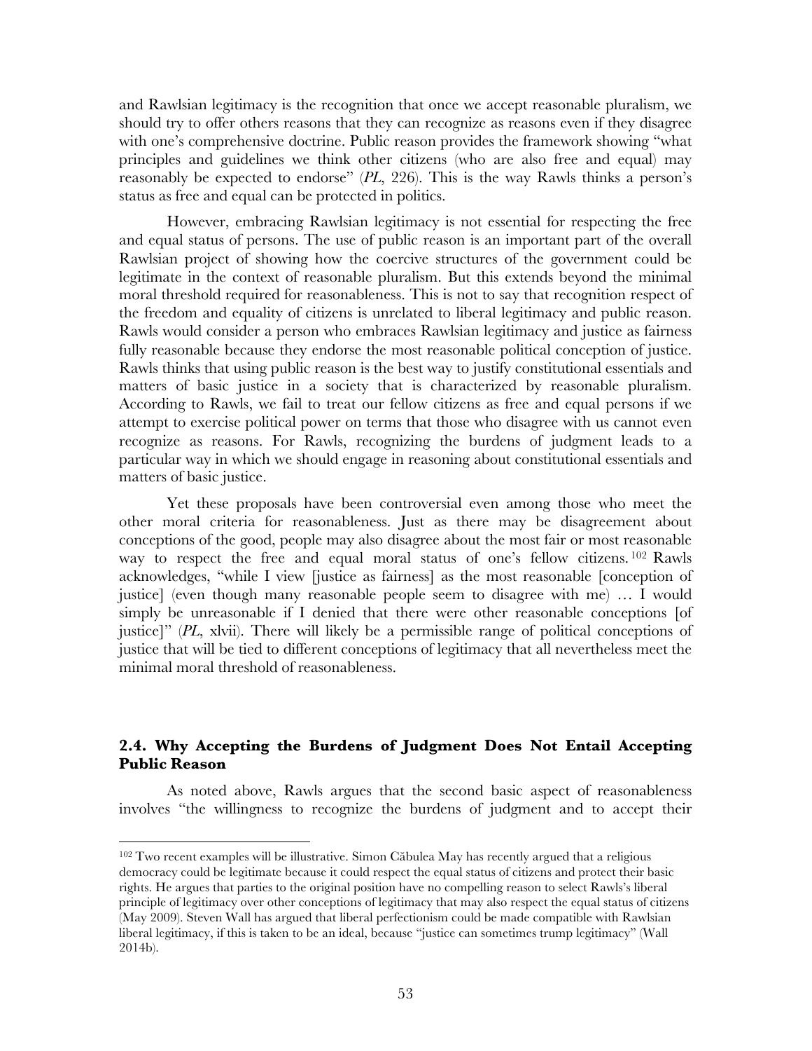and Rawlsian legitimacy is the recognition that once we accept reasonable pluralism, we should try to offer others reasons that they can recognize as reasons even if they disagree with one's comprehensive doctrine. Public reason provides the framework showing "what principles and guidelines we think other citizens (who are also free and equal) may reasonably be expected to endorse" (*PL*, 226). This is the way Rawls thinks a person's status as free and equal can be protected in politics.

However, embracing Rawlsian legitimacy is not essential for respecting the free and equal status of persons. The use of public reason is an important part of the overall Rawlsian project of showing how the coercive structures of the government could be legitimate in the context of reasonable pluralism. But this extends beyond the minimal moral threshold required for reasonableness. This is not to say that recognition respect of the freedom and equality of citizens is unrelated to liberal legitimacy and public reason. Rawls would consider a person who embraces Rawlsian legitimacy and justice as fairness fully reasonable because they endorse the most reasonable political conception of justice. Rawls thinks that using public reason is the best way to justify constitutional essentials and matters of basic justice in a society that is characterized by reasonable pluralism. According to Rawls, we fail to treat our fellow citizens as free and equal persons if we attempt to exercise political power on terms that those who disagree with us cannot even recognize as reasons. For Rawls, recognizing the burdens of judgment leads to a particular way in which we should engage in reasoning about constitutional essentials and matters of basic justice.

Yet these proposals have been controversial even among those who meet the other moral criteria for reasonableness. Just as there may be disagreement about conceptions of the good, people may also disagree about the most fair or most reasonable way to respect the free and equal moral status of one's fellow citizens.[102] Rawls acknowledges, "while I view [justice as fairness] as the most reasonable [conception of justice] (even though many reasonable people seem to disagree with me) … I would simply be unreasonable if I denied that there were other reasonable conceptions [of justice]" (*PL*, xlvii). There will likely be a permissible range of political conceptions of justice that will be tied to different conceptions of legitimacy that all nevertheless meet the minimal moral threshold of reasonableness.

### 2.4. Why Accepting the Burdens of Judgment Does Not Entail Accepting Public Reason

As noted above, Rawls argues that the second basic aspect of reasonableness involves "the willingness to recognize the burdens of judgment and to accept their

---

[102] Two recent examples will be illustrative. Simon Căbulea May has recently argued that a religious democracy could be legitimate because it could respect the equal status of citizens and protect their basic rights. He argues that parties to the original position have no compelling reason to select Rawls's liberal principle of legitimacy over other conceptions of legitimacy that may also respect the equal status of citizens (May 2009). Steven Wall has argued that liberal perfectionism could be made compatible with Rawlsian liberal legitimacy, if this is taken to be an ideal, because "justice can sometimes trump legitimacy" (Wall 2014b).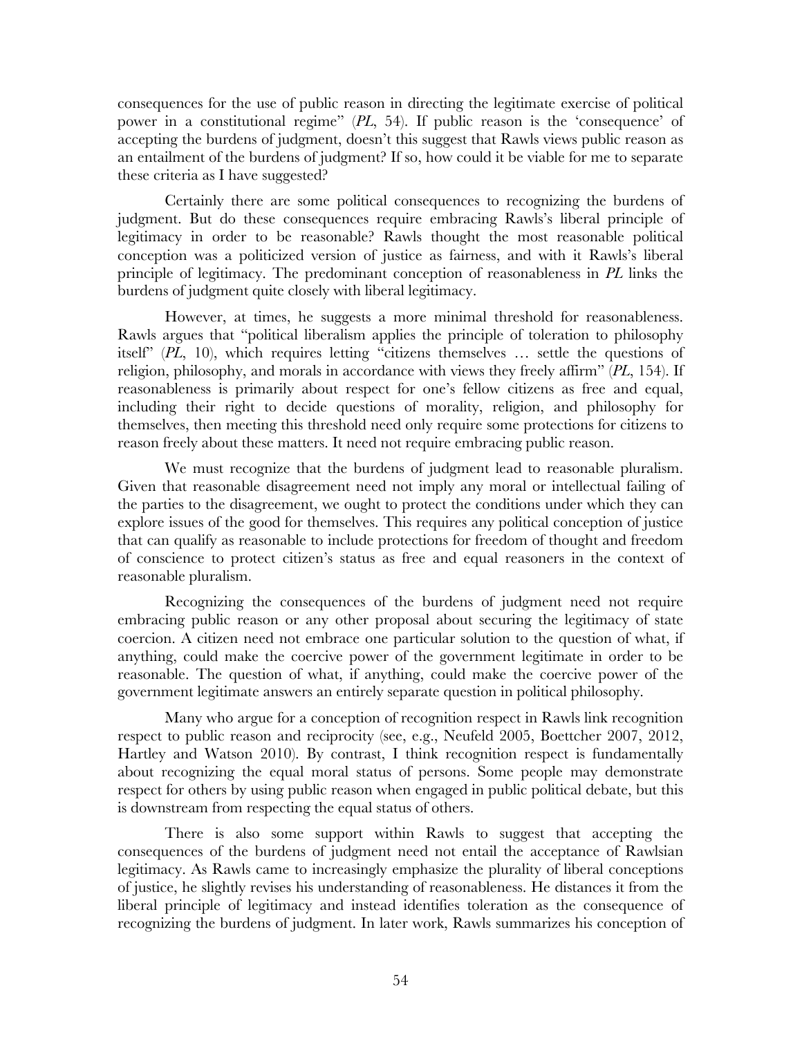consequences for the use of public reason in directing the legitimate exercise of political power in a constitutional regime" (*PL*, 54). If public reason is the 'consequence' of accepting the burdens of judgment, doesn't this suggest that Rawls views public reason as an entailment of the burdens of judgment? If so, how could it be viable for me to separate these criteria as I have suggested?

Certainly there are some political consequences to recognizing the burdens of judgment. But do these consequences require embracing Rawls's liberal principle of legitimacy in order to be reasonable? Rawls thought the most reasonable political conception was a politicized version of justice as fairness, and with it Rawls's liberal principle of legitimacy. The predominant conception of reasonableness in *PL* links the burdens of judgment quite closely with liberal legitimacy.

However, at times, he suggests a more minimal threshold for reasonableness. Rawls argues that "political liberalism applies the principle of toleration to philosophy itself" (*PL*, 10), which requires letting "citizens themselves … settle the questions of religion, philosophy, and morals in accordance with views they freely affirm" (*PL*, 154). If reasonableness is primarily about respect for one's fellow citizens as free and equal, including their right to decide questions of morality, religion, and philosophy for themselves, then meeting this threshold need only require some protections for citizens to reason freely about these matters. It need not require embracing public reason.

We must recognize that the burdens of judgment lead to reasonable pluralism. Given that reasonable disagreement need not imply any moral or intellectual failing of the parties to the disagreement, we ought to protect the conditions under which they can explore issues of the good for themselves. This requires any political conception of justice that can qualify as reasonable to include protections for freedom of thought and freedom of conscience to protect citizen's status as free and equal reasoners in the context of reasonable pluralism.

Recognizing the consequences of the burdens of judgment need not require embracing public reason or any other proposal about securing the legitimacy of state coercion. A citizen need not embrace one particular solution to the question of what, if anything, could make the coercive power of the government legitimate in order to be reasonable. The question of what, if anything, could make the coercive power of the government legitimate answers an entirely separate question in political philosophy.

Many who argue for a conception of recognition respect in Rawls link recognition respect to public reason and reciprocity (see, e.g., Neufeld 2005, Boettcher 2007, 2012, Hartley and Watson 2010). By contrast, I think recognition respect is fundamentally about recognizing the equal moral status of persons. Some people may demonstrate respect for others by using public reason when engaged in public political debate, but this is downstream from respecting the equal status of others.

There is also some support within Rawls to suggest that accepting the consequences of the burdens of judgment need not entail the acceptance of Rawlsian legitimacy. As Rawls came to increasingly emphasize the plurality of liberal conceptions of justice, he slightly revises his understanding of reasonableness. He distances it from the liberal principle of legitimacy and instead identifies toleration as the consequence of recognizing the burdens of judgment. In later work, Rawls summarizes his conception of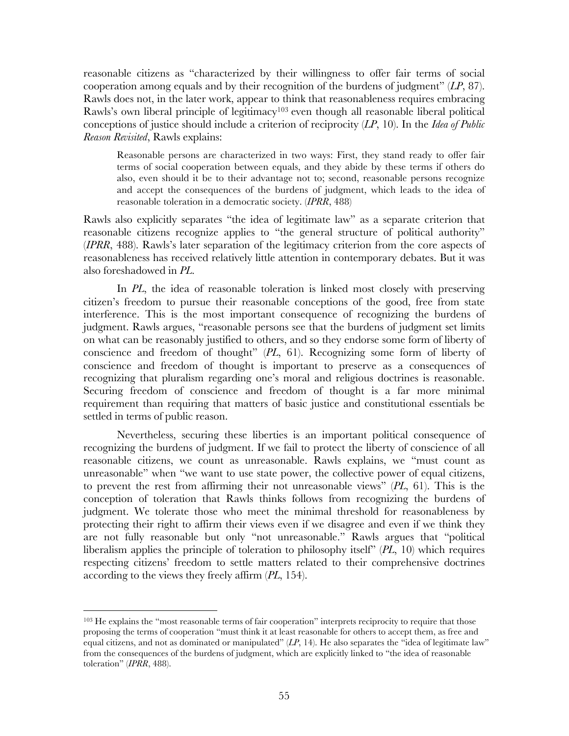reasonable citizens as "characterized by their willingness to offer fair terms of social cooperation among equals and by their recognition of the burdens of judgment" (*LP*, 87). Rawls does not, in the later work, appear to think that reasonableness requires embracing Rawls's own liberal principle of legitimacy[103] even though all reasonable liberal political conceptions of justice should include a criterion of reciprocity (*LP*, 10). In the *Idea of Public Reason Revisited*, Rawls explains:

> Reasonable persons are characterized in two ways: First, they stand ready to offer fair terms of social cooperation between equals, and they abide by these terms if others do also, even should it be to their advantage not to; second, reasonable persons recognize and accept the consequences of the burdens of judgment, which leads to the idea of reasonable toleration in a democratic society. (*IPRR*, 488)

Rawls also explicitly separates "the idea of legitimate law" as a separate criterion that reasonable citizens recognize applies to "the general structure of political authority" (*IPRR*, 488). Rawls's later separation of the legitimacy criterion from the core aspects of reasonableness has received relatively little attention in contemporary debates. But it was also foreshadowed in *PL*.

In *PL*, the idea of reasonable toleration is linked most closely with preserving citizen's freedom to pursue their reasonable conceptions of the good, free from state interference. This is the most important consequence of recognizing the burdens of judgment. Rawls argues, "reasonable persons see that the burdens of judgment set limits on what can be reasonably justified to others, and so they endorse some form of liberty of conscience and freedom of thought" (*PL*, 61). Recognizing some form of liberty of conscience and freedom of thought is important to preserve as a consequences of recognizing that pluralism regarding one's moral and religious doctrines is reasonable. Securing freedom of conscience and freedom of thought is a far more minimal requirement than requiring that matters of basic justice and constitutional essentials be settled in terms of public reason.

Nevertheless, securing these liberties is an important political consequence of recognizing the burdens of judgment. If we fail to protect the liberty of conscience of all reasonable citizens, we count as unreasonable. Rawls explains, we "must count as unreasonable" when "we want to use state power, the collective power of equal citizens, to prevent the rest from affirming their not unreasonable views" (*PL*, 61). This is the conception of toleration that Rawls thinks follows from recognizing the burdens of judgment. We tolerate those who meet the minimal threshold for reasonableness by protecting their right to affirm their views even if we disagree and even if we think they are not fully reasonable but only "not unreasonable." Rawls argues that "political liberalism applies the principle of toleration to philosophy itself" (*PL*, 10) which requires respecting citizens' freedom to settle matters related to their comprehensive doctrines according to the views they freely affirm (*PL*, 154).

---

[103] He explains the "most reasonable terms of fair cooperation" interprets reciprocity to require that those proposing the terms of cooperation "must think it at least reasonable for others to accept them, as free and equal citizens, and not as dominated or manipulated" (*LP*, 14). He also separates the "idea of legitimate law" from the consequences of the burdens of judgment, which are explicitly linked to "the idea of reasonable toleration" (*IPRR*, 488).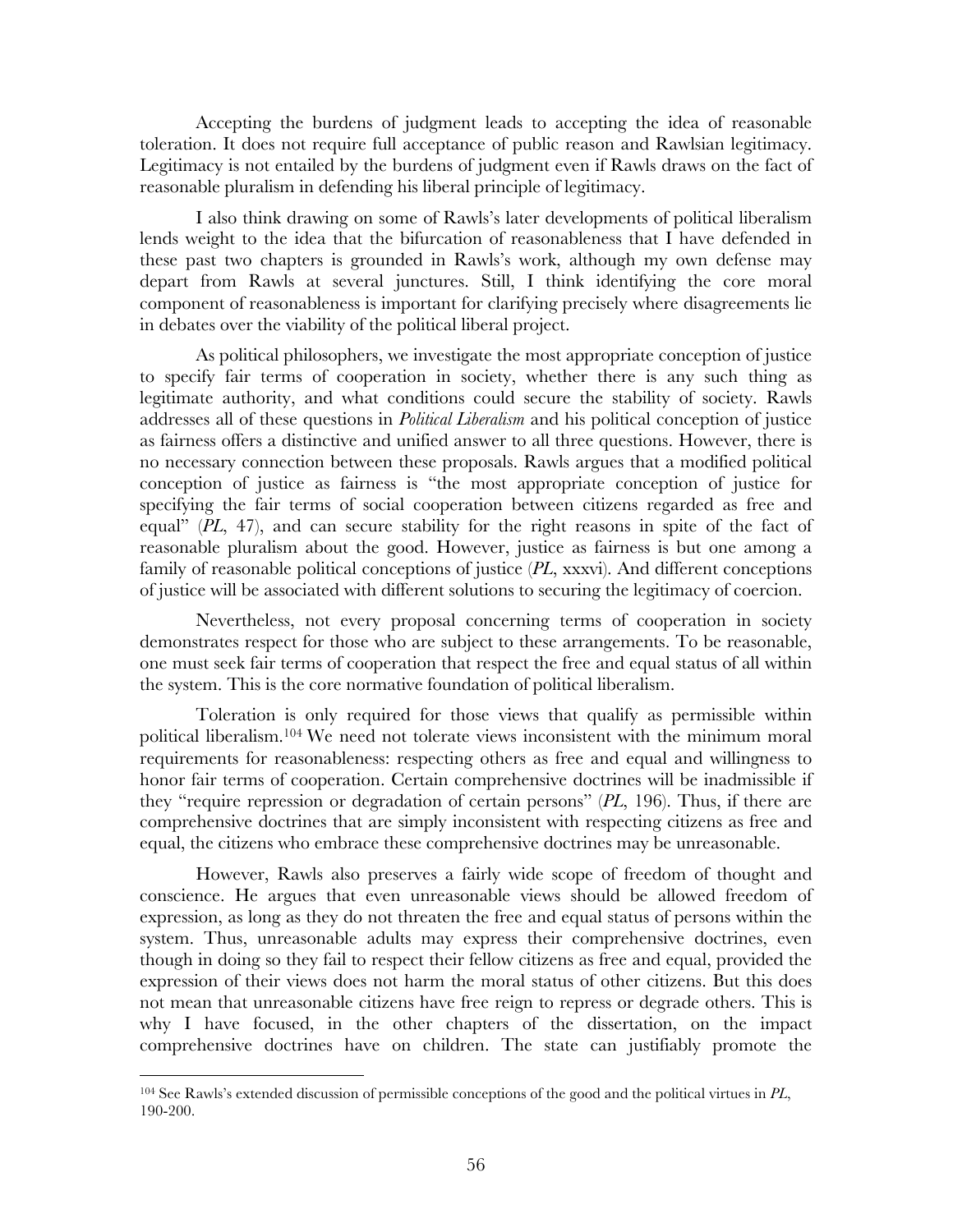Accepting the burdens of judgment leads to accepting the idea of reasonable toleration. It does not require full acceptance of public reason and Rawlsian legitimacy. Legitimacy is not entailed by the burdens of judgment even if Rawls draws on the fact of reasonable pluralism in defending his liberal principle of legitimacy.

I also think drawing on some of Rawls's later developments of political liberalism lends weight to the idea that the bifurcation of reasonableness that I have defended in these past two chapters is grounded in Rawls's work, although my own defense may depart from Rawls at several junctures. Still, I think identifying the core moral component of reasonableness is important for clarifying precisely where disagreements lie in debates over the viability of the political liberal project.

As political philosophers, we investigate the most appropriate conception of justice to specify fair terms of cooperation in society, whether there is any such thing as legitimate authority, and what conditions could secure the stability of society. Rawls addresses all of these questions in *Political Liberalism* and his political conception of justice as fairness offers a distinctive and unified answer to all three questions. However, there is no necessary connection between these proposals. Rawls argues that a modified political conception of justice as fairness is "the most appropriate conception of justice for specifying the fair terms of social cooperation between citizens regarded as free and equal" (*PL*, 47), and can secure stability for the right reasons in spite of the fact of reasonable pluralism about the good. However, justice as fairness is but one among a family of reasonable political conceptions of justice (*PL*, xxxvi). And different conceptions of justice will be associated with different solutions to securing the legitimacy of coercion.

Nevertheless, not every proposal concerning terms of cooperation in society demonstrates respect for those who are subject to these arrangements. To be reasonable, one must seek fair terms of cooperation that respect the free and equal status of all within the system. This is the core normative foundation of political liberalism.

Toleration is only required for those views that qualify as permissible within political liberalism.[104] We need not tolerate views inconsistent with the minimum moral requirements for reasonableness: respecting others as free and equal and willingness to honor fair terms of cooperation. Certain comprehensive doctrines will be inadmissible if they "require repression or degradation of certain persons" (*PL*, 196). Thus, if there are comprehensive doctrines that are simply inconsistent with respecting citizens as free and equal, the citizens who embrace these comprehensive doctrines may be unreasonable.

However, Rawls also preserves a fairly wide scope of freedom of thought and conscience. He argues that even unreasonable views should be allowed freedom of expression, as long as they do not threaten the free and equal status of persons within the system. Thus, unreasonable adults may express their comprehensive doctrines, even though in doing so they fail to respect their fellow citizens as free and equal, provided the expression of their views does not harm the moral status of other citizens. But this does not mean that unreasonable citizens have free reign to repress or degrade others. This is why I have focused, in the other chapters of the dissertation, on the impact comprehensive doctrines have on children. The state can justifiably promote the

[104] See Rawls's extended discussion of permissible conceptions of the good and the political virtues in *PL*, 190-200.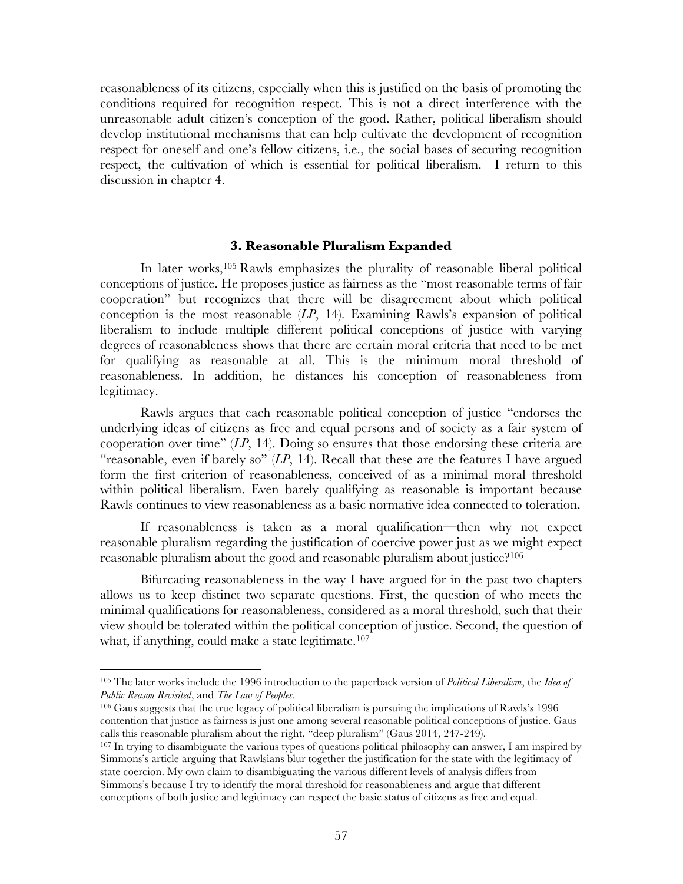reasonableness of its citizens, especially when this is justified on the basis of promoting the conditions required for recognition respect. This is not a direct interference with the unreasonable adult citizen's conception of the good. Rather, political liberalism should develop institutional mechanisms that can help cultivate the development of recognition respect for oneself and one's fellow citizens, i.e., the social bases of securing recognition respect, the cultivation of which is essential for political liberalism. I return to this discussion in chapter 4.

### 3. Reasonable Pluralism Expanded

In later works,[105] Rawls emphasizes the plurality of reasonable liberal political conceptions of justice. He proposes justice as fairness as the "most reasonable terms of fair cooperation" but recognizes that there will be disagreement about which political conception is the most reasonable (*LP*, 14). Examining Rawls's expansion of political liberalism to include multiple different political conceptions of justice with varying degrees of reasonableness shows that there are certain moral criteria that need to be met for qualifying as reasonable at all. This is the minimum moral threshold of reasonableness. In addition, he distances his conception of reasonableness from legitimacy.

Rawls argues that each reasonable political conception of justice "endorses the underlying ideas of citizens as free and equal persons and of society as a fair system of cooperation over time" (*LP*, 14). Doing so ensures that those endorsing these criteria are "reasonable, even if barely so" (*LP*, 14). Recall that these are the features I have argued form the first criterion of reasonableness, conceived of as a minimal moral threshold within political liberalism. Even barely qualifying as reasonable is important because Rawls continues to view reasonableness as a basic normative idea connected to toleration.

If reasonableness is taken as a moral qualification—then why not expect reasonable pluralism regarding the justification of coercive power just as we might expect reasonable pluralism about the good and reasonable pluralism about justice?[106]

Bifurcating reasonableness in the way I have argued for in the past two chapters allows us to keep distinct two separate questions. First, the question of who meets the minimal qualifications for reasonableness, considered as a moral threshold, such that their view should be tolerated within the political conception of justice. Second, the question of what, if anything, could make a state legitimate.[107]

---

[105] The later works include the 1996 introduction to the paperback version of *Political Liberalism*, the *Idea of Public Reason Revisited*, and *The Law of Peoples*.

[106] Gaus suggests that the true legacy of political liberalism is pursuing the implications of Rawls's 1996 contention that justice as fairness is just one among several reasonable political conceptions of justice. Gaus calls this reasonable pluralism about the right, "deep pluralism" (Gaus 2014, 247-249).

[107] In trying to disambiguate the various types of questions political philosophy can answer, I am inspired by Simmons's article arguing that Rawlsians blur together the justification for the state with the legitimacy of state coercion. My own claim to disambiguating the various different levels of analysis differs from Simmons's because I try to identify the moral threshold for reasonableness and argue that different conceptions of both justice and legitimacy can respect the basic status of citizens as free and equal.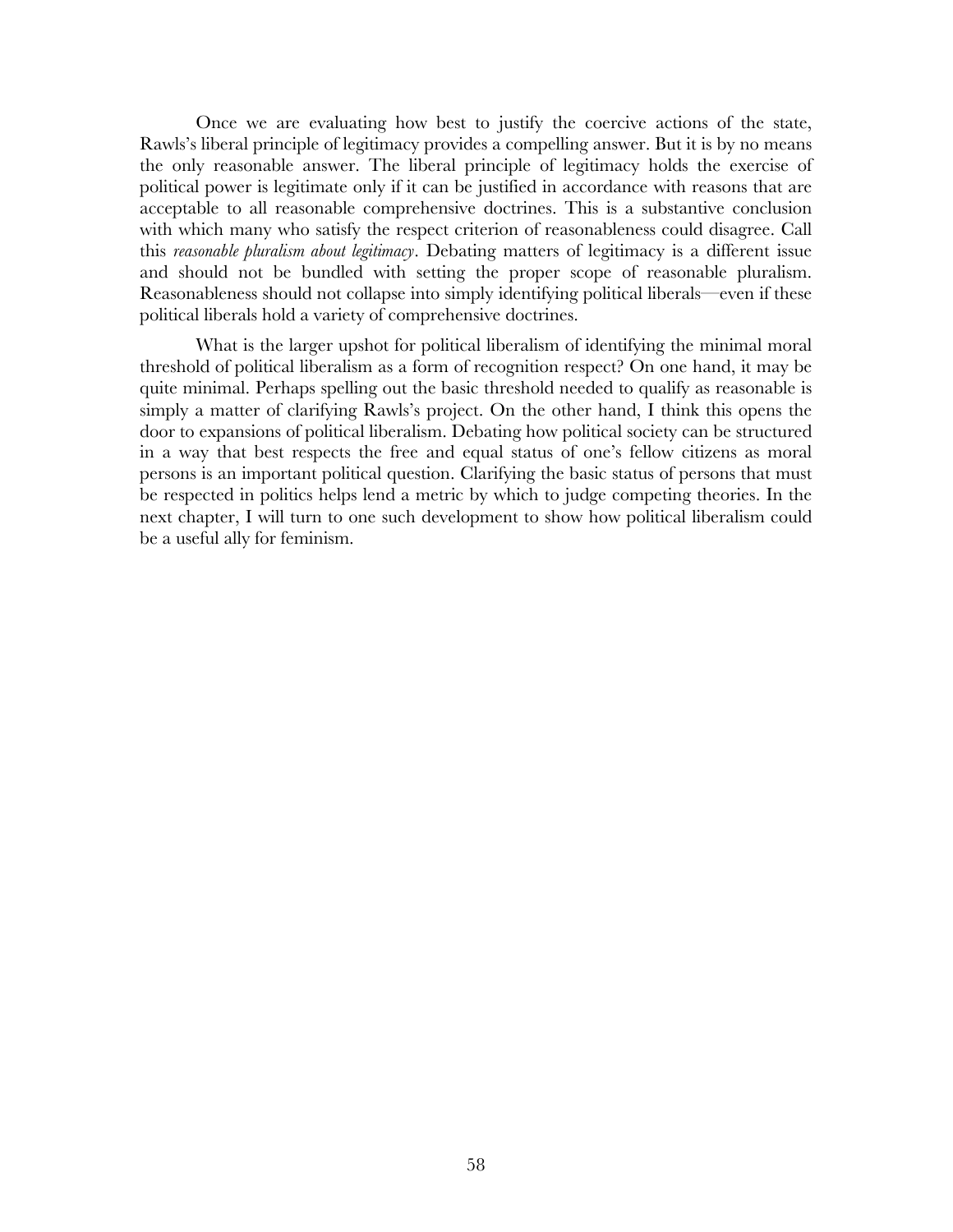Once we are evaluating how best to justify the coercive actions of the state, Rawls's liberal principle of legitimacy provides a compelling answer. But it is by no means the only reasonable answer. The liberal principle of legitimacy holds the exercise of political power is legitimate only if it can be justified in accordance with reasons that are acceptable to all reasonable comprehensive doctrines. This is a substantive conclusion with which many who satisfy the respect criterion of reasonableness could disagree. Call this *reasonable pluralism about legitimacy*. Debating matters of legitimacy is a different issue and should not be bundled with setting the proper scope of reasonable pluralism. Reasonableness should not collapse into simply identifying political liberals—even if these political liberals hold a variety of comprehensive doctrines.

What is the larger upshot for political liberalism of identifying the minimal moral threshold of political liberalism as a form of recognition respect? On one hand, it may be quite minimal. Perhaps spelling out the basic threshold needed to qualify as reasonable is simply a matter of clarifying Rawls's project. On the other hand, I think this opens the door to expansions of political liberalism. Debating how political society can be structured in a way that best respects the free and equal status of one's fellow citizens as moral persons is an important political question. Clarifying the basic status of persons that must be respected in politics helps lend a metric by which to judge competing theories. In the next chapter, I will turn to one such development to show how political liberalism could be a useful ally for feminism.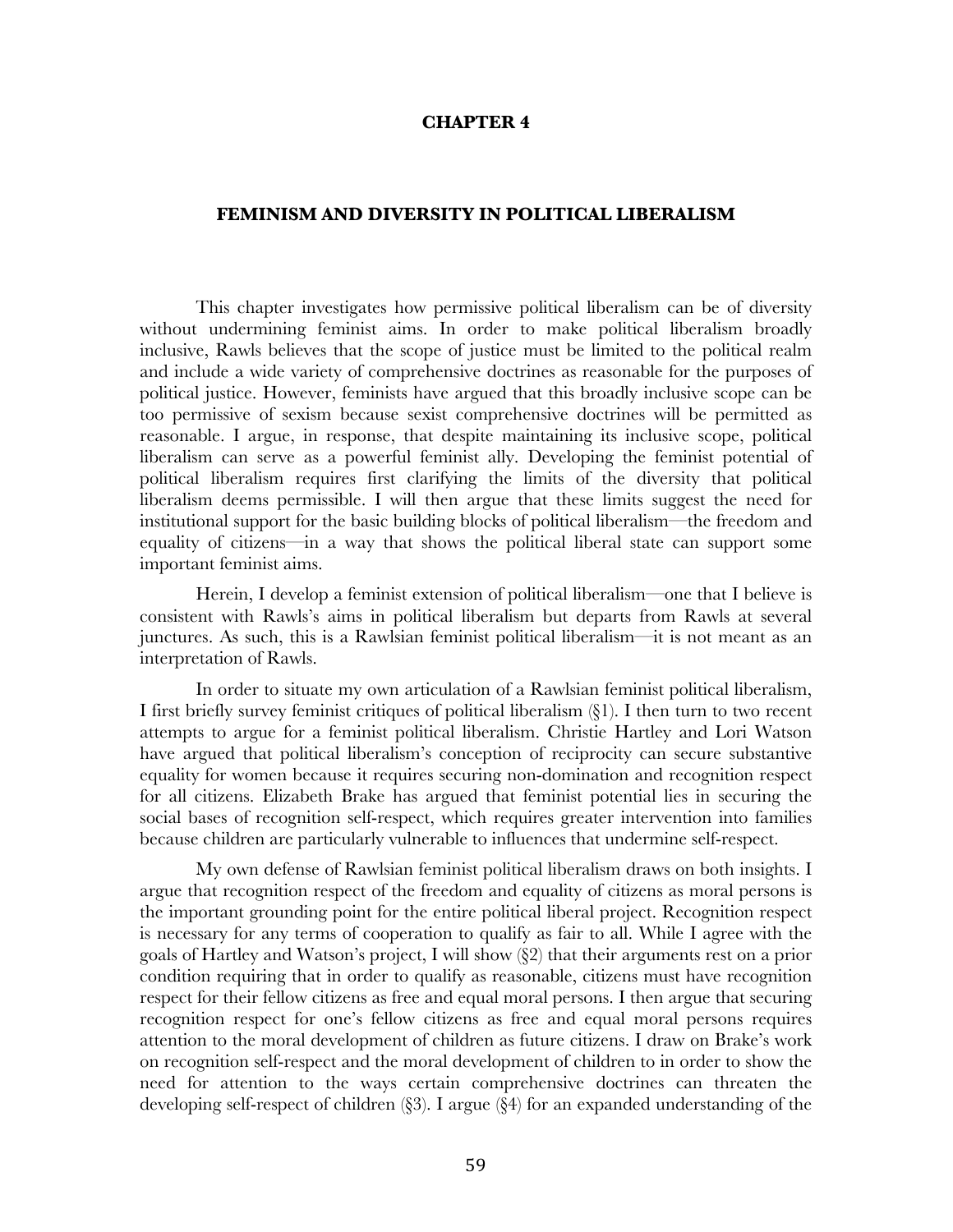# CHAPTER 4

## FEMINISM AND DIVERSITY IN POLITICAL LIBERALISM

This chapter investigates how permissive political liberalism can be of diversity without undermining feminist aims. In order to make political liberalism broadly inclusive, Rawls believes that the scope of justice must be limited to the political realm and include a wide variety of comprehensive doctrines as reasonable for the purposes of political justice. However, feminists have argued that this broadly inclusive scope can be too permissive of sexism because sexist comprehensive doctrines will be permitted as reasonable. I argue, in response, that despite maintaining its inclusive scope, political liberalism can serve as a powerful feminist ally. Developing the feminist potential of political liberalism requires first clarifying the limits of the diversity that political liberalism deems permissible. I will then argue that these limits suggest the need for institutional support for the basic building blocks of political liberalism—the freedom and equality of citizens—in a way that shows the political liberal state can support some important feminist aims.

Herein, I develop a feminist extension of political liberalism—one that I believe is consistent with Rawls's aims in political liberalism but departs from Rawls at several junctures. As such, this is a Rawlsian feminist political liberalism—it is not meant as an interpretation of Rawls.

In order to situate my own articulation of a Rawlsian feminist political liberalism, I first briefly survey feminist critiques of political liberalism (§1). I then turn to two recent attempts to argue for a feminist political liberalism. Christie Hartley and Lori Watson have argued that political liberalism's conception of reciprocity can secure substantive equality for women because it requires securing non-domination and recognition respect for all citizens. Elizabeth Brake has argued that feminist potential lies in securing the social bases of recognition self-respect, which requires greater intervention into families because children are particularly vulnerable to influences that undermine self-respect.

My own defense of Rawlsian feminist political liberalism draws on both insights. I argue that recognition respect of the freedom and equality of citizens as moral persons is the important grounding point for the entire political liberal project. Recognition respect is necessary for any terms of cooperation to qualify as fair to all. While I agree with the goals of Hartley and Watson's project, I will show (§2) that their arguments rest on a prior condition requiring that in order to qualify as reasonable, citizens must have recognition respect for their fellow citizens as free and equal moral persons. I then argue that securing recognition respect for one's fellow citizens as free and equal moral persons requires attention to the moral development of children as future citizens. I draw on Brake's work on recognition self-respect and the moral development of children to in order to show the need for attention to the ways certain comprehensive doctrines can threaten the developing self-respect of children (§3). I argue (§4) for an expanded understanding of the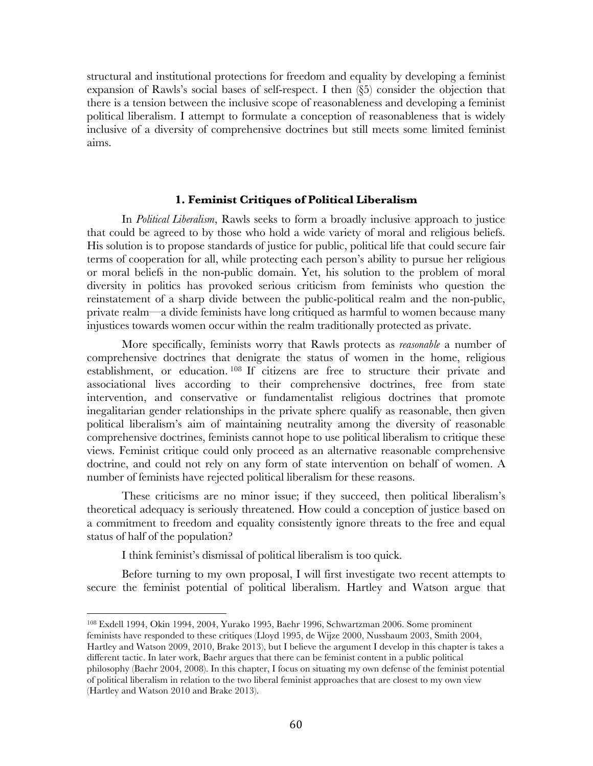structural and institutional protections for freedom and equality by developing a feminist expansion of Rawls's social bases of self-respect. I then (§5) consider the objection that there is a tension between the inclusive scope of reasonableness and developing a feminist political liberalism. I attempt to formulate a conception of reasonableness that is widely inclusive of a diversity of comprehensive doctrines but still meets some limited feminist aims.

### 1. Feminist Critiques of Political Liberalism

In *Political Liberalism*, Rawls seeks to form a broadly inclusive approach to justice that could be agreed to by those who hold a wide variety of moral and religious beliefs. His solution is to propose standards of justice for public, political life that could secure fair terms of cooperation for all, while protecting each person's ability to pursue her religious or moral beliefs in the non-public domain. Yet, his solution to the problem of moral diversity in politics has provoked serious criticism from feminists who question the reinstatement of a sharp divide between the public-political realm and the non-public, private realm—a divide feminists have long critiqued as harmful to women because many injustices towards women occur within the realm traditionally protected as private.

More specifically, feminists worry that Rawls protects as *reasonable* a number of comprehensive doctrines that denigrate the status of women in the home, religious establishment, or education. [108] If citizens are free to structure their private and associational lives according to their comprehensive doctrines, free from state intervention, and conservative or fundamentalist religious doctrines that promote inegalitarian gender relationships in the private sphere qualify as reasonable, then given political liberalism's aim of maintaining neutrality among the diversity of reasonable comprehensive doctrines, feminists cannot hope to use political liberalism to critique these views. Feminist critique could only proceed as an alternative reasonable comprehensive doctrine, and could not rely on any form of state intervention on behalf of women. A number of feminists have rejected political liberalism for these reasons.

These criticisms are no minor issue; if they succeed, then political liberalism's theoretical adequacy is seriously threatened. How could a conception of justice based on a commitment to freedom and equality consistently ignore threats to the free and equal status of half of the population?

I think feminist's dismissal of political liberalism is too quick.

Before turning to my own proposal, I will first investigate two recent attempts to secure the feminist potential of political liberalism. Hartley and Watson argue that

---

[108] Exdell 1994, Okin 1994, 2004, Yurako 1995, Baehr 1996, Schwartzman 2006. Some prominent feminists have responded to these critiques (Lloyd 1995, de Wijze 2000, Nussbaum 2003, Smith 2004, Hartley and Watson 2009, 2010, Brake 2013), but I believe the argument I develop in this chapter is takes a different tactic. In later work, Baehr argues that there can be feminist content in a public political philosophy (Baehr 2004, 2008). In this chapter, I focus on situating my own defense of the feminist potential of political liberalism in relation to the two liberal feminist approaches that are closest to my own view (Hartley and Watson 2010 and Brake 2013).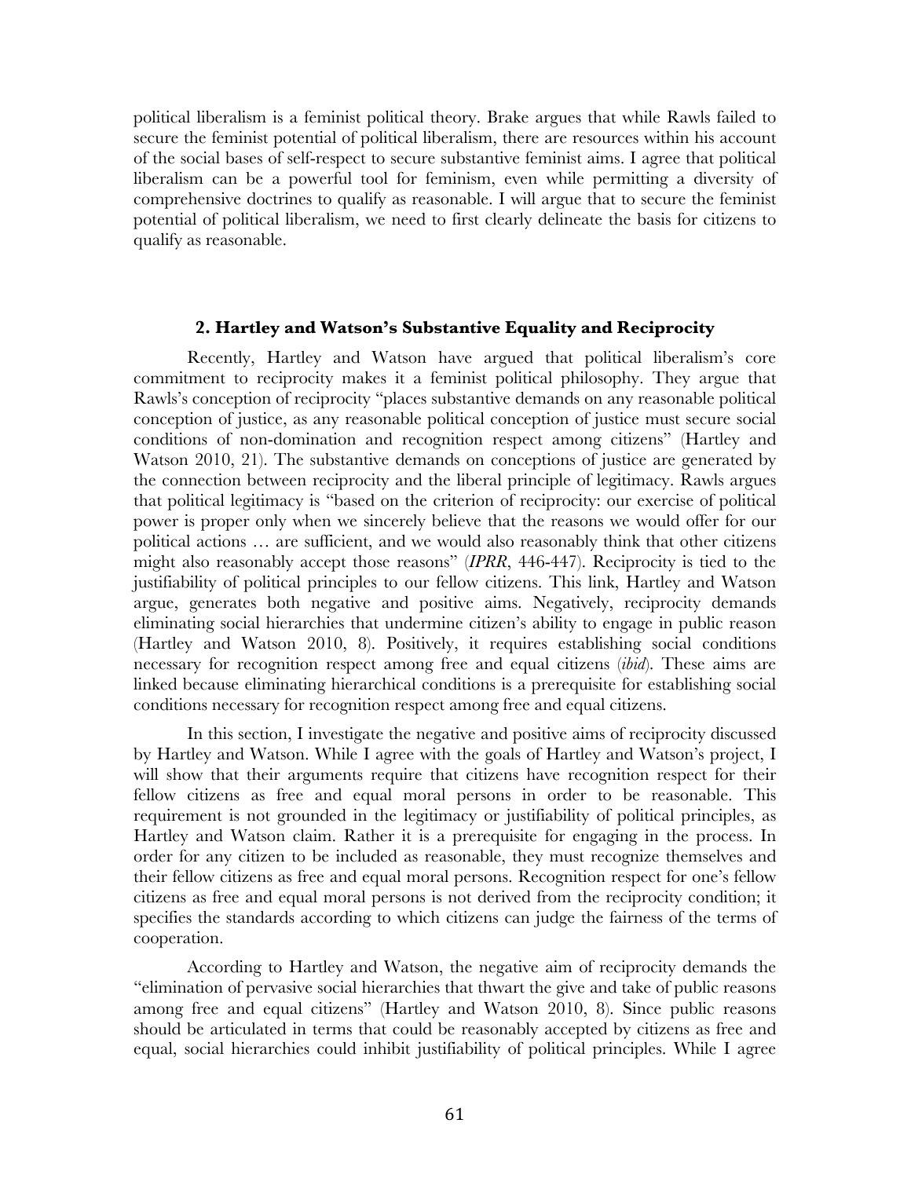political liberalism is a feminist political theory. Brake argues that while Rawls failed to secure the feminist potential of political liberalism, there are resources within his account of the social bases of self-respect to secure substantive feminist aims. I agree that political liberalism can be a powerful tool for feminism, even while permitting a diversity of comprehensive doctrines to qualify as reasonable. I will argue that to secure the feminist potential of political liberalism, we need to first clearly delineate the basis for citizens to qualify as reasonable.

## 2. Hartley and Watson's Substantive Equality and Reciprocity

Recently, Hartley and Watson have argued that political liberalism's core commitment to reciprocity makes it a feminist political philosophy. They argue that Rawls's conception of reciprocity "places substantive demands on any reasonable political conception of justice, as any reasonable political conception of justice must secure social conditions of non-domination and recognition respect among citizens" (Hartley and Watson 2010, 21). The substantive demands on conceptions of justice are generated by the connection between reciprocity and the liberal principle of legitimacy. Rawls argues that political legitimacy is "based on the criterion of reciprocity: our exercise of political power is proper only when we sincerely believe that the reasons we would offer for our political actions … are sufficient, and we would also reasonably think that other citizens might also reasonably accept those reasons" (*IPRR*, 446-447). Reciprocity is tied to the justifiability of political principles to our fellow citizens. This link, Hartley and Watson argue, generates both negative and positive aims. Negatively, reciprocity demands eliminating social hierarchies that undermine citizen's ability to engage in public reason (Hartley and Watson 2010, 8). Positively, it requires establishing social conditions necessary for recognition respect among free and equal citizens (*ibid*). These aims are linked because eliminating hierarchical conditions is a prerequisite for establishing social conditions necessary for recognition respect among free and equal citizens.

In this section, I investigate the negative and positive aims of reciprocity discussed by Hartley and Watson. While I agree with the goals of Hartley and Watson's project, I will show that their arguments require that citizens have recognition respect for their fellow citizens as free and equal moral persons in order to be reasonable. This requirement is not grounded in the legitimacy or justifiability of political principles, as Hartley and Watson claim. Rather it is a prerequisite for engaging in the process. In order for any citizen to be included as reasonable, they must recognize themselves and their fellow citizens as free and equal moral persons. Recognition respect for one's fellow citizens as free and equal moral persons is not derived from the reciprocity condition; it specifies the standards according to which citizens can judge the fairness of the terms of cooperation.

According to Hartley and Watson, the negative aim of reciprocity demands the "elimination of pervasive social hierarchies that thwart the give and take of public reasons among free and equal citizens" (Hartley and Watson 2010, 8). Since public reasons should be articulated in terms that could be reasonably accepted by citizens as free and equal, social hierarchies could inhibit justifiability of political principles. While I agree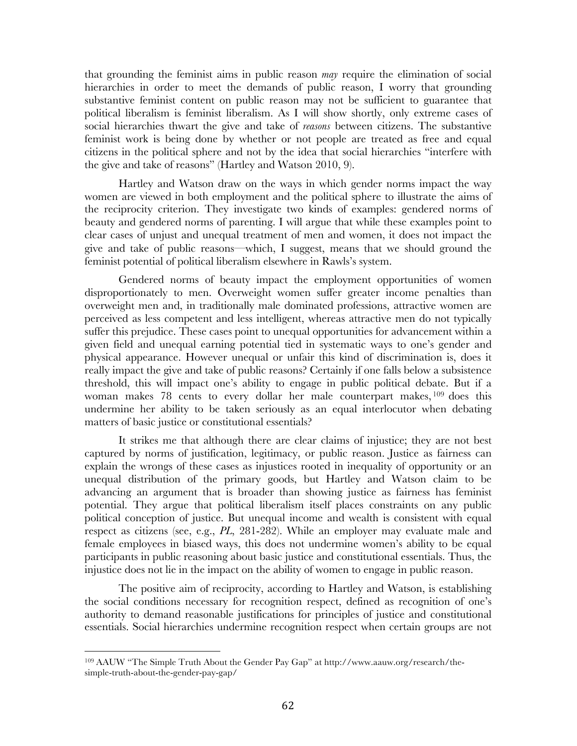that grounding the feminist aims in public reason *may* require the elimination of social hierarchies in order to meet the demands of public reason, I worry that grounding substantive feminist content on public reason may not be sufficient to guarantee that political liberalism is feminist liberalism. As I will show shortly, only extreme cases of social hierarchies thwart the give and take of *reasons* between citizens. The substantive feminist work is being done by whether or not people are treated as free and equal citizens in the political sphere and not by the idea that social hierarchies "interfere with the give and take of reasons" (Hartley and Watson 2010, 9).

Hartley and Watson draw on the ways in which gender norms impact the way women are viewed in both employment and the political sphere to illustrate the aims of the reciprocity criterion. They investigate two kinds of examples: gendered norms of beauty and gendered norms of parenting. I will argue that while these examples point to clear cases of unjust and unequal treatment of men and women, it does not impact the give and take of public reasons—which, I suggest, means that we should ground the feminist potential of political liberalism elsewhere in Rawls's system.

Gendered norms of beauty impact the employment opportunities of women disproportionately to men. Overweight women suffer greater income penalties than overweight men and, in traditionally male dominated professions, attractive women are perceived as less competent and less intelligent, whereas attractive men do not typically suffer this prejudice. These cases point to unequal opportunities for advancement within a given field and unequal earning potential tied in systematic ways to one's gender and physical appearance. However unequal or unfair this kind of discrimination is, does it really impact the give and take of public reasons? Certainly if one falls below a subsistence threshold, this will impact one's ability to engage in public political debate. But if a woman makes 78 cents to every dollar her male counterpart makes,[109] does this undermine her ability to be taken seriously as an equal interlocutor when debating matters of basic justice or constitutional essentials?

It strikes me that although there are clear claims of injustice; they are not best captured by norms of justification, legitimacy, or public reason. Justice as fairness can explain the wrongs of these cases as injustices rooted in inequality of opportunity or an unequal distribution of the primary goods, but Hartley and Watson claim to be advancing an argument that is broader than showing justice as fairness has feminist potential. They argue that political liberalism itself places constraints on any public political conception of justice. But unequal income and wealth is consistent with equal respect as citizens (see, e.g., *PL*, 281-282). While an employer may evaluate male and female employees in biased ways, this does not undermine women's ability to be equal participants in public reasoning about basic justice and constitutional essentials. Thus, the injustice does not lie in the impact on the ability of women to engage in public reason.

The positive aim of reciprocity, according to Hartley and Watson, is establishing the social conditions necessary for recognition respect, defined as recognition of one's authority to demand reasonable justifications for principles of justice and constitutional essentials. Social hierarchies undermine recognition respect when certain groups are not

[109] AAUW "The Simple Truth About the Gender Pay Gap" at http://www.aauw.org/research/the-simple-truth-about-the-gender-pay-gap/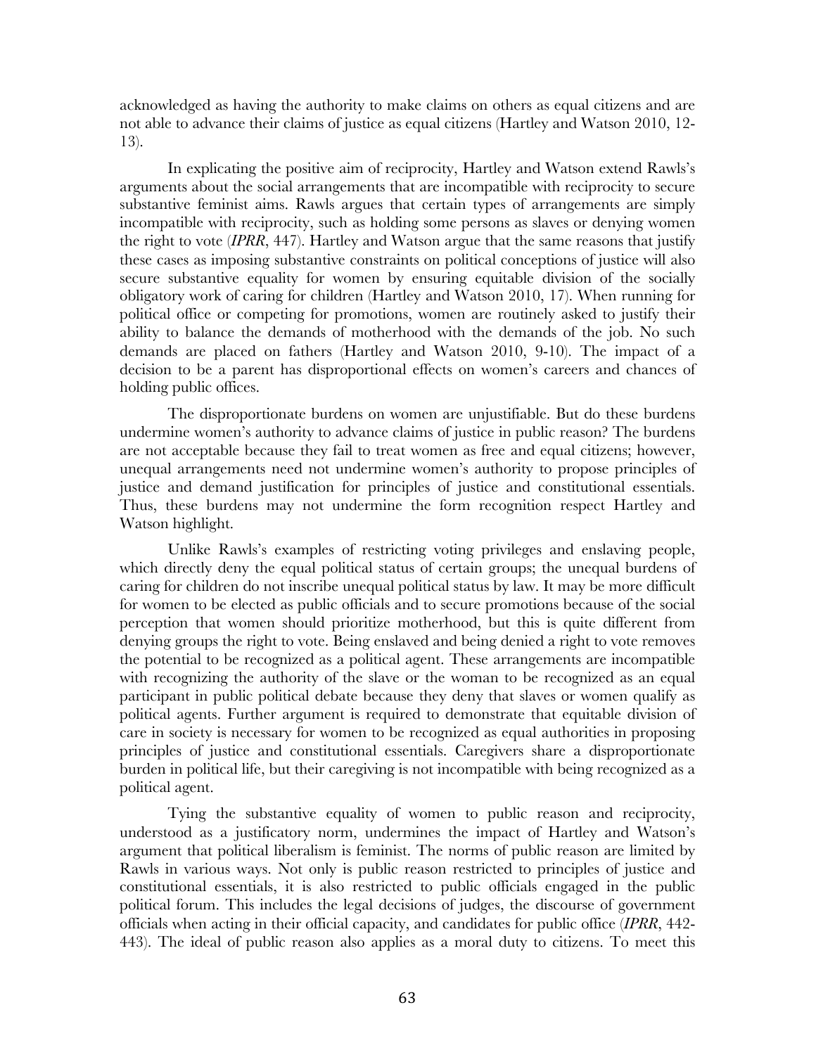acknowledged as having the authority to make claims on others as equal citizens and are not able to advance their claims of justice as equal citizens (Hartley and Watson 2010, 12-13).

In explicating the positive aim of reciprocity, Hartley and Watson extend Rawls's arguments about the social arrangements that are incompatible with reciprocity to secure substantive feminist aims. Rawls argues that certain types of arrangements are simply incompatible with reciprocity, such as holding some persons as slaves or denying women the right to vote (*IPRR*, 447). Hartley and Watson argue that the same reasons that justify these cases as imposing substantive constraints on political conceptions of justice will also secure substantive equality for women by ensuring equitable division of the socially obligatory work of caring for children (Hartley and Watson 2010, 17). When running for political office or competing for promotions, women are routinely asked to justify their ability to balance the demands of motherhood with the demands of the job. No such demands are placed on fathers (Hartley and Watson 2010, 9-10). The impact of a decision to be a parent has disproportional effects on women's careers and chances of holding public offices.

The disproportionate burdens on women are unjustifiable. But do these burdens undermine women's authority to advance claims of justice in public reason? The burdens are not acceptable because they fail to treat women as free and equal citizens; however, unequal arrangements need not undermine women's authority to propose principles of justice and demand justification for principles of justice and constitutional essentials. Thus, these burdens may not undermine the form recognition respect Hartley and Watson highlight.

Unlike Rawls's examples of restricting voting privileges and enslaving people, which directly deny the equal political status of certain groups; the unequal burdens of caring for children do not inscribe unequal political status by law. It may be more difficult for women to be elected as public officials and to secure promotions because of the social perception that women should prioritize motherhood, but this is quite different from denying groups the right to vote. Being enslaved and being denied a right to vote removes the potential to be recognized as a political agent. These arrangements are incompatible with recognizing the authority of the slave or the woman to be recognized as an equal participant in public political debate because they deny that slaves or women qualify as political agents. Further argument is required to demonstrate that equitable division of care in society is necessary for women to be recognized as equal authorities in proposing principles of justice and constitutional essentials. Caregivers share a disproportionate burden in political life, but their caregiving is not incompatible with being recognized as a political agent.

Tying the substantive equality of women to public reason and reciprocity, understood as a justificatory norm, undermines the impact of Hartley and Watson's argument that political liberalism is feminist. The norms of public reason are limited by Rawls in various ways. Not only is public reason restricted to principles of justice and constitutional essentials, it is also restricted to public officials engaged in the public political forum. This includes the legal decisions of judges, the discourse of government officials when acting in their official capacity, and candidates for public office (*IPRR*, 442-443). The ideal of public reason also applies as a moral duty to citizens. To meet this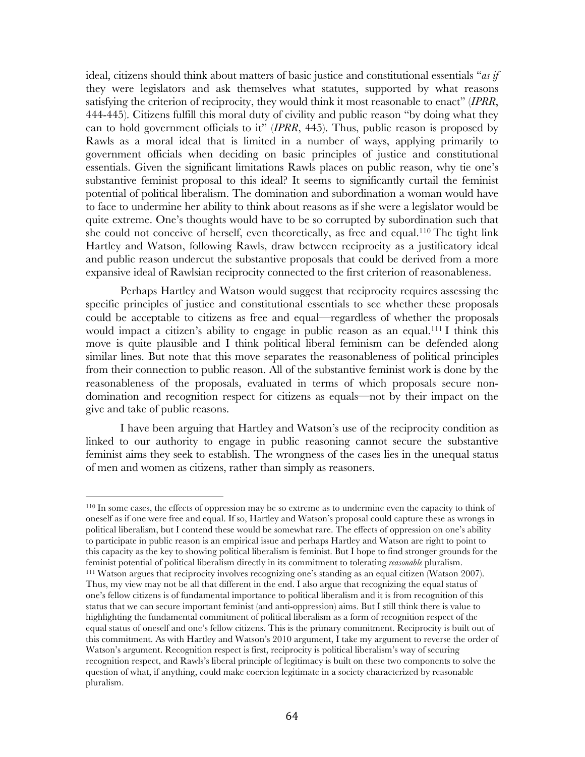ideal, citizens should think about matters of basic justice and constitutional essentials "*as if* they were legislators and ask themselves what statutes, supported by what reasons satisfying the criterion of reciprocity, they would think it most reasonable to enact" (*IPRR*, 444-445). Citizens fulfill this moral duty of civility and public reason "by doing what they can to hold government officials to it" (*IPRR*, 445). Thus, public reason is proposed by Rawls as a moral ideal that is limited in a number of ways, applying primarily to government officials when deciding on basic principles of justice and constitutional essentials. Given the significant limitations Rawls places on public reason, why tie one's substantive feminist proposal to this ideal? It seems to significantly curtail the feminist potential of political liberalism. The domination and subordination a woman would have to face to undermine her ability to think about reasons as if she were a legislator would be quite extreme. One's thoughts would have to be so corrupted by subordination such that she could not conceive of herself, even theoretically, as free and equal.[110] The tight link Hartley and Watson, following Rawls, draw between reciprocity as a justificatory ideal and public reason undercut the substantive proposals that could be derived from a more expansive ideal of Rawlsian reciprocity connected to the first criterion of reasonableness.

Perhaps Hartley and Watson would suggest that reciprocity requires assessing the specific principles of justice and constitutional essentials to see whether these proposals could be acceptable to citizens as free and equal—regardless of whether the proposals would impact a citizen's ability to engage in public reason as an equal.[111] I think this move is quite plausible and I think political liberal feminism can be defended along similar lines. But note that this move separates the reasonableness of political principles from their connection to public reason. All of the substantive feminist work is done by the reasonableness of the proposals, evaluated in terms of which proposals secure non-domination and recognition respect for citizens as equals—not by their impact on the give and take of public reasons.

I have been arguing that Hartley and Watson's use of the reciprocity condition as linked to our authority to engage in public reasoning cannot secure the substantive feminist aims they seek to establish. The wrongness of the cases lies in the unequal status of men and women as citizens, rather than simply as reasoners.

---

[110] In some cases, the effects of oppression may be so extreme as to undermine even the capacity to think of oneself as if one were free and equal. If so, Hartley and Watson's proposal could capture these as wrongs in political liberalism, but I contend these would be somewhat rare. The effects of oppression on one's ability to participate in public reason is an empirical issue and perhaps Hartley and Watson are right to point to this capacity as the key to showing political liberalism is feminist. But I hope to find stronger grounds for the feminist potential of political liberalism directly in its commitment to tolerating *reasonable* pluralism.

[111] Watson argues that reciprocity involves recognizing one's standing as an equal citizen (Watson 2007). Thus, my view may not be all that different in the end. I also argue that recognizing the equal status of one's fellow citizens is of fundamental importance to political liberalism and it is from recognition of this status that we can secure important feminist (and anti-oppression) aims. But I still think there is value to highlighting the fundamental commitment of political liberalism as a form of recognition respect of the equal status of oneself and one's fellow citizens. This is the primary commitment. Reciprocity is built out of this commitment. As with Hartley and Watson's 2010 argument, I take my argument to reverse the order of Watson's argument. Recognition respect is first, reciprocity is political liberalism's way of securing recognition respect, and Rawls's liberal principle of legitimacy is built on these two components to solve the question of what, if anything, could make coercion legitimate in a society characterized by reasonable pluralism.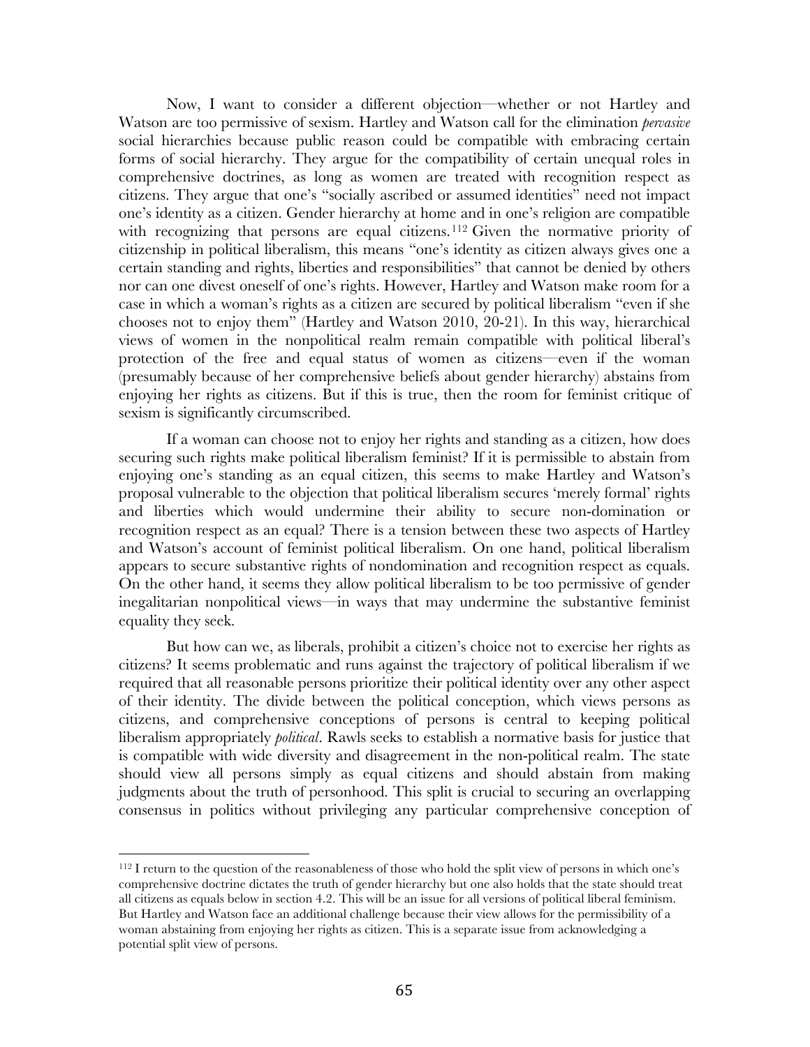Now, I want to consider a different objection—whether or not Hartley and Watson are too permissive of sexism. Hartley and Watson call for the elimination *pervasive* social hierarchies because public reason could be compatible with embracing certain forms of social hierarchy. They argue for the compatibility of certain unequal roles in comprehensive doctrines, as long as women are treated with recognition respect as citizens. They argue that one's "socially ascribed or assumed identities" need not impact one's identity as a citizen. Gender hierarchy at home and in one's religion are compatible with recognizing that persons are equal citizens.[112] Given the normative priority of citizenship in political liberalism, this means "one's identity as citizen always gives one a certain standing and rights, liberties and responsibilities" that cannot be denied by others nor can one divest oneself of one's rights. However, Hartley and Watson make room for a case in which a woman's rights as a citizen are secured by political liberalism "even if she chooses not to enjoy them" (Hartley and Watson 2010, 20-21). In this way, hierarchical views of women in the nonpolitical realm remain compatible with political liberal's protection of the free and equal status of women as citizens—even if the woman (presumably because of her comprehensive beliefs about gender hierarchy) abstains from enjoying her rights as citizens. But if this is true, then the room for feminist critique of sexism is significantly circumscribed.

If a woman can choose not to enjoy her rights and standing as a citizen, how does securing such rights make political liberalism feminist? If it is permissible to abstain from enjoying one's standing as an equal citizen, this seems to make Hartley and Watson's proposal vulnerable to the objection that political liberalism secures 'merely formal' rights and liberties which would undermine their ability to secure non-domination or recognition respect as an equal? There is a tension between these two aspects of Hartley and Watson's account of feminist political liberalism. On one hand, political liberalism appears to secure substantive rights of nondomination and recognition respect as equals. On the other hand, it seems they allow political liberalism to be too permissive of gender inegalitarian nonpolitical views—in ways that may undermine the substantive feminist equality they seek.

But how can we, as liberals, prohibit a citizen's choice not to exercise her rights as citizens? It seems problematic and runs against the trajectory of political liberalism if we required that all reasonable persons prioritize their political identity over any other aspect of their identity. The divide between the political conception, which views persons as citizens, and comprehensive conceptions of persons is central to keeping political liberalism appropriately *political*. Rawls seeks to establish a normative basis for justice that is compatible with wide diversity and disagreement in the non-political realm. The state should view all persons simply as equal citizens and should abstain from making judgments about the truth of personhood. This split is crucial to securing an overlapping consensus in politics without privileging any particular comprehensive conception of

---

[112] I return to the question of the reasonableness of those who hold the split view of persons in which one's comprehensive doctrine dictates the truth of gender hierarchy but one also holds that the state should treat all citizens as equals below in section 4.2. This will be an issue for all versions of political liberal feminism. But Hartley and Watson face an additional challenge because their view allows for the permissibility of a woman abstaining from enjoying her rights as citizen. This is a separate issue from acknowledging a potential split view of persons.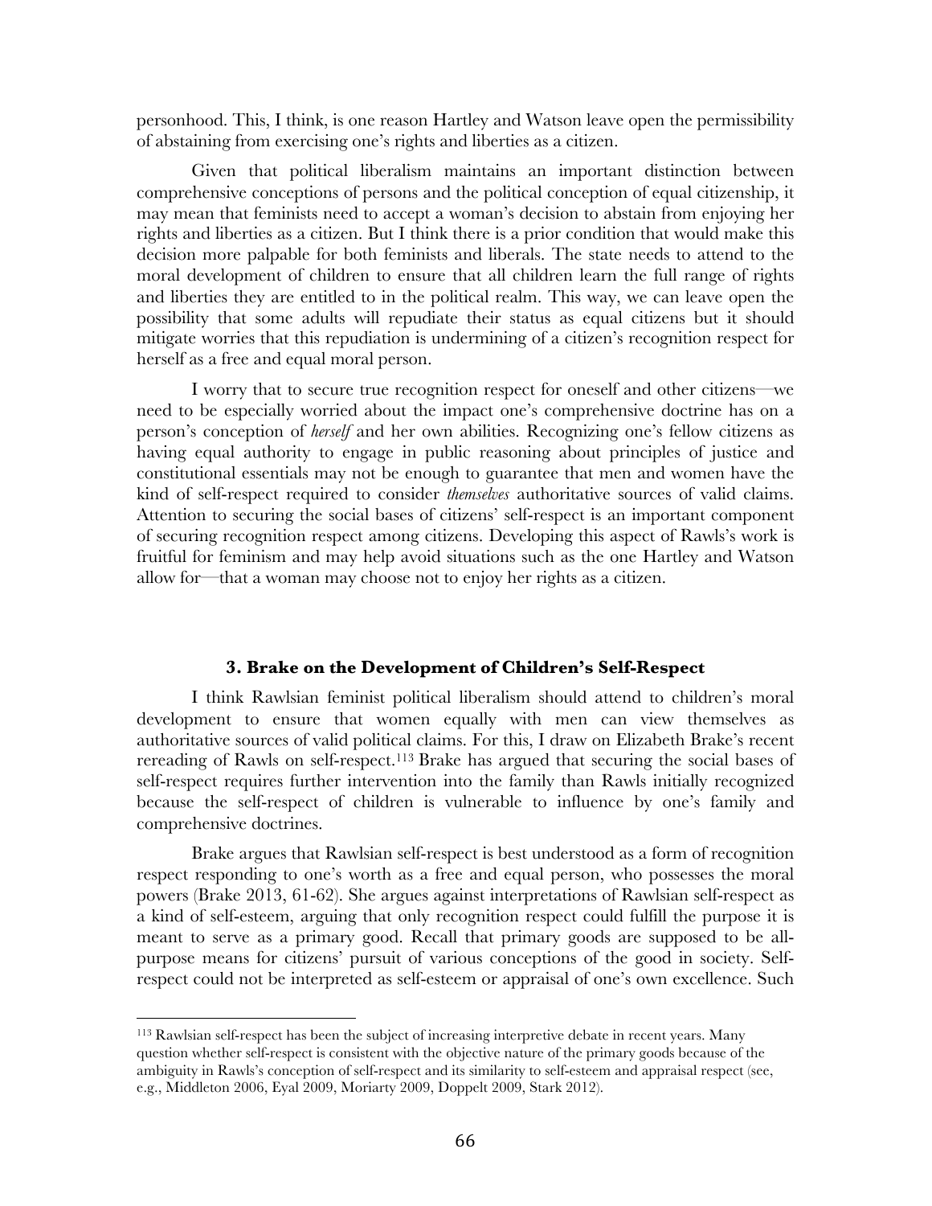personhood. This, I think, is one reason Hartley and Watson leave open the permissibility of abstaining from exercising one's rights and liberties as a citizen.

Given that political liberalism maintains an important distinction between comprehensive conceptions of persons and the political conception of equal citizenship, it may mean that feminists need to accept a woman's decision to abstain from enjoying her rights and liberties as a citizen. But I think there is a prior condition that would make this decision more palpable for both feminists and liberals. The state needs to attend to the moral development of children to ensure that all children learn the full range of rights and liberties they are entitled to in the political realm. This way, we can leave open the possibility that some adults will repudiate their status as equal citizens but it should mitigate worries that this repudiation is undermining of a citizen's recognition respect for herself as a free and equal moral person.

I worry that to secure true recognition respect for oneself and other citizens—we need to be especially worried about the impact one's comprehensive doctrine has on a person's conception of *herself* and her own abilities. Recognizing one's fellow citizens as having equal authority to engage in public reasoning about principles of justice and constitutional essentials may not be enough to guarantee that men and women have the kind of self-respect required to consider *themselves* authoritative sources of valid claims. Attention to securing the social bases of citizens' self-respect is an important component of securing recognition respect among citizens. Developing this aspect of Rawls's work is fruitful for feminism and may help avoid situations such as the one Hartley and Watson allow for—that a woman may choose not to enjoy her rights as a citizen.

### 3. Brake on the Development of Children's Self-Respect

I think Rawlsian feminist political liberalism should attend to children's moral development to ensure that women equally with men can view themselves as authoritative sources of valid political claims. For this, I draw on Elizabeth Brake's recent rereading of Rawls on self-respect.[113] Brake has argued that securing the social bases of self-respect requires further intervention into the family than Rawls initially recognized because the self-respect of children is vulnerable to influence by one's family and comprehensive doctrines.

Brake argues that Rawlsian self-respect is best understood as a form of recognition respect responding to one's worth as a free and equal person, who possesses the moral powers (Brake 2013, 61-62). She argues against interpretations of Rawlsian self-respect as a kind of self-esteem, arguing that only recognition respect could fulfill the purpose it is meant to serve as a primary good. Recall that primary goods are supposed to be all-purpose means for citizens' pursuit of various conceptions of the good in society. Self-respect could not be interpreted as self-esteem or appraisal of one's own excellence. Such

---

[113] Rawlsian self-respect has been the subject of increasing interpretive debate in recent years. Many question whether self-respect is consistent with the objective nature of the primary goods because of the ambiguity in Rawls's conception of self-respect and its similarity to self-esteem and appraisal respect (see, e.g., Middleton 2006, Eyal 2009, Moriarty 2009, Doppelt 2009, Stark 2012).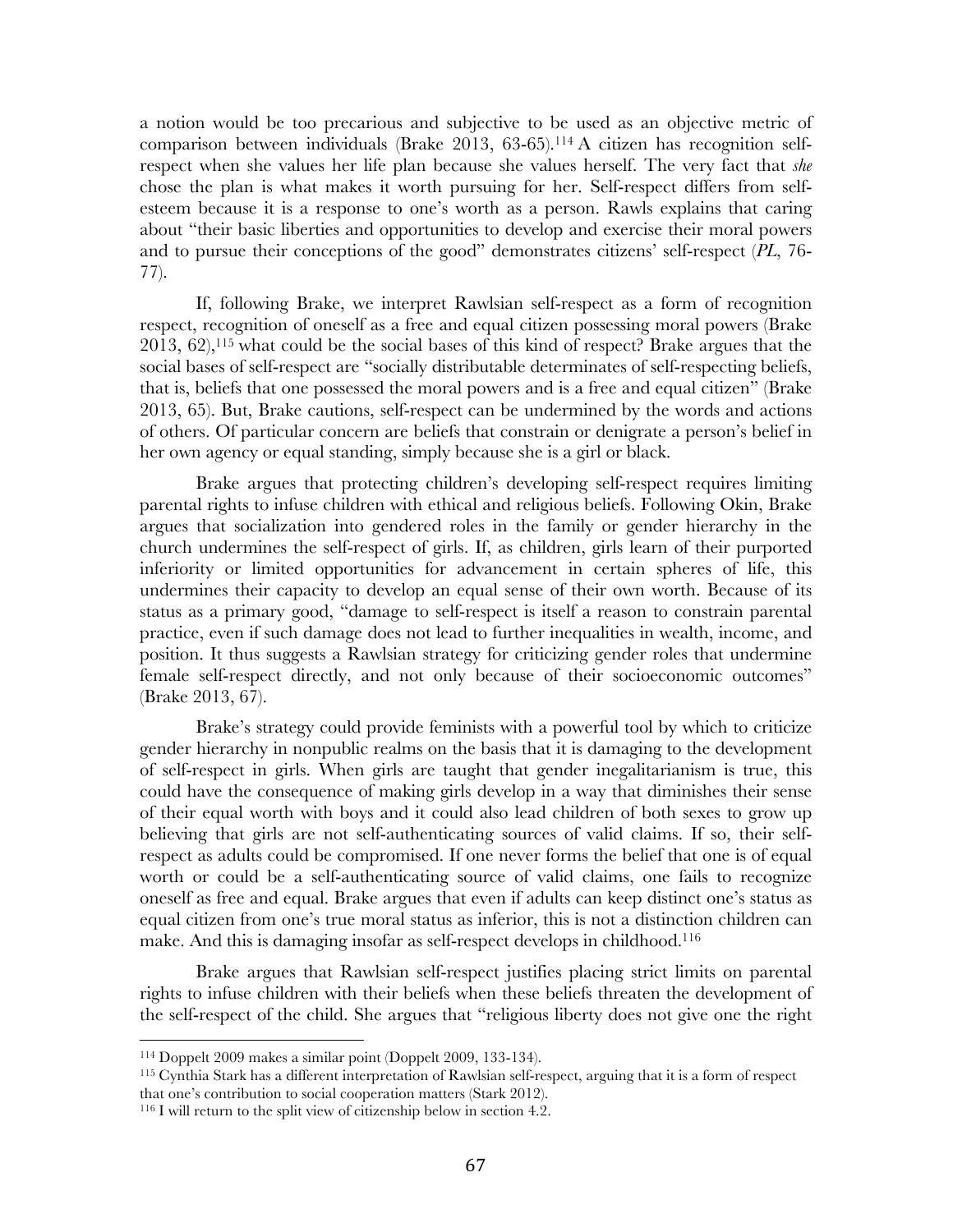a notion would be too precarious and subjective to be used as an objective metric of comparison between individuals (Brake 2013, 63-65).[114] A citizen has recognition self-respect when she values her life plan because she values herself. The very fact that *she* chose the plan is what makes it worth pursuing for her. Self-respect differs from self-esteem because it is a response to one's worth as a person. Rawls explains that caring about "their basic liberties and opportunities to develop and exercise their moral powers and to pursue their conceptions of the good" demonstrates citizens' self-respect (*PL*, 76-77).

If, following Brake, we interpret Rawlsian self-respect as a form of recognition respect, recognition of oneself as a free and equal citizen possessing moral powers (Brake 2013, 62),[115] what could be the social bases of this kind of respect? Brake argues that the social bases of self-respect are "socially distributable determinates of self-respecting beliefs, that is, beliefs that one possessed the moral powers and is a free and equal citizen" (Brake 2013, 65). But, Brake cautions, self-respect can be undermined by the words and actions of others. Of particular concern are beliefs that constrain or denigrate a person's belief in her own agency or equal standing, simply because she is a girl or black.

Brake argues that protecting children's developing self-respect requires limiting parental rights to infuse children with ethical and religious beliefs. Following Okin, Brake argues that socialization into gendered roles in the family or gender hierarchy in the church undermines the self-respect of girls. If, as children, girls learn of their purported inferiority or limited opportunities for advancement in certain spheres of life, this undermines their capacity to develop an equal sense of their own worth. Because of its status as a primary good, "damage to self-respect is itself a reason to constrain parental practice, even if such damage does not lead to further inequalities in wealth, income, and position. It thus suggests a Rawlsian strategy for criticizing gender roles that undermine female self-respect directly, and not only because of their socioeconomic outcomes" (Brake 2013, 67).

Brake's strategy could provide feminists with a powerful tool by which to criticize gender hierarchy in nonpublic realms on the basis that it is damaging to the development of self-respect in girls. When girls are taught that gender inegalitarianism is true, this could have the consequence of making girls develop in a way that diminishes their sense of their equal worth with boys and it could also lead children of both sexes to grow up believing that girls are not self-authenticating sources of valid claims. If so, their self-respect as adults could be compromised. If one never forms the belief that one is of equal worth or could be a self-authenticating source of valid claims, one fails to recognize oneself as free and equal. Brake argues that even if adults can keep distinct one's status as equal citizen from one's true moral status as inferior, this is not a distinction children can make. And this is damaging insofar as self-respect develops in childhood.[116]

Brake argues that Rawlsian self-respect justifies placing strict limits on parental rights to infuse children with their beliefs when these beliefs threaten the development of the self-respect of the child. She argues that "religious liberty does not give one the right

---

[114] Doppelt 2009 makes a similar point (Doppelt 2009, 133-134).

[115] Cynthia Stark has a different interpretation of Rawlsian self-respect, arguing that it is a form of respect that one's contribution to social cooperation matters (Stark 2012).

[116] I will return to the split view of citizenship below in section 4.2.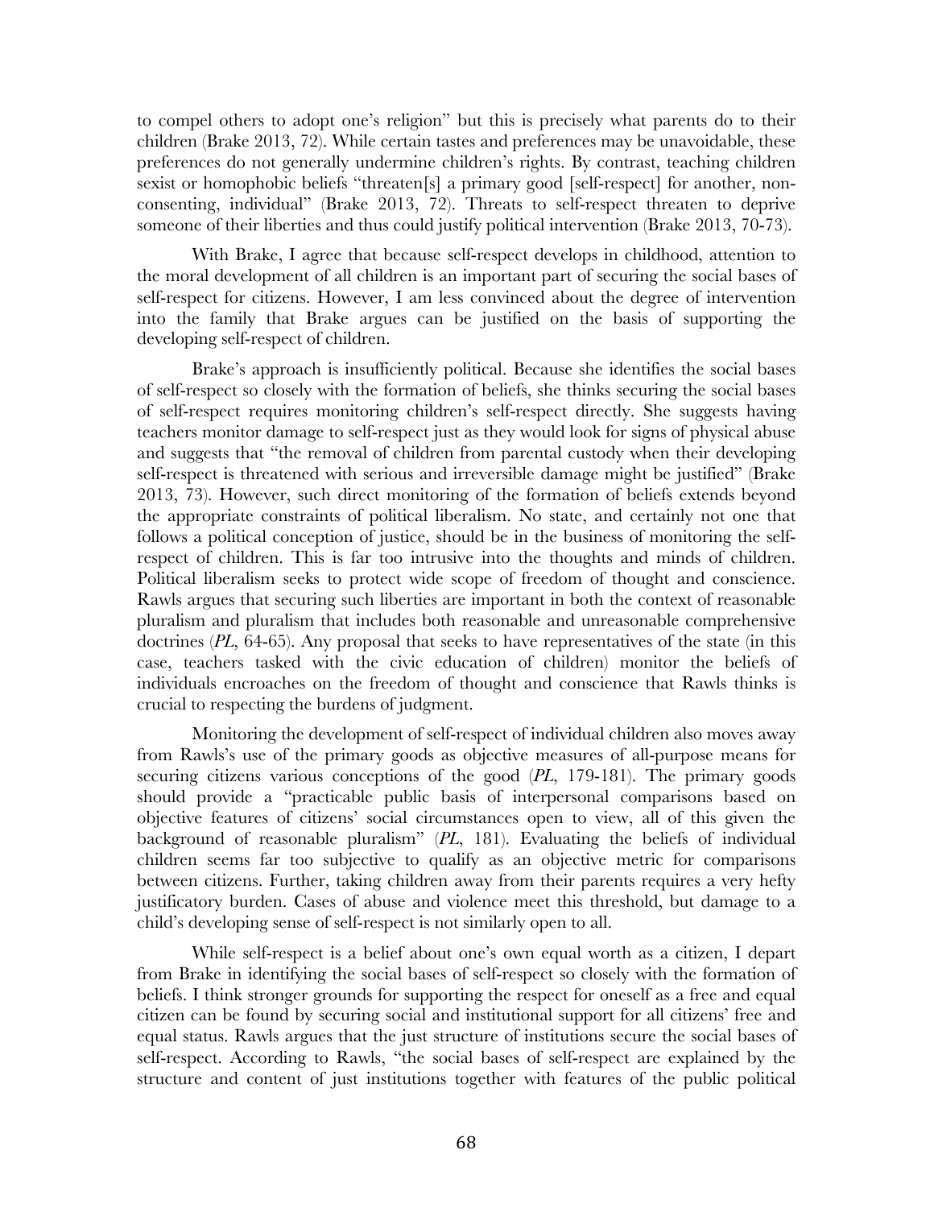to compel others to adopt one's religion" but this is precisely what parents do to their children (Brake 2013, 72). While certain tastes and preferences may be unavoidable, these preferences do not generally undermine children's rights. By contrast, teaching children sexist or homophobic beliefs "threaten[s] a primary good [self-respect] for another, non-consenting, individual" (Brake 2013, 72). Threats to self-respect threaten to deprive someone of their liberties and thus could justify political intervention (Brake 2013, 70-73).

With Brake, I agree that because self-respect develops in childhood, attention to the moral development of all children is an important part of securing the social bases of self-respect for citizens. However, I am less convinced about the degree of intervention into the family that Brake argues can be justified on the basis of supporting the developing self-respect of children.

Brake's approach is insufficiently political. Because she identifies the social bases of self-respect so closely with the formation of beliefs, she thinks securing the social bases of self-respect requires monitoring children's self-respect directly. She suggests having teachers monitor damage to self-respect just as they would look for signs of physical abuse and suggests that "the removal of children from parental custody when their developing self-respect is threatened with serious and irreversible damage might be justified" (Brake 2013, 73). However, such direct monitoring of the formation of beliefs extends beyond the appropriate constraints of political liberalism. No state, and certainly not one that follows a political conception of justice, should be in the business of monitoring the self-respect of children. This is far too intrusive into the thoughts and minds of children. Political liberalism seeks to protect wide scope of freedom of thought and conscience. Rawls argues that securing such liberties are important in both the context of reasonable pluralism and pluralism that includes both reasonable and unreasonable comprehensive doctrines (*PL*, 64-65). Any proposal that seeks to have representatives of the state (in this case, teachers tasked with the civic education of children) monitor the beliefs of individuals encroaches on the freedom of thought and conscience that Rawls thinks is crucial to respecting the burdens of judgment.

Monitoring the development of self-respect of individual children also moves away from Rawls's use of the primary goods as objective measures of all-purpose means for securing citizens various conceptions of the good (*PL*, 179-181). The primary goods should provide a "practicable public basis of interpersonal comparisons based on objective features of citizens' social circumstances open to view, all of this given the background of reasonable pluralism" (*PL*, 181). Evaluating the beliefs of individual children seems far too subjective to qualify as an objective metric for comparisons between citizens. Further, taking children away from their parents requires a very hefty justificatory burden. Cases of abuse and violence meet this threshold, but damage to a child's developing sense of self-respect is not similarly open to all.

While self-respect is a belief about one's own equal worth as a citizen, I depart from Brake in identifying the social bases of self-respect so closely with the formation of beliefs. I think stronger grounds for supporting the respect for oneself as a free and equal citizen can be found by securing social and institutional support for all citizens' free and equal status. Rawls argues that the just structure of institutions secure the social bases of self-respect. According to Rawls, "the social bases of self-respect are explained by the structure and content of just institutions together with features of the public political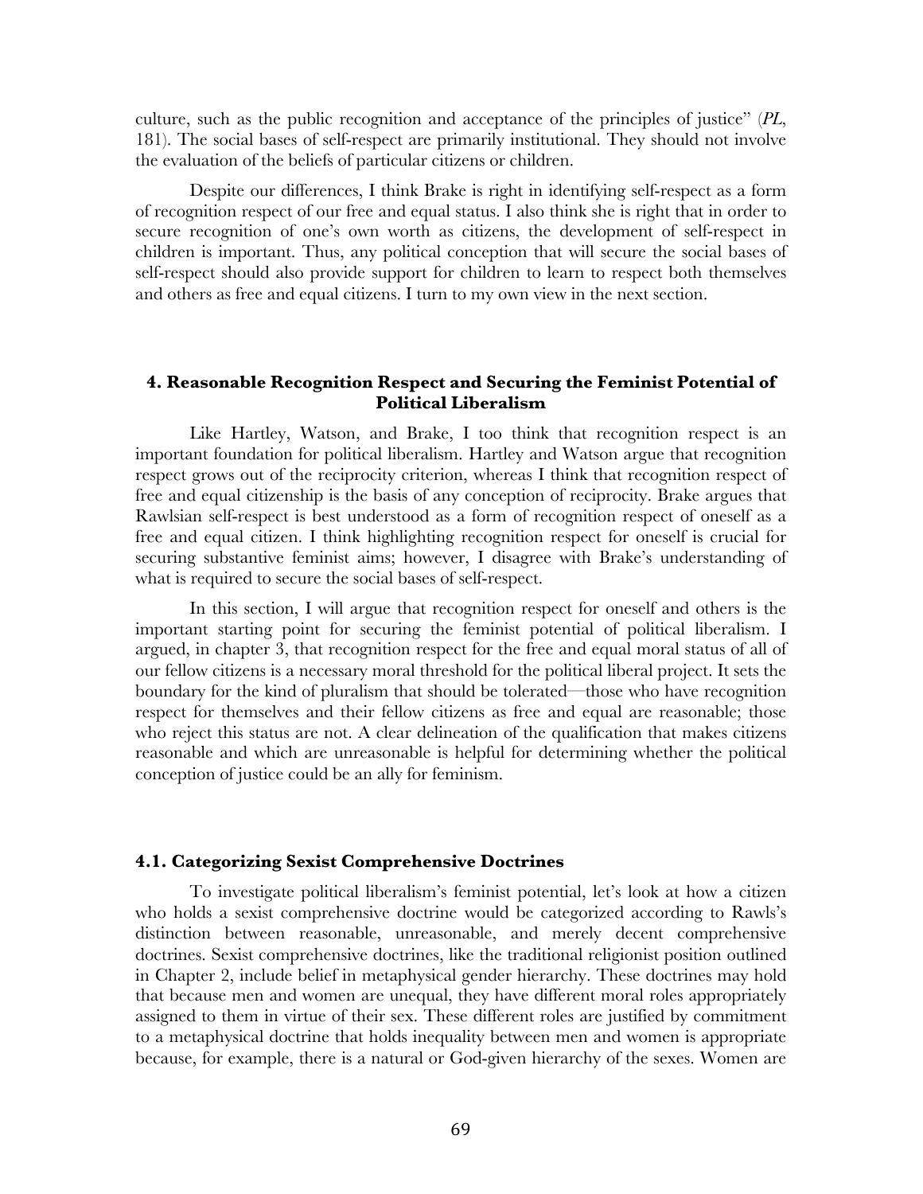culture, such as the public recognition and acceptance of the principles of justice" (*PL*, 181). The social bases of self-respect are primarily institutional. They should not involve the evaluation of the beliefs of particular citizens or children.

Despite our differences, I think Brake is right in identifying self-respect as a form of recognition respect of our free and equal status. I also think she is right that in order to secure recognition of one's own worth as citizens, the development of self-respect in children is important. Thus, any political conception that will secure the social bases of self-respect should also provide support for children to learn to respect both themselves and others as free and equal citizens. I turn to my own view in the next section.

### 4. Reasonable Recognition Respect and Securing the Feminist Potential of Political Liberalism

Like Hartley, Watson, and Brake, I too think that recognition respect is an important foundation for political liberalism. Hartley and Watson argue that recognition respect grows out of the reciprocity criterion, whereas I think that recognition respect of free and equal citizenship is the basis of any conception of reciprocity. Brake argues that Rawlsian self-respect is best understood as a form of recognition respect of oneself as a free and equal citizen. I think highlighting recognition respect for oneself is crucial for securing substantive feminist aims; however, I disagree with Brake's understanding of what is required to secure the social bases of self-respect.

In this section, I will argue that recognition respect for oneself and others is the important starting point for securing the feminist potential of political liberalism. I argued, in chapter 3, that recognition respect for the free and equal moral status of all of our fellow citizens is a necessary moral threshold for the political liberal project. It sets the boundary for the kind of pluralism that should be tolerated—those who have recognition respect for themselves and their fellow citizens as free and equal are reasonable; those who reject this status are not. A clear delineation of the qualification that makes citizens reasonable and which are unreasonable is helpful for determining whether the political conception of justice could be an ally for feminism.

#### 4.1. Categorizing Sexist Comprehensive Doctrines

To investigate political liberalism's feminist potential, let's look at how a citizen who holds a sexist comprehensive doctrine would be categorized according to Rawls's distinction between reasonable, unreasonable, and merely decent comprehensive doctrines. Sexist comprehensive doctrines, like the traditional religionist position outlined in Chapter 2, include belief in metaphysical gender hierarchy. These doctrines may hold that because men and women are unequal, they have different moral roles appropriately assigned to them in virtue of their sex. These different roles are justified by commitment to a metaphysical doctrine that holds inequality between men and women is appropriate because, for example, there is a natural or God-given hierarchy of the sexes. Women are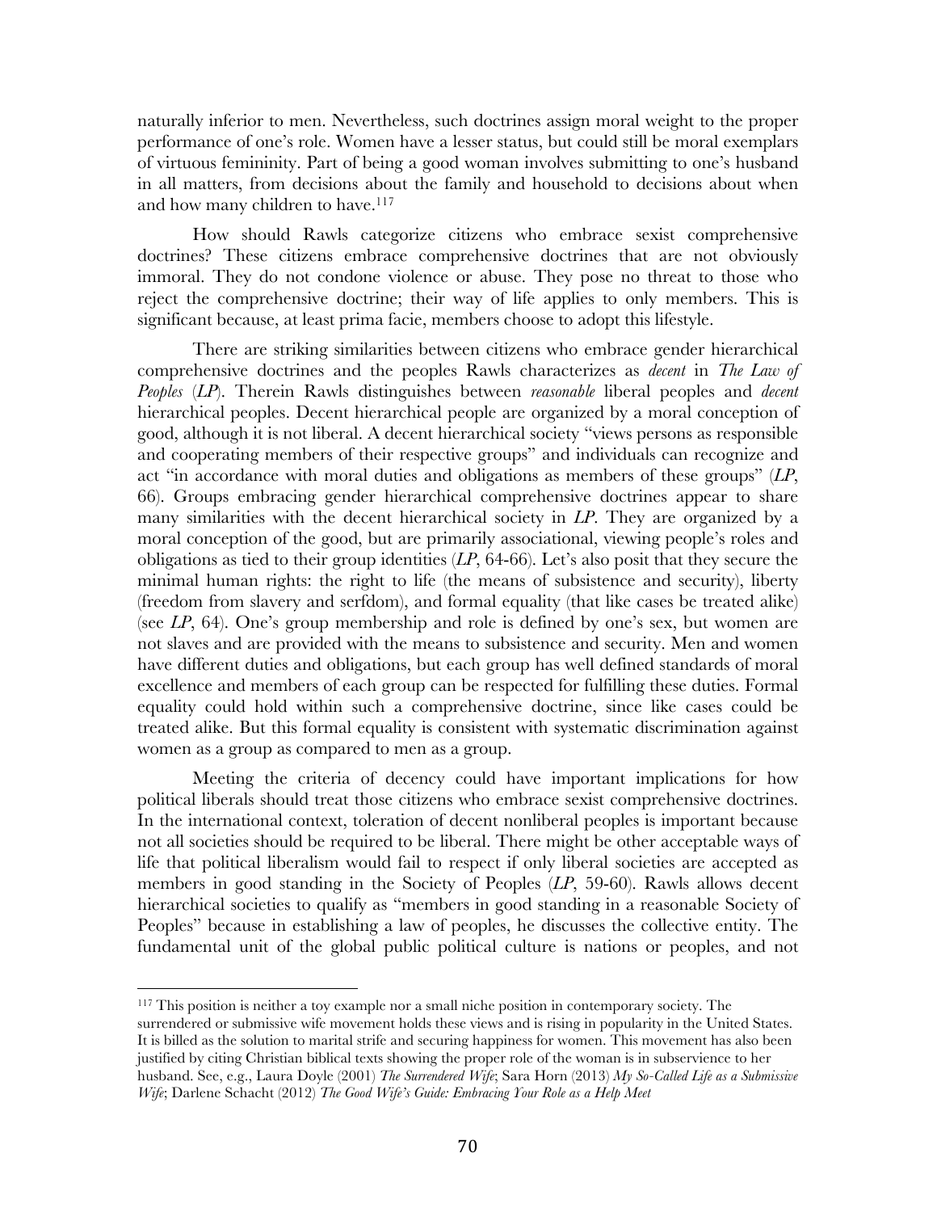naturally inferior to men. Nevertheless, such doctrines assign moral weight to the proper performance of one's role. Women have a lesser status, but could still be moral exemplars of virtuous femininity. Part of being a good woman involves submitting to one's husband in all matters, from decisions about the family and household to decisions about when and how many children to have.[117]

How should Rawls categorize citizens who embrace sexist comprehensive doctrines? These citizens embrace comprehensive doctrines that are not obviously immoral. They do not condone violence or abuse. They pose no threat to those who reject the comprehensive doctrine; their way of life applies to only members. This is significant because, at least prima facie, members choose to adopt this lifestyle.

There are striking similarities between citizens who embrace gender hierarchical comprehensive doctrines and the peoples Rawls characterizes as *decent* in *The Law of Peoples* (*LP*). Therein Rawls distinguishes between *reasonable* liberal peoples and *decent* hierarchical peoples. Decent hierarchical people are organized by a moral conception of good, although it is not liberal. A decent hierarchical society "views persons as responsible and cooperating members of their respective groups" and individuals can recognize and act "in accordance with moral duties and obligations as members of these groups" (*LP*, 66). Groups embracing gender hierarchical comprehensive doctrines appear to share many similarities with the decent hierarchical society in *LP*. They are organized by a moral conception of the good, but are primarily associational, viewing people's roles and obligations as tied to their group identities (*LP*, 64-66). Let's also posit that they secure the minimal human rights: the right to life (the means of subsistence and security), liberty (freedom from slavery and serfdom), and formal equality (that like cases be treated alike) (see *LP*, 64). One's group membership and role is defined by one's sex, but women are not slaves and are provided with the means to subsistence and security. Men and women have different duties and obligations, but each group has well defined standards of moral excellence and members of each group can be respected for fulfilling these duties. Formal equality could hold within such a comprehensive doctrine, since like cases could be treated alike. But this formal equality is consistent with systematic discrimination against women as a group as compared to men as a group.

Meeting the criteria of decency could have important implications for how political liberals should treat those citizens who embrace sexist comprehensive doctrines. In the international context, toleration of decent nonliberal peoples is important because not all societies should be required to be liberal. There might be other acceptable ways of life that political liberalism would fail to respect if only liberal societies are accepted as members in good standing in the Society of Peoples (*LP*, 59-60). Rawls allows decent hierarchical societies to qualify as "members in good standing in a reasonable Society of Peoples" because in establishing a law of peoples, he discusses the collective entity. The fundamental unit of the global public political culture is nations or peoples, and not

---

[117] This position is neither a toy example nor a small niche position in contemporary society. The surrendered or submissive wife movement holds these views and is rising in popularity in the United States. It is billed as the solution to marital strife and securing happiness for women. This movement has also been justified by citing Christian biblical texts showing the proper role of the woman is in subservience to her husband. See, e.g., Laura Doyle (2001) *The Surrendered Wife*; Sara Horn (2013) *My So-Called Life as a Submissive Wife*; Darlene Schacht (2012) *The Good Wife's Guide: Embracing Your Role as a Help Meet*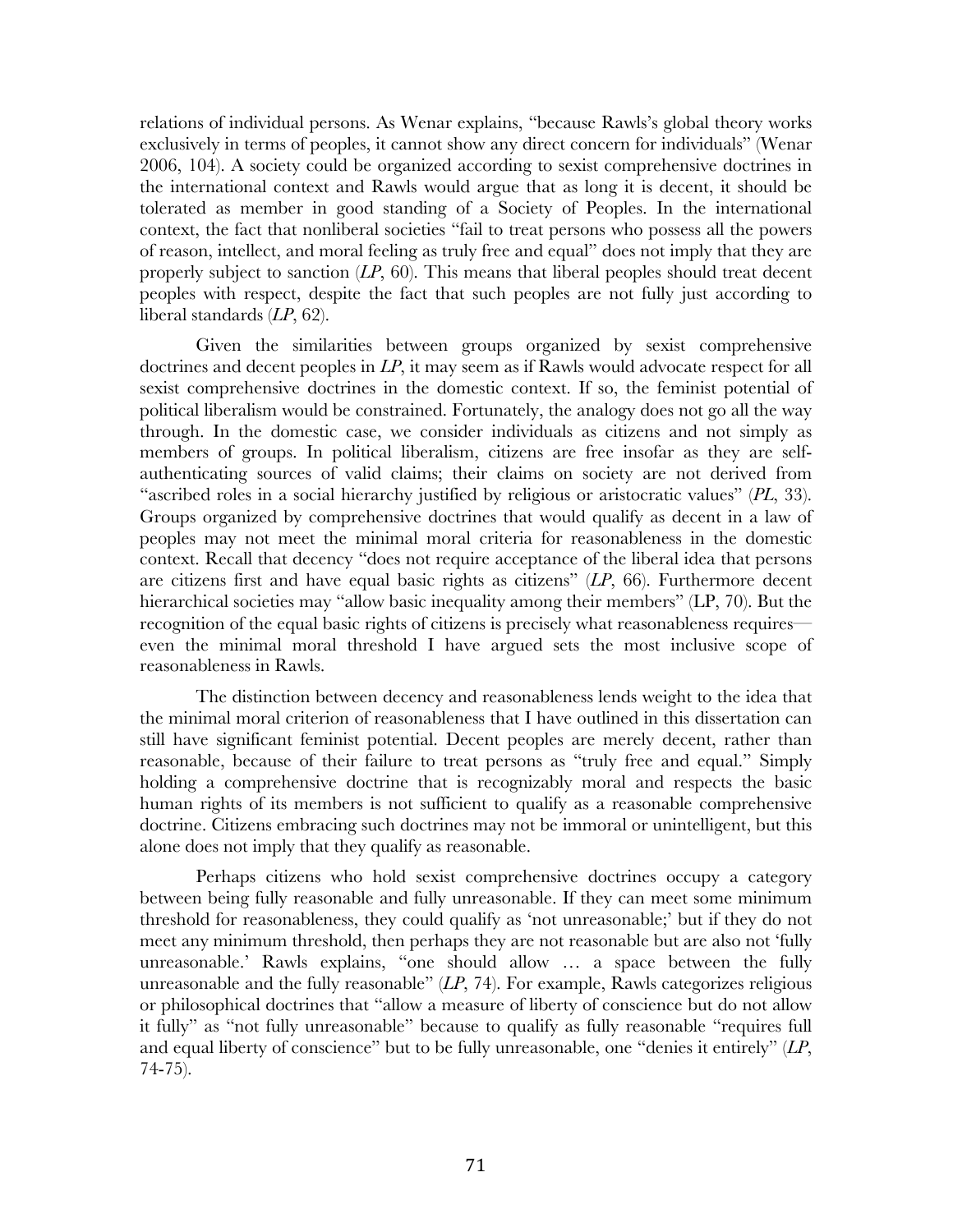relations of individual persons. As Wenar explains, "because Rawls's global theory works exclusively in terms of peoples, it cannot show any direct concern for individuals" (Wenar 2006, 104). A society could be organized according to sexist comprehensive doctrines in the international context and Rawls would argue that as long it is decent, it should be tolerated as member in good standing of a Society of Peoples. In the international context, the fact that nonliberal societies "fail to treat persons who possess all the powers of reason, intellect, and moral feeling as truly free and equal" does not imply that they are properly subject to sanction (*LP*, 60). This means that liberal peoples should treat decent peoples with respect, despite the fact that such peoples are not fully just according to liberal standards (*LP*, 62).

Given the similarities between groups organized by sexist comprehensive doctrines and decent peoples in *LP*, it may seem as if Rawls would advocate respect for all sexist comprehensive doctrines in the domestic context. If so, the feminist potential of political liberalism would be constrained. Fortunately, the analogy does not go all the way through. In the domestic case, we consider individuals as citizens and not simply as members of groups. In political liberalism, citizens are free insofar as they are self-authenticating sources of valid claims; their claims on society are not derived from "ascribed roles in a social hierarchy justified by religious or aristocratic values" (*PL*, 33). Groups organized by comprehensive doctrines that would qualify as decent in a law of peoples may not meet the minimal moral criteria for reasonableness in the domestic context. Recall that decency "does not require acceptance of the liberal idea that persons are citizens first and have equal basic rights as citizens" (*LP*, 66). Furthermore decent hierarchical societies may "allow basic inequality among their members" (LP, 70). But the recognition of the equal basic rights of citizens is precisely what reasonableness requires—even the minimal moral threshold I have argued sets the most inclusive scope of reasonableness in Rawls.

The distinction between decency and reasonableness lends weight to the idea that the minimal moral criterion of reasonableness that I have outlined in this dissertation can still have significant feminist potential. Decent peoples are merely decent, rather than reasonable, because of their failure to treat persons as "truly free and equal." Simply holding a comprehensive doctrine that is recognizably moral and respects the basic human rights of its members is not sufficient to qualify as a reasonable comprehensive doctrine. Citizens embracing such doctrines may not be immoral or unintelligent, but this alone does not imply that they qualify as reasonable.

Perhaps citizens who hold sexist comprehensive doctrines occupy a category between being fully reasonable and fully unreasonable. If they can meet some minimum threshold for reasonableness, they could qualify as 'not unreasonable;' but if they do not meet any minimum threshold, then perhaps they are not reasonable but are also not 'fully unreasonable.' Rawls explains, "one should allow … a space between the fully unreasonable and the fully reasonable" (*LP*, 74). For example, Rawls categorizes religious or philosophical doctrines that "allow a measure of liberty of conscience but do not allow it fully" as "not fully unreasonable" because to qualify as fully reasonable "requires full and equal liberty of conscience" but to be fully unreasonable, one "denies it entirely" (*LP*, 74-75).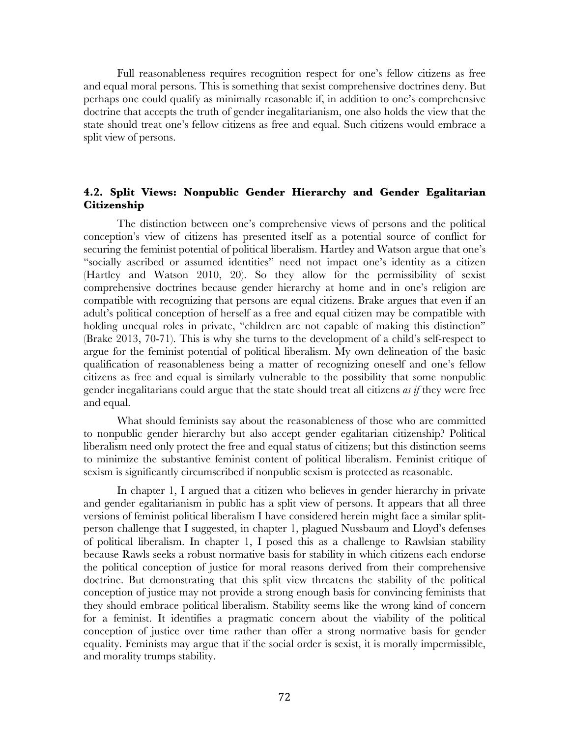Full reasonableness requires recognition respect for one's fellow citizens as free and equal moral persons. This is something that sexist comprehensive doctrines deny. But perhaps one could qualify as minimally reasonable if, in addition to one's comprehensive doctrine that accepts the truth of gender inegalitarianism, one also holds the view that the state should treat one's fellow citizens as free and equal. Such citizens would embrace a split view of persons.

### 4.2. Split Views: Nonpublic Gender Hierarchy and Gender Egalitarian Citizenship

The distinction between one's comprehensive views of persons and the political conception's view of citizens has presented itself as a potential source of conflict for securing the feminist potential of political liberalism. Hartley and Watson argue that one's "socially ascribed or assumed identities" need not impact one's identity as a citizen (Hartley and Watson 2010, 20). So they allow for the permissibility of sexist comprehensive doctrines because gender hierarchy at home and in one's religion are compatible with recognizing that persons are equal citizens. Brake argues that even if an adult's political conception of herself as a free and equal citizen may be compatible with holding unequal roles in private, "children are not capable of making this distinction" (Brake 2013, 70-71). This is why she turns to the development of a child's self-respect to argue for the feminist potential of political liberalism. My own delineation of the basic qualification of reasonableness being a matter of recognizing oneself and one's fellow citizens as free and equal is similarly vulnerable to the possibility that some nonpublic gender inegalitarians could argue that the state should treat all citizens *as if* they were free and equal.

What should feminists say about the reasonableness of those who are committed to nonpublic gender hierarchy but also accept gender egalitarian citizenship? Political liberalism need only protect the free and equal status of citizens; but this distinction seems to minimize the substantive feminist content of political liberalism. Feminist critique of sexism is significantly circumscribed if nonpublic sexism is protected as reasonable.

In chapter 1, I argued that a citizen who believes in gender hierarchy in private and gender egalitarianism in public has a split view of persons. It appears that all three versions of feminist political liberalism I have considered herein might face a similar split-person challenge that I suggested, in chapter 1, plagued Nussbaum and Lloyd's defenses of political liberalism. In chapter 1, I posed this as a challenge to Rawlsian stability because Rawls seeks a robust normative basis for stability in which citizens each endorse the political conception of justice for moral reasons derived from their comprehensive doctrine. But demonstrating that this split view threatens the stability of the political conception of justice may not provide a strong enough basis for convincing feminists that they should embrace political liberalism. Stability seems like the wrong kind of concern for a feminist. It identifies a pragmatic concern about the viability of the political conception of justice over time rather than offer a strong normative basis for gender equality. Feminists may argue that if the social order is sexist, it is morally impermissible, and morality trumps stability.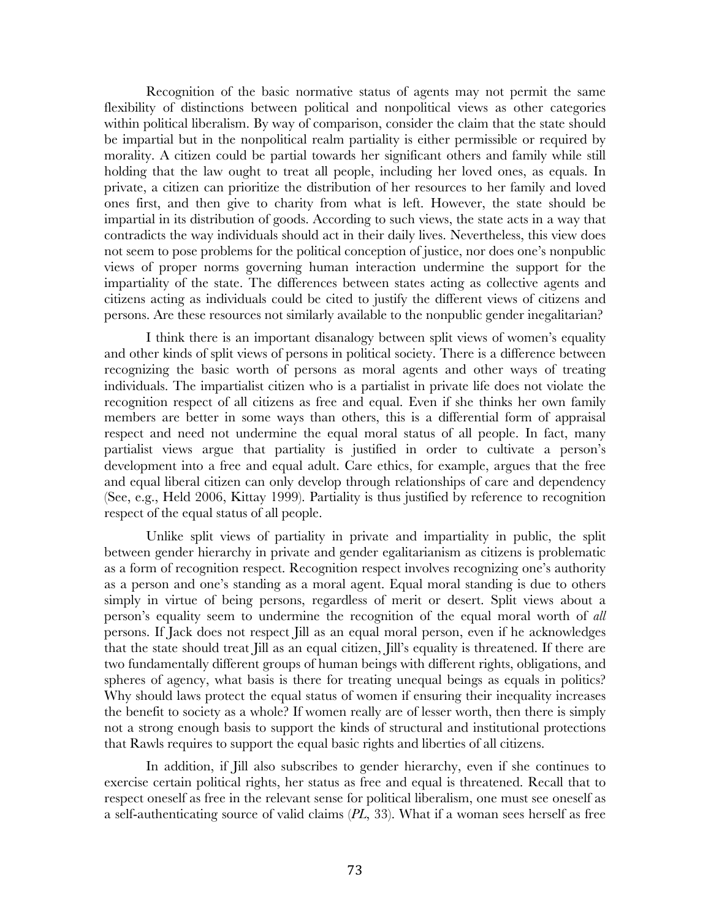Recognition of the basic normative status of agents may not permit the same flexibility of distinctions between political and nonpolitical views as other categories within political liberalism. By way of comparison, consider the claim that the state should be impartial but in the nonpolitical realm partiality is either permissible or required by morality. A citizen could be partial towards her significant others and family while still holding that the law ought to treat all people, including her loved ones, as equals. In private, a citizen can prioritize the distribution of her resources to her family and loved ones first, and then give to charity from what is left. However, the state should be impartial in its distribution of goods. According to such views, the state acts in a way that contradicts the way individuals should act in their daily lives. Nevertheless, this view does not seem to pose problems for the political conception of justice, nor does one's nonpublic views of proper norms governing human interaction undermine the support for the impartiality of the state. The differences between states acting as collective agents and citizens acting as individuals could be cited to justify the different views of citizens and persons. Are these resources not similarly available to the nonpublic gender inegalitarian?

I think there is an important disanalogy between split views of women's equality and other kinds of split views of persons in political society. There is a difference between recognizing the basic worth of persons as moral agents and other ways of treating individuals. The impartialist citizen who is a partialist in private life does not violate the recognition respect of all citizens as free and equal. Even if she thinks her own family members are better in some ways than others, this is a differential form of appraisal respect and need not undermine the equal moral status of all people. In fact, many partialist views argue that partiality is justified in order to cultivate a person's development into a free and equal adult. Care ethics, for example, argues that the free and equal liberal citizen can only develop through relationships of care and dependency (See, e.g., Held 2006, Kittay 1999). Partiality is thus justified by reference to recognition respect of the equal status of all people.

Unlike split views of partiality in private and impartiality in public, the split between gender hierarchy in private and gender egalitarianism as citizens is problematic as a form of recognition respect. Recognition respect involves recognizing one's authority as a person and one's standing as a moral agent. Equal moral standing is due to others simply in virtue of being persons, regardless of merit or desert. Split views about a person's equality seem to undermine the recognition of the equal moral worth of *all* persons. If Jack does not respect Jill as an equal moral person, even if he acknowledges that the state should treat Jill as an equal citizen, Jill's equality is threatened. If there are two fundamentally different groups of human beings with different rights, obligations, and spheres of agency, what basis is there for treating unequal beings as equals in politics? Why should laws protect the equal status of women if ensuring their inequality increases the benefit to society as a whole? If women really are of lesser worth, then there is simply not a strong enough basis to support the kinds of structural and institutional protections that Rawls requires to support the equal basic rights and liberties of all citizens.

In addition, if Jill also subscribes to gender hierarchy, even if she continues to exercise certain political rights, her status as free and equal is threatened. Recall that to respect oneself as free in the relevant sense for political liberalism, one must see oneself as a self-authenticating source of valid claims (*PL*, 33). What if a woman sees herself as free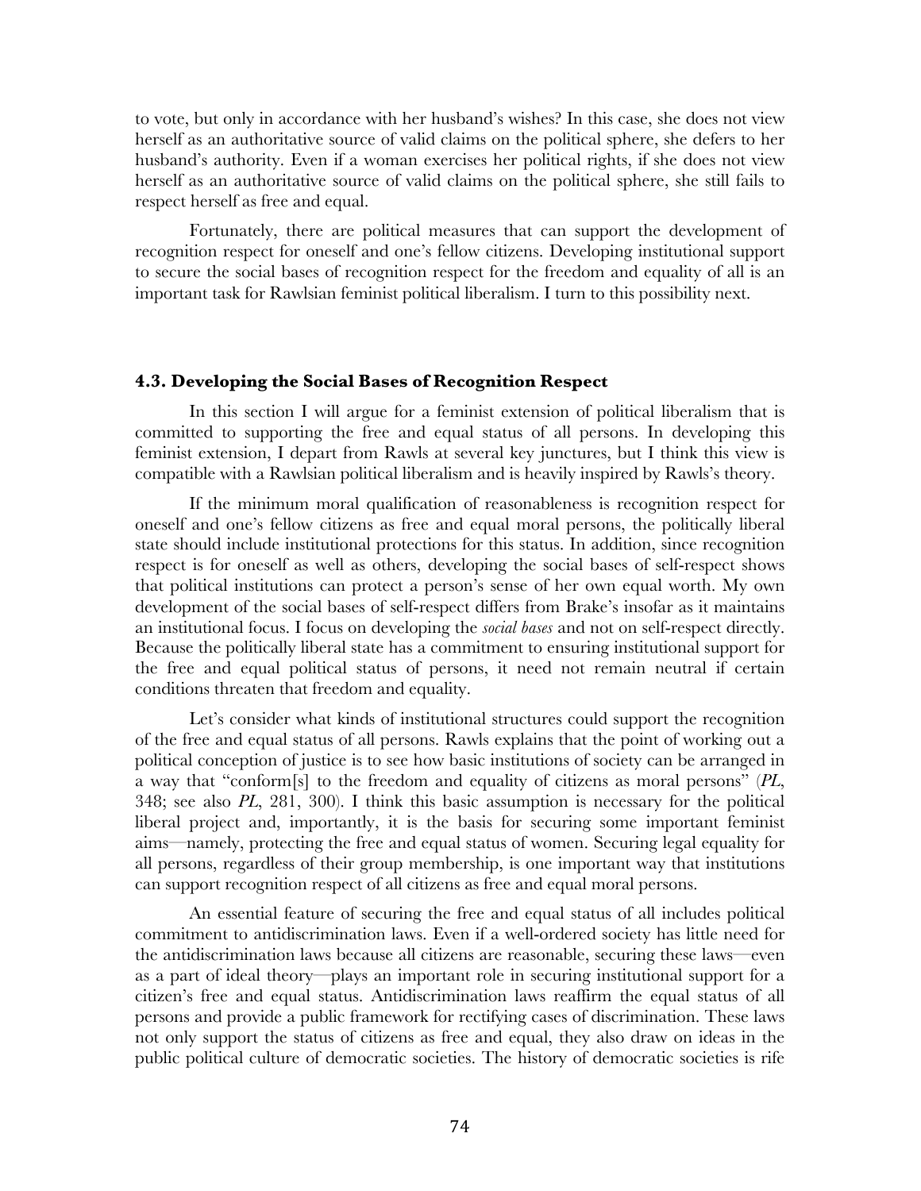to vote, but only in accordance with her husband's wishes? In this case, she does not view herself as an authoritative source of valid claims on the political sphere, she defers to her husband's authority. Even if a woman exercises her political rights, if she does not view herself as an authoritative source of valid claims on the political sphere, she still fails to respect herself as free and equal.

Fortunately, there are political measures that can support the development of recognition respect for oneself and one's fellow citizens. Developing institutional support to secure the social bases of recognition respect for the freedom and equality of all is an important task for Rawlsian feminist political liberalism. I turn to this possibility next.

### 4.3. Developing the Social Bases of Recognition Respect

In this section I will argue for a feminist extension of political liberalism that is committed to supporting the free and equal status of all persons. In developing this feminist extension, I depart from Rawls at several key junctures, but I think this view is compatible with a Rawlsian political liberalism and is heavily inspired by Rawls's theory.

If the minimum moral qualification of reasonableness is recognition respect for oneself and one's fellow citizens as free and equal moral persons, the politically liberal state should include institutional protections for this status. In addition, since recognition respect is for oneself as well as others, developing the social bases of self-respect shows that political institutions can protect a person's sense of her own equal worth. My own development of the social bases of self-respect differs from Brake's insofar as it maintains an institutional focus. I focus on developing the *social bases* and not on self-respect directly. Because the politically liberal state has a commitment to ensuring institutional support for the free and equal political status of persons, it need not remain neutral if certain conditions threaten that freedom and equality.

Let's consider what kinds of institutional structures could support the recognition of the free and equal status of all persons. Rawls explains that the point of working out a political conception of justice is to see how basic institutions of society can be arranged in a way that "conform[s] to the freedom and equality of citizens as moral persons" (*PL*, 348; see also *PL*, 281, 300). I think this basic assumption is necessary for the political liberal project and, importantly, it is the basis for securing some important feminist aims—namely, protecting the free and equal status of women. Securing legal equality for all persons, regardless of their group membership, is one important way that institutions can support recognition respect of all citizens as free and equal moral persons.

An essential feature of securing the free and equal status of all includes political commitment to antidiscrimination laws. Even if a well-ordered society has little need for the antidiscrimination laws because all citizens are reasonable, securing these laws—even as a part of ideal theory—plays an important role in securing institutional support for a citizen's free and equal status. Antidiscrimination laws reaffirm the equal status of all persons and provide a public framework for rectifying cases of discrimination. These laws not only support the status of citizens as free and equal, they also draw on ideas in the public political culture of democratic societies. The history of democratic societies is rife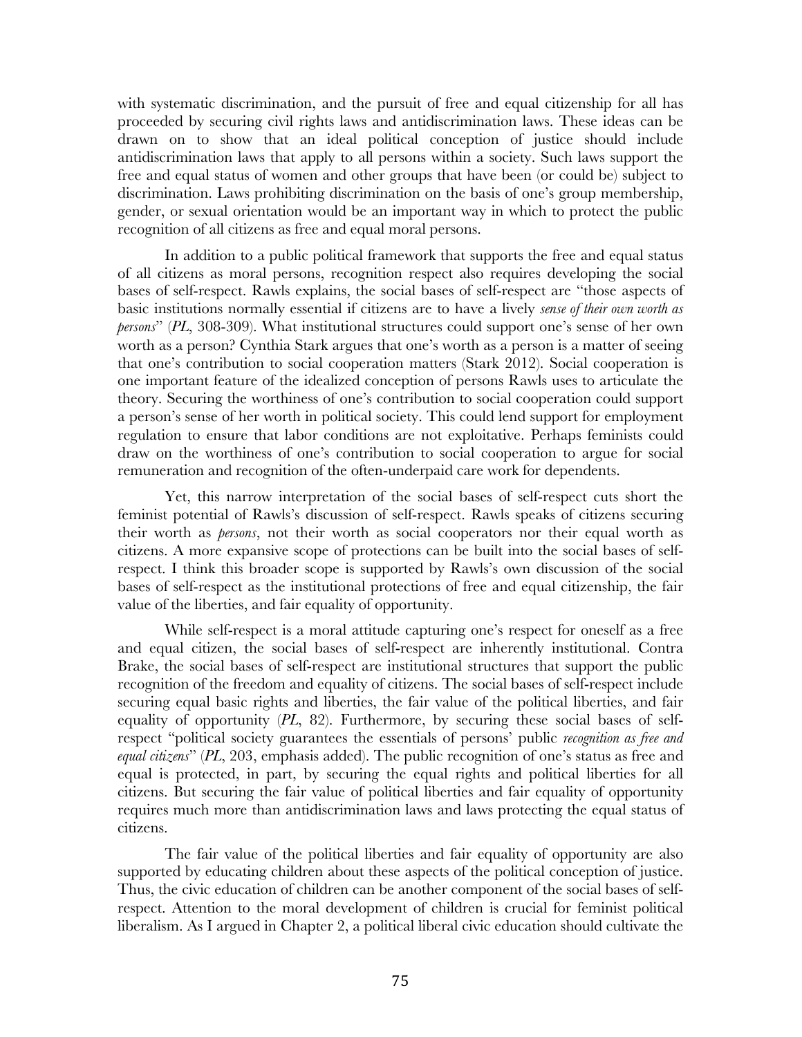with systematic discrimination, and the pursuit of free and equal citizenship for all has proceeded by securing civil rights laws and antidiscrimination laws. These ideas can be drawn on to show that an ideal political conception of justice should include antidiscrimination laws that apply to all persons within a society. Such laws support the free and equal status of women and other groups that have been (or could be) subject to discrimination. Laws prohibiting discrimination on the basis of one's group membership, gender, or sexual orientation would be an important way in which to protect the public recognition of all citizens as free and equal moral persons.

In addition to a public political framework that supports the free and equal status of all citizens as moral persons, recognition respect also requires developing the social bases of self-respect. Rawls explains, the social bases of self-respect are "those aspects of basic institutions normally essential if citizens are to have a lively *sense of their own worth as persons*" (*PL*, 308-309). What institutional structures could support one's sense of her own worth as a person? Cynthia Stark argues that one's worth as a person is a matter of seeing that one's contribution to social cooperation matters (Stark 2012). Social cooperation is one important feature of the idealized conception of persons Rawls uses to articulate the theory. Securing the worthiness of one's contribution to social cooperation could support a person's sense of her worth in political society. This could lend support for employment regulation to ensure that labor conditions are not exploitative. Perhaps feminists could draw on the worthiness of one's contribution to social cooperation to argue for social remuneration and recognition of the often-underpaid care work for dependents.

Yet, this narrow interpretation of the social bases of self-respect cuts short the feminist potential of Rawls's discussion of self-respect. Rawls speaks of citizens securing their worth as *persons*, not their worth as social cooperators nor their equal worth as citizens. A more expansive scope of protections can be built into the social bases of self-respect. I think this broader scope is supported by Rawls's own discussion of the social bases of self-respect as the institutional protections of free and equal citizenship, the fair value of the liberties, and fair equality of opportunity.

While self-respect is a moral attitude capturing one's respect for oneself as a free and equal citizen, the social bases of self-respect are inherently institutional. Contra Brake, the social bases of self-respect are institutional structures that support the public recognition of the freedom and equality of citizens. The social bases of self-respect include securing equal basic rights and liberties, the fair value of the political liberties, and fair equality of opportunity (*PL*, 82). Furthermore, by securing these social bases of self-respect "political society guarantees the essentials of persons' public *recognition as free and equal citizens*" (*PL*, 203, emphasis added). The public recognition of one's status as free and equal is protected, in part, by securing the equal rights and political liberties for all citizens. But securing the fair value of political liberties and fair equality of opportunity requires much more than antidiscrimination laws and laws protecting the equal status of citizens.

The fair value of the political liberties and fair equality of opportunity are also supported by educating children about these aspects of the political conception of justice. Thus, the civic education of children can be another component of the social bases of self-respect. Attention to the moral development of children is crucial for feminist political liberalism. As I argued in Chapter 2, a political liberal civic education should cultivate the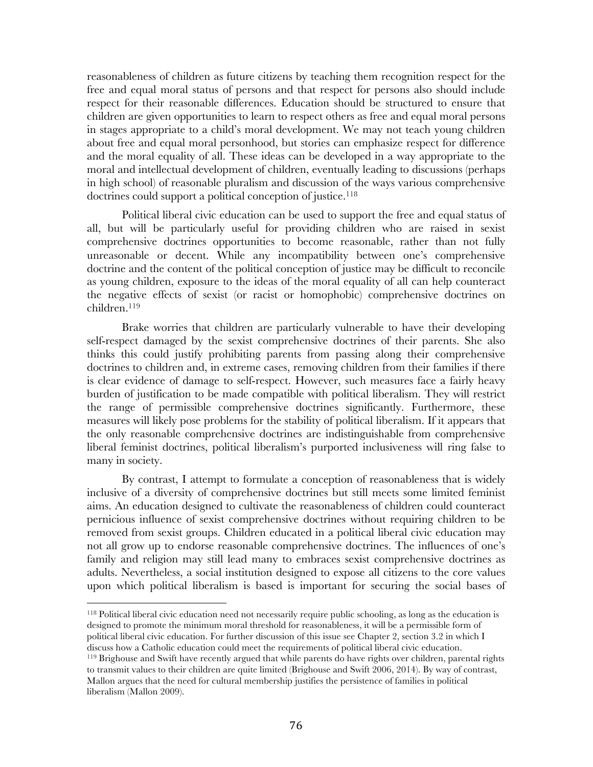reasonableness of children as future citizens by teaching them recognition respect for the free and equal moral status of persons and that respect for persons also should include respect for their reasonable differences. Education should be structured to ensure that children are given opportunities to learn to respect others as free and equal moral persons in stages appropriate to a child's moral development. We may not teach young children about free and equal moral personhood, but stories can emphasize respect for difference and the moral equality of all. These ideas can be developed in a way appropriate to the moral and intellectual development of children, eventually leading to discussions (perhaps in high school) of reasonable pluralism and discussion of the ways various comprehensive doctrines could support a political conception of justice.[118]

Political liberal civic education can be used to support the free and equal status of all, but will be particularly useful for providing children who are raised in sexist comprehensive doctrines opportunities to become reasonable, rather than not fully unreasonable or decent. While any incompatibility between one's comprehensive doctrine and the content of the political conception of justice may be difficult to reconcile as young children, exposure to the ideas of the moral equality of all can help counteract the negative effects of sexist (or racist or homophobic) comprehensive doctrines on children.[119]

Brake worries that children are particularly vulnerable to have their developing self-respect damaged by the sexist comprehensive doctrines of their parents. She also thinks this could justify prohibiting parents from passing along their comprehensive doctrines to children and, in extreme cases, removing children from their families if there is clear evidence of damage to self-respect. However, such measures face a fairly heavy burden of justification to be made compatible with political liberalism. They will restrict the range of permissible comprehensive doctrines significantly. Furthermore, these measures will likely pose problems for the stability of political liberalism. If it appears that the only reasonable comprehensive doctrines are indistinguishable from comprehensive liberal feminist doctrines, political liberalism's purported inclusiveness will ring false to many in society.

By contrast, I attempt to formulate a conception of reasonableness that is widely inclusive of a diversity of comprehensive doctrines but still meets some limited feminist aims. An education designed to cultivate the reasonableness of children could counteract pernicious influence of sexist comprehensive doctrines without requiring children to be removed from sexist groups. Children educated in a political liberal civic education may not all grow up to endorse reasonable comprehensive doctrines. The influences of one's family and religion may still lead many to embraces sexist comprehensive doctrines as adults. Nevertheless, a social institution designed to expose all citizens to the core values upon which political liberalism is based is important for securing the social bases of

---

[118] Political liberal civic education need not necessarily require public schooling, as long as the education is designed to promote the minimum moral threshold for reasonableness, it will be a permissible form of political liberal civic education. For further discussion of this issue see Chapter 2, section 3.2 in which I discuss how a Catholic education could meet the requirements of political liberal civic education.

[119] Brighouse and Swift have recently argued that while parents do have rights over children, parental rights to transmit values to their children are quite limited (Brighouse and Swift 2006, 2014). By way of contrast, Mallon argues that the need for cultural membership justifies the persistence of families in political liberalism (Mallon 2009).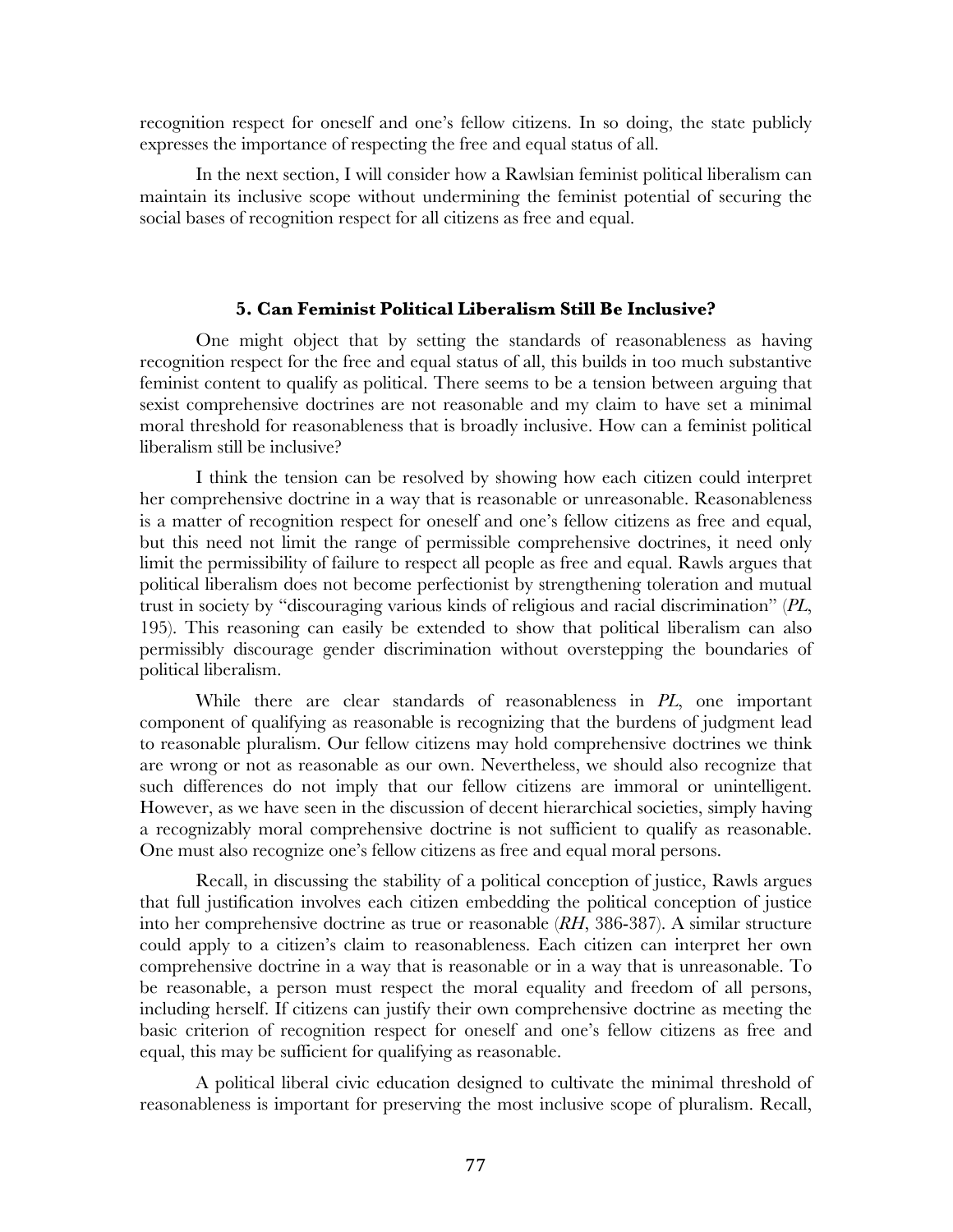recognition respect for oneself and one's fellow citizens. In so doing, the state publicly expresses the importance of respecting the free and equal status of all.

In the next section, I will consider how a Rawlsian feminist political liberalism can maintain its inclusive scope without undermining the feminist potential of securing the social bases of recognition respect for all citizens as free and equal.

### 5. Can Feminist Political Liberalism Still Be Inclusive?

One might object that by setting the standards of reasonableness as having recognition respect for the free and equal status of all, this builds in too much substantive feminist content to qualify as political. There seems to be a tension between arguing that sexist comprehensive doctrines are not reasonable and my claim to have set a minimal moral threshold for reasonableness that is broadly inclusive. How can a feminist political liberalism still be inclusive?

I think the tension can be resolved by showing how each citizen could interpret her comprehensive doctrine in a way that is reasonable or unreasonable. Reasonableness is a matter of recognition respect for oneself and one's fellow citizens as free and equal, but this need not limit the range of permissible comprehensive doctrines, it need only limit the permissibility of failure to respect all people as free and equal. Rawls argues that political liberalism does not become perfectionist by strengthening toleration and mutual trust in society by "discouraging various kinds of religious and racial discrimination" (*PL*, 195). This reasoning can easily be extended to show that political liberalism can also permissibly discourage gender discrimination without overstepping the boundaries of political liberalism.

While there are clear standards of reasonableness in *PL*, one important component of qualifying as reasonable is recognizing that the burdens of judgment lead to reasonable pluralism. Our fellow citizens may hold comprehensive doctrines we think are wrong or not as reasonable as our own. Nevertheless, we should also recognize that such differences do not imply that our fellow citizens are immoral or unintelligent. However, as we have seen in the discussion of decent hierarchical societies, simply having a recognizably moral comprehensive doctrine is not sufficient to qualify as reasonable. One must also recognize one's fellow citizens as free and equal moral persons.

Recall, in discussing the stability of a political conception of justice, Rawls argues that full justification involves each citizen embedding the political conception of justice into her comprehensive doctrine as true or reasonable (*RH*, 386-387). A similar structure could apply to a citizen's claim to reasonableness. Each citizen can interpret her own comprehensive doctrine in a way that is reasonable or in a way that is unreasonable. To be reasonable, a person must respect the moral equality and freedom of all persons, including herself. If citizens can justify their own comprehensive doctrine as meeting the basic criterion of recognition respect for oneself and one's fellow citizens as free and equal, this may be sufficient for qualifying as reasonable.

A political liberal civic education designed to cultivate the minimal threshold of reasonableness is important for preserving the most inclusive scope of pluralism. Recall,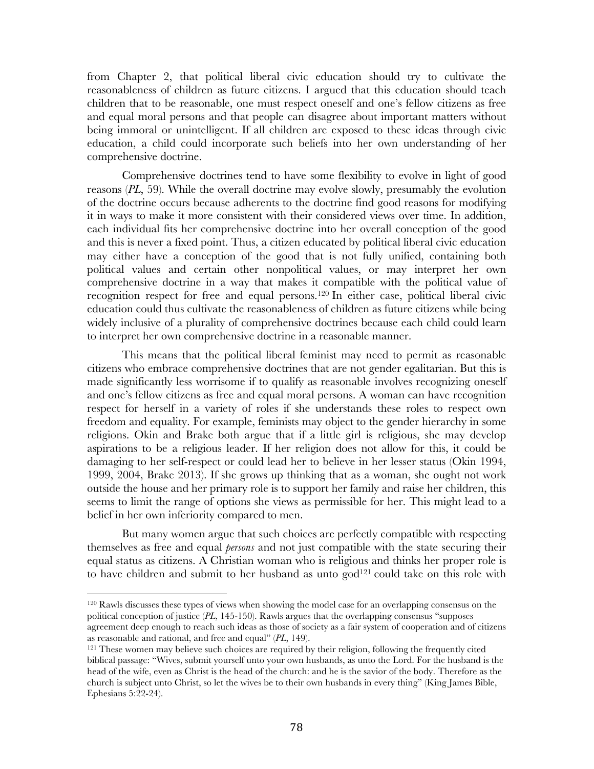from Chapter 2, that political liberal civic education should try to cultivate the reasonableness of children as future citizens. I argued that this education should teach children that to be reasonable, one must respect oneself and one's fellow citizens as free and equal moral persons and that people can disagree about important matters without being immoral or unintelligent. If all children are exposed to these ideas through civic education, a child could incorporate such beliefs into her own understanding of her comprehensive doctrine.

Comprehensive doctrines tend to have some flexibility to evolve in light of good reasons (*PL*, 59). While the overall doctrine may evolve slowly, presumably the evolution of the doctrine occurs because adherents to the doctrine find good reasons for modifying it in ways to make it more consistent with their considered views over time. In addition, each individual fits her comprehensive doctrine into her overall conception of the good and this is never a fixed point. Thus, a citizen educated by political liberal civic education may either have a conception of the good that is not fully unified, containing both political values and certain other nonpolitical values, or may interpret her own comprehensive doctrine in a way that makes it compatible with the political value of recognition respect for free and equal persons.[120] In either case, political liberal civic education could thus cultivate the reasonableness of children as future citizens while being widely inclusive of a plurality of comprehensive doctrines because each child could learn to interpret her own comprehensive doctrine in a reasonable manner.

This means that the political liberal feminist may need to permit as reasonable citizens who embrace comprehensive doctrines that are not gender egalitarian. But this is made significantly less worrisome if to qualify as reasonable involves recognizing oneself and one's fellow citizens as free and equal moral persons. A woman can have recognition respect for herself in a variety of roles if she understands these roles to respect own freedom and equality. For example, feminists may object to the gender hierarchy in some religions. Okin and Brake both argue that if a little girl is religious, she may develop aspirations to be a religious leader. If her religion does not allow for this, it could be damaging to her self-respect or could lead her to believe in her lesser status (Okin 1994, 1999, 2004, Brake 2013). If she grows up thinking that as a woman, she ought not work outside the house and her primary role is to support her family and raise her children, this seems to limit the range of options she views as permissible for her. This might lead to a belief in her own inferiority compared to men.

But many women argue that such choices are perfectly compatible with respecting themselves as free and equal *persons* and not just compatible with the state securing their equal status as citizens. A Christian woman who is religious and thinks her proper role is to have children and submit to her husband as unto god[121] could take on this role with

[120] Rawls discusses these types of views when showing the model case for an overlapping consensus on the political conception of justice (*PL*, 145-150). Rawls argues that the overlapping consensus "supposes agreement deep enough to reach such ideas as those of society as a fair system of cooperation and of citizens as reasonable and rational, and free and equal" (*PL*, 149).

[121] These women may believe such choices are required by their religion, following the frequently cited biblical passage: "Wives, submit yourself unto your own husbands, as unto the Lord. For the husband is the head of the wife, even as Christ is the head of the church: and he is the savior of the body. Therefore as the church is subject unto Christ, so let the wives be to their own husbands in every thing" (King James Bible, Ephesians 5:22-24).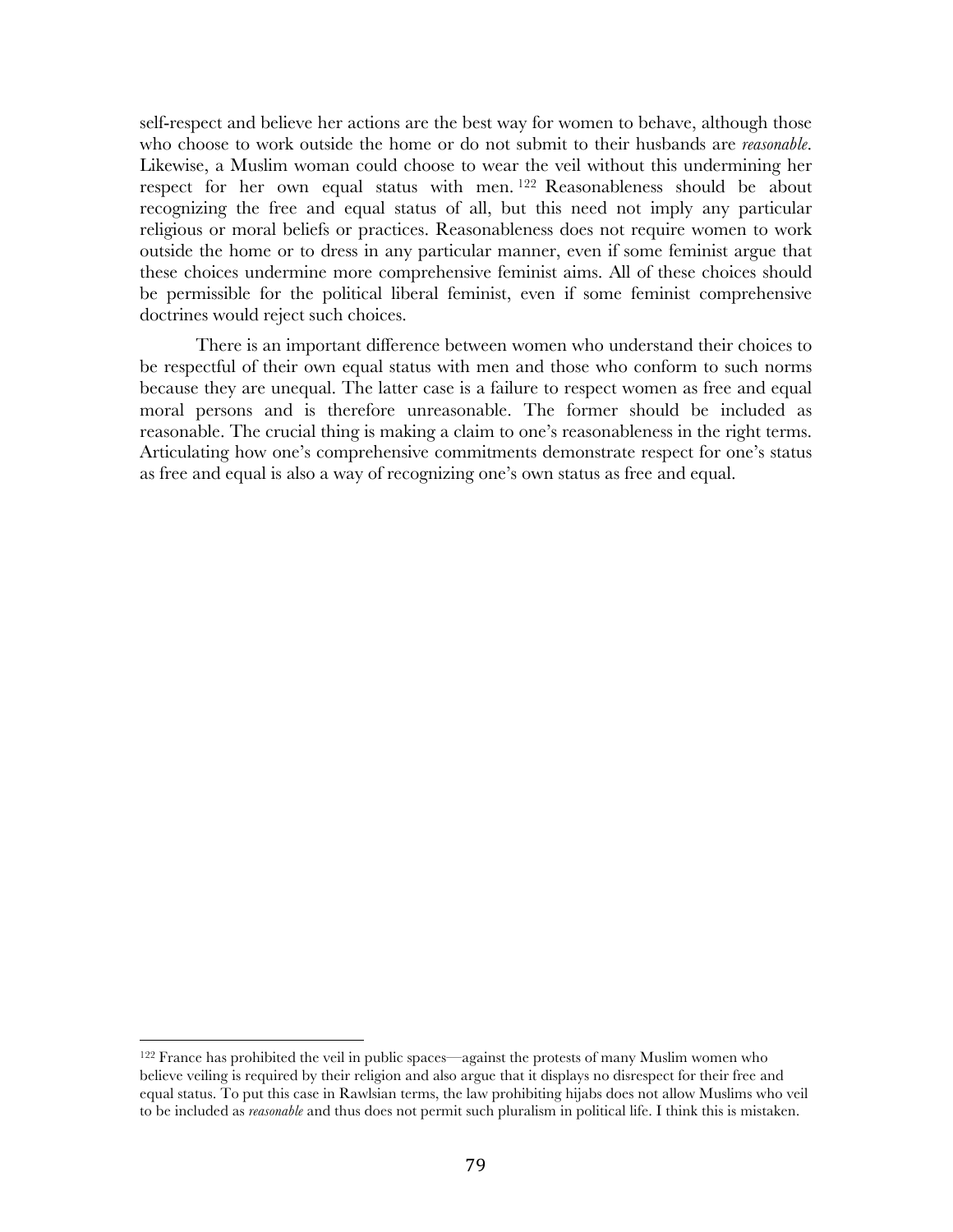self-respect and believe her actions are the best way for women to behave, although those who choose to work outside the home or do not submit to their husbands are *reasonable*. Likewise, a Muslim woman could choose to wear the veil without this undermining her respect for her own equal status with men.[122] Reasonableness should be about recognizing the free and equal status of all, but this need not imply any particular religious or moral beliefs or practices. Reasonableness does not require women to work outside the home or to dress in any particular manner, even if some feminist argue that these choices undermine more comprehensive feminist aims. All of these choices should be permissible for the political liberal feminist, even if some feminist comprehensive doctrines would reject such choices.

There is an important difference between women who understand their choices to be respectful of their own equal status with men and those who conform to such norms because they are unequal. The latter case is a failure to respect women as free and equal moral persons and is therefore unreasonable. The former should be included as reasonable. The crucial thing is making a claim to one's reasonableness in the right terms. Articulating how one's comprehensive commitments demonstrate respect for one's status as free and equal is also a way of recognizing one's own status as free and equal.

---

[122] France has prohibited the veil in public spaces—against the protests of many Muslim women who believe veiling is required by their religion and also argue that it displays no disrespect for their free and equal status. To put this case in Rawlsian terms, the law prohibiting hijabs does not allow Muslims who veil to be included as *reasonable* and thus does not permit such pluralism in political life. I think this is mistaken.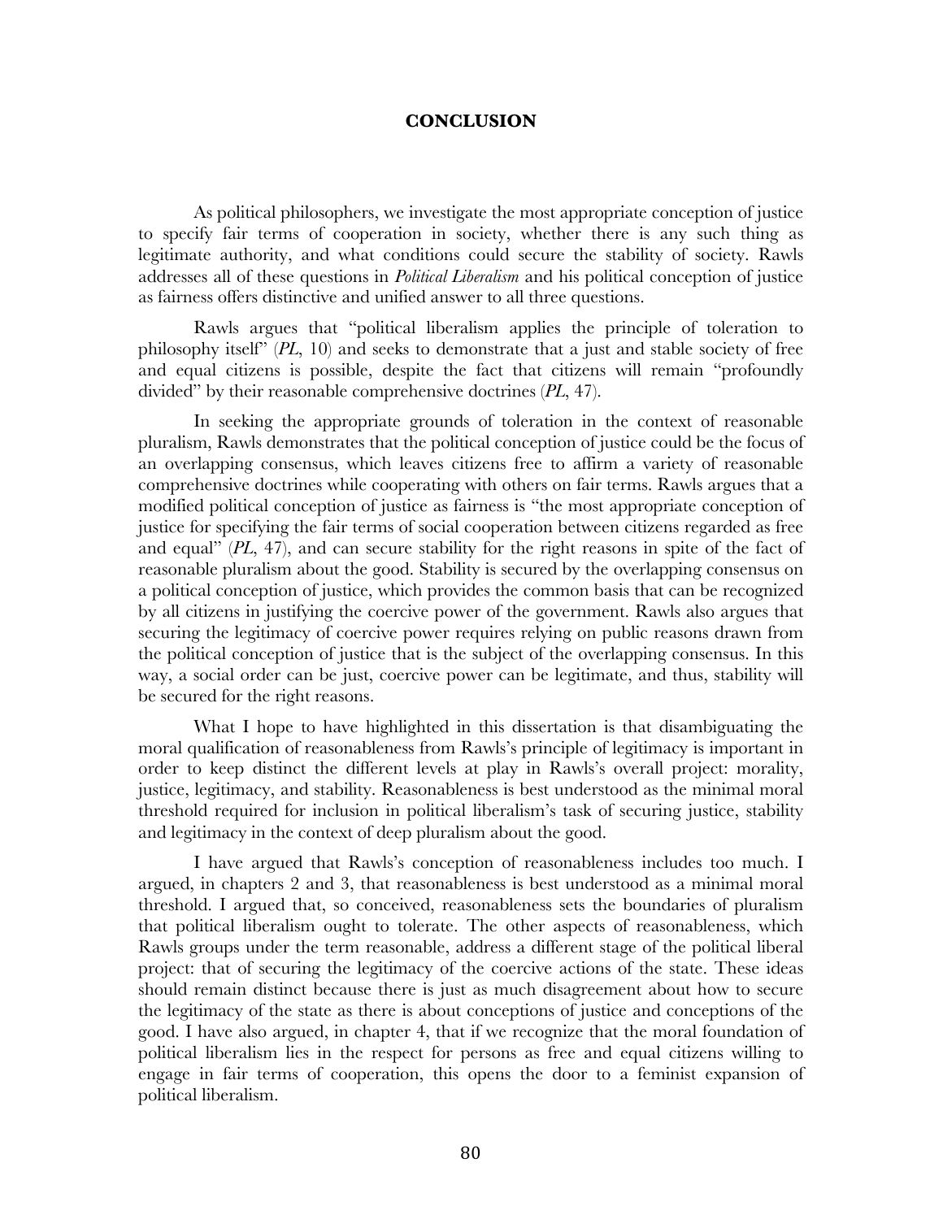# CONCLUSION

As political philosophers, we investigate the most appropriate conception of justice to specify fair terms of cooperation in society, whether there is any such thing as legitimate authority, and what conditions could secure the stability of society. Rawls addresses all of these questions in *Political Liberalism* and his political conception of justice as fairness offers distinctive and unified answer to all three questions.

Rawls argues that "political liberalism applies the principle of toleration to philosophy itself" (*PL*, 10) and seeks to demonstrate that a just and stable society of free and equal citizens is possible, despite the fact that citizens will remain "profoundly divided" by their reasonable comprehensive doctrines (*PL*, 47).

In seeking the appropriate grounds of toleration in the context of reasonable pluralism, Rawls demonstrates that the political conception of justice could be the focus of an overlapping consensus, which leaves citizens free to affirm a variety of reasonable comprehensive doctrines while cooperating with others on fair terms. Rawls argues that a modified political conception of justice as fairness is "the most appropriate conception of justice for specifying the fair terms of social cooperation between citizens regarded as free and equal" (*PL*, 47), and can secure stability for the right reasons in spite of the fact of reasonable pluralism about the good. Stability is secured by the overlapping consensus on a political conception of justice, which provides the common basis that can be recognized by all citizens in justifying the coercive power of the government. Rawls also argues that securing the legitimacy of coercive power requires relying on public reasons drawn from the political conception of justice that is the subject of the overlapping consensus. In this way, a social order can be just, coercive power can be legitimate, and thus, stability will be secured for the right reasons.

What I hope to have highlighted in this dissertation is that disambiguating the moral qualification of reasonableness from Rawls's principle of legitimacy is important in order to keep distinct the different levels at play in Rawls's overall project: morality, justice, legitimacy, and stability. Reasonableness is best understood as the minimal moral threshold required for inclusion in political liberalism's task of securing justice, stability and legitimacy in the context of deep pluralism about the good.

I have argued that Rawls's conception of reasonableness includes too much. I argued, in chapters 2 and 3, that reasonableness is best understood as a minimal moral threshold. I argued that, so conceived, reasonableness sets the boundaries of pluralism that political liberalism ought to tolerate. The other aspects of reasonableness, which Rawls groups under the term reasonable, address a different stage of the political liberal project: that of securing the legitimacy of the coercive actions of the state. These ideas should remain distinct because there is just as much disagreement about how to secure the legitimacy of the state as there is about conceptions of justice and conceptions of the good. I have also argued, in chapter 4, that if we recognize that the moral foundation of political liberalism lies in the respect for persons as free and equal citizens willing to engage in fair terms of cooperation, this opens the door to a feminist expansion of political liberalism.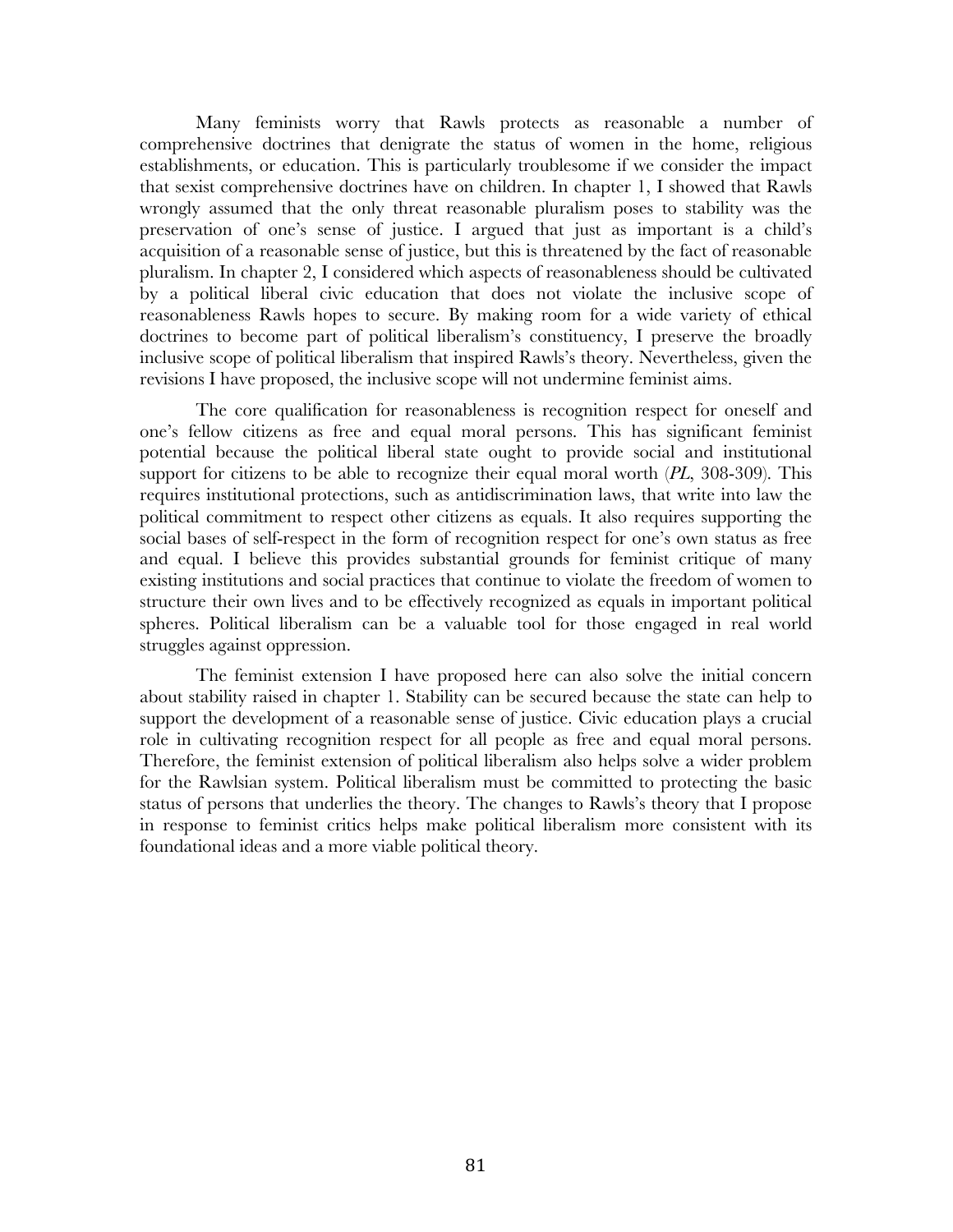Many feminists worry that Rawls protects as reasonable a number of comprehensive doctrines that denigrate the status of women in the home, religious establishments, or education. This is particularly troublesome if we consider the impact that sexist comprehensive doctrines have on children. In chapter 1, I showed that Rawls wrongly assumed that the only threat reasonable pluralism poses to stability was the preservation of one's sense of justice. I argued that just as important is a child's acquisition of a reasonable sense of justice, but this is threatened by the fact of reasonable pluralism. In chapter 2, I considered which aspects of reasonableness should be cultivated by a political liberal civic education that does not violate the inclusive scope of reasonableness Rawls hopes to secure. By making room for a wide variety of ethical doctrines to become part of political liberalism's constituency, I preserve the broadly inclusive scope of political liberalism that inspired Rawls's theory. Nevertheless, given the revisions I have proposed, the inclusive scope will not undermine feminist aims.

The core qualification for reasonableness is recognition respect for oneself and one's fellow citizens as free and equal moral persons. This has significant feminist potential because the political liberal state ought to provide social and institutional support for citizens to be able to recognize their equal moral worth (*PL*, 308-309). This requires institutional protections, such as antidiscrimination laws, that write into law the political commitment to respect other citizens as equals. It also requires supporting the social bases of self-respect in the form of recognition respect for one's own status as free and equal. I believe this provides substantial grounds for feminist critique of many existing institutions and social practices that continue to violate the freedom of women to structure their own lives and to be effectively recognized as equals in important political spheres. Political liberalism can be a valuable tool for those engaged in real world struggles against oppression.

The feminist extension I have proposed here can also solve the initial concern about stability raised in chapter 1. Stability can be secured because the state can help to support the development of a reasonable sense of justice. Civic education plays a crucial role in cultivating recognition respect for all people as free and equal moral persons. Therefore, the feminist extension of political liberalism also helps solve a wider problem for the Rawlsian system. Political liberalism must be committed to protecting the basic status of persons that underlies the theory. The changes to Rawls's theory that I propose in response to feminist critics helps make political liberalism more consistent with its foundational ideas and a more viable political theory.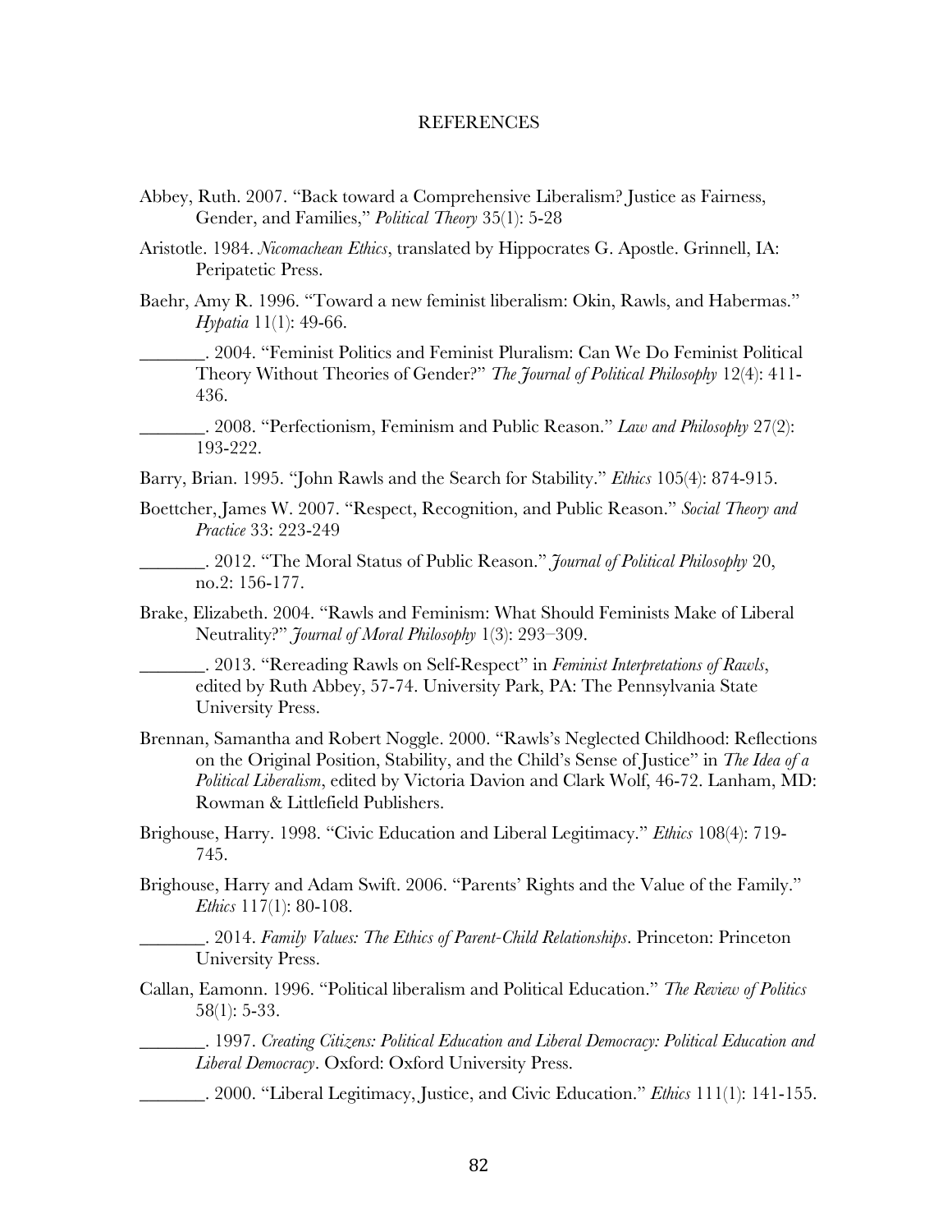# REFERENCES

Abbey, Ruth. 2007. "Back toward a Comprehensive Liberalism? Justice as Fairness, Gender, and Families," *Political Theory* 35(1): 5-28

Aristotle. 1984. *Nicomachean Ethics*, translated by Hippocrates G. Apostle. Grinnell, IA: Peripatetic Press.

Baehr, Amy R. 1996. "Toward a new feminist liberalism: Okin, Rawls, and Habermas." *Hypatia* 11(1): 49-66.

_______. 2004. "Feminist Politics and Feminist Pluralism: Can We Do Feminist Political Theory Without Theories of Gender?" *The Journal of Political Philosophy* 12(4): 411-436.

_______. 2008. "Perfectionism, Feminism and Public Reason." *Law and Philosophy* 27(2): 193-222.

Barry, Brian. 1995. "John Rawls and the Search for Stability." *Ethics* 105(4): 874-915.

Boettcher, James W. 2007. "Respect, Recognition, and Public Reason." *Social Theory and Practice* 33: 223-249

_______. 2012. "The Moral Status of Public Reason." *Journal of Political Philosophy* 20, no.2: 156-177.

Brake, Elizabeth. 2004. "Rawls and Feminism: What Should Feminists Make of Liberal Neutrality?" *Journal of Moral Philosophy* 1(3): 293–309.

_______. 2013. "Rereading Rawls on Self-Respect" in *Feminist Interpretations of Rawls*, edited by Ruth Abbey, 57-74. University Park, PA: The Pennsylvania State University Press.

Brennan, Samantha and Robert Noggle. 2000. "Rawls's Neglected Childhood: Reflections on the Original Position, Stability, and the Child's Sense of Justice" in *The Idea of a Political Liberalism*, edited by Victoria Davion and Clark Wolf, 46-72. Lanham, MD: Rowman & Littlefield Publishers.

Brighouse, Harry. 1998. "Civic Education and Liberal Legitimacy." *Ethics* 108(4): 719-745.

Brighouse, Harry and Adam Swift. 2006. "Parents' Rights and the Value of the Family." *Ethics* 117(1): 80-108.

_______. 2014. *Family Values: The Ethics of Parent-Child Relationships*. Princeton: Princeton University Press.

Callan, Eamonn. 1996. "Political liberalism and Political Education." *The Review of Politics* 58(1): 5-33.

_______. 1997. *Creating Citizens: Political Education and Liberal Democracy: Political Education and Liberal Democracy*. Oxford: Oxford University Press.

_______. 2000. "Liberal Legitimacy, Justice, and Civic Education." *Ethics* 111(1): 141-155.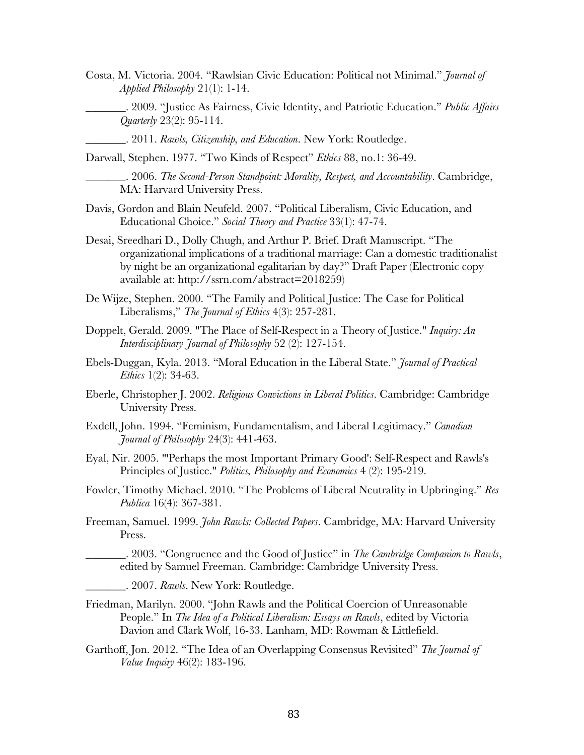Costa, M. Victoria. 2004. "Rawlsian Civic Education: Political not Minimal." *Journal of Applied Philosophy* 21(1): 1-14.

_______. 2009. "Justice As Fairness, Civic Identity, and Patriotic Education." *Public Affairs Quarterly* 23(2): 95-114.

_______. 2011. *Rawls, Citizenship, and Education*. New York: Routledge.

Darwall, Stephen. 1977. "Two Kinds of Respect" *Ethics* 88, no.1: 36-49.

_______. 2006. *The Second-Person Standpoint: Morality, Respect, and Accountability*. Cambridge, MA: Harvard University Press.

Davis, Gordon and Blain Neufeld. 2007. "Political Liberalism, Civic Education, and Educational Choice." *Social Theory and Practice* 33(1): 47-74.

Desai, Sreedhari D., Dolly Chugh, and Arthur P. Brief. Draft Manuscript. "The organizational implications of a traditional marriage: Can a domestic traditionalist by night be an organizational egalitarian by day?" Draft Paper (Electronic copy available at: http://ssrn.com/abstract=2018259)

De Wijze, Stephen. 2000. "The Family and Political Justice: The Case for Political Liberalisms," *The Journal of Ethics* 4(3): 257-281.

Doppelt, Gerald. 2009. "The Place of Self-Respect in a Theory of Justice." *Inquiry: An Interdisciplinary Journal of Philosophy* 52 (2): 127-154.

Ebels-Duggan, Kyla. 2013. "Moral Education in the Liberal State." *Journal of Practical Ethics* 1(2): 34-63.

Eberle, Christopher J. 2002. *Religious Convictions in Liberal Politics*. Cambridge: Cambridge University Press.

Exdell, John. 1994. "Feminism, Fundamentalism, and Liberal Legitimacy." *Canadian Journal of Philosophy* 24(3): 441-463.

Eyal, Nir. 2005. "'Perhaps the most Important Primary Good': Self-Respect and Rawls's Principles of Justice." *Politics, Philosophy and Economics* 4 (2): 195-219.

Fowler, Timothy Michael. 2010. "The Problems of Liberal Neutrality in Upbringing." *Res Publica* 16(4): 367-381.

Freeman, Samuel. 1999. *John Rawls: Collected Papers*. Cambridge, MA: Harvard University Press.

_______. 2003. "Congruence and the Good of Justice" in *The Cambridge Companion to Rawls*, edited by Samuel Freeman. Cambridge: Cambridge University Press.

_______. 2007. *Rawls*. New York: Routledge.

Friedman, Marilyn. 2000. "John Rawls and the Political Coercion of Unreasonable People." In *The Idea of a Political Liberalism: Essays on Rawls*, edited by Victoria Davion and Clark Wolf, 16-33. Lanham, MD: Rowman & Littlefield.

Garthoff, Jon. 2012. "The Idea of an Overlapping Consensus Revisited" *The Journal of Value Inquiry* 46(2): 183-196.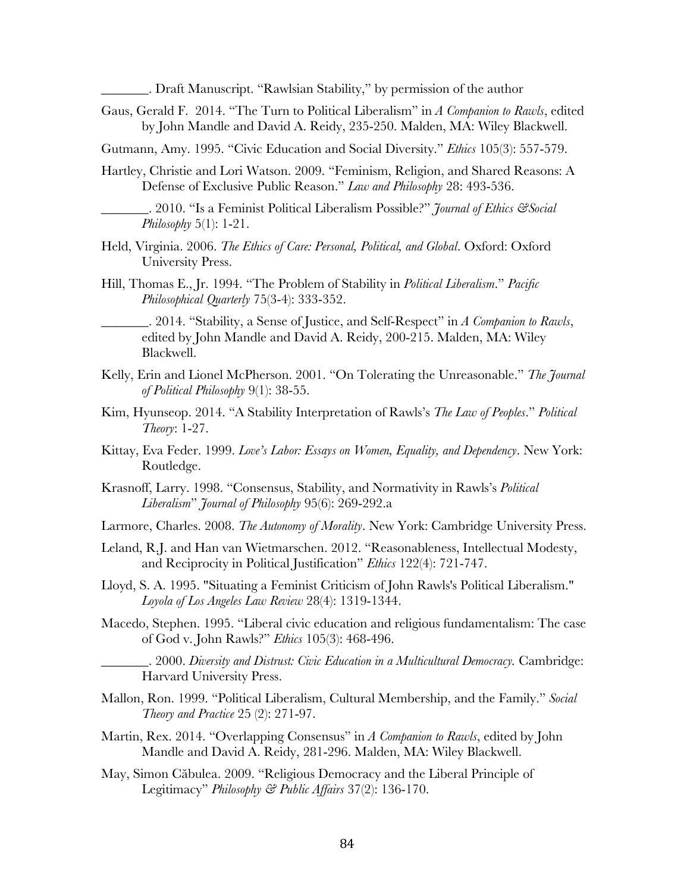_______. Draft Manuscript. "Rawlsian Stability," by permission of the author

Gaus, Gerald F. 2014. "The Turn to Political Liberalism" in *A Companion to Rawls*, edited by John Mandle and David A. Reidy, 235-250. Malden, MA: Wiley Blackwell.

Gutmann, Amy. 1995. "Civic Education and Social Diversity." *Ethics* 105(3): 557-579.

Hartley, Christie and Lori Watson. 2009. "Feminism, Religion, and Shared Reasons: A Defense of Exclusive Public Reason." *Law and Philosophy* 28: 493-536.

_______. 2010. "Is a Feminist Political Liberalism Possible?" *Journal of Ethics &Social Philosophy* 5(1): 1-21.

Held, Virginia. 2006. *The Ethics of Care: Personal, Political, and Global*. Oxford: Oxford University Press.

Hill, Thomas E., Jr. 1994. "The Problem of Stability in *Political Liberalism*." *Pacific Philosophical Quarterly* 75(3-4): 333-352.

_______. 2014. "Stability, a Sense of Justice, and Self-Respect" in *A Companion to Rawls*, edited by John Mandle and David A. Reidy, 200-215. Malden, MA: Wiley Blackwell.

Kelly, Erin and Lionel McPherson. 2001. "On Tolerating the Unreasonable." *The Journal of Political Philosophy* 9(1): 38-55.

Kim, Hyunseop. 2014. "A Stability Interpretation of Rawls's *The Law of Peoples*." *Political Theory*: 1-27.

Kittay, Eva Feder. 1999. *Love's Labor: Essays on Women, Equality, and Dependency*. New York: Routledge.

Krasnoff, Larry. 1998. "Consensus, Stability, and Normativity in Rawls's *Political Liberalism*" *Journal of Philosophy* 95(6): 269-292.a

Larmore, Charles. 2008. *The Autonomy of Morality*. New York: Cambridge University Press.

Leland, R.J. and Han van Wietmarschen. 2012. "Reasonableness, Intellectual Modesty, and Reciprocity in Political Justification" *Ethics* 122(4): 721-747.

Lloyd, S. A. 1995. "Situating a Feminist Criticism of John Rawls's Political Liberalism." *Loyola of Los Angeles Law Review* 28(4): 1319-1344.

Macedo, Stephen. 1995. "Liberal civic education and religious fundamentalism: The case of God v. John Rawls?" *Ethics* 105(3): 468-496.

_______. 2000. *Diversity and Distrust: Civic Education in a Multicultural Democracy.* Cambridge: Harvard University Press.

Mallon, Ron. 1999. "Political Liberalism, Cultural Membership, and the Family." *Social Theory and Practice* 25 (2): 271-97.

Martin, Rex. 2014. "Overlapping Consensus" in *A Companion to Rawls*, edited by John Mandle and David A. Reidy, 281-296. Malden, MA: Wiley Blackwell.

May, Simon Căbulea. 2009. "Religious Democracy and the Liberal Principle of Legitimacy" *Philosophy & Public Affairs* 37(2): 136-170.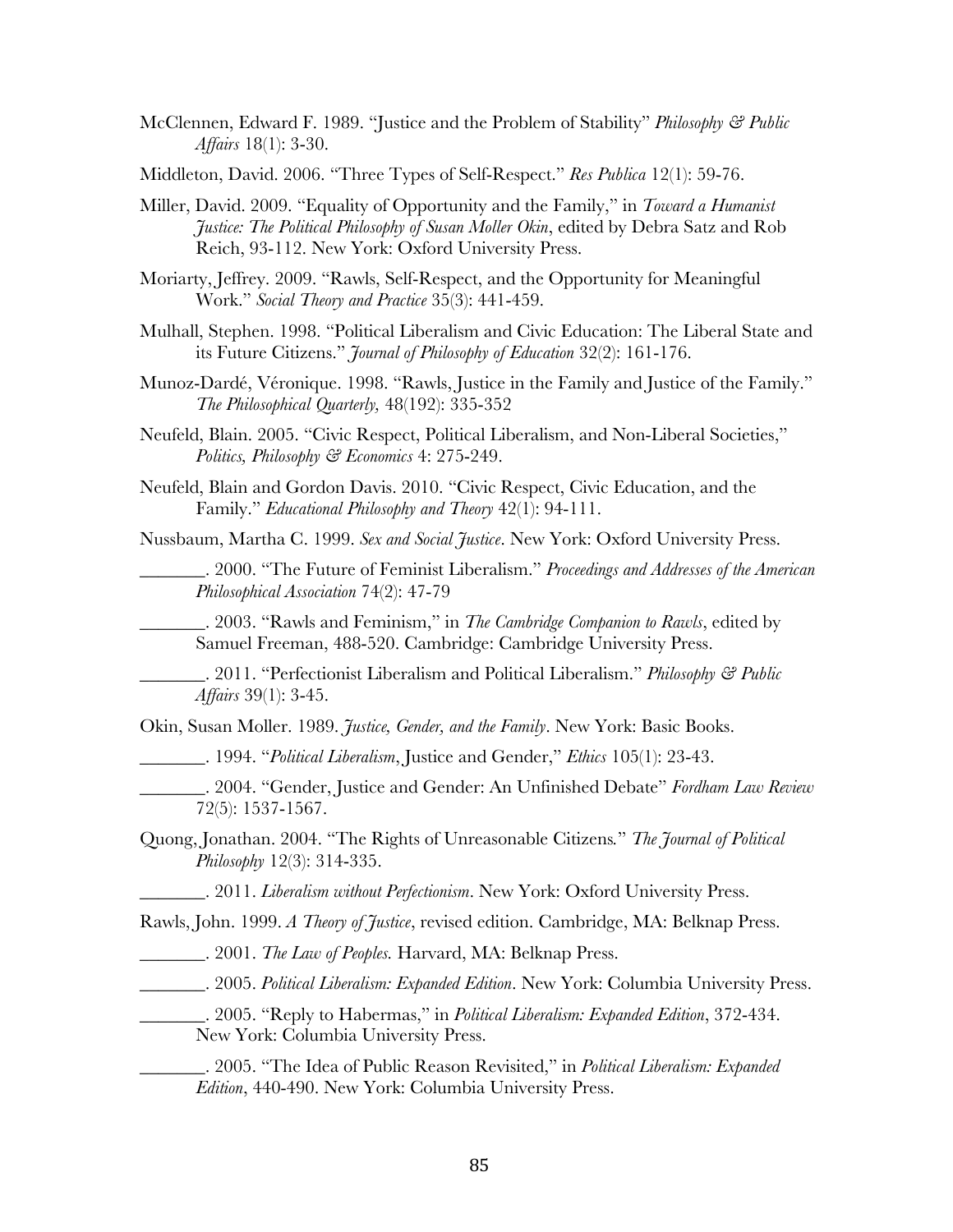McClennen, Edward F. 1989. "Justice and the Problem of Stability" *Philosophy & Public Affairs* 18(1): 3-30.

Middleton, David. 2006. "Three Types of Self-Respect." *Res Publica* 12(1): 59-76.

Miller, David. 2009. "Equality of Opportunity and the Family," in *Toward a Humanist Justice: The Political Philosophy of Susan Moller Okin*, edited by Debra Satz and Rob Reich, 93-112. New York: Oxford University Press.

Moriarty, Jeffrey. 2009. "Rawls, Self-Respect, and the Opportunity for Meaningful Work." *Social Theory and Practice* 35(3): 441-459.

Mulhall, Stephen. 1998. "Political Liberalism and Civic Education: The Liberal State and its Future Citizens." *Journal of Philosophy of Education* 32(2): 161-176.

Munoz-Dardé, Véronique. 1998. "Rawls, Justice in the Family and Justice of the Family." *The Philosophical Quarterly,* 48(192): 335-352

Neufeld, Blain. 2005. "Civic Respect, Political Liberalism, and Non-Liberal Societies," *Politics, Philosophy & Economics* 4: 275-249.

Neufeld, Blain and Gordon Davis. 2010. "Civic Respect, Civic Education, and the Family." *Educational Philosophy and Theory* 42(1): 94-111.

Nussbaum, Martha C. 1999. *Sex and Social Justice*. New York: Oxford University Press.

_______. 2000. "The Future of Feminist Liberalism." *Proceedings and Addresses of the American Philosophical Association* 74(2): 47-79

_______. 2003. "Rawls and Feminism," in *The Cambridge Companion to Rawls*, edited by Samuel Freeman, 488-520. Cambridge: Cambridge University Press.

_______. 2011. "Perfectionist Liberalism and Political Liberalism." *Philosophy & Public Affairs* 39(1): 3-45.

Okin, Susan Moller. 1989. *Justice, Gender, and the Family*. New York: Basic Books.

_______. 1994. "*Political Liberalism*, Justice and Gender," *Ethics* 105(1): 23-43.

_______. 2004. "Gender, Justice and Gender: An Unfinished Debate" *Fordham Law Review* 72(5): 1537-1567.

Quong, Jonathan. 2004. "The Rights of Unreasonable Citizens." *The Journal of Political Philosophy* 12(3): 314-335.

_______. 2011. *Liberalism without Perfectionism*. New York: Oxford University Press.

Rawls, John. 1999. *A Theory of Justice*, revised edition. Cambridge, MA: Belknap Press.

_______. 2001. *The Law of Peoples.* Harvard, MA: Belknap Press.

_______. 2005. *Political Liberalism: Expanded Edition*. New York: Columbia University Press.

_______. 2005. "Reply to Habermas," in *Political Liberalism: Expanded Edition*, 372-434. New York: Columbia University Press.

_______. 2005. "The Idea of Public Reason Revisited," in *Political Liberalism: Expanded Edition*, 440-490. New York: Columbia University Press.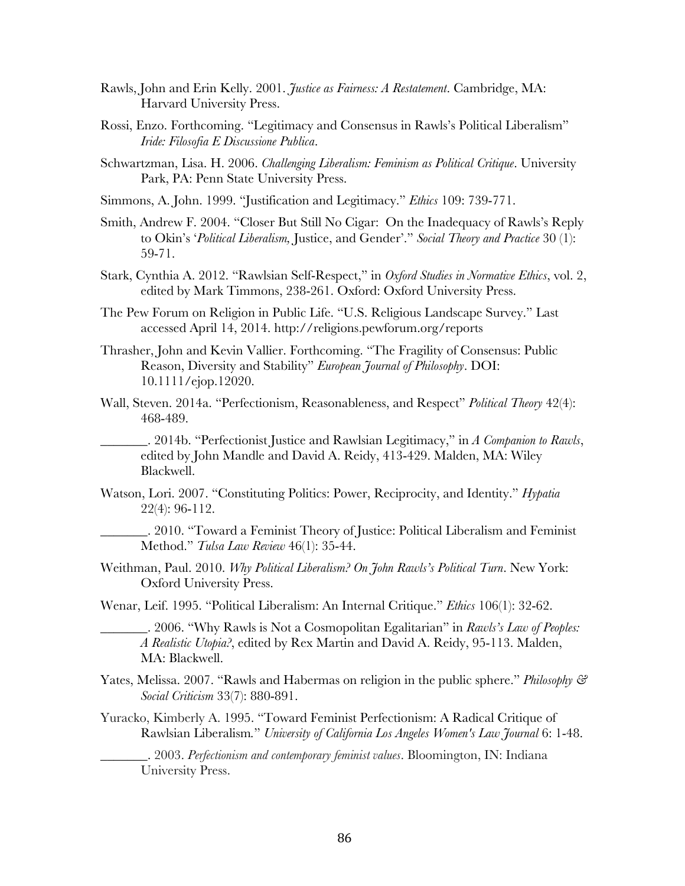Rawls, John and Erin Kelly. 2001. *Justice as Fairness: A Restatement*. Cambridge, MA: Harvard University Press.

Rossi, Enzo. Forthcoming. "Legitimacy and Consensus in Rawls's Political Liberalism" *Iride: Filosofia E Discussione Publica*.

Schwartzman, Lisa. H. 2006. *Challenging Liberalism: Feminism as Political Critique*. University Park, PA: Penn State University Press.

Simmons, A. John. 1999. "Justification and Legitimacy." *Ethics* 109: 739-771.

Smith, Andrew F. 2004. "Closer But Still No Cigar: On the Inadequacy of Rawls's Reply to Okin's '*Political Liberalism,* Justice, and Gender'." *Social Theory and Practice* 30 (1): 59-71.

Stark, Cynthia A. 2012. "Rawlsian Self-Respect," in *Oxford Studies in Normative Ethics*, vol. 2, edited by Mark Timmons, 238-261. Oxford: Oxford University Press.

The Pew Forum on Religion in Public Life. "U.S. Religious Landscape Survey." Last accessed April 14, 2014. http://religions.pewforum.org/reports

Thrasher, John and Kevin Vallier. Forthcoming. "The Fragility of Consensus: Public Reason, Diversity and Stability" *European Journal of Philosophy*. DOI: 10.1111/ejop.12020.

Wall, Steven. 2014a. "Perfectionism, Reasonableness, and Respect" *Political Theory* 42(4): 468-489.

_______. 2014b. "Perfectionist Justice and Rawlsian Legitimacy," in *A Companion to Rawls*, edited by John Mandle and David A. Reidy, 413-429. Malden, MA: Wiley Blackwell.

Watson, Lori. 2007. "Constituting Politics: Power, Reciprocity, and Identity." *Hypatia* 22(4): 96-112.

_______. 2010. "Toward a Feminist Theory of Justice: Political Liberalism and Feminist Method." *Tulsa Law Review* 46(1): 35-44.

Weithman, Paul. 2010. *Why Political Liberalism? On John Rawls's Political Turn*. New York: Oxford University Press.

Wenar, Leif. 1995. "Political Liberalism: An Internal Critique." *Ethics* 106(1): 32-62.

_______. 2006. "Why Rawls is Not a Cosmopolitan Egalitarian" in *Rawls's Law of Peoples: A Realistic Utopia?*, edited by Rex Martin and David A. Reidy, 95-113. Malden, MA: Blackwell.

Yates, Melissa. 2007. "Rawls and Habermas on religion in the public sphere." *Philosophy & Social Criticism* 33(7): 880-891.

Yuracko, Kimberly A. 1995. "Toward Feminist Perfectionism: A Radical Critique of Rawlsian Liberalism." *University of California Los Angeles Women's Law Journal* 6: 1-48.

_______. 2003. *Perfectionism and contemporary feminist values*. Bloomington, IN: Indiana University Press.